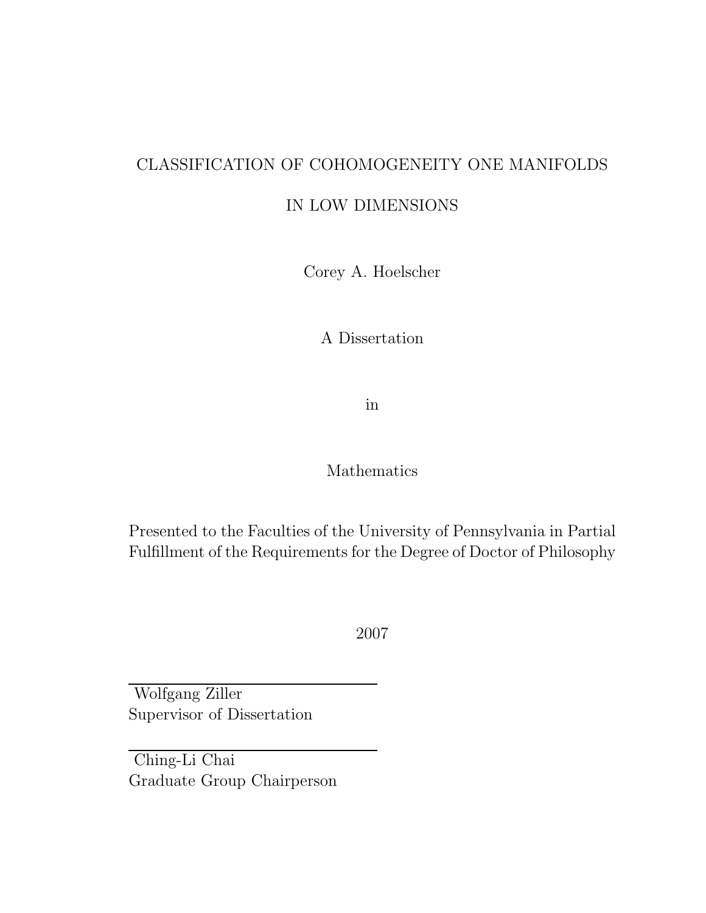# CLASSIFICATION OF COHOMOGENEITY ONE MANIFOLDS IN LOW DIMENSIONS

Corey A. Hoelscher

A Dissertation

in

Mathematics

Presented to the Faculties of the University of Pennsylvania in Partial Fulfillment of the Requirements for the Degree of Doctor of Philosophy

2007

Wolfgang Ziller
Supervisor of Dissertation

Ching-Li Chai
Graduate Group Chairperson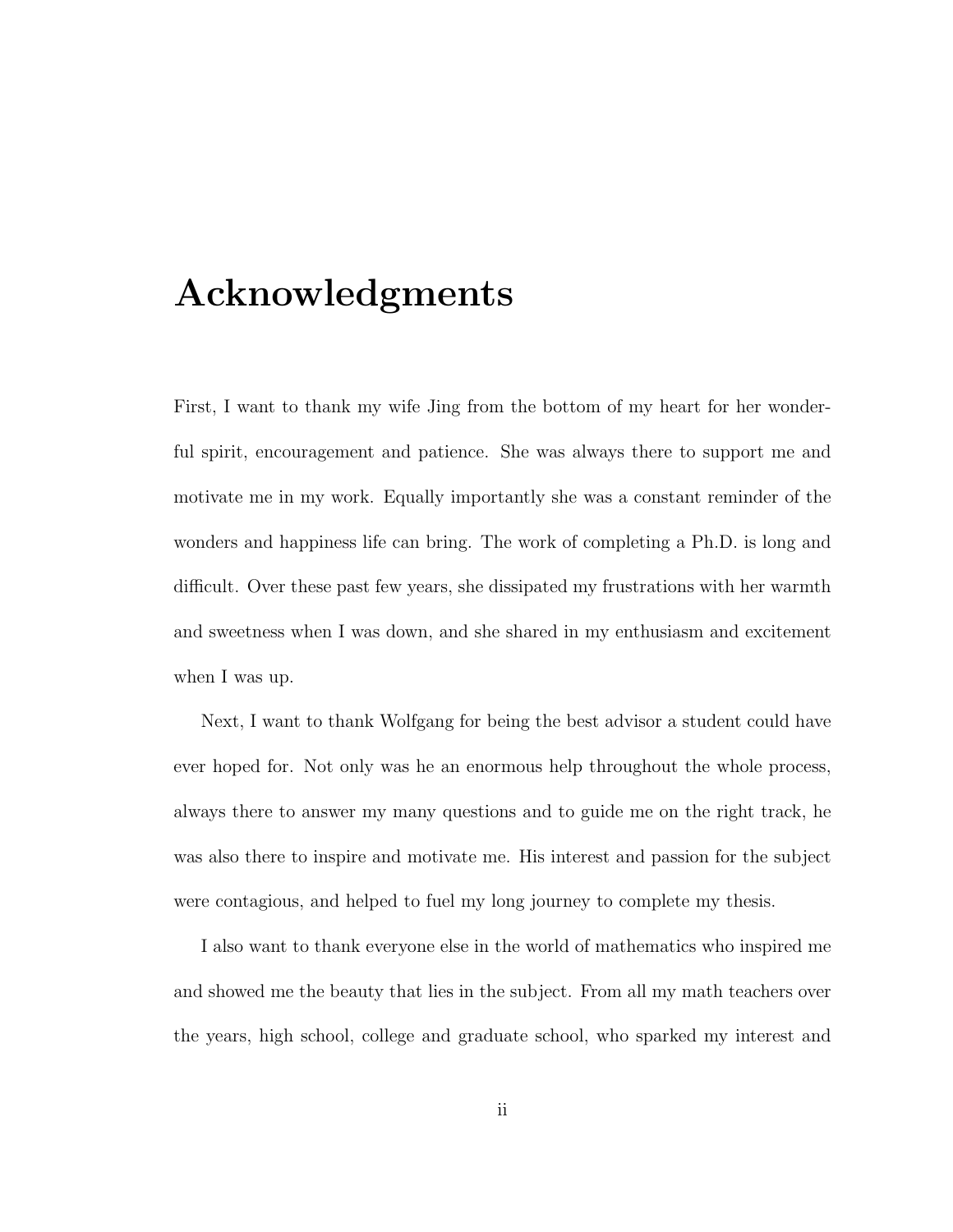# Acknowledgments

First, I want to thank my wife Jing from the bottom of my heart for her wonderful spirit, encouragement and patience. She was always there to support me and motivate me in my work. Equally importantly she was a constant reminder of the wonders and happiness life can bring. The work of completing a Ph.D. is long and difficult. Over these past few years, she dissipated my frustrations with her warmth and sweetness when I was down, and she shared in my enthusiasm and excitement when I was up.

Next, I want to thank Wolfgang for being the best advisor a student could have ever hoped for. Not only was he an enormous help throughout the whole process, always there to answer my many questions and to guide me on the right track, he was also there to inspire and motivate me. His interest and passion for the subject were contagious, and helped to fuel my long journey to complete my thesis.

I also want to thank everyone else in the world of mathematics who inspired me and showed me the beauty that lies in the subject. From all my math teachers over the years, high school, college and graduate school, who sparked my interest and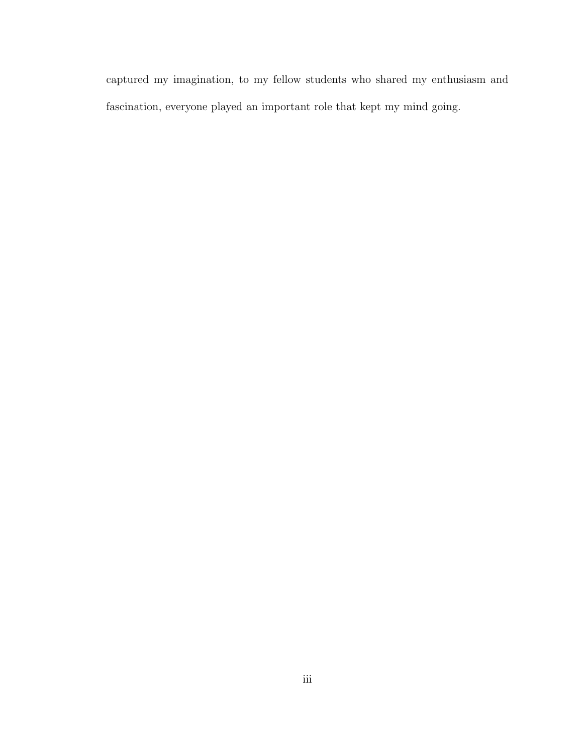captured my imagination, to my fellow students who shared my enthusiasm and fascination, everyone played an important role that kept my mind going.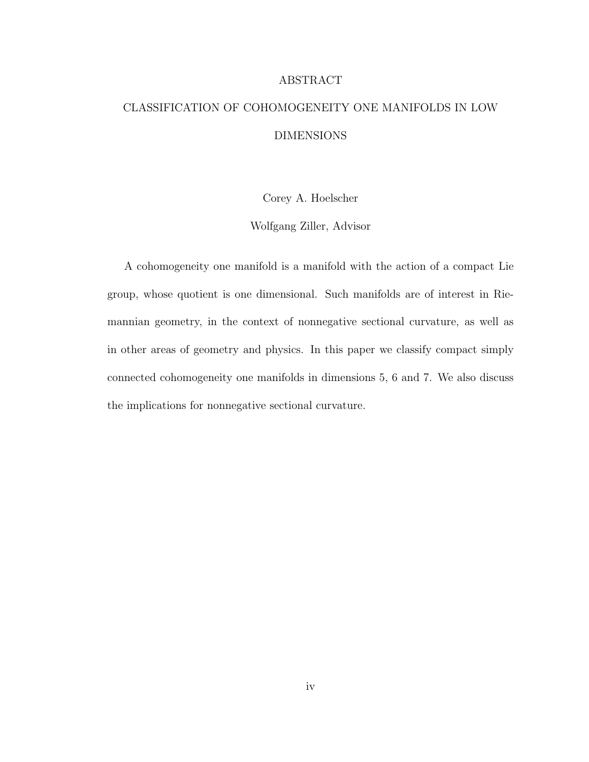# ABSTRACT

## CLASSIFICATION OF COHOMOGENEITY ONE MANIFOLDS IN LOW DIMENSIONS

Corey A. Hoelscher

Wolfgang Ziller, Advisor

A cohomogeneity one manifold is a manifold with the action of a compact Lie group, whose quotient is one dimensional. Such manifolds are of interest in Riemannian geometry, in the context of nonnegative sectional curvature, as well as in other areas of geometry and physics. In this paper we classify compact simply connected cohomogeneity one manifolds in dimensions 5, 6 and 7. We also discuss the implications for nonnegative sectional curvature.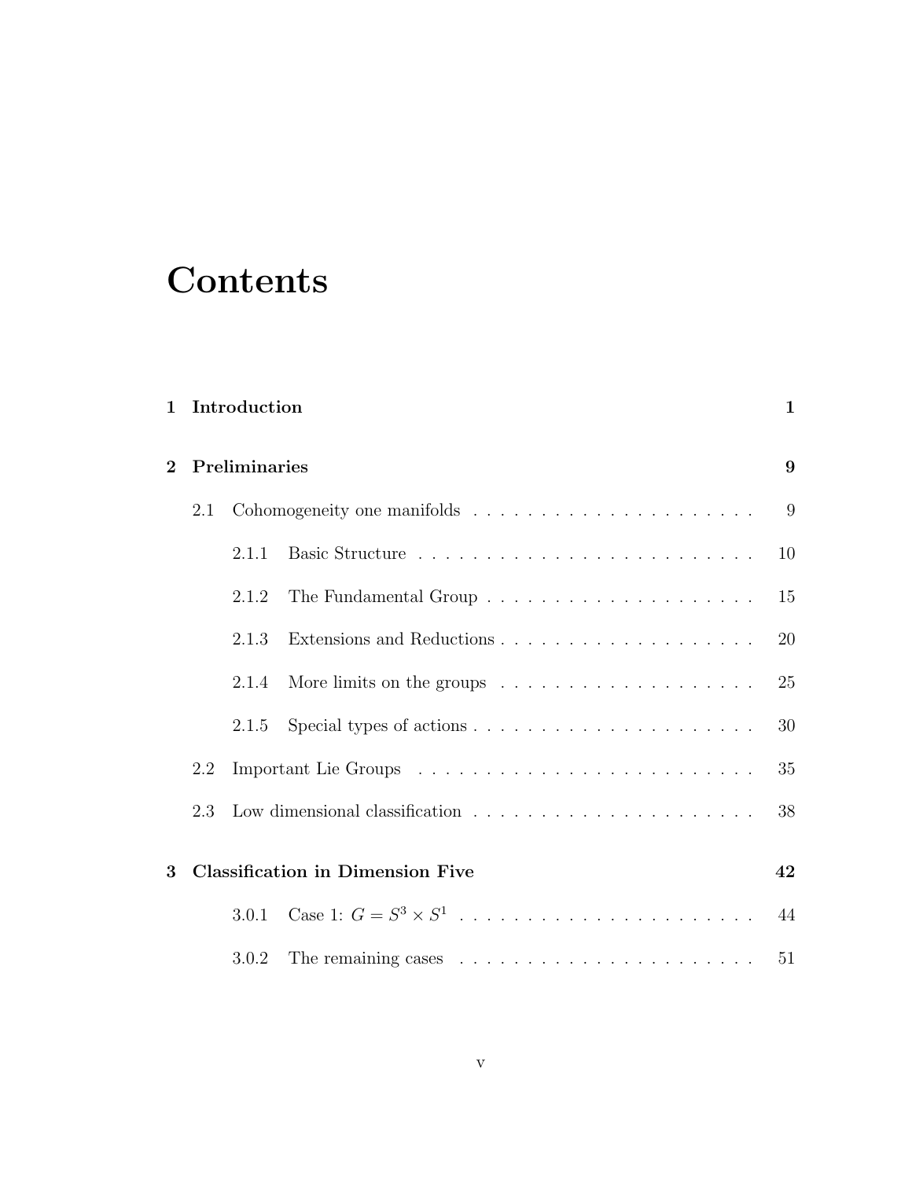# Contents

**1 Introduction** **1**

**2 Preliminaries** **9**

- 2.1 Cohomogeneity one manifolds . . . . . . . . . . . . . . . . . . . . . 9
  - 2.1.1 Basic Structure . . . . . . . . . . . . . . . . . . . . . . . . . 10
  - 2.1.2 The Fundamental Group . . . . . . . . . . . . . . . . . . . . 15
  - 2.1.3 Extensions and Reductions . . . . . . . . . . . . . . . . . . . 20
  - 2.1.4 More limits on the groups . . . . . . . . . . . . . . . . . . . 25
  - 2.1.5 Special types of actions . . . . . . . . . . . . . . . . . . . . . 30
- 2.2 Important Lie Groups . . . . . . . . . . . . . . . . . . . . . . . . . 35
- 2.3 Low dimensional classification . . . . . . . . . . . . . . . . . . . . . 38

**3 Classification in Dimension Five** **42**

- 3.0.1 Case 1: $G = S^3 \times S^1$ . . . . . . . . . . . . . . . . . . . . . 44
- 3.0.2 The remaining cases . . . . . . . . . . . . . . . . . . . . . . 51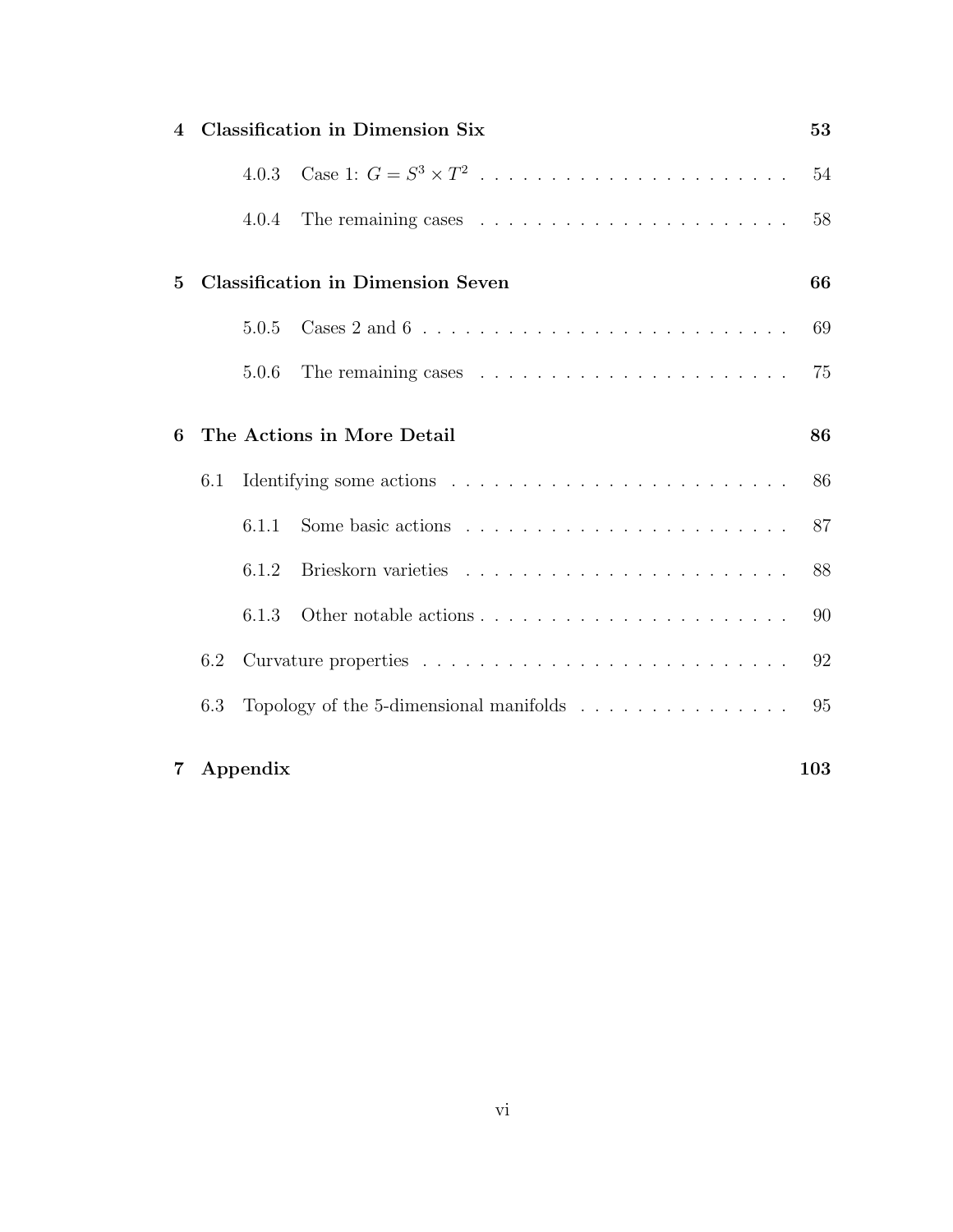**4 Classification in Dimension Six** — 53

- 4.0.3 Case 1: $G = S^3 \times T^2$ — 54
- 4.0.4 The remaining cases — 58

**5 Classification in Dimension Seven** — 66

- 5.0.5 Cases 2 and 6 — 69
- 5.0.6 The remaining cases — 75

**6 The Actions in More Detail** — 86

- 6.1 Identifying some actions — 86
  - 6.1.1 Some basic actions — 87
  - 6.1.2 Brieskorn varieties — 88
  - 6.1.3 Other notable actions — 90
- 6.2 Curvature properties — 92
- 6.3 Topology of the 5-dimensional manifolds — 95

**7 Appendix** — 103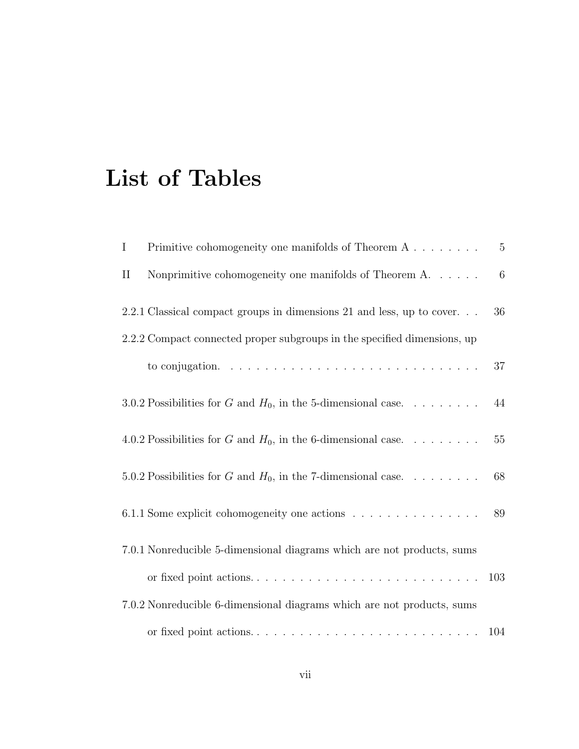# List of Tables

I Primitive cohomogeneity one manifolds of Theorem A . . . . . . . . 5

II Nonprimitive cohomogeneity one manifolds of Theorem A. . . . . . 6

2.2.1 Classical compact groups in dimensions 21 and less, up to cover. . . 36

2.2.2 Compact connected proper subgroups in the specified dimensions, up to conjugation. . . . . . . . . . . . . . . . . . . . . . . . . . . . . . . 37

3.0.2 Possibilities for $G$ and $H_0$, in the 5-dimensional case. . . . . . . . . 44

4.0.2 Possibilities for $G$ and $H_0$, in the 6-dimensional case. . . . . . . . . 55

5.0.2 Possibilities for $G$ and $H_0$, in the 7-dimensional case. . . . . . . . . 68

6.1.1 Some explicit cohomogeneity one actions . . . . . . . . . . . . . . . . 89

7.0.1 Nonreducible 5-dimensional diagrams which are not products, sums or fixed point actions. . . . . . . . . . . . . . . . . . . . . . . . . . . . 103

7.0.2 Nonreducible 6-dimensional diagrams which are not products, sums or fixed point actions. . . . . . . . . . . . . . . . . . . . . . . . . . . . 104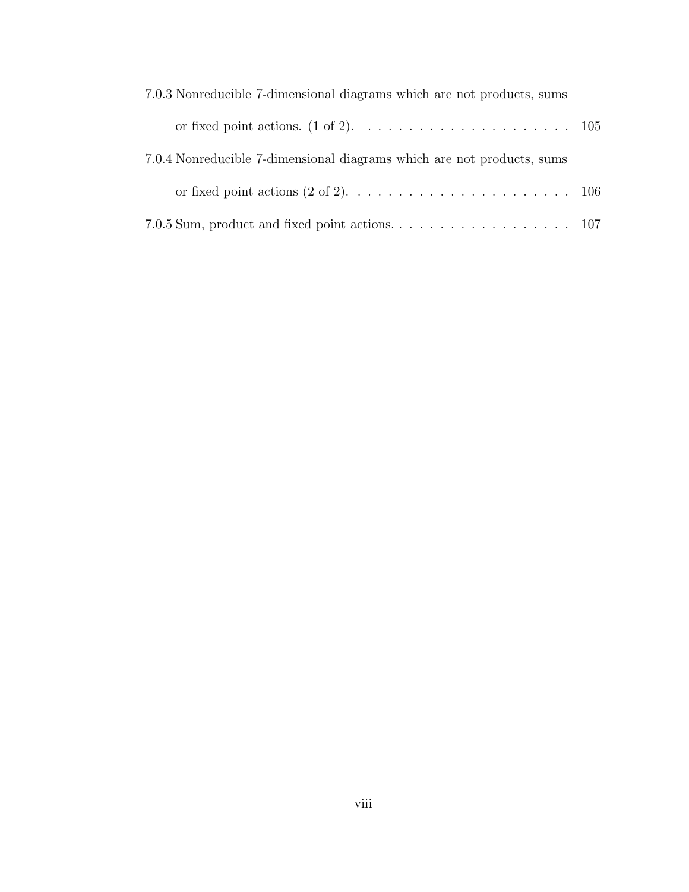7.0.3 Nonreducible 7-dimensional diagrams which are not products, sums or fixed point actions. (1 of 2). . . . . . . . . . . . . . . . . . . . . 105

7.0.4 Nonreducible 7-dimensional diagrams which are not products, sums or fixed point actions (2 of 2). . . . . . . . . . . . . . . . . . . . . . 106

7.0.5 Sum, product and fixed point actions. . . . . . . . . . . . . . . . . . 107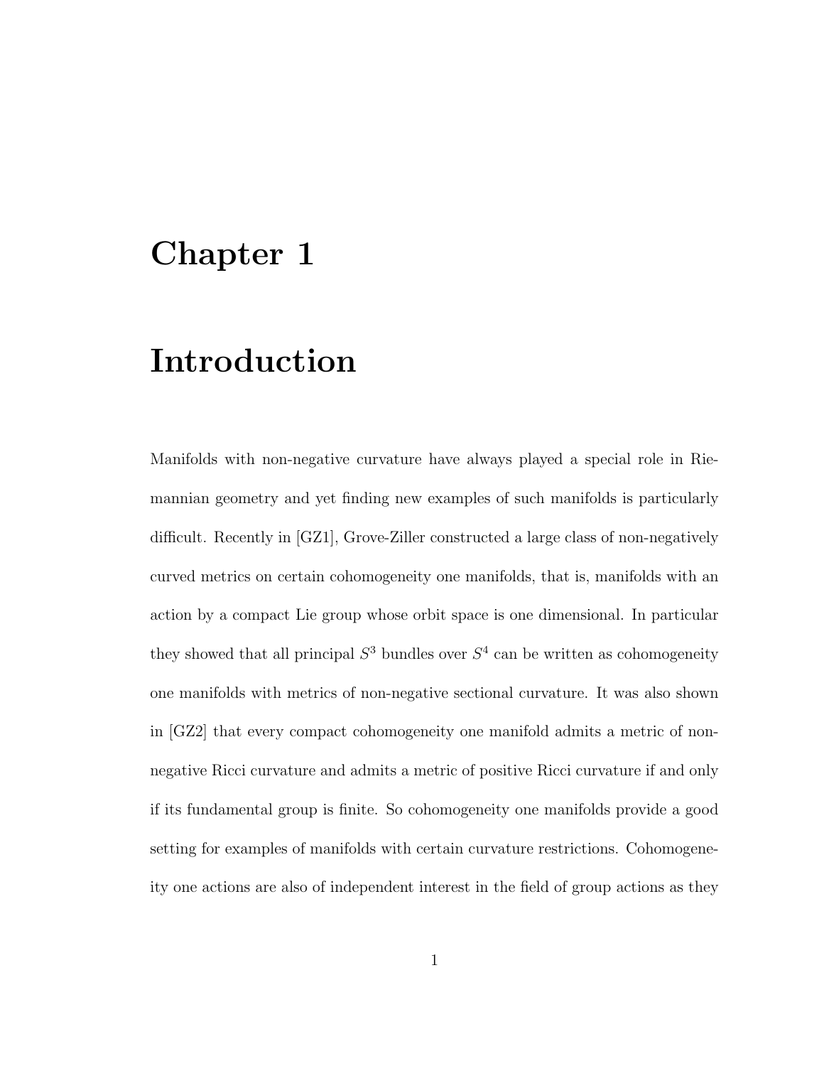# Chapter 1

# Introduction

Manifolds with non-negative curvature have always played a special role in Riemannian geometry and yet finding new examples of such manifolds is particularly difficult. Recently in [GZ1], Grove-Ziller constructed a large class of non-negatively curved metrics on certain cohomogeneity one manifolds, that is, manifolds with an action by a compact Lie group whose orbit space is one dimensional. In particular they showed that all principal $S^3$ bundles over $S^4$ can be written as cohomogeneity one manifolds with metrics of non-negative sectional curvature. It was also shown in [GZ2] that every compact cohomogeneity one manifold admits a metric of non-negative Ricci curvature and admits a metric of positive Ricci curvature if and only if its fundamental group is finite. So cohomogeneity one manifolds provide a good setting for examples of manifolds with certain curvature restrictions. Cohomogeneity one actions are also of independent interest in the field of group actions as they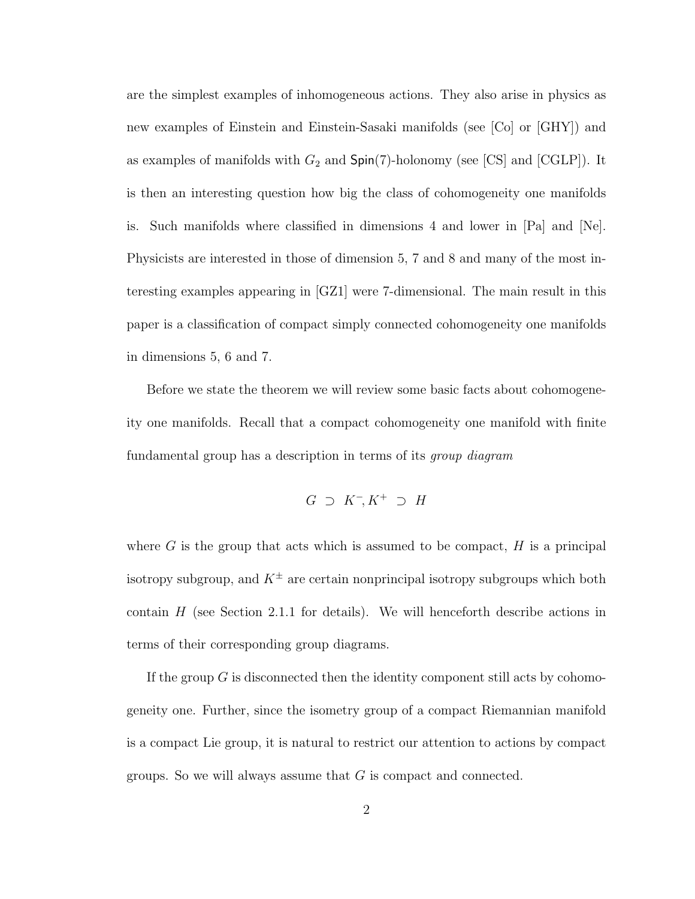are the simplest examples of inhomogeneous actions. They also arise in physics as new examples of Einstein and Einstein-Sasaki manifolds (see [Co] or [GHY]) and as examples of manifolds with $G_2$ and $\mathsf{Spin}(7)$-holonomy (see [CS] and [CGLP]). It is then an interesting question how big the class of cohomogeneity one manifolds is. Such manifolds where classified in dimensions 4 and lower in [Pa] and [Ne]. Physicists are interested in those of dimension 5, 7 and 8 and many of the most interesting examples appearing in [GZ1] were 7-dimensional. The main result in this paper is a classification of compact simply connected cohomogeneity one manifolds in dimensions 5, 6 and 7.

Before we state the theorem we will review some basic facts about cohomogeneity one manifolds. Recall that a compact cohomogeneity one manifold with finite fundamental group has a description in terms of its *group diagram*

$$G \supset K^{-}, K^{+} \supset H$$

where $G$ is the group that acts which is assumed to be compact, $H$ is a principal isotropy subgroup, and $K^{\pm}$ are certain nonprincipal isotropy subgroups which both contain $H$ (see Section 2.1.1 for details). We will henceforth describe actions in terms of their corresponding group diagrams.

If the group $G$ is disconnected then the identity component still acts by cohomogeneity one. Further, since the isometry group of a compact Riemannian manifold is a compact Lie group, it is natural to restrict our attention to actions by compact groups. So we will always assume that $G$ is compact and connected.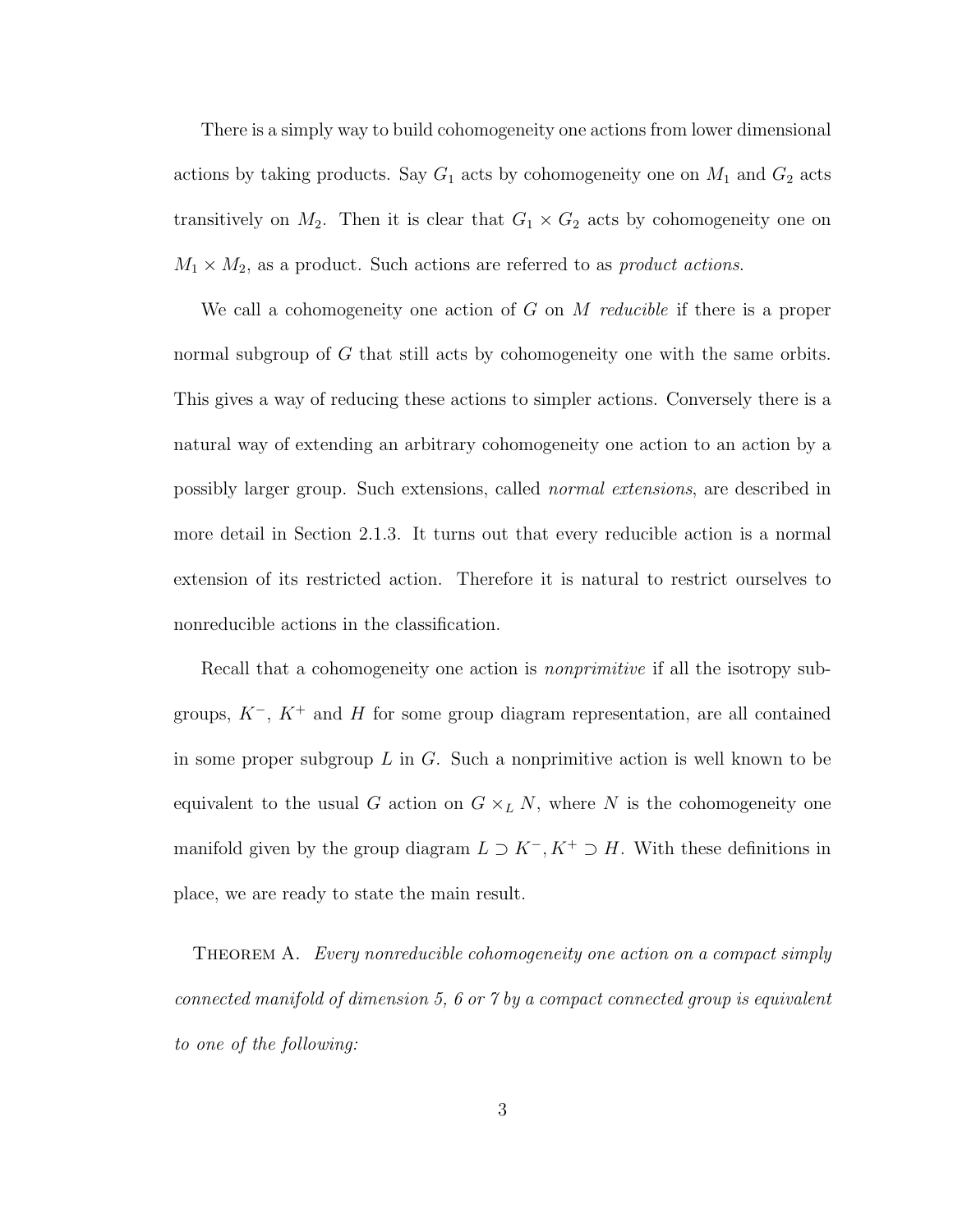There is a simply way to build cohomogeneity one actions from lower dimensional actions by taking products. Say $G_1$ acts by cohomogeneity one on $M_1$ and $G_2$ acts transitively on $M_2$. Then it is clear that $G_1 \times G_2$ acts by cohomogeneity one on $M_1 \times M_2$, as a product. Such actions are referred to as *product actions*.

We call a cohomogeneity one action of $G$ on $M$ *reducible* if there is a proper normal subgroup of $G$ that still acts by cohomogeneity one with the same orbits. This gives a way of reducing these actions to simpler actions. Conversely there is a natural way of extending an arbitrary cohomogeneity one action to an action by a possibly larger group. Such extensions, called *normal extensions*, are described in more detail in Section 2.1.3. It turns out that every reducible action is a normal extension of its restricted action. Therefore it is natural to restrict ourselves to nonreducible actions in the classification.

Recall that a cohomogeneity one action is *nonprimitive* if all the isotropy subgroups, $K^-$, $K^+$ and $H$ for some group diagram representation, are all contained in some proper subgroup $L$ in $G$. Such a nonprimitive action is well known to be equivalent to the usual $G$ action on $G \times_L N$, where $N$ is the cohomogeneity one manifold given by the group diagram $L \supset K^-, K^+ \supset H$. With these definitions in place, we are ready to state the main result.

**Theorem A.** *Every nonreducible cohomogeneity one action on a compact simply connected manifold of dimension 5, 6 or 7 by a compact connected group is equivalent to one of the following:*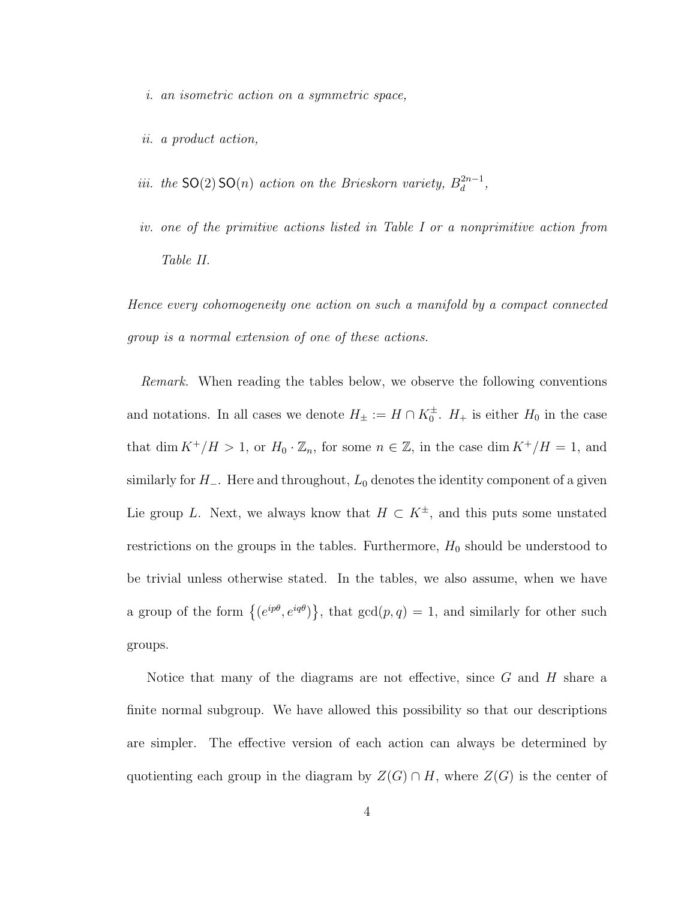*i. an isometric action on a symmetric space,*

*ii. a product action,*

*iii. the* $\mathsf{SO}(2)\,\mathsf{SO}(n)$ *action on the Brieskorn variety,* $B_d^{2n-1}$*,*

*iv. one of the primitive actions listed in Table I or a nonprimitive action from Table II.*

*Hence every cohomogeneity one action on such a manifold by a compact connected group is a normal extension of one of these actions.*

*Remark.* When reading the tables below, we observe the following conventions and notations. In all cases we denote $H_\pm := H \cap K_0^\pm$. $H_+$ is either $H_0$ in the case that $\dim K^+/H > 1$, or $H_0 \cdot \mathbb{Z}_n$, for some $n \in \mathbb{Z}$, in the case $\dim K^+/H = 1$, and similarly for $H_-$. Here and throughout, $L_0$ denotes the identity component of a given Lie group $L$. Next, we always know that $H \subset K^\pm$, and this puts some unstated restrictions on the groups in the tables. Furthermore, $H_0$ should be understood to be trivial unless otherwise stated. In the tables, we also assume, when we have a group of the form $\{(e^{ip\theta}, e^{iq\theta})\}$, that $\gcd(p,q) = 1$, and similarly for other such groups.

Notice that many of the diagrams are not effective, since $G$ and $H$ share a finite normal subgroup. We have allowed this possibility so that our descriptions are simpler. The effective version of each action can always be determined by quotienting each group in the diagram by $Z(G) \cap H$, where $Z(G)$ is the center of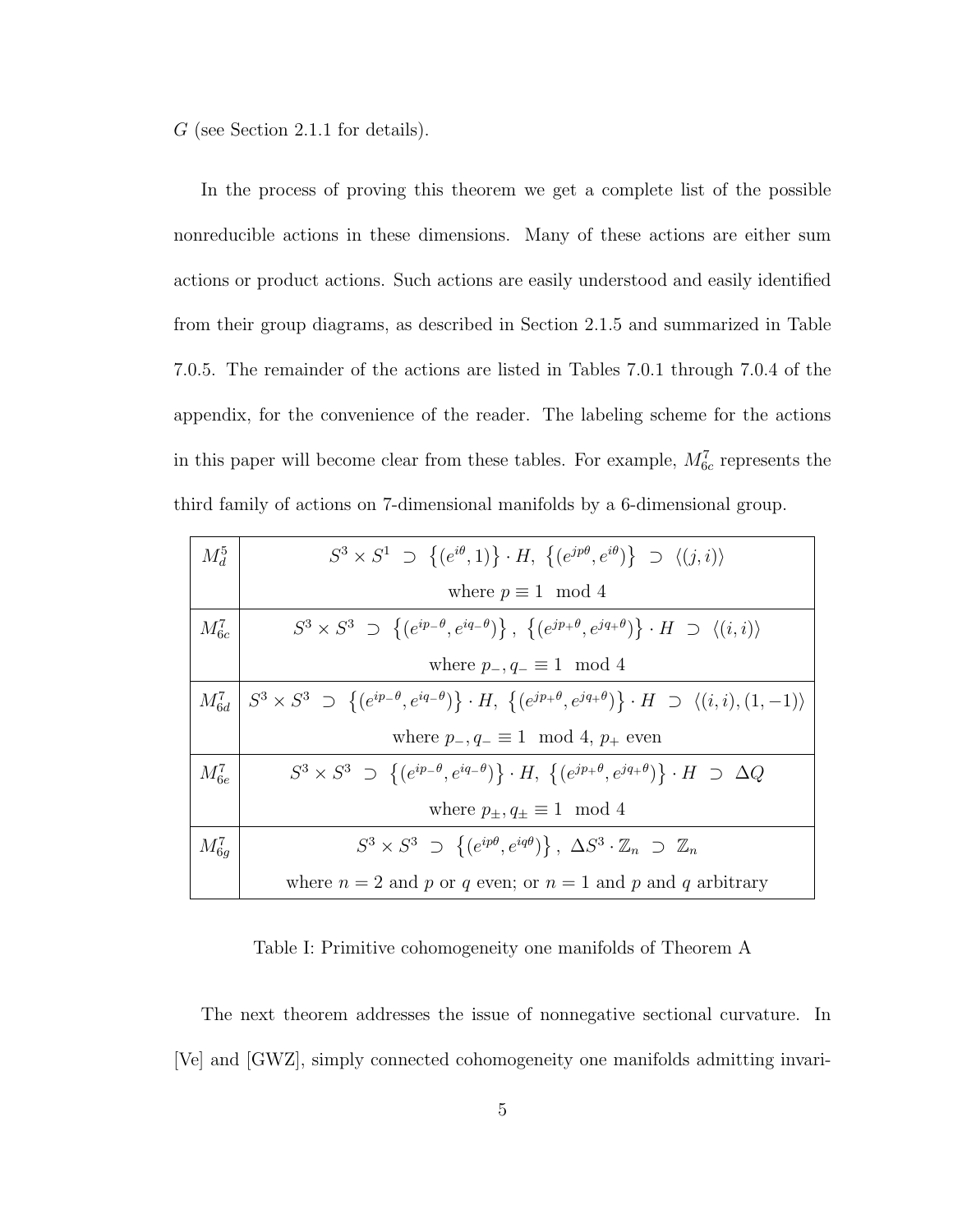$G$ (see Section 2.1.1 for details).

In the process of proving this theorem we get a complete list of the possible nonreducible actions in these dimensions. Many of these actions are either sum actions or product actions. Such actions are easily understood and easily identified from their group diagrams, as described in Section 2.1.5 and summarized in Table 7.0.5. The remainder of the actions are listed in Tables 7.0.1 through 7.0.4 of the appendix, for the convenience of the reader. The labeling scheme for the actions in this paper will become clear from these tables. For example, $M^7_{6c}$ represents the third family of actions on 7-dimensional manifolds by a 6-dimensional group.

| | |
|---|---|
| $M^5_d$ | $S^3 \times S^1 \supset \{(e^{i\theta}, 1)\} \cdot H,\ \{(e^{jp\theta}, e^{i\theta})\} \supset \langle (j, i) \rangle$ <br> where $p \equiv 1 \mod 4$ |
| $M^7_{6c}$ | $S^3 \times S^3 \supset \{(e^{ip_-\theta}, e^{iq_-\theta})\},\ \{(e^{jp_+\theta}, e^{jq_+\theta})\} \cdot H \supset \langle (i, i) \rangle$ <br> where $p_-, q_- \equiv 1 \mod 4$ |
| $M^7_{6d}$ | $S^3 \times S^3 \supset \{(e^{ip_-\theta}, e^{iq_-\theta})\} \cdot H,\ \{(e^{jp_+\theta}, e^{jq_+\theta})\} \cdot H \supset \langle (i, i), (1, -1) \rangle$ <br> where $p_-, q_- \equiv 1 \mod 4$, $p_+$ even |
| $M^7_{6e}$ | $S^3 \times S^3 \supset \{(e^{ip_-\theta}, e^{iq_-\theta})\} \cdot H,\ \{(e^{jp_+\theta}, e^{jq_+\theta})\} \cdot H \supset \Delta Q$ <br> where $p_\pm, q_\pm \equiv 1 \mod 4$ |
| $M^7_{6g}$ | $S^3 \times S^3 \supset \{(e^{ip\theta}, e^{iq\theta})\},\ \Delta S^3 \cdot \mathbb{Z}_n \supset \mathbb{Z}_n$ <br> where $n = 2$ and $p$ or $q$ even; or $n = 1$ and $p$ and $q$ arbitrary |

Table I: Primitive cohomogeneity one manifolds of Theorem A

The next theorem addresses the issue of nonnegative sectional curvature. In [Ve] and [GWZ], simply connected cohomogeneity one manifolds admitting invari-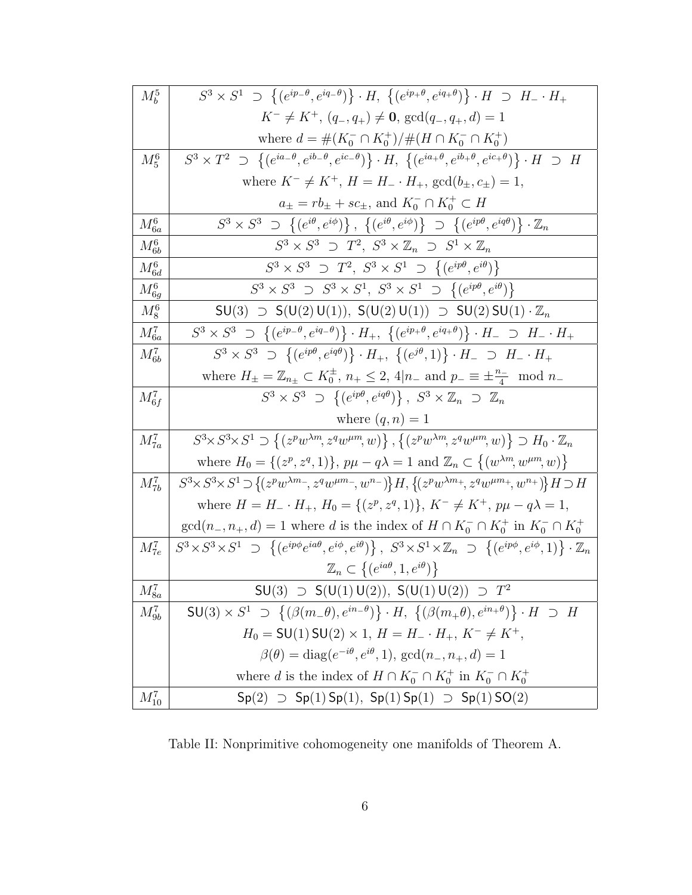| | |
|---|---|
| $M^5_b$ | $S^3 \times S^1 \supset \{(e^{ip_-\theta}, e^{iq_-\theta})\} \cdot H,\ \{(e^{ip_+\theta}, e^{iq_+\theta})\} \cdot H \supset H_- \cdot H_+$ <br> $K^- \neq K^+$, $(q_-, q_+) \neq \mathbf{0}$, $\gcd(q_-, q_+, d) = 1$ <br> where $d = \#(K^-_0 \cap K^+_0)/\#(H \cap K^-_0 \cap K^+_0)$ |
| $M^6_5$ | $S^3 \times T^2 \supset \{(e^{ia_-\theta}, e^{ib_-\theta}, e^{ic_-\theta})\} \cdot H,\ \{(e^{ia_+\theta}, e^{ib_+\theta}, e^{ic_+\theta})\} \cdot H \supset H$ <br> where $K^- \neq K^+$, $H = H_- \cdot H_+$, $\gcd(b_\pm, c_\pm) = 1$, <br> $a_\pm = rb_\pm + sc_\pm$, and $K^-_0 \cap K^+_0 \subset H$ |
| $M^6_{6a}$ | $S^3 \times S^3 \supset \{(e^{i\vartheta}, e^{i\phi})\},\ \{(e^{i\vartheta}, e^{i\phi})\} \supset \{(e^{ip\theta}, e^{iq\theta})\} \cdot \mathbb{Z}_n$ |
| $M^6_{6b}$ | $S^3 \times S^3 \supset T^2,\ S^3 \times \mathbb{Z}_n \supset S^1 \times \mathbb{Z}_n$ |
| $M^6_{6d}$ | $S^3 \times S^3 \supset T^2,\ S^3 \times S^1 \supset \{(e^{ip\theta}, e^{i\theta})\}$ |
| $M^6_{6g}$ | $S^3 \times S^3 \supset S^3 \times S^1,\ S^3 \times S^1 \supset \{(e^{ip\theta}, e^{i\theta})\}$ |
| $M^6_8$ | $\mathsf{SU}(3) \supset \mathsf{S}(\mathsf{U}(2)\,\mathsf{U}(1)),\ \mathsf{S}(\mathsf{U}(2)\,\mathsf{U}(1)) \supset \mathsf{SU}(2)\,\mathsf{SU}(1) \cdot \mathbb{Z}_n$ |
| $M^7_{6a}$ | $S^3 \times S^3 \supset \{(e^{ip_-\theta}, e^{iq_-\theta})\} \cdot H_+,\ \{(e^{ip_+\theta}, e^{iq_+\theta})\} \cdot H_- \supset H_- \cdot H_+$ |
| $M^7_{6b}$ | $S^3 \times S^3 \supset \{(e^{ip\theta}, e^{iq\theta})\} \cdot H_+,\ \{(e^{j\theta}, 1)\} \cdot H_- \supset H_- \cdot H_+$ <br> where $H_\pm = \mathbb{Z}_{n_\pm} \subset K^\pm_0$, $n_+ \leq 2$, $4 \mid n_-$ and $p_- \equiv \pm\frac{n_-}{4} \mod n_-$ |
| $M^7_{6f}$ | $S^3 \times S^3 \supset \{(e^{ip\theta}, e^{iq\theta})\},\ S^3 \times \mathbb{Z}_n \supset \mathbb{Z}_n$ <br> where $(q, n) = 1$ |
| $M^7_{7a}$ | $S^3 \times S^3 \times S^1 \supset \{(z^p w^{\lambda m}, z^q w^{\mu m}, w)\}, \{(z^p w^{\lambda m}, z^q w^{\mu m}, w)\} \supset H_0 \cdot \mathbb{Z}_n$ <br> where $H_0 = \{(z^p, z^q, 1)\}$, $p\mu - q\lambda = 1$ and $\mathbb{Z}_n \subset \{(w^{\lambda m}, w^{\mu m}, w)\}$ |
| $M^7_{7b}$ | $S^3 \times S^3 \times S^1 \supset \{(z^p w^{\lambda m_-}, z^q w^{\mu m_-}, w^{n_-})\} H, \{(z^p w^{\lambda m_+}, z^q w^{\mu m_+}, w^{n_+})\} H \supset H$ <br> where $H = H_- \cdot H_+$, $H_0 = \{(z^p, z^q, 1)\}$, $K^- \neq K^+$, $p\mu - q\lambda = 1$, <br> $\gcd(n_-, n_+, d) = 1$ where $d$ is the index of $H \cap K^-_0 \cap K^+_0$ in $K^-_0 \cap K^+_0$ |
| $M^7_{7e}$ | $S^3 \times S^3 \times S^1 \supset \{(e^{ip\phi} e^{ia\theta}, e^{i\phi}, e^{i\theta})\},\ S^3 \times S^1 \times \mathbb{Z}_n \supset \{(e^{ip\phi}, e^{i\phi}, 1)\} \cdot \mathbb{Z}_n$ <br> $\mathbb{Z}_n \subset \{(e^{ia\theta}, 1, e^{i\theta})\}$ |
| $M^7_{8a}$ | $\mathsf{SU}(3) \supset \mathsf{S}(\mathsf{U}(1)\,\mathsf{U}(2)),\ \mathsf{S}(\mathsf{U}(1)\,\mathsf{U}(2)) \supset T^2$ |
| $M^7_{9b}$ | $\mathsf{SU}(3) \times S^1 \supset \{(\beta(m_-\theta), e^{in_-\theta})\} \cdot H,\ \{(\beta(m_+\theta), e^{in_+\theta})\} \cdot H \supset H$ <br> $H_0 = \mathsf{SU}(1)\,\mathsf{SU}(2) \times 1$, $H = H_- \cdot H_+$, $K^- \neq K^+$, <br> $\beta(\theta) = \mathrm{diag}(e^{-i\theta}, e^{i\theta}, 1)$, $\gcd(n_-, n_+, d) = 1$ <br> where $d$ is the index of $H \cap K^-_0 \cap K^+_0$ in $K^-_0 \cap K^+_0$ |
| $M^7_{10}$ | $\mathsf{Sp}(2) \supset \mathsf{Sp}(1)\,\mathsf{Sp}(1),\ \mathsf{Sp}(1)\,\mathsf{Sp}(1) \supset \mathsf{Sp}(1)\,\mathsf{SO}(2)$ |

Table II: Nonprimitive cohomogeneity one manifolds of Theorem A.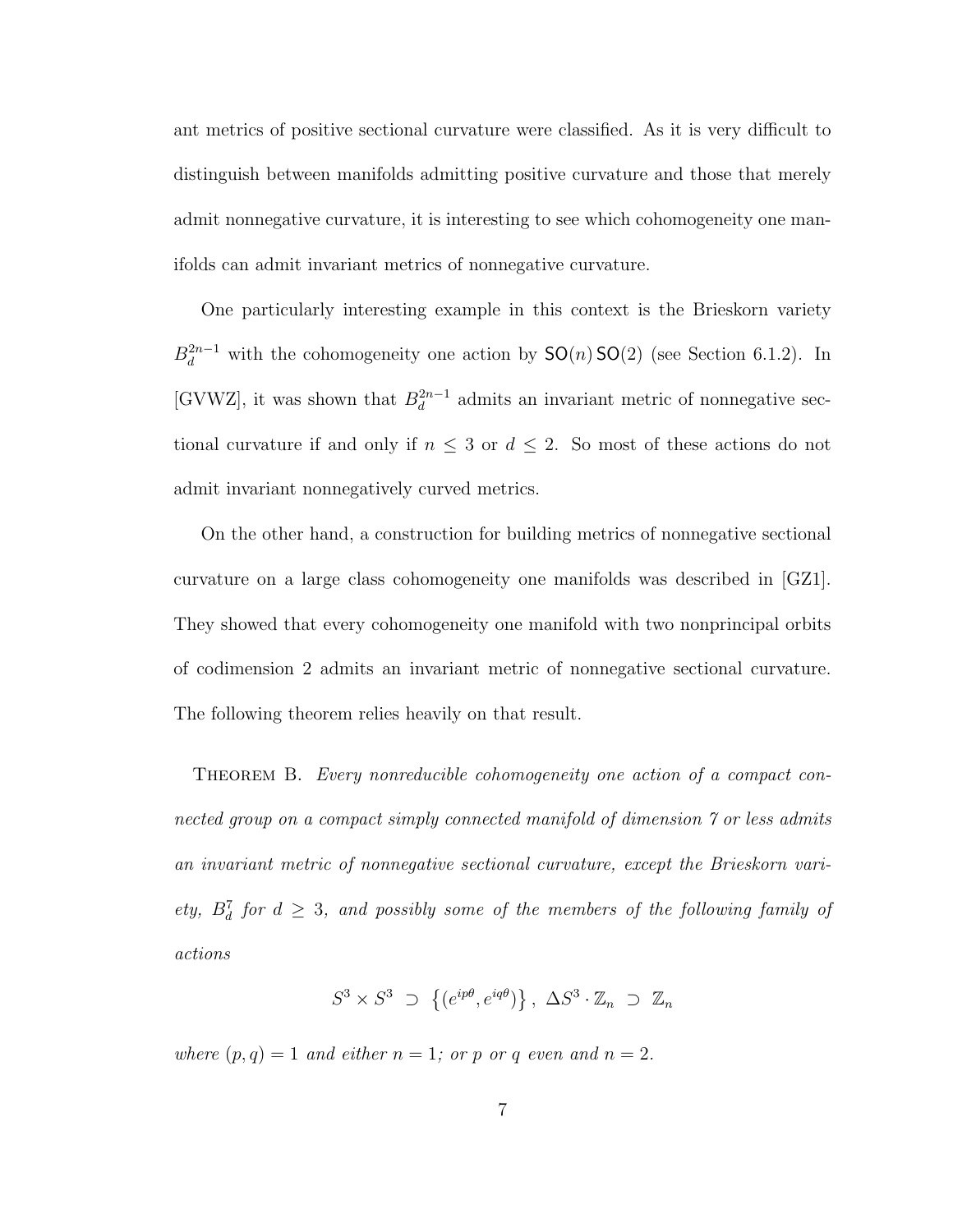ant metrics of positive sectional curvature were classified. As it is very difficult to distinguish between manifolds admitting positive curvature and those that merely admit nonnegative curvature, it is interesting to see which cohomogeneity one manifolds can admit invariant metrics of nonnegative curvature.

One particularly interesting example in this context is the Brieskorn variety $B_d^{2n-1}$ with the cohomogeneity one action by $\mathsf{SO}(n)\,\mathsf{SO}(2)$ (see Section 6.1.2). In [GVWZ], it was shown that $B_d^{2n-1}$ admits an invariant metric of nonnegative sectional curvature if and only if $n \leq 3$ or $d \leq 2$. So most of these actions do not admit invariant nonnegatively curved metrics.

On the other hand, a construction for building metrics of nonnegative sectional curvature on a large class cohomogeneity one manifolds was described in [GZ1]. They showed that every cohomogeneity one manifold with two nonprincipal orbits of codimension 2 admits an invariant metric of nonnegative sectional curvature. The following theorem relies heavily on that result.

Theorem B. *Every nonreducible cohomogeneity one action of a compact connected group on a compact simply connected manifold of dimension 7 or less admits an invariant metric of nonnegative sectional curvature, except the Brieskorn variety, $B_d^7$ for $d \geq 3$, and possibly some of the members of the following family of actions*

$$S^3 \times S^3 \;\supset\; \left\{(e^{ip\theta}, e^{iq\theta})\right\},\; \Delta S^3 \cdot \mathbb{Z}_n \;\supset\; \mathbb{Z}_n$$

*where $(p, q) = 1$ and either $n = 1$; or $p$ or $q$ even and $n = 2$.*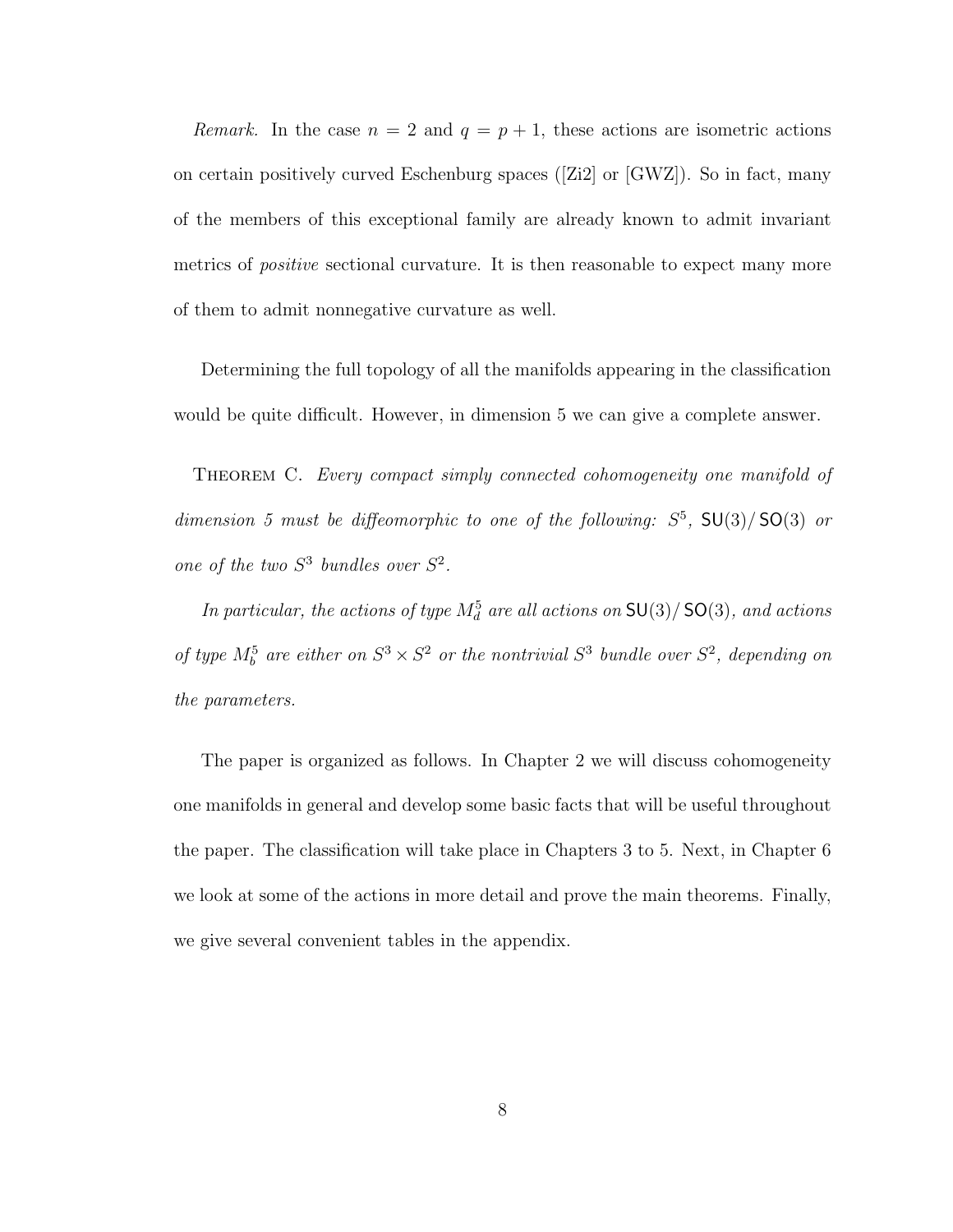*Remark.* In the case $n = 2$ and $q = p + 1$, these actions are isometric actions on certain positively curved Eschenburg spaces ([Zi2] or [GWZ]). So in fact, many of the members of this exceptional family are already known to admit invariant metrics of *positive* sectional curvature. It is then reasonable to expect many more of them to admit nonnegative curvature as well.

Determining the full topology of all the manifolds appearing in the classification would be quite difficult. However, in dimension 5 we can give a complete answer.

THEOREM C. *Every compact simply connected cohomogeneity one manifold of dimension 5 must be diffeomorphic to one of the following: $S^5$, $\mathsf{SU}(3)/\mathsf{SO}(3)$ or one of the two $S^3$ bundles over $S^2$.*

*In particular, the actions of type $M^5_d$ are all actions on $\mathsf{SU}(3)/\mathsf{SO}(3)$, and actions of type $M^5_b$ are either on $S^3 \times S^2$ or the nontrivial $S^3$ bundle over $S^2$, depending on the parameters.*

The paper is organized as follows. In Chapter 2 we will discuss cohomogeneity one manifolds in general and develop some basic facts that will be useful throughout the paper. The classification will take place in Chapters 3 to 5. Next, in Chapter 6 we look at some of the actions in more detail and prove the main theorems. Finally, we give several convenient tables in the appendix.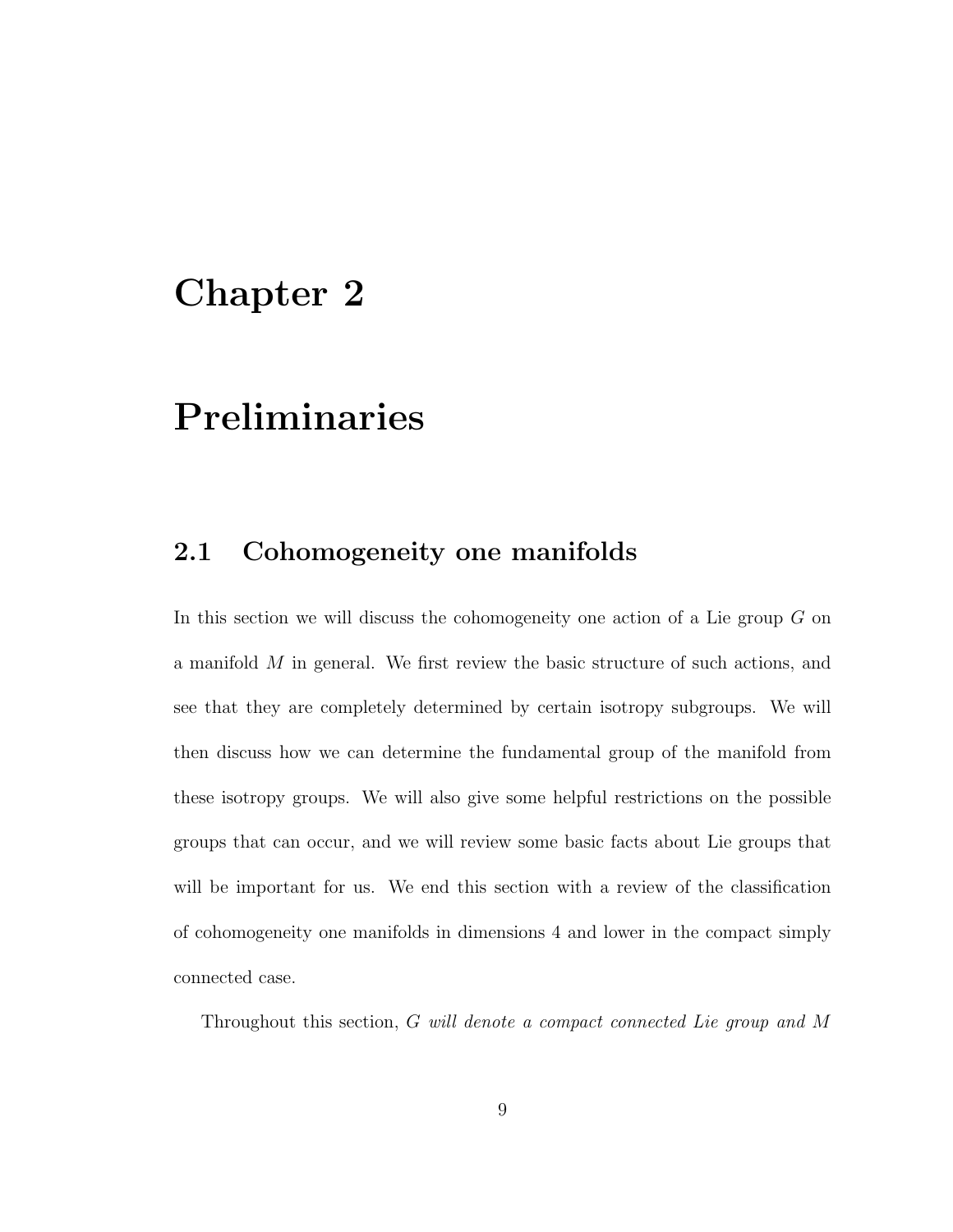# Chapter 2

# Preliminaries

## 2.1 Cohomogeneity one manifolds

In this section we will discuss the cohomogeneity one action of a Lie group $G$ on a manifold $M$ in general. We first review the basic structure of such actions, and see that they are completely determined by certain isotropy subgroups. We will then discuss how we can determine the fundamental group of the manifold from these isotropy groups. We will also give some helpful restrictions on the possible groups that can occur, and we will review some basic facts about Lie groups that will be important for us. We end this section with a review of the classification of cohomogeneity one manifolds in dimensions 4 and lower in the compact simply connected case.

Throughout this section, *$G$ will denote a compact connected Lie group and $M$*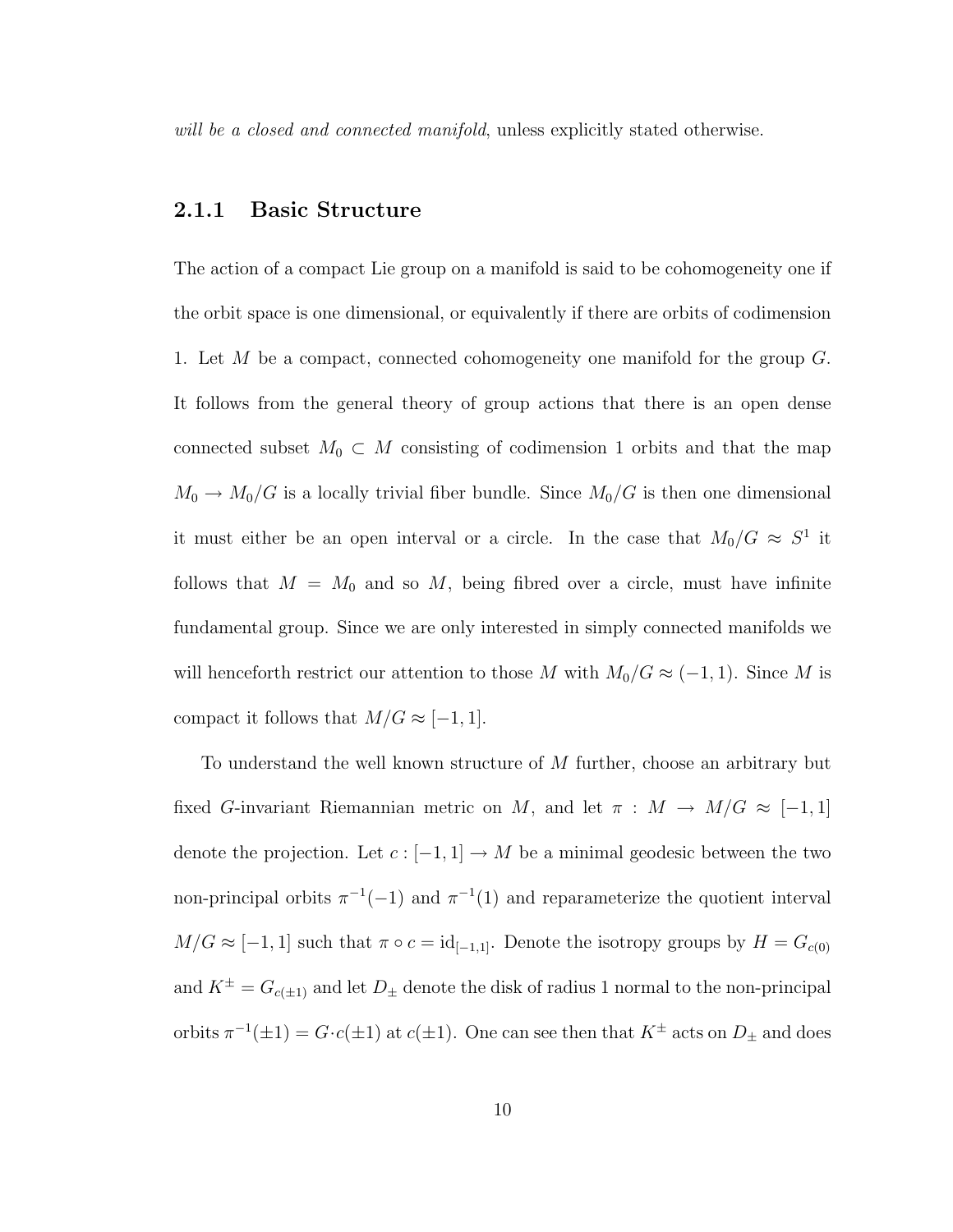*will be a closed and connected manifold*, unless explicitly stated otherwise.

### 2.1.1 Basic Structure

The action of a compact Lie group on a manifold is said to be cohomogeneity one if the orbit space is one dimensional, or equivalently if there are orbits of codimension 1. Let $M$ be a compact, connected cohomogeneity one manifold for the group $G$. It follows from the general theory of group actions that there is an open dense connected subset $M_0 \subset M$ consisting of codimension 1 orbits and that the map $M_0 \to M_0/G$ is a locally trivial fiber bundle. Since $M_0/G$ is then one dimensional it must either be an open interval or a circle. In the case that $M_0/G \approx S^1$ it follows that $M = M_0$ and so $M$, being fibred over a circle, must have infinite fundamental group. Since we are only interested in simply connected manifolds we will henceforth restrict our attention to those $M$ with $M_0/G \approx (-1, 1)$. Since $M$ is compact it follows that $M/G \approx [-1, 1]$.

To understand the well known structure of $M$ further, choose an arbitrary but fixed $G$-invariant Riemannian metric on $M$, and let $\pi : M \to M/G \approx [-1, 1]$ denote the projection. Let $c : [-1, 1] \to M$ be a minimal geodesic between the two non-principal orbits $\pi^{-1}(-1)$ and $\pi^{-1}(1)$ and reparameterize the quotient interval $M/G \approx [-1, 1]$ such that $\pi \circ c = \mathrm{id}_{[-1,1]}$. Denote the isotropy groups by $H = G_{c(0)}$ and $K^{\pm} = G_{c(\pm 1)}$ and let $D_{\pm}$ denote the disk of radius 1 normal to the non-principal orbits $\pi^{-1}(\pm 1) = G \cdot c(\pm 1)$ at $c(\pm 1)$. One can see then that $K^{\pm}$ acts on $D_{\pm}$ and does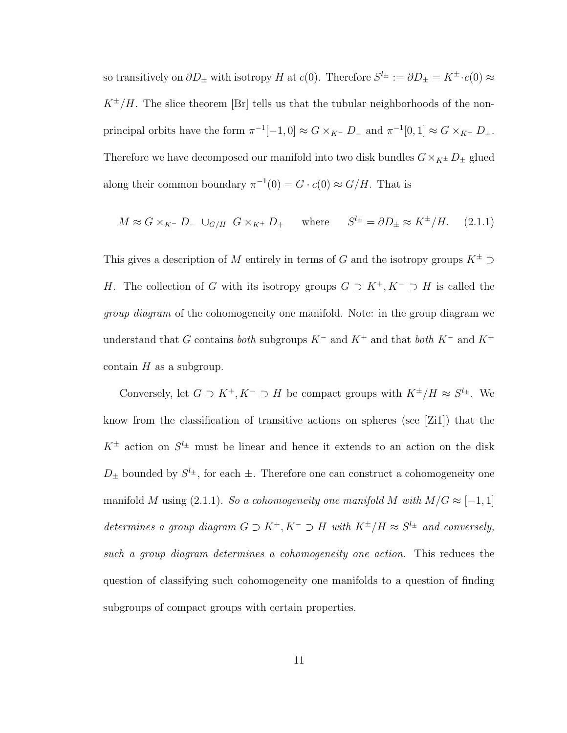so transitively on $\partial D_\pm$ with isotropy $H$ at $c(0)$. Therefore $S^{l_\pm} := \partial D_\pm = K^\pm \cdot c(0) \approx K^\pm/H$. The slice theorem [Br] tells us that the tubular neighborhoods of the non-principal orbits have the form $\pi^{-1}[-1,0] \approx G \times_{K^-} D_-$ and $\pi^{-1}[0,1] \approx G \times_{K^+} D_+$. Therefore we have decomposed our manifold into two disk bundles $G \times_{K^\pm} D_\pm$ glued along their common boundary $\pi^{-1}(0) = G \cdot c(0) \approx G/H$. That is

$$M \approx G \times_{K^-} D_- \cup_{G/H} G \times_{K^+} D_+ \qquad \text{where} \qquad S^{l_\pm} = \partial D_\pm \approx K^\pm/H. \tag{2.1.1}$$

This gives a description of $M$ entirely in terms of $G$ and the isotropy groups $K^\pm \supset H$. The collection of $G$ with its isotropy groups $G \supset K^+, K^- \supset H$ is called the *group diagram* of the cohomogeneity one manifold. Note: in the group diagram we understand that $G$ contains *both* subgroups $K^-$ and $K^+$ and that *both* $K^-$ and $K^+$ contain $H$ as a subgroup.

Conversely, let $G \supset K^+, K^- \supset H$ be compact groups with $K^\pm/H \approx S^{l_\pm}$. We know from the classification of transitive actions on spheres (see [Zi1]) that the $K^\pm$ action on $S^{l_\pm}$ must be linear and hence it extends to an action on the disk $D_\pm$ bounded by $S^{l_\pm}$, for each $\pm$. Therefore one can construct a cohomogeneity one manifold $M$ using (2.1.1). *So a cohomogeneity one manifold $M$ with $M/G \approx [-1,1]$ determines a group diagram $G \supset K^+, K^- \supset H$ with $K^\pm/H \approx S^{l_\pm}$ and conversely, such a group diagram determines a cohomogeneity one action.* This reduces the question of classifying such cohomogeneity one manifolds to a question of finding subgroups of compact groups with certain properties.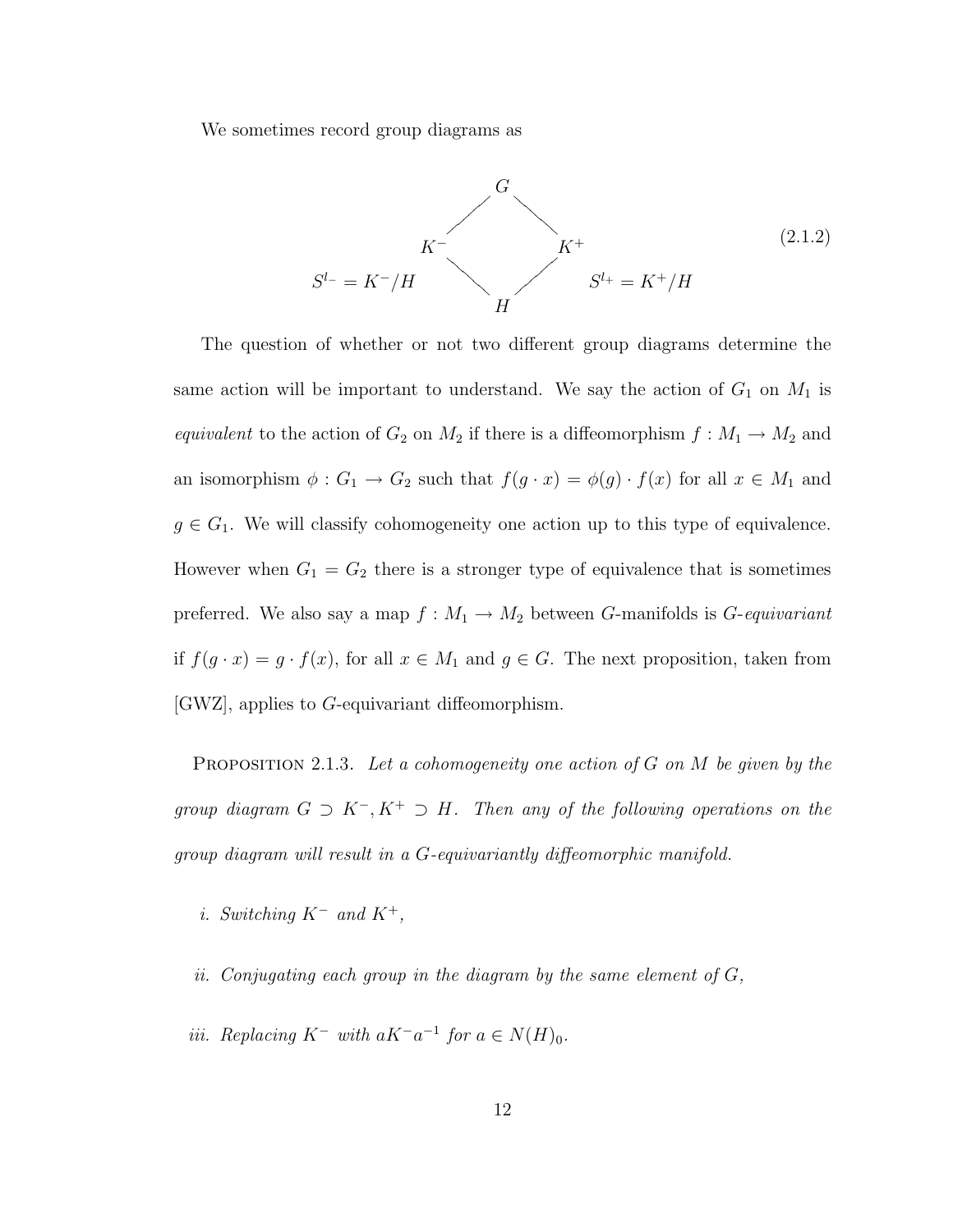We sometimes record group diagrams as

$$
\begin{array}{ccccc}
 & & G & & \\
 & \diagup & & \diagdown & \\
 & K^- & & K^+ & \\
S^{l_-} = K^-/H & & \diagdown \quad \diagup & & S^{l_+} = K^+/H \\
 & & H & &
\end{array}
\tag{2.1.2}
$$

The question of whether or not two different group diagrams determine the same action will be important to understand. We say the action of $G_1$ on $M_1$ is *equivalent* to the action of $G_2$ on $M_2$ if there is a diffeomorphism $f : M_1 \to M_2$ and an isomorphism $\phi : G_1 \to G_2$ such that $f(g \cdot x) = \phi(g) \cdot f(x)$ for all $x \in M_1$ and $g \in G_1$. We will classify cohomogeneity one action up to this type of equivalence. However when $G_1 = G_2$ there is a stronger type of equivalence that is sometimes preferred. We also say a map $f : M_1 \to M_2$ between $G$-manifolds is *$G$-equivariant* if $f(g \cdot x) = g \cdot f(x)$, for all $x \in M_1$ and $g \in G$. The next proposition, taken from [GWZ], applies to $G$-equivariant diffeomorphism.

Proposition 2.1.3. *Let a cohomogeneity one action of $G$ on $M$ be given by the group diagram $G \supset K^-, K^+ \supset H$. Then any of the following operations on the group diagram will result in a $G$-equivariantly diffeomorphic manifold.*

*i. Switching $K^-$ and $K^+$,*

*ii. Conjugating each group in the diagram by the same element of $G$,*

*iii. Replacing $K^-$ with $aK^-a^{-1}$ for $a \in N(H)_0$.*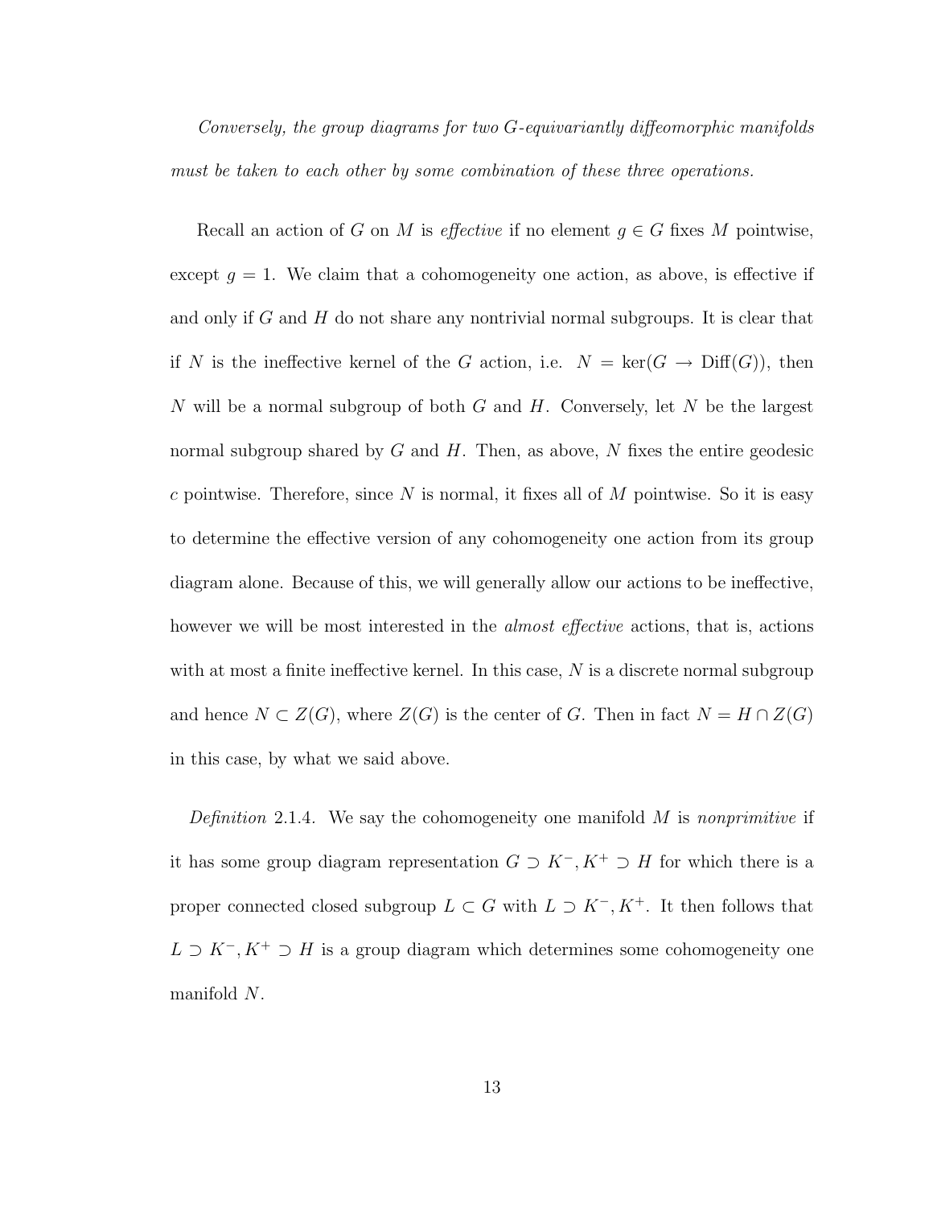*Conversely, the group diagrams for two $G$-equivariantly diffeomorphic manifolds must be taken to each other by some combination of these three operations.*

Recall an action of $G$ on $M$ is *effective* if no element $g \in G$ fixes $M$ pointwise, except $g = 1$. We claim that a cohomogeneity one action, as above, is effective if and only if $G$ and $H$ do not share any nontrivial normal subgroups. It is clear that if $N$ is the ineffective kernel of the $G$ action, i.e. $N = \ker(G \to \mathrm{Diff}(G))$, then $N$ will be a normal subgroup of both $G$ and $H$. Conversely, let $N$ be the largest normal subgroup shared by $G$ and $H$. Then, as above, $N$ fixes the entire geodesic $c$ pointwise. Therefore, since $N$ is normal, it fixes all of $M$ pointwise. So it is easy to determine the effective version of any cohomogeneity one action from its group diagram alone. Because of this, we will generally allow our actions to be ineffective, however we will be most interested in the *almost effective* actions, that is, actions with at most a finite ineffective kernel. In this case, $N$ is a discrete normal subgroup and hence $N \subset Z(G)$, where $Z(G)$ is the center of $G$. Then in fact $N = H \cap Z(G)$ in this case, by what we said above.

*Definition* 2.1.4. We say the cohomogeneity one manifold $M$ is *nonprimitive* if it has some group diagram representation $G \supset K^-, K^+ \supset H$ for which there is a proper connected closed subgroup $L \subset G$ with $L \supset K^-, K^+$. It then follows that $L \supset K^-, K^+ \supset H$ is a group diagram which determines some cohomogeneity one manifold $N$.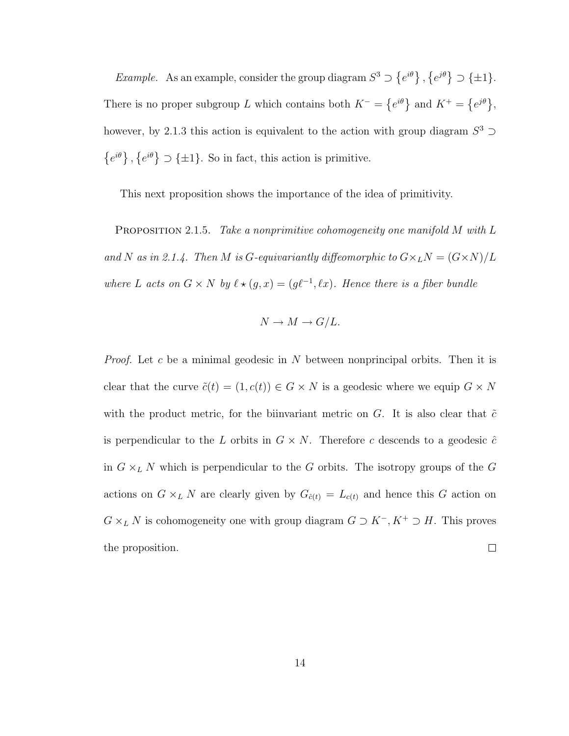*Example.* As an example, consider the group diagram $S^3 \supset \{e^{i\theta}\}, \{e^{j\theta}\} \supset \{\pm 1\}$. There is no proper subgroup $L$ which contains both $K^- = \{e^{i\theta}\}$ and $K^+ = \{e^{j\theta}\}$, however, by 2.1.3 this action is equivalent to the action with group diagram $S^3 \supset \{e^{i\theta}\}, \{e^{i\theta}\} \supset \{\pm 1\}$. So in fact, this action is primitive.

This next proposition shows the importance of the idea of primitivity.

PROPOSITION 2.1.5. *Take a nonprimitive cohomogeneity one manifold $M$ with $L$ and $N$ as in 2.1.4. Then $M$ is $G$-equivariantly diffeomorphic to $G \times_L N = (G \times N)/L$ where $L$ acts on $G \times N$ by $\ell \star (g, x) = (g\ell^{-1}, \ell x)$. Hence there is a fiber bundle*

$$N \to M \to G/L.$$

*Proof.* Let $c$ be a minimal geodesic in $N$ between nonprincipal orbits. Then it is clear that the curve $\tilde{c}(t) = (1, c(t)) \in G \times N$ is a geodesic where we equip $G \times N$ with the product metric, for the biinvariant metric on $G$. It is also clear that $\tilde{c}$ is perpendicular to the $L$ orbits in $G \times N$. Therefore $c$ descends to a geodesic $\hat{c}$ in $G \times_L N$ which is perpendicular to the $G$ orbits. The isotropy groups of the $G$ actions on $G \times_L N$ are clearly given by $G_{\hat{c}(t)} = L_{c(t)}$ and hence this $G$ action on $G \times_L N$ is cohomogeneity one with group diagram $G \supset K^-, K^+ \supset H$. This proves the proposition. □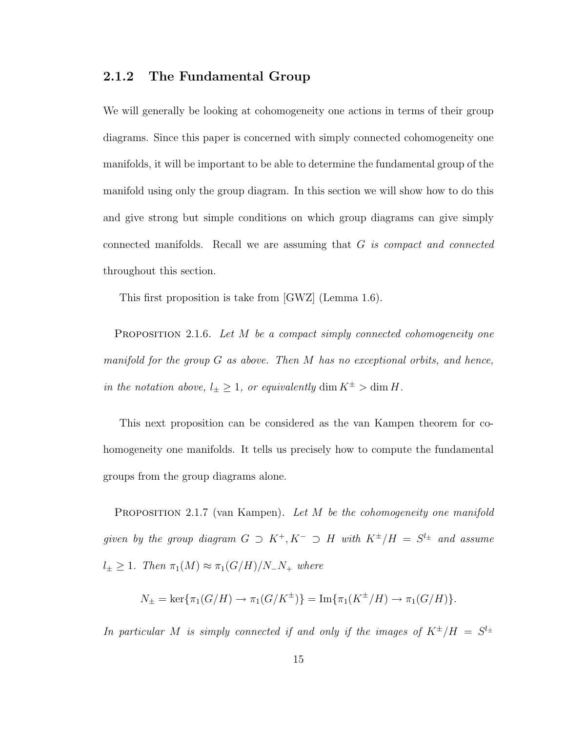### 2.1.2 The Fundamental Group

We will generally be looking at cohomogeneity one actions in terms of their group diagrams. Since this paper is concerned with simply connected cohomogeneity one manifolds, it will be important to be able to determine the fundamental group of the manifold using only the group diagram. In this section we will show how to do this and give strong but simple conditions on which group diagrams can give simply connected manifolds. Recall we are assuming that $G$ *is compact and connected* throughout this section.

This first proposition is take from [GWZ] (Lemma 1.6).

Proposition 2.1.6. *Let $M$ be a compact simply connected cohomogeneity one manifold for the group $G$ as above. Then $M$ has no exceptional orbits, and hence, in the notation above, $l_\pm \geq 1$, or equivalently $\dim K^\pm > \dim H$.*

This next proposition can be considered as the van Kampen theorem for cohomogeneity one manifolds. It tells us precisely how to compute the fundamental groups from the group diagrams alone.

Proposition 2.1.7 (van Kampen). *Let $M$ be the cohomogeneity one manifold given by the group diagram $G \supset K^+, K^- \supset H$ with $K^\pm/H = S^{l_\pm}$ and assume $l_\pm \geq 1$. Then $\pi_1(M) \approx \pi_1(G/H)/N_-N_+$ where*

$$N_\pm = \ker\{\pi_1(G/H) \to \pi_1(G/K^\pm)\} = \operatorname{Im}\{\pi_1(K^\pm/H) \to \pi_1(G/H)\}.$$

*In particular $M$ is simply connected if and only if the images of $K^\pm/H = S^{l_\pm}$*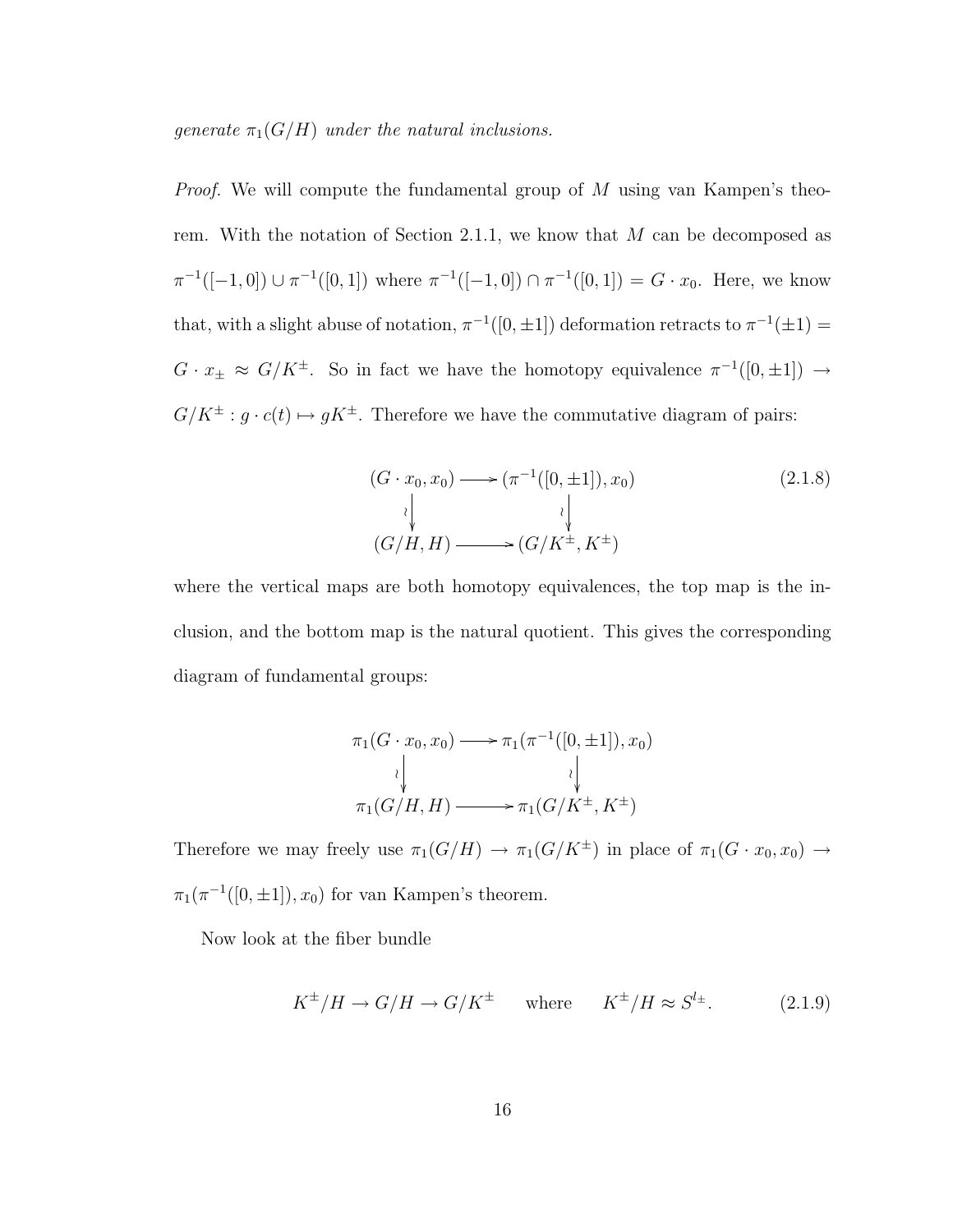*generate* $\pi_1(G/H)$ *under the natural inclusions.*

*Proof.* We will compute the fundamental group of $M$ using van Kampen's theorem. With the notation of Section 2.1.1, we know that $M$ can be decomposed as $\pi^{-1}([-1,0]) \cup \pi^{-1}([0,1])$ where $\pi^{-1}([-1,0]) \cap \pi^{-1}([0,1]) = G \cdot x_0$. Here, we know that, with a slight abuse of notation, $\pi^{-1}([0,\pm 1])$ deformation retracts to $\pi^{-1}(\pm 1) = G \cdot x_\pm \approx G/K^\pm$. So in fact we have the homotopy equivalence $\pi^{-1}([0,\pm 1]) \to G/K^\pm : g \cdot c(t) \mapsto gK^\pm$. Therefore we have the commutative diagram of pairs:

$$\begin{array}{ccc} (G \cdot x_0, x_0) & \longrightarrow & (\pi^{-1}([0,\pm 1]), x_0) \\ \wr\downarrow & & \wr\downarrow \\ (G/H, H) & \longrightarrow & (G/K^\pm, K^\pm) \end{array} \tag{2.1.8}$$

where the vertical maps are both homotopy equivalences, the top map is the inclusion, and the bottom map is the natural quotient. This gives the corresponding diagram of fundamental groups:

$$\begin{array}{ccc} \pi_1(G \cdot x_0, x_0) & \longrightarrow & \pi_1(\pi^{-1}([0,\pm 1]), x_0) \\ \wr\downarrow & & \wr\downarrow \\ \pi_1(G/H, H) & \longrightarrow & \pi_1(G/K^\pm, K^\pm) \end{array}$$

Therefore we may freely use $\pi_1(G/H) \to \pi_1(G/K^\pm)$ in place of $\pi_1(G \cdot x_0, x_0) \to \pi_1(\pi^{-1}([0,\pm 1]), x_0)$ for van Kampen's theorem.

Now look at the fiber bundle

$$K^\pm/H \to G/H \to G/K^\pm \qquad \text{where} \qquad K^\pm/H \approx S^{l_\pm}. \tag{2.1.9}$$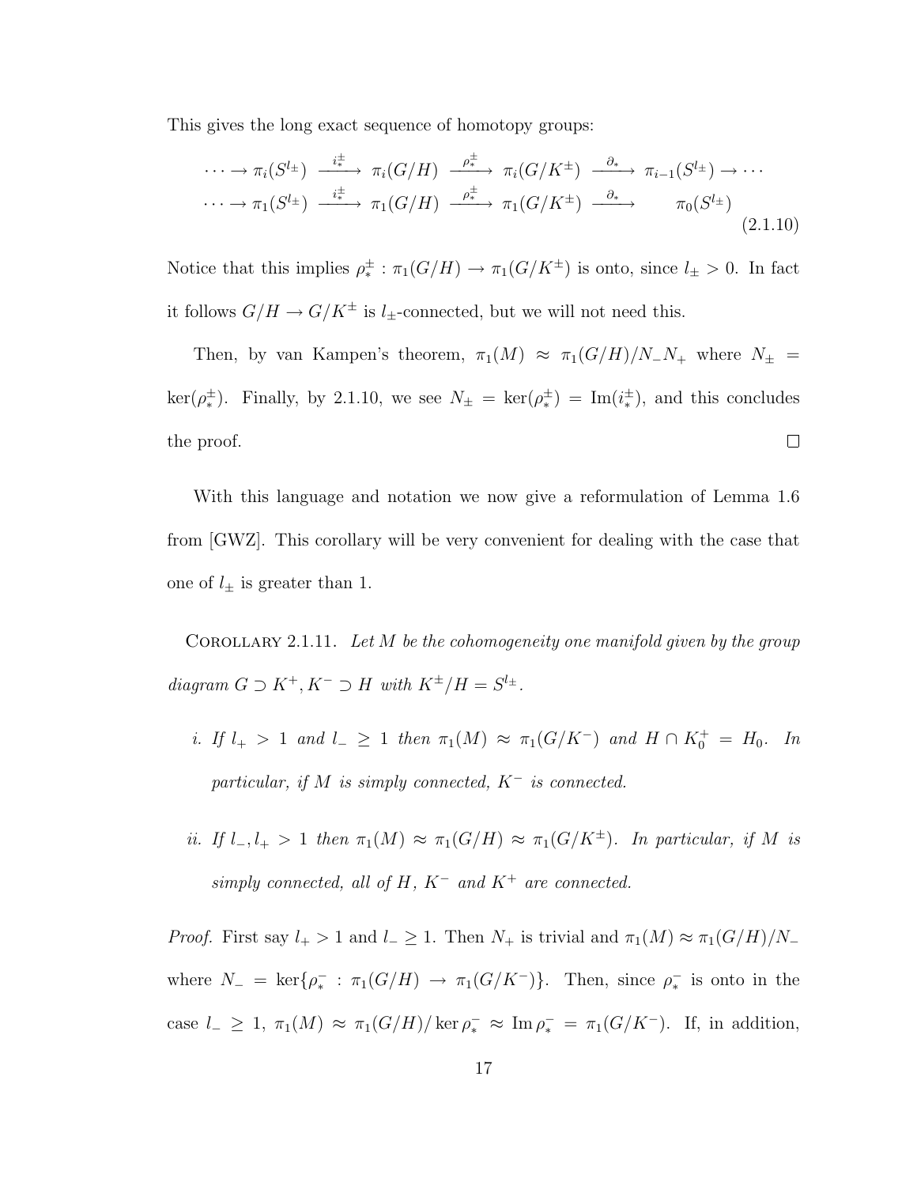This gives the long exact sequence of homotopy groups:

$$
\begin{array}{l}
\cdots \to \pi_i(S^{l_\pm}) \xrightarrow{i^\pm_*} \pi_i(G/H) \xrightarrow{\rho^\pm_*} \pi_i(G/K^\pm) \xrightarrow{\partial_*} \pi_{i-1}(S^{l_\pm}) \to \cdots \\
\cdots \to \pi_1(S^{l_\pm}) \xrightarrow{i^\pm_*} \pi_1(G/H) \xrightarrow{\rho^\pm_*} \pi_1(G/K^\pm) \xrightarrow{\partial_*} \quad \pi_0(S^{l_\pm})
\end{array}
\tag{2.1.10}
$$

Notice that this implies $\rho^\pm_* : \pi_1(G/H) \to \pi_1(G/K^\pm)$ is onto, since $l_\pm > 0$. In fact it follows $G/H \to G/K^\pm$ is $l_\pm$-connected, but we will not need this.

Then, by van Kampen's theorem, $\pi_1(M) \approx \pi_1(G/H)/N_-N_+$ where $N_\pm = \ker(\rho^\pm_*)$. Finally, by 2.1.10, we see $N_\pm = \ker(\rho^\pm_*) = \mathrm{Im}(i^\pm_*)$, and this concludes the proof. □

With this language and notation we now give a reformulation of Lemma 1.6 from [GWZ]. This corollary will be very convenient for dealing with the case that one of $l_\pm$ is greater than 1.

Corollary 2.1.11. *Let $M$ be the cohomogeneity one manifold given by the group diagram $G \supset K^+, K^- \supset H$ with $K^\pm/H = S^{l_\pm}$.*

*i. If $l_+ > 1$ and $l_- \geq 1$ then $\pi_1(M) \approx \pi_1(G/K^-)$ and $H \cap K^+_0 = H_0$. In particular, if $M$ is simply connected, $K^-$ is connected.*

*ii. If $l_-, l_+ > 1$ then $\pi_1(M) \approx \pi_1(G/H) \approx \pi_1(G/K^\pm)$. In particular, if $M$ is simply connected, all of $H$, $K^-$ and $K^+$ are connected.*

*Proof.* First say $l_+ > 1$ and $l_- \geq 1$. Then $N_+$ is trivial and $\pi_1(M) \approx \pi_1(G/H)/N_-$ where $N_- = \ker\{\rho^-_* : \pi_1(G/H) \to \pi_1(G/K^-)\}$. Then, since $\rho^-_*$ is onto in the case $l_- \geq 1$, $\pi_1(M) \approx \pi_1(G/H)/\ker\rho^-_* \approx \mathrm{Im}\,\rho^-_* = \pi_1(G/K^-)$. If, in addition,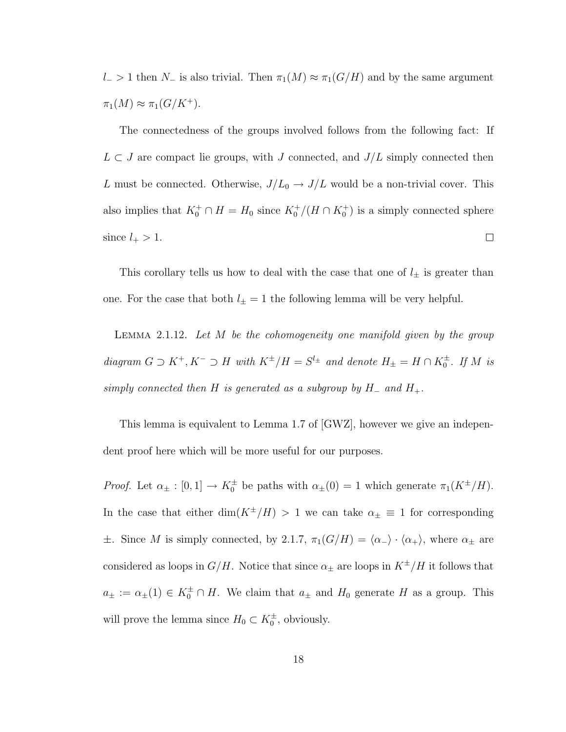$l_- > 1$ then $N_-$ is also trivial. Then $\pi_1(M) \approx \pi_1(G/H)$ and by the same argument $\pi_1(M) \approx \pi_1(G/K^+)$.

The connectedness of the groups involved follows from the following fact: If $L \subset J$ are compact lie groups, with $J$ connected, and $J/L$ simply connected then $L$ must be connected. Otherwise, $J/L_0 \to J/L$ would be a non-trivial cover. This also implies that $K_0^+ \cap H = H_0$ since $K_0^+/(H \cap K_0^+)$ is a simply connected sphere since $l_+ > 1$. □

This corollary tells us how to deal with the case that one of $l_\pm$ is greater than one. For the case that both $l_\pm = 1$ the following lemma will be very helpful.

Lemma 2.1.12. *Let $M$ be the cohomogeneity one manifold given by the group diagram $G \supset K^+, K^- \supset H$ with $K^\pm/H = S^{l_\pm}$ and denote $H_\pm = H \cap K_0^\pm$. If $M$ is simply connected then $H$ is generated as a subgroup by $H_-$ and $H_+$.*

This lemma is equivalent to Lemma 1.7 of [GWZ], however we give an independent proof here which will be more useful for our purposes.

*Proof.* Let $\alpha_\pm : [0,1] \to K_0^\pm$ be paths with $\alpha_\pm(0) = 1$ which generate $\pi_1(K^\pm/H)$. In the case that either $\dim(K^\pm/H) > 1$ we can take $\alpha_\pm \equiv 1$ for corresponding $\pm$. Since $M$ is simply connected, by 2.1.7, $\pi_1(G/H) = \langle \alpha_- \rangle \cdot \langle \alpha_+ \rangle$, where $\alpha_\pm$ are considered as loops in $G/H$. Notice that since $\alpha_\pm$ are loops in $K^\pm/H$ it follows that $a_\pm := \alpha_\pm(1) \in K_0^\pm \cap H$. We claim that $a_\pm$ and $H_0$ generate $H$ as a group. This will prove the lemma since $H_0 \subset K_0^\pm$, obviously.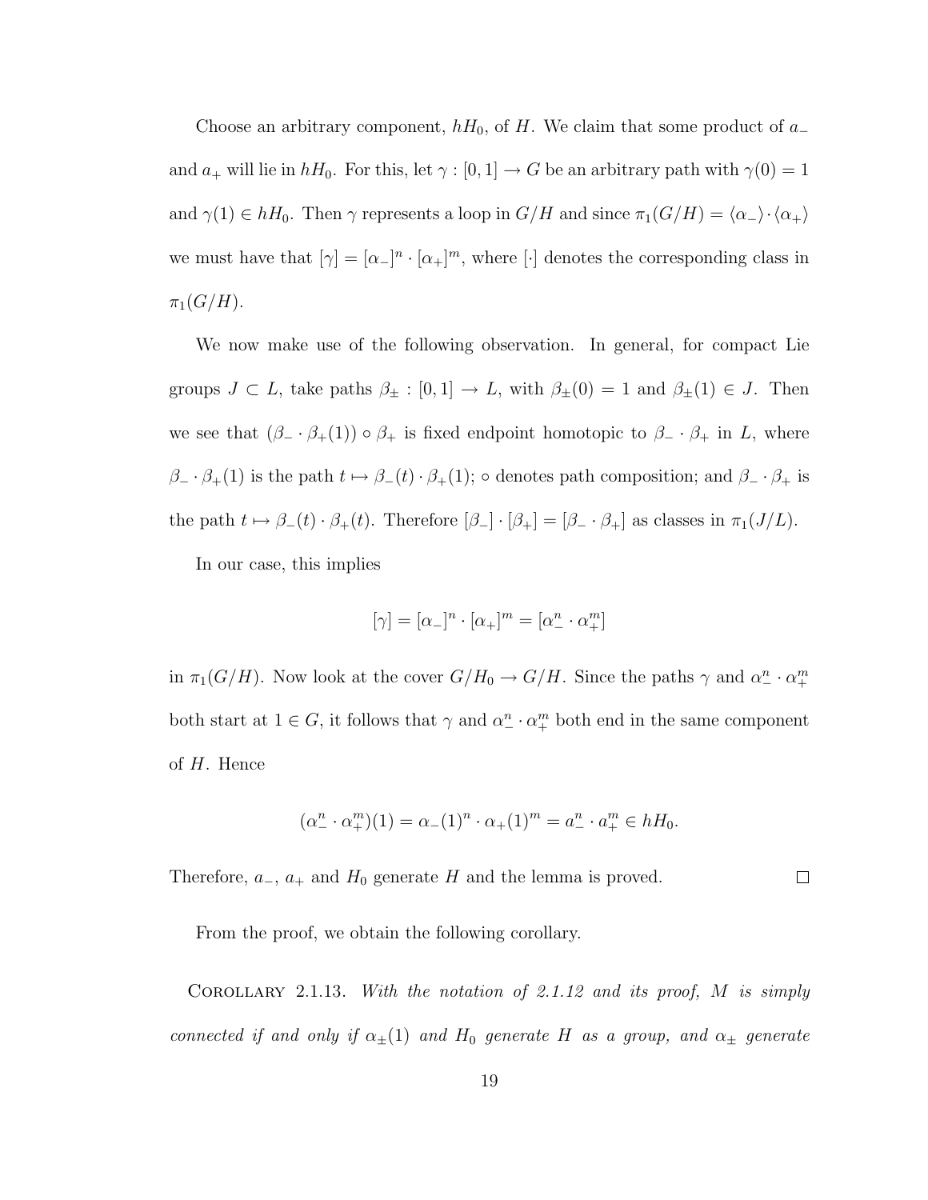Choose an arbitrary component, $hH_0$, of $H$. We claim that some product of $a_-$ and $a_+$ will lie in $hH_0$. For this, let $\gamma : [0,1] \to G$ be an arbitrary path with $\gamma(0) = 1$ and $\gamma(1) \in hH_0$. Then $\gamma$ represents a loop in $G/H$ and since $\pi_1(G/H) = \langle \alpha_- \rangle \cdot \langle \alpha_+ \rangle$ we must have that $[\gamma] = [\alpha_-]^n \cdot [\alpha_+]^m$, where $[\cdot]$ denotes the corresponding class in $\pi_1(G/H)$.

We now make use of the following observation. In general, for compact Lie groups $J \subset L$, take paths $\beta_\pm : [0,1] \to L$, with $\beta_\pm(0) = 1$ and $\beta_\pm(1) \in J$. Then we see that $(\beta_- \cdot \beta_+(1)) \circ \beta_+$ is fixed endpoint homotopic to $\beta_- \cdot \beta_+$ in $L$, where $\beta_- \cdot \beta_+(1)$ is the path $t \mapsto \beta_-(t) \cdot \beta_+(1)$; $\circ$ denotes path composition; and $\beta_- \cdot \beta_+$ is the path $t \mapsto \beta_-(t) \cdot \beta_+(t)$. Therefore $[\beta_-] \cdot [\beta_+] = [\beta_- \cdot \beta_+]$ as classes in $\pi_1(J/L)$.

In our case, this implies

$$[\gamma] = [\alpha_-]^n \cdot [\alpha_+]^m = [\alpha_-^n \cdot \alpha_+^m]$$

in $\pi_1(G/H)$. Now look at the cover $G/H_0 \to G/H$. Since the paths $\gamma$ and $\alpha_-^n \cdot \alpha_+^m$ both start at $1 \in G$, it follows that $\gamma$ and $\alpha_-^n \cdot \alpha_+^m$ both end in the same component of $H$. Hence

$$(\alpha_-^n \cdot \alpha_+^m)(1) = \alpha_-(1)^n \cdot \alpha_+(1)^m = a_-^n \cdot a_+^m \in hH_0.$$

Therefore, $a_-$, $a_+$ and $H_0$ generate $H$ and the lemma is proved. $\square$

From the proof, we obtain the following corollary.

Corollary 2.1.13. *With the notation of 2.1.12 and its proof, $M$ is simply connected if and only if $\alpha_\pm(1)$ and $H_0$ generate $H$ as a group, and $\alpha_\pm$ generate*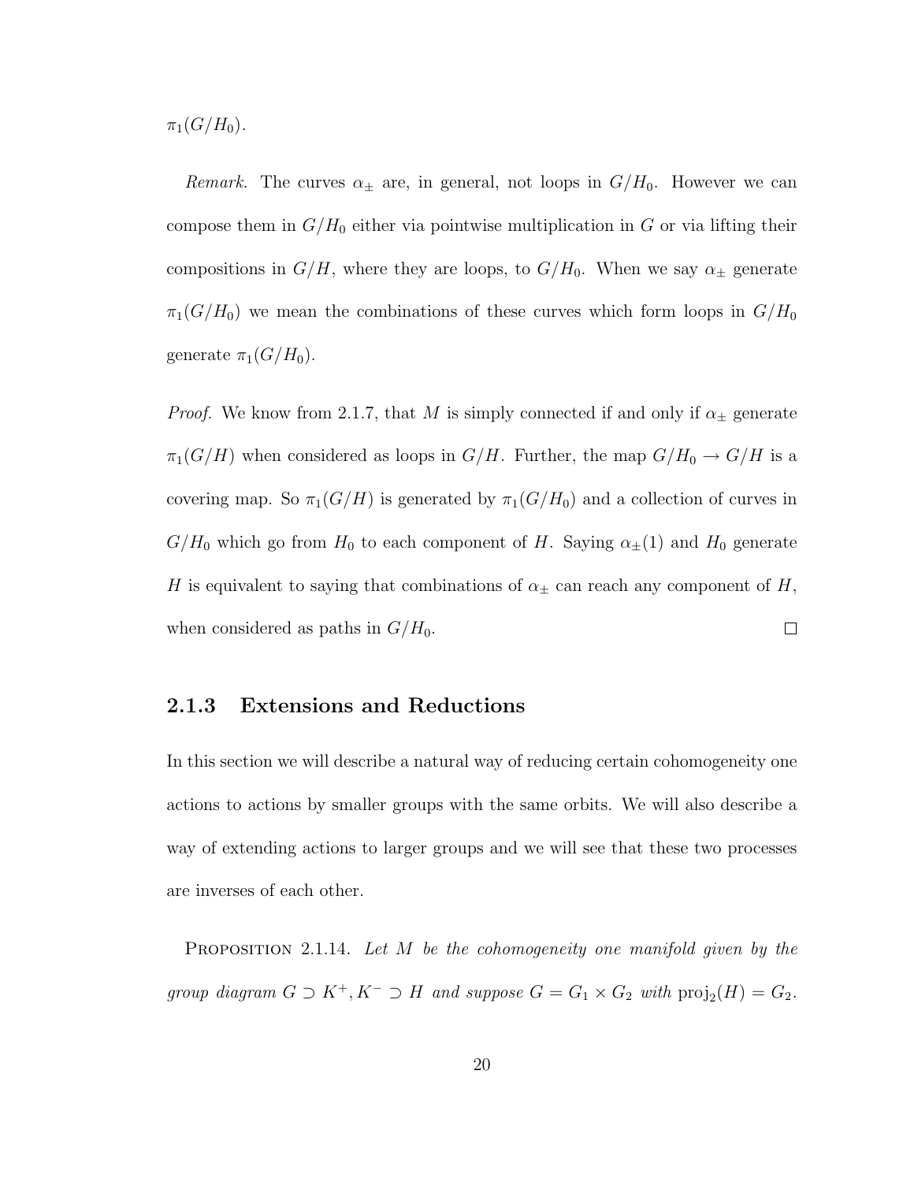$\pi_1(G/H_0)$.

*Remark.* The curves $\alpha_\pm$ are, in general, not loops in $G/H_0$. However we can compose them in $G/H_0$ either via pointwise multiplication in $G$ or via lifting their compositions in $G/H$, where they are loops, to $G/H_0$. When we say $\alpha_\pm$ generate $\pi_1(G/H_0)$ we mean the combinations of these curves which form loops in $G/H_0$ generate $\pi_1(G/H_0)$.

*Proof.* We know from 2.1.7, that $M$ is simply connected if and only if $\alpha_\pm$ generate $\pi_1(G/H)$ when considered as loops in $G/H$. Further, the map $G/H_0 \to G/H$ is a covering map. So $\pi_1(G/H)$ is generated by $\pi_1(G/H_0)$ and a collection of curves in $G/H_0$ which go from $H_0$ to each component of $H$. Saying $\alpha_\pm(1)$ and $H_0$ generate $H$ is equivalent to saying that combinations of $\alpha_\pm$ can reach any component of $H$, when considered as paths in $G/H_0$. $\square$

### 2.1.3 Extensions and Reductions

In this section we will describe a natural way of reducing certain cohomogeneity one actions to actions by smaller groups with the same orbits. We will also describe a way of extending actions to larger groups and we will see that these two processes are inverses of each other.

PROPOSITION 2.1.14. *Let $M$ be the cohomogeneity one manifold given by the group diagram $G \supset K^+, K^- \supset H$ and suppose $G = G_1 \times G_2$ with $\mathrm{proj}_2(H) = G_2$.*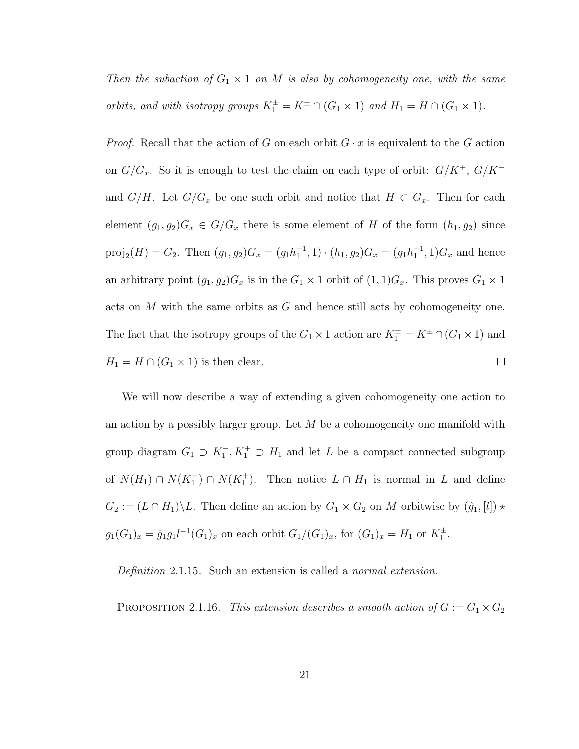*Then the subaction of $G_1 \times 1$ on $M$ is also by cohomogeneity one, with the same orbits, and with isotropy groups $K_1^{\pm} = K^{\pm} \cap (G_1 \times 1)$ and $H_1 = H \cap (G_1 \times 1)$.*

*Proof.* Recall that the action of $G$ on each orbit $G \cdot x$ is equivalent to the $G$ action on $G/G_x$. So it is enough to test the claim on each type of orbit: $G/K^+$, $G/K^-$ and $G/H$. Let $G/G_x$ be one such orbit and notice that $H \subset G_x$. Then for each element $(g_1, g_2)G_x \in G/G_x$ there is some element of $H$ of the form $(h_1, g_2)$ since $\mathrm{proj}_2(H) = G_2$. Then $(g_1, g_2)G_x = (g_1 h_1^{-1}, 1) \cdot (h_1, g_2)G_x = (g_1 h_1^{-1}, 1)G_x$ and hence an arbitrary point $(g_1, g_2)G_x$ is in the $G_1 \times 1$ orbit of $(1,1)G_x$. This proves $G_1 \times 1$ acts on $M$ with the same orbits as $G$ and hence still acts by cohomogeneity one. The fact that the isotropy groups of the $G_1 \times 1$ action are $K_1^{\pm} = K^{\pm} \cap (G_1 \times 1)$ and $H_1 = H \cap (G_1 \times 1)$ is then clear. □

We will now describe a way of extending a given cohomogeneity one action to an action by a possibly larger group. Let $M$ be a cohomogeneity one manifold with group diagram $G_1 \supset K_1^-, K_1^+ \supset H_1$ and let $L$ be a compact connected subgroup of $N(H_1) \cap N(K_1^-) \cap N(K_1^+)$. Then notice $L \cap H_1$ is normal in $L$ and define $G_2 := (L \cap H_1) \backslash L$. Then define an action by $G_1 \times G_2$ on $M$ orbitwise by $(\hat{g}_1, [l]) \star g_1 (G_1)_x = \hat{g}_1 g_1 l^{-1} (G_1)_x$ on each orbit $G_1/(G_1)_x$, for $(G_1)_x = H_1$ or $K_1^{\pm}$.

*Definition* 2.1.15. Such an extension is called a *normal extension*.

Proposition 2.1.16. *This extension describes a smooth action of $G := G_1 \times G_2$*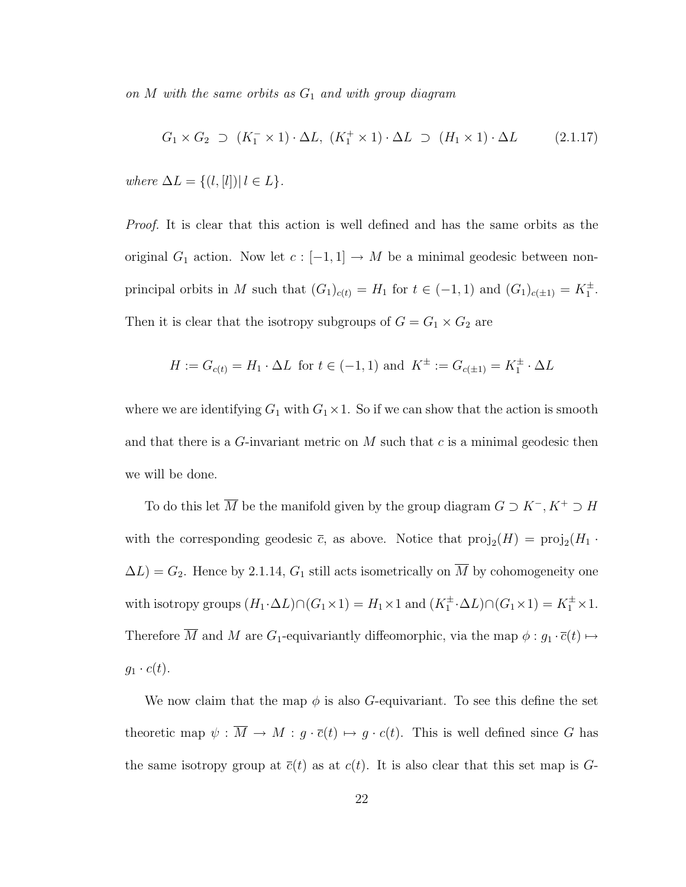*on $M$ with the same orbits as $G_1$ and with group diagram*

$$G_1 \times G_2 \supset (K_1^- \times 1) \cdot \Delta L,\ (K_1^+ \times 1) \cdot \Delta L \supset (H_1 \times 1) \cdot \Delta L \qquad (2.1.17)$$

*where $\Delta L = \{(l, [l]) | \, l \in L\}$.*

*Proof.* It is clear that this action is well defined and has the same orbits as the original $G_1$ action. Now let $c : [-1, 1] \to M$ be a minimal geodesic between non-principal orbits in $M$ such that $(G_1)_{c(t)} = H_1$ for $t \in (-1, 1)$ and $(G_1)_{c(\pm 1)} = K_1^{\pm}$. Then it is clear that the isotropy subgroups of $G = G_1 \times G_2$ are

$$H := G_{c(t)} = H_1 \cdot \Delta L \text{ for } t \in (-1, 1) \text{ and } K^{\pm} := G_{c(\pm 1)} = K_1^{\pm} \cdot \Delta L$$

where we are identifying $G_1$ with $G_1 \times 1$. So if we can show that the action is smooth and that there is a $G$-invariant metric on $M$ such that $c$ is a minimal geodesic then we will be done.

To do this let $\overline{M}$ be the manifold given by the group diagram $G \supset K^-, K^+ \supset H$ with the corresponding geodesic $\overline{c}$, as above. Notice that $\text{proj}_2(H) = \text{proj}_2(H_1 \cdot \Delta L) = G_2$. Hence by 2.1.14, $G_1$ still acts isometrically on $\overline{M}$ by cohomogeneity one with isotropy groups $(H_1 \cdot \Delta L) \cap (G_1 \times 1) = H_1 \times 1$ and $(K_1^{\pm} \cdot \Delta L) \cap (G_1 \times 1) = K_1^{\pm} \times 1$. Therefore $\overline{M}$ and $M$ are $G_1$-equivariantly diffeomorphic, via the map $\phi : g_1 \cdot \overline{c}(t) \mapsto g_1 \cdot c(t)$.

We now claim that the map $\phi$ is also $G$-equivariant. To see this define the set theoretic map $\psi : \overline{M} \to M : g \cdot \overline{c}(t) \mapsto g \cdot c(t)$. This is well defined since $G$ has the same isotropy group at $\overline{c}(t)$ as at $c(t)$. It is also clear that this set map is $G$-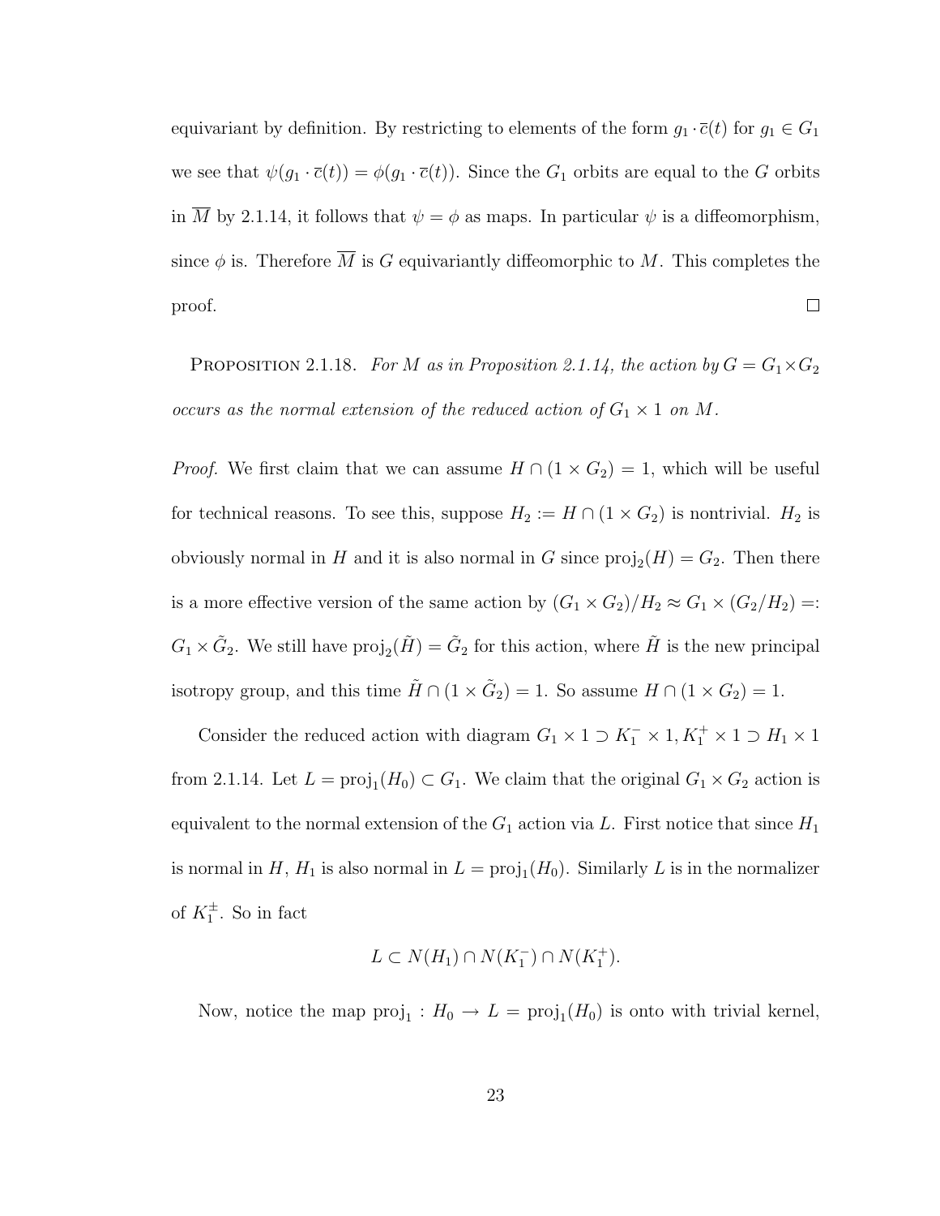equivariant by definition. By restricting to elements of the form $g_1 \cdot \overline{c}(t)$ for $g_1 \in G_1$ we see that $\psi(g_1 \cdot \overline{c}(t)) = \phi(g_1 \cdot \overline{c}(t))$. Since the $G_1$ orbits are equal to the $G$ orbits in $\overline{M}$ by 2.1.14, it follows that $\psi = \phi$ as maps. In particular $\psi$ is a diffeomorphism, since $\phi$ is. Therefore $\overline{M}$ is $G$ equivariantly diffeomorphic to $M$. This completes the proof. □

Proposition 2.1.18. *For $M$ as in Proposition 2.1.14, the action by $G = G_1 \times G_2$ occurs as the normal extension of the reduced action of $G_1 \times 1$ on $M$.*

*Proof.* We first claim that we can assume $H \cap (1 \times G_2) = 1$, which will be useful for technical reasons. To see this, suppose $H_2 := H \cap (1 \times G_2)$ is nontrivial. $H_2$ is obviously normal in $H$ and it is also normal in $G$ since $\mathrm{proj}_2(H) = G_2$. Then there is a more effective version of the same action by $(G_1 \times G_2)/H_2 \approx G_1 \times (G_2/H_2) =: G_1 \times \tilde{G}_2$. We still have $\mathrm{proj}_2(\tilde{H}) = \tilde{G}_2$ for this action, where $\tilde{H}$ is the new principal isotropy group, and this time $\tilde{H} \cap (1 \times \tilde{G}_2) = 1$. So assume $H \cap (1 \times G_2) = 1$.

Consider the reduced action with diagram $G_1 \times 1 \supset K_1^- \times 1, K_1^+ \times 1 \supset H_1 \times 1$ from 2.1.14. Let $L = \mathrm{proj}_1(H_0) \subset G_1$. We claim that the original $G_1 \times G_2$ action is equivalent to the normal extension of the $G_1$ action via $L$. First notice that since $H_1$ is normal in $H$, $H_1$ is also normal in $L = \mathrm{proj}_1(H_0)$. Similarly $L$ is in the normalizer of $K_1^{\pm}$. So in fact

$$L \subset N(H_1) \cap N(K_1^-) \cap N(K_1^+).$$

Now, notice the map $\mathrm{proj}_1 : H_0 \to L = \mathrm{proj}_1(H_0)$ is onto with trivial kernel,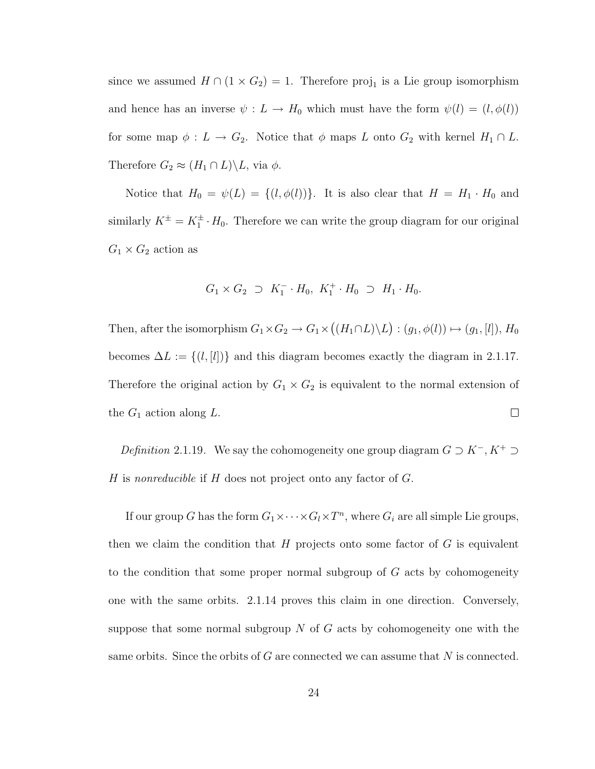since we assumed $H \cap (1 \times G_2) = 1$. Therefore $\text{proj}_1$ is a Lie group isomorphism and hence has an inverse $\psi : L \to H_0$ which must have the form $\psi(l) = (l, \phi(l))$ for some map $\phi : L \to G_2$. Notice that $\phi$ maps $L$ onto $G_2$ with kernel $H_1 \cap L$. Therefore $G_2 \approx (H_1 \cap L)\backslash L$, via $\phi$.

Notice that $H_0 = \psi(L) = \{(l, \phi(l))\}$. It is also clear that $H = H_1 \cdot H_0$ and similarly $K^{\pm} = K_1^{\pm} \cdot H_0$. Therefore we can write the group diagram for our original $G_1 \times G_2$ action as

$$G_1 \times G_2 \;\supset\; K_1^- \cdot H_0,\; K_1^+ \cdot H_0 \;\supset\; H_1 \cdot H_0.$$

Then, after the isomorphism $G_1 \times G_2 \to G_1 \times \big((H_1 \cap L)\backslash L\big) : (g_1, \phi(l)) \mapsto (g_1, [l])$, $H_0$ becomes $\Delta L := \{(l, [l])\}$ and this diagram becomes exactly the diagram in 2.1.17. Therefore the original action by $G_1 \times G_2$ is equivalent to the normal extension of the $G_1$ action along $L$. □

*Definition* 2.1.19. We say the cohomogeneity one group diagram $G \supset K^-, K^+ \supset H$ is *nonreducible* if $H$ does not project onto any factor of $G$.

If our group $G$ has the form $G_1 \times \cdots \times G_l \times T^n$, where $G_i$ are all simple Lie groups, then we claim the condition that $H$ projects onto some factor of $G$ is equivalent to the condition that some proper normal subgroup of $G$ acts by cohomogeneity one with the same orbits. 2.1.14 proves this claim in one direction. Conversely, suppose that some normal subgroup $N$ of $G$ acts by cohomogeneity one with the same orbits. Since the orbits of $G$ are connected we can assume that $N$ is connected.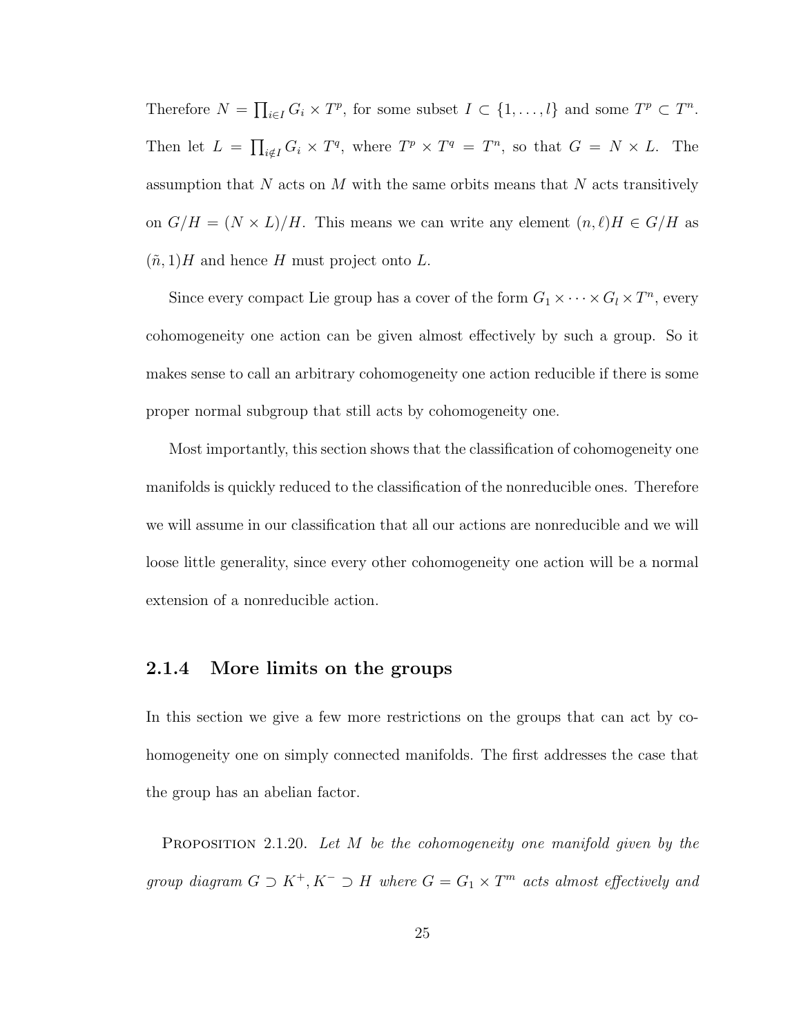Therefore $N = \prod_{i \in I} G_i \times T^p$, for some subset $I \subset \{1, \ldots, l\}$ and some $T^p \subset T^n$. Then let $L = \prod_{i \notin I} G_i \times T^q$, where $T^p \times T^q = T^n$, so that $G = N \times L$. The assumption that $N$ acts on $M$ with the same orbits means that $N$ acts transitively on $G/H = (N \times L)/H$. This means we can write any element $(n, \ell)H \in G/H$ as $(\tilde{n}, 1)H$ and hence $H$ must project onto $L$.

Since every compact Lie group has a cover of the form $G_1 \times \cdots \times G_l \times T^n$, every cohomogeneity one action can be given almost effectively by such a group. So it makes sense to call an arbitrary cohomogeneity one action reducible if there is some proper normal subgroup that still acts by cohomogeneity one.

Most importantly, this section shows that the classification of cohomogeneity one manifolds is quickly reduced to the classification of the nonreducible ones. Therefore we will assume in our classification that all our actions are nonreducible and we will loose little generality, since every other cohomogeneity one action will be a normal extension of a nonreducible action.

### 2.1.4 More limits on the groups

In this section we give a few more restrictions on the groups that can act by cohomogeneity one on simply connected manifolds. The first addresses the case that the group has an abelian factor.

Proposition 2.1.20. *Let $M$ be the cohomogeneity one manifold given by the group diagram $G \supset K^+, K^- \supset H$ where $G = G_1 \times T^m$ acts almost effectively and*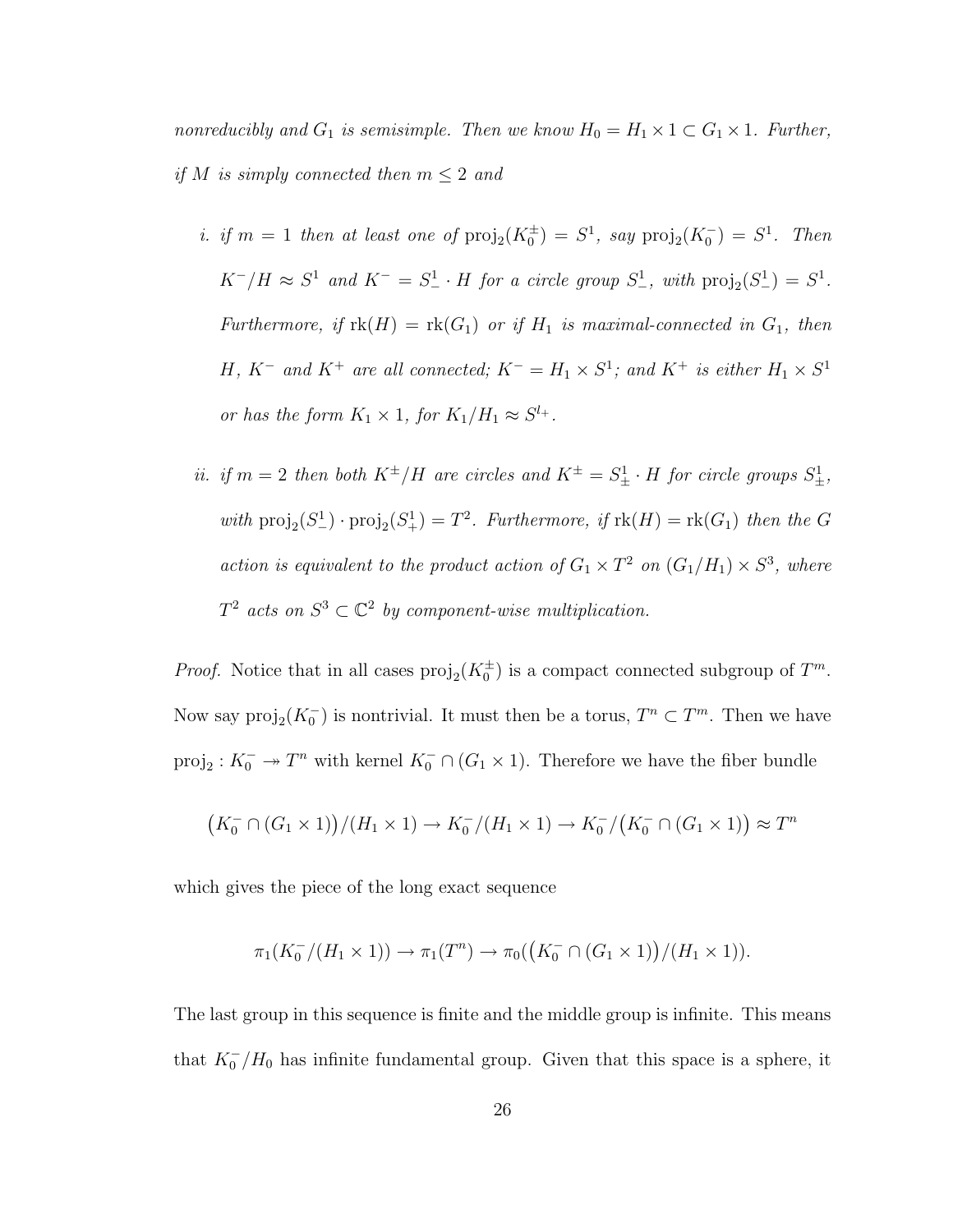*nonreducibly and $G_1$ is semisimple. Then we know $H_0 = H_1 \times 1 \subset G_1 \times 1$. Further, if $M$ is simply connected then $m \leq 2$ and*

*i. if $m = 1$ then at least one of $\mathrm{proj}_2(K_0^{\pm}) = S^1$, say $\mathrm{proj}_2(K_0^-) = S^1$. Then $K^-/H \approx S^1$ and $K^- = S^1_- \cdot H$ for a circle group $S^1_-$, with $\mathrm{proj}_2(S^1_-) = S^1$. Furthermore, if $\mathrm{rk}(H) = \mathrm{rk}(G_1)$ or if $H_1$ is maximal-connected in $G_1$, then $H$, $K^-$ and $K^+$ are all connected; $K^- = H_1 \times S^1$; and $K^+$ is either $H_1 \times S^1$ or has the form $K_1 \times 1$, for $K_1/H_1 \approx S^{l_+}$.*

*ii. if $m = 2$ then both $K^{\pm}/H$ are circles and $K^{\pm} = S^1_{\pm} \cdot H$ for circle groups $S^1_{\pm}$, with $\mathrm{proj}_2(S^1_-) \cdot \mathrm{proj}_2(S^1_+) = T^2$. Furthermore, if $\mathrm{rk}(H) = \mathrm{rk}(G_1)$ then the $G$ action is equivalent to the product action of $G_1 \times T^2$ on $(G_1/H_1) \times S^3$, where $T^2$ acts on $S^3 \subset \mathbb{C}^2$ by component-wise multiplication.*

*Proof.* Notice that in all cases $\mathrm{proj}_2(K_0^{\pm})$ is a compact connected subgroup of $T^m$. Now say $\mathrm{proj}_2(K_0^-)$ is nontrivial. It must then be a torus, $T^n \subset T^m$. Then we have $\mathrm{proj}_2 : K_0^- \twoheadrightarrow T^n$ with kernel $K_0^- \cap (G_1 \times 1)$. Therefore we have the fiber bundle

$$\big(K_0^- \cap (G_1 \times 1)\big)/(H_1 \times 1) \to K_0^-/(H_1 \times 1) \to K_0^-/\big(K_0^- \cap (G_1 \times 1)\big) \approx T^n$$

which gives the piece of the long exact sequence

$$\pi_1(K_0^-/(H_1 \times 1)) \to \pi_1(T^n) \to \pi_0(\big(K_0^- \cap (G_1 \times 1)\big)/(H_1 \times 1)).$$

The last group in this sequence is finite and the middle group is infinite. This means that $K_0^-/H_0$ has infinite fundamental group. Given that this space is a sphere, it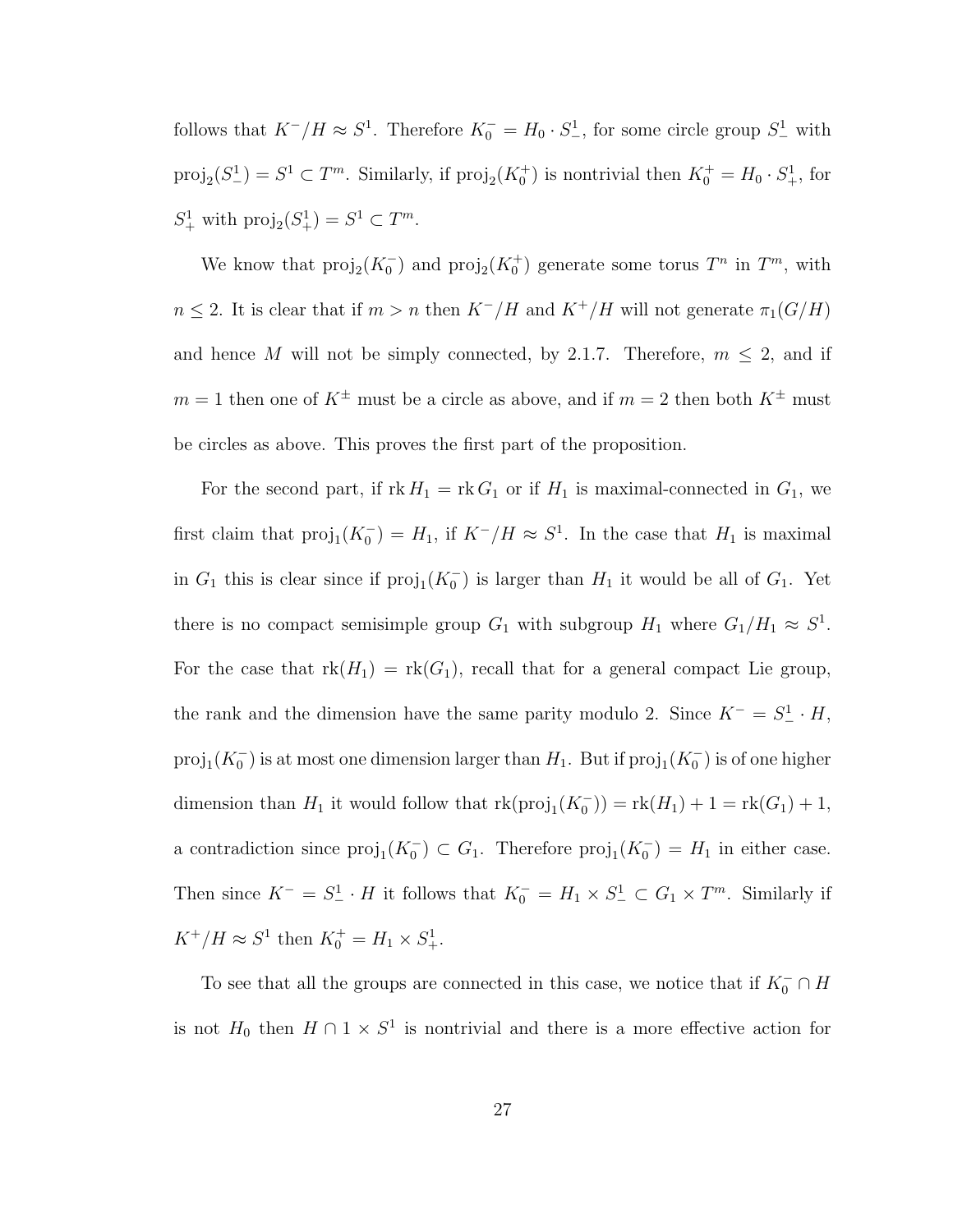follows that $K^-/H \approx S^1$. Therefore $K_0^- = H_0 \cdot S_-^1$, for some circle group $S_-^1$ with $\mathrm{proj}_2(S_-^1) = S^1 \subset T^m$. Similarly, if $\mathrm{proj}_2(K_0^+)$ is nontrivial then $K_0^+ = H_0 \cdot S_+^1$, for $S_+^1$ with $\mathrm{proj}_2(S_+^1) = S^1 \subset T^m$.

We know that $\mathrm{proj}_2(K_0^-)$ and $\mathrm{proj}_2(K_0^+)$ generate some torus $T^n$ in $T^m$, with $n \leq 2$. It is clear that if $m > n$ then $K^-/H$ and $K^+/H$ will not generate $\pi_1(G/H)$ and hence $M$ will not be simply connected, by 2.1.7. Therefore, $m \leq 2$, and if $m = 1$ then one of $K^\pm$ must be a circle as above, and if $m = 2$ then both $K^\pm$ must be circles as above. This proves the first part of the proposition.

For the second part, if $\mathrm{rk}\, H_1 = \mathrm{rk}\, G_1$ or if $H_1$ is maximal-connected in $G_1$, we first claim that $\mathrm{proj}_1(K_0^-) = H_1$, if $K^-/H \approx S^1$. In the case that $H_1$ is maximal in $G_1$ this is clear since if $\mathrm{proj}_1(K_0^-)$ is larger than $H_1$ it would be all of $G_1$. Yet there is no compact semisimple group $G_1$ with subgroup $H_1$ where $G_1/H_1 \approx S^1$. For the case that $\mathrm{rk}(H_1) = \mathrm{rk}(G_1)$, recall that for a general compact Lie group, the rank and the dimension have the same parity modulo 2. Since $K^- = S_-^1 \cdot H$, $\mathrm{proj}_1(K_0^-)$ is at most one dimension larger than $H_1$. But if $\mathrm{proj}_1(K_0^-)$ is of one higher dimension than $H_1$ it would follow that $\mathrm{rk}(\mathrm{proj}_1(K_0^-)) = \mathrm{rk}(H_1) + 1 = \mathrm{rk}(G_1) + 1$, a contradiction since $\mathrm{proj}_1(K_0^-) \subset G_1$. Therefore $\mathrm{proj}_1(K_0^-) = H_1$ in either case. Then since $K^- = S_-^1 \cdot H$ it follows that $K_0^- = H_1 \times S_-^1 \subset G_1 \times T^m$. Similarly if $K^+/H \approx S^1$ then $K_0^+ = H_1 \times S_+^1$.

To see that all the groups are connected in this case, we notice that if $K_0^- \cap H$ is not $H_0$ then $H \cap 1 \times S^1$ is nontrivial and there is a more effective action for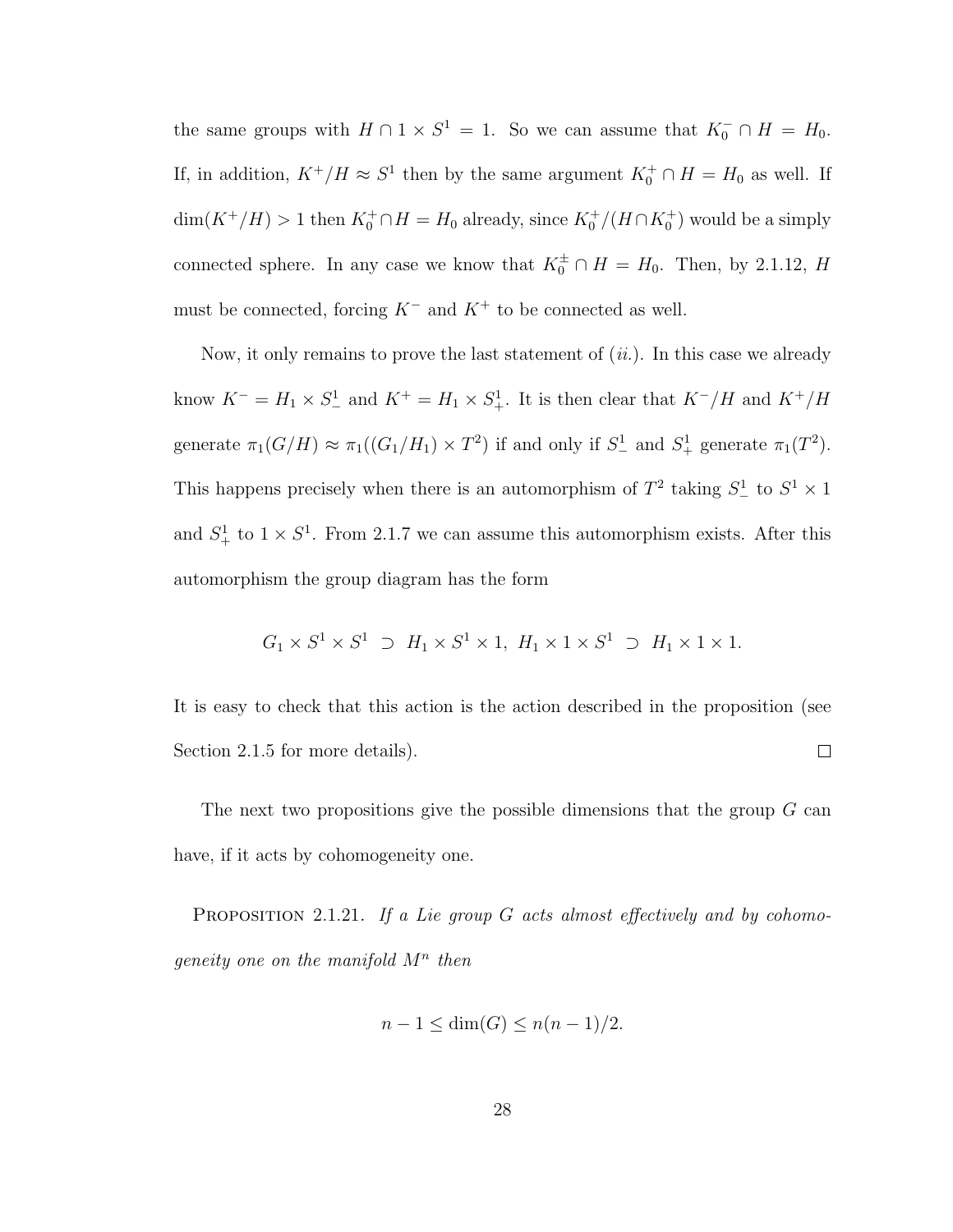the same groups with $H \cap 1 \times S^1 = 1$. So we can assume that $K_0^- \cap H = H_0$. If, in addition, $K^+/H \approx S^1$ then by the same argument $K_0^+ \cap H = H_0$ as well. If $\dim(K^+/H) > 1$ then $K_0^+ \cap H = H_0$ already, since $K_0^+/(H \cap K_0^+)$ would be a simply connected sphere. In any case we know that $K_0^\pm \cap H = H_0$. Then, by 2.1.12, $H$ must be connected, forcing $K^-$ and $K^+$ to be connected as well.

Now, it only remains to prove the last statement of (*ii.*). In this case we already know $K^- = H_1 \times S^1_-$ and $K^+ = H_1 \times S^1_+$. It is then clear that $K^-/H$ and $K^+/H$ generate $\pi_1(G/H) \approx \pi_1((G_1/H_1) \times T^2)$ if and only if $S^1_-$ and $S^1_+$ generate $\pi_1(T^2)$. This happens precisely when there is an automorphism of $T^2$ taking $S^1_-$ to $S^1 \times 1$ and $S^1_+$ to $1 \times S^1$. From 2.1.7 we can assume this automorphism exists. After this automorphism the group diagram has the form

$$G_1 \times S^1 \times S^1 \supset H_1 \times S^1 \times 1,\ H_1 \times 1 \times S^1 \supset H_1 \times 1 \times 1.$$

It is easy to check that this action is the action described in the proposition (see Section 2.1.5 for more details). $\square$

The next two propositions give the possible dimensions that the group $G$ can have, if it acts by cohomogeneity one.

**Proposition 2.1.21.** *If a Lie group $G$ acts almost effectively and by cohomogeneity one on the manifold $M^n$ then*

$$n - 1 \leq \dim(G) \leq n(n-1)/2.$$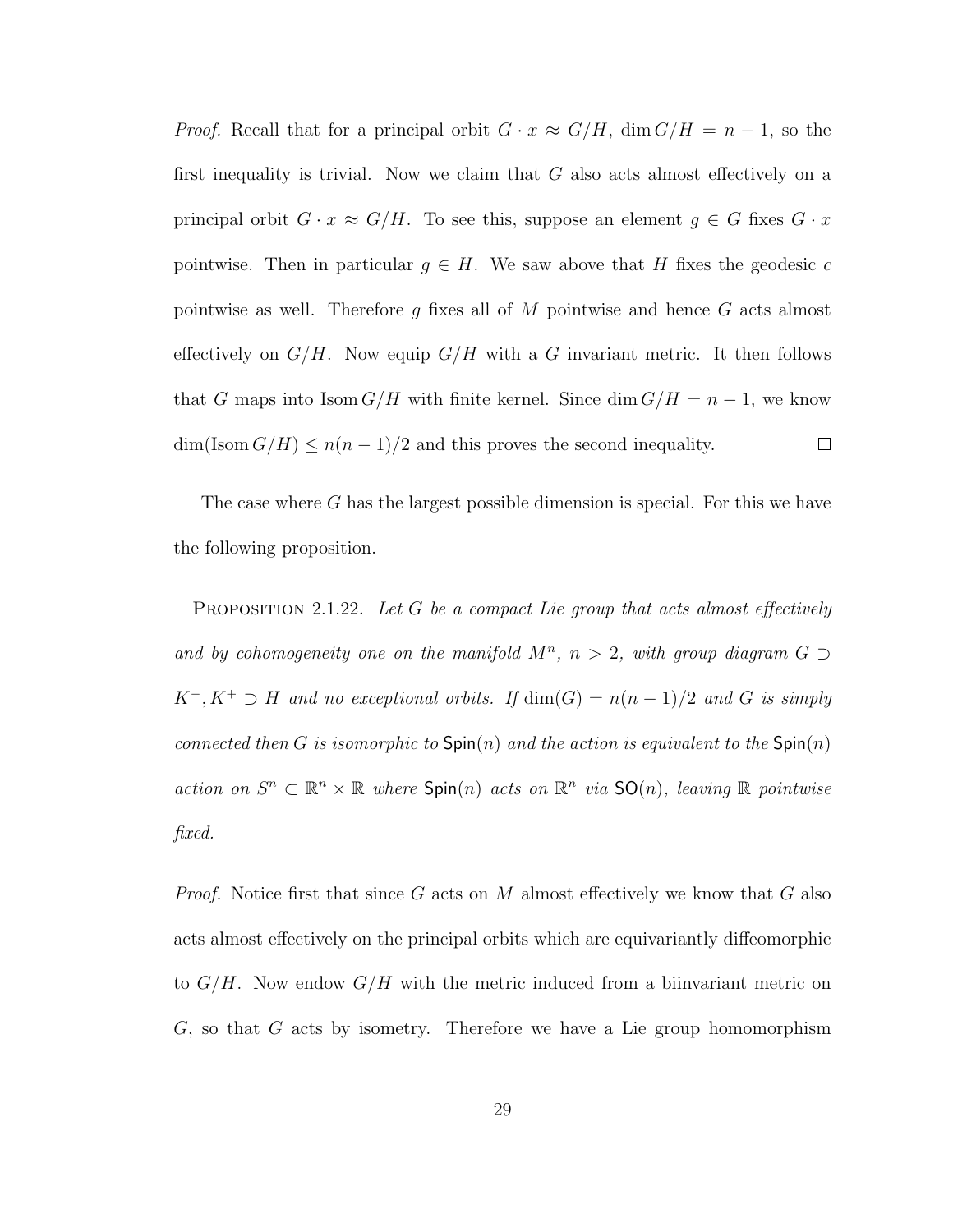*Proof.* Recall that for a principal orbit $G \cdot x \approx G/H$, $\dim G/H = n - 1$, so the first inequality is trivial. Now we claim that $G$ also acts almost effectively on a principal orbit $G \cdot x \approx G/H$. To see this, suppose an element $g \in G$ fixes $G \cdot x$ pointwise. Then in particular $g \in H$. We saw above that $H$ fixes the geodesic $c$ pointwise as well. Therefore $g$ fixes all of $M$ pointwise and hence $G$ acts almost effectively on $G/H$. Now equip $G/H$ with a $G$ invariant metric. It then follows that $G$ maps into $\operatorname{Isom} G/H$ with finite kernel. Since $\dim G/H = n - 1$, we know $\dim(\operatorname{Isom} G/H) \leq n(n-1)/2$ and this proves the second inequality. $\square$

The case where $G$ has the largest possible dimension is special. For this we have the following proposition.

**Proposition 2.1.22.** *Let $G$ be a compact Lie group that acts almost effectively and by cohomogeneity one on the manifold $M^n$, $n > 2$, with group diagram $G \supset K^-, K^+ \supset H$ and no exceptional orbits. If $\dim(G) = n(n-1)/2$ and $G$ is simply connected then $G$ is isomorphic to $\mathsf{Spin}(n)$ and the action is equivalent to the $\mathsf{Spin}(n)$ action on $S^n \subset \mathbb{R}^n \times \mathbb{R}$ where $\mathsf{Spin}(n)$ acts on $\mathbb{R}^n$ via $\mathsf{SO}(n)$, leaving $\mathbb{R}$ pointwise fixed.*

*Proof.* Notice first that since $G$ acts on $M$ almost effectively we know that $G$ also acts almost effectively on the principal orbits which are equivariantly diffeomorphic to $G/H$. Now endow $G/H$ with the metric induced from a biinvariant metric on $G$, so that $G$ acts by isometry. Therefore we have a Lie group homomorphism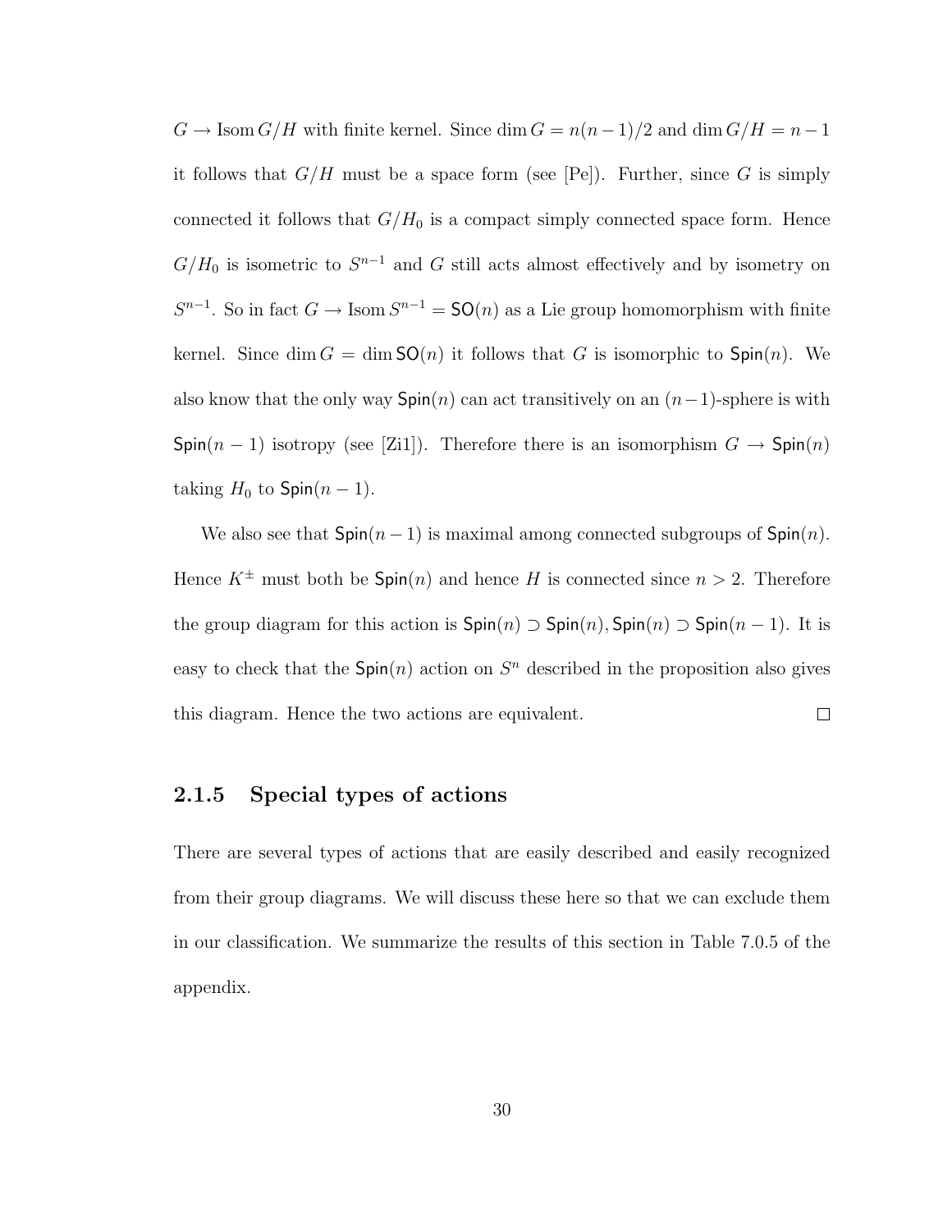$G \to \text{Isom}\, G/H$ with finite kernel. Since $\dim G = n(n-1)/2$ and $\dim G/H = n-1$ it follows that $G/H$ must be a space form (see [Pe]). Further, since $G$ is simply connected it follows that $G/H_0$ is a compact simply connected space form. Hence $G/H_0$ is isometric to $S^{n-1}$ and $G$ still acts almost effectively and by isometry on $S^{n-1}$. So in fact $G \to \text{Isom}\, S^{n-1} = \mathsf{SO}(n)$ as a Lie group homomorphism with finite kernel. Since $\dim G = \dim \mathsf{SO}(n)$ it follows that $G$ is isomorphic to $\mathsf{Spin}(n)$. We also know that the only way $\mathsf{Spin}(n)$ can act transitively on an $(n-1)$-sphere is with $\mathsf{Spin}(n-1)$ isotropy (see [Zi1]). Therefore there is an isomorphism $G \to \mathsf{Spin}(n)$ taking $H_0$ to $\mathsf{Spin}(n-1)$.

We also see that $\mathsf{Spin}(n-1)$ is maximal among connected subgroups of $\mathsf{Spin}(n)$. Hence $K^{\pm}$ must both be $\mathsf{Spin}(n)$ and hence $H$ is connected since $n > 2$. Therefore the group diagram for this action is $\mathsf{Spin}(n) \supset \mathsf{Spin}(n), \mathsf{Spin}(n) \supset \mathsf{Spin}(n-1)$. It is easy to check that the $\mathsf{Spin}(n)$ action on $S^n$ described in the proposition also gives this diagram. Hence the two actions are equivalent. □

### 2.1.5 Special types of actions

There are several types of actions that are easily described and easily recognized from their group diagrams. We will discuss these here so that we can exclude them in our classification. We summarize the results of this section in Table 7.0.5 of the appendix.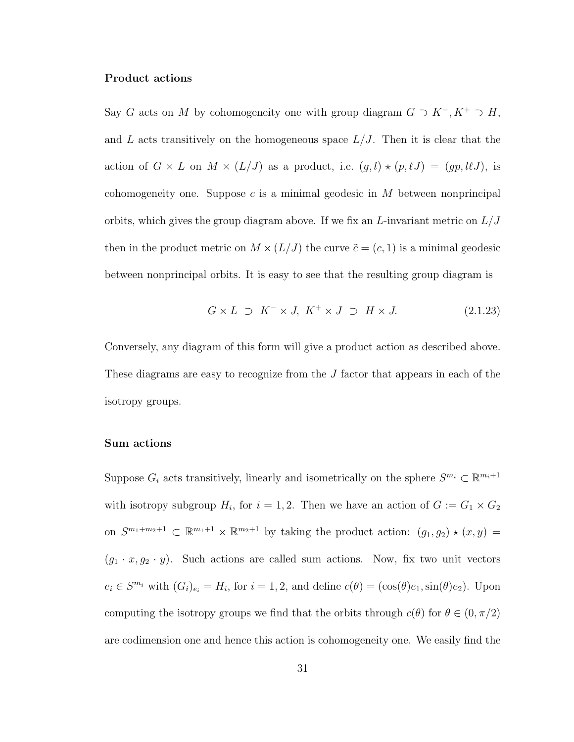#### Product actions

Say $G$ acts on $M$ by cohomogeneity one with group diagram $G \supset K^-, K^+ \supset H$, and $L$ acts transitively on the homogeneous space $L/J$. Then it is clear that the action of $G \times L$ on $M \times (L/J)$ as a product, i.e. $(g, l) \star (p, \ell J) = (gp, l\ell J)$, is cohomogeneity one. Suppose $c$ is a minimal geodesic in $M$ between nonprincipal orbits, which gives the group diagram above. If we fix an $L$-invariant metric on $L/J$ then in the product metric on $M \times (L/J)$ the curve $\tilde{c} = (c, 1)$ is a minimal geodesic between nonprincipal orbits. It is easy to see that the resulting group diagram is

$$G \times L \;\supset\; K^- \times J,\; K^+ \times J \;\supset\; H \times J. \tag{2.1.23}$$

Conversely, any diagram of this form will give a product action as described above. These diagrams are easy to recognize from the $J$ factor that appears in each of the isotropy groups.

#### Sum actions

Suppose $G_i$ acts transitively, linearly and isometrically on the sphere $S^{m_i} \subset \mathbb{R}^{m_i+1}$ with isotropy subgroup $H_i$, for $i = 1, 2$. Then we have an action of $G := G_1 \times G_2$ on $S^{m_1+m_2+1} \subset \mathbb{R}^{m_1+1} \times \mathbb{R}^{m_2+1}$ by taking the product action: $(g_1, g_2) \star (x, y) = (g_1 \cdot x, g_2 \cdot y)$. Such actions are called sum actions. Now, fix two unit vectors $e_i \in S^{m_i}$ with $(G_i)_{e_i} = H_i$, for $i = 1, 2$, and define $c(\theta) = (\cos(\theta)e_1, \sin(\theta)e_2)$. Upon computing the isotropy groups we find that the orbits through $c(\theta)$ for $\theta \in (0, \pi/2)$ are codimension one and hence this action is cohomogeneity one. We easily find the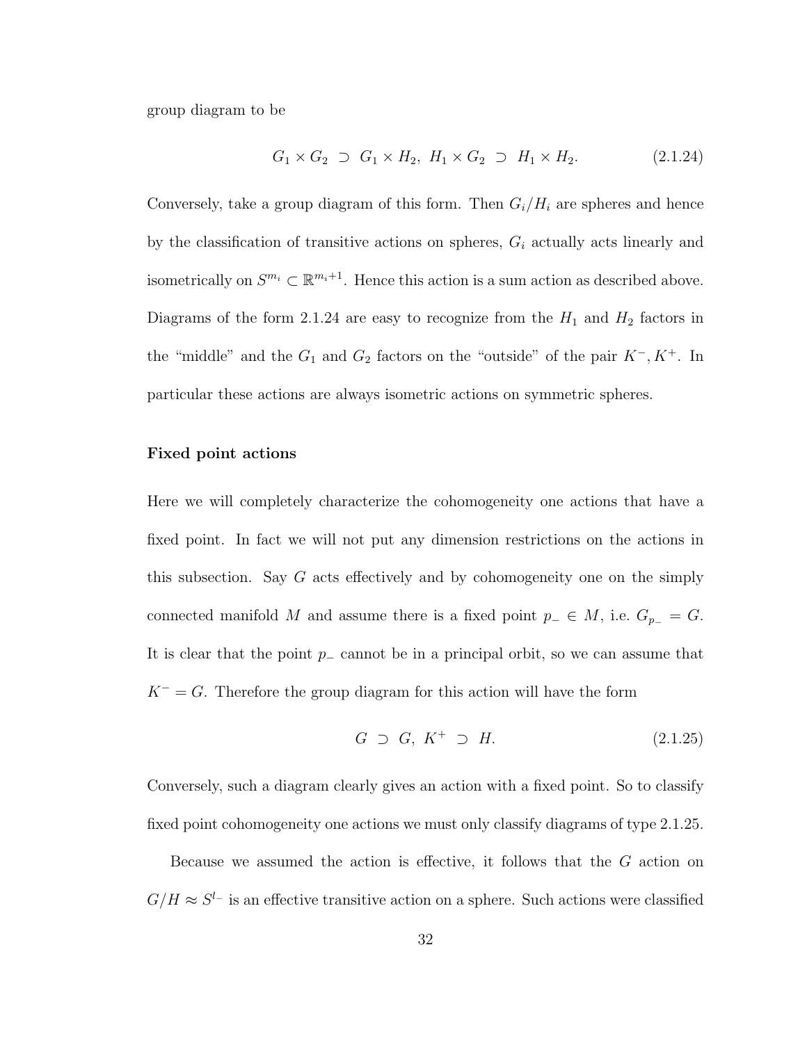group diagram to be

$$G_1 \times G_2 \supset G_1 \times H_2,\ H_1 \times G_2 \supset H_1 \times H_2. \tag{2.1.24}$$

Conversely, take a group diagram of this form. Then $G_i/H_i$ are spheres and hence by the classification of transitive actions on spheres, $G_i$ actually acts linearly and isometrically on $S^{m_i} \subset \mathbb{R}^{m_i+1}$. Hence this action is a sum action as described above. Diagrams of the form 2.1.24 are easy to recognize from the $H_1$ and $H_2$ factors in the "middle" and the $G_1$ and $G_2$ factors on the "outside" of the pair $K^-, K^+$. In particular these actions are always isometric actions on symmetric spheres.

**Fixed point actions**

Here we will completely characterize the cohomogeneity one actions that have a fixed point. In fact we will not put any dimension restrictions on the actions in this subsection. Say $G$ acts effectively and by cohomogeneity one on the simply connected manifold $M$ and assume there is a fixed point $p_- \in M$, i.e. $G_{p_-} = G$. It is clear that the point $p_-$ cannot be in a principal orbit, so we can assume that $K^- = G$. Therefore the group diagram for this action will have the form

$$G \supset G,\ K^+ \supset H. \tag{2.1.25}$$

Conversely, such a diagram clearly gives an action with a fixed point. So to classify fixed point cohomogeneity one actions we must only classify diagrams of type 2.1.25.

Because we assumed the action is effective, it follows that the $G$ action on $G/H \approx S^{l_-}$ is an effective transitive action on a sphere. Such actions were classified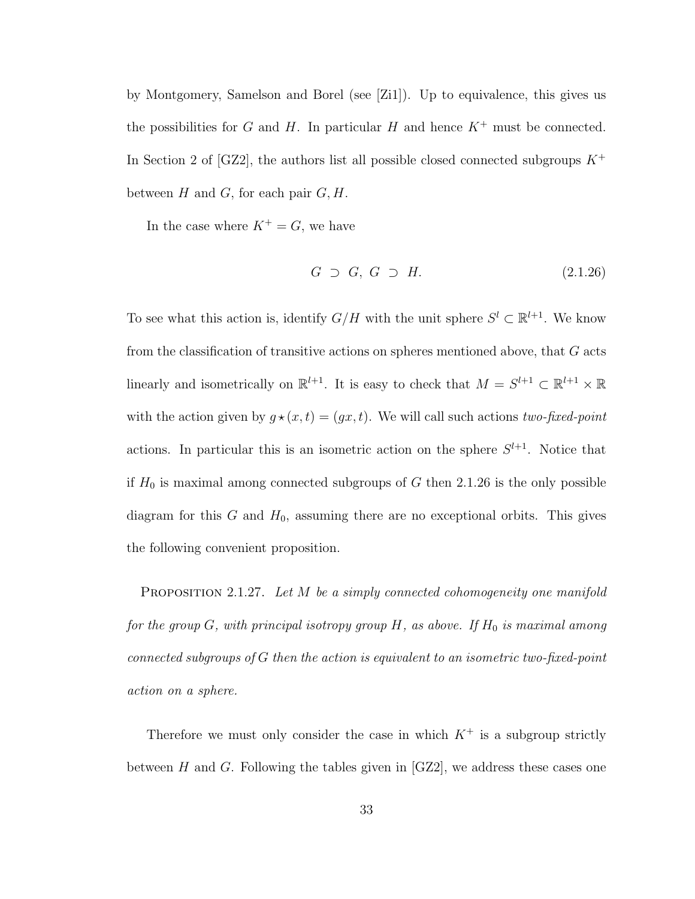by Montgomery, Samelson and Borel (see [Zi1]). Up to equivalence, this gives us the possibilities for $G$ and $H$. In particular $H$ and hence $K^+$ must be connected. In Section 2 of [GZ2], the authors list all possible closed connected subgroups $K^+$ between $H$ and $G$, for each pair $G, H$.

In the case where $K^+ = G$, we have

$$G \supset G, \; G \supset H. \tag{2.1.26}$$

To see what this action is, identify $G/H$ with the unit sphere $S^l \subset \mathbb{R}^{l+1}$. We know from the classification of transitive actions on spheres mentioned above, that $G$ acts linearly and isometrically on $\mathbb{R}^{l+1}$. It is easy to check that $M = S^{l+1} \subset \mathbb{R}^{l+1} \times \mathbb{R}$ with the action given by $g \star (x, t) = (gx, t)$. We will call such actions *two-fixed-point* actions. In particular this is an isometric action on the sphere $S^{l+1}$. Notice that if $H_0$ is maximal among connected subgroups of $G$ then 2.1.26 is the only possible diagram for this $G$ and $H_0$, assuming there are no exceptional orbits. This gives the following convenient proposition.

Proposition 2.1.27. *Let $M$ be a simply connected cohomogeneity one manifold for the group $G$, with principal isotropy group $H$, as above. If $H_0$ is maximal among connected subgroups of $G$ then the action is equivalent to an isometric two-fixed-point action on a sphere.*

Therefore we must only consider the case in which $K^+$ is a subgroup strictly between $H$ and $G$. Following the tables given in [GZ2], we address these cases one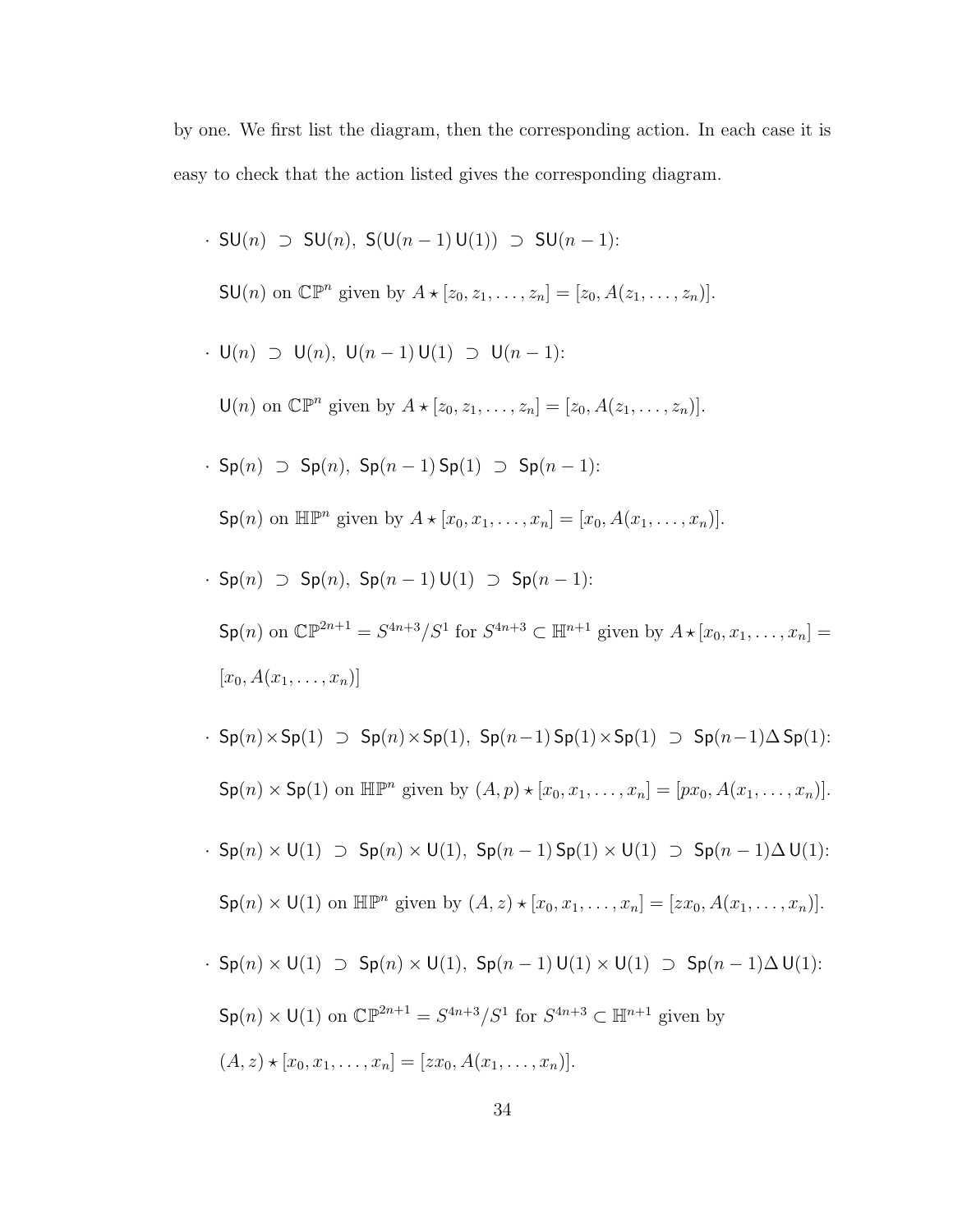by one. We first list the diagram, then the corresponding action. In each case it is easy to check that the action listed gives the corresponding diagram.

- $\mathsf{SU}(n) \ \supset\ \mathsf{SU}(n),\ \mathsf{S}(\mathsf{U}(n-1)\,\mathsf{U}(1)) \ \supset\ \mathsf{SU}(n-1)$:

  $\mathsf{SU}(n)$ on $\mathbb{CP}^n$ given by $A \star [z_0, z_1, \ldots, z_n] = [z_0, A(z_1, \ldots, z_n)]$.

- $\mathsf{U}(n) \ \supset\ \mathsf{U}(n),\ \mathsf{U}(n-1)\,\mathsf{U}(1) \ \supset\ \mathsf{U}(n-1)$:

  $\mathsf{U}(n)$ on $\mathbb{CP}^n$ given by $A \star [z_0, z_1, \ldots, z_n] = [z_0, A(z_1, \ldots, z_n)]$.

- $\mathsf{Sp}(n) \ \supset\ \mathsf{Sp}(n),\ \mathsf{Sp}(n-1)\,\mathsf{Sp}(1) \ \supset\ \mathsf{Sp}(n-1)$:

  $\mathsf{Sp}(n)$ on $\mathbb{HP}^n$ given by $A \star [x_0, x_1, \ldots, x_n] = [x_0, A(x_1, \ldots, x_n)]$.

- $\mathsf{Sp}(n) \ \supset\ \mathsf{Sp}(n),\ \mathsf{Sp}(n-1)\,\mathsf{U}(1) \ \supset\ \mathsf{Sp}(n-1)$:

  $\mathsf{Sp}(n)$ on $\mathbb{CP}^{2n+1} = S^{4n+3}/S^1$ for $S^{4n+3} \subset \mathbb{H}^{n+1}$ given by $A \star [x_0, x_1, \ldots, x_n] = [x_0, A(x_1, \ldots, x_n)]$

- $\mathsf{Sp}(n) \times \mathsf{Sp}(1) \ \supset\ \mathsf{Sp}(n) \times \mathsf{Sp}(1),\ \mathsf{Sp}(n-1)\,\mathsf{Sp}(1) \times \mathsf{Sp}(1) \ \supset\ \mathsf{Sp}(n-1)\Delta\,\mathsf{Sp}(1)$:

  $\mathsf{Sp}(n) \times \mathsf{Sp}(1)$ on $\mathbb{HP}^n$ given by $(A, p) \star [x_0, x_1, \ldots, x_n] = [px_0, A(x_1, \ldots, x_n)]$.

- $\mathsf{Sp}(n) \times \mathsf{U}(1) \ \supset\ \mathsf{Sp}(n) \times \mathsf{U}(1),\ \mathsf{Sp}(n-1)\,\mathsf{Sp}(1) \times \mathsf{U}(1) \ \supset\ \mathsf{Sp}(n-1)\Delta\,\mathsf{U}(1)$:

  $\mathsf{Sp}(n) \times \mathsf{U}(1)$ on $\mathbb{HP}^n$ given by $(A, z) \star [x_0, x_1, \ldots, x_n] = [zx_0, A(x_1, \ldots, x_n)]$.

- $\mathsf{Sp}(n) \times \mathsf{U}(1) \ \supset\ \mathsf{Sp}(n) \times \mathsf{U}(1),\ \mathsf{Sp}(n-1)\,\mathsf{U}(1) \times \mathsf{U}(1) \ \supset\ \mathsf{Sp}(n-1)\Delta\,\mathsf{U}(1)$:

  $\mathsf{Sp}(n) \times \mathsf{U}(1)$ on $\mathbb{CP}^{2n+1} = S^{4n+3}/S^1$ for $S^{4n+3} \subset \mathbb{H}^{n+1}$ given by $(A, z) \star [x_0, x_1, \ldots, x_n] = [zx_0, A(x_1, \ldots, x_n)]$.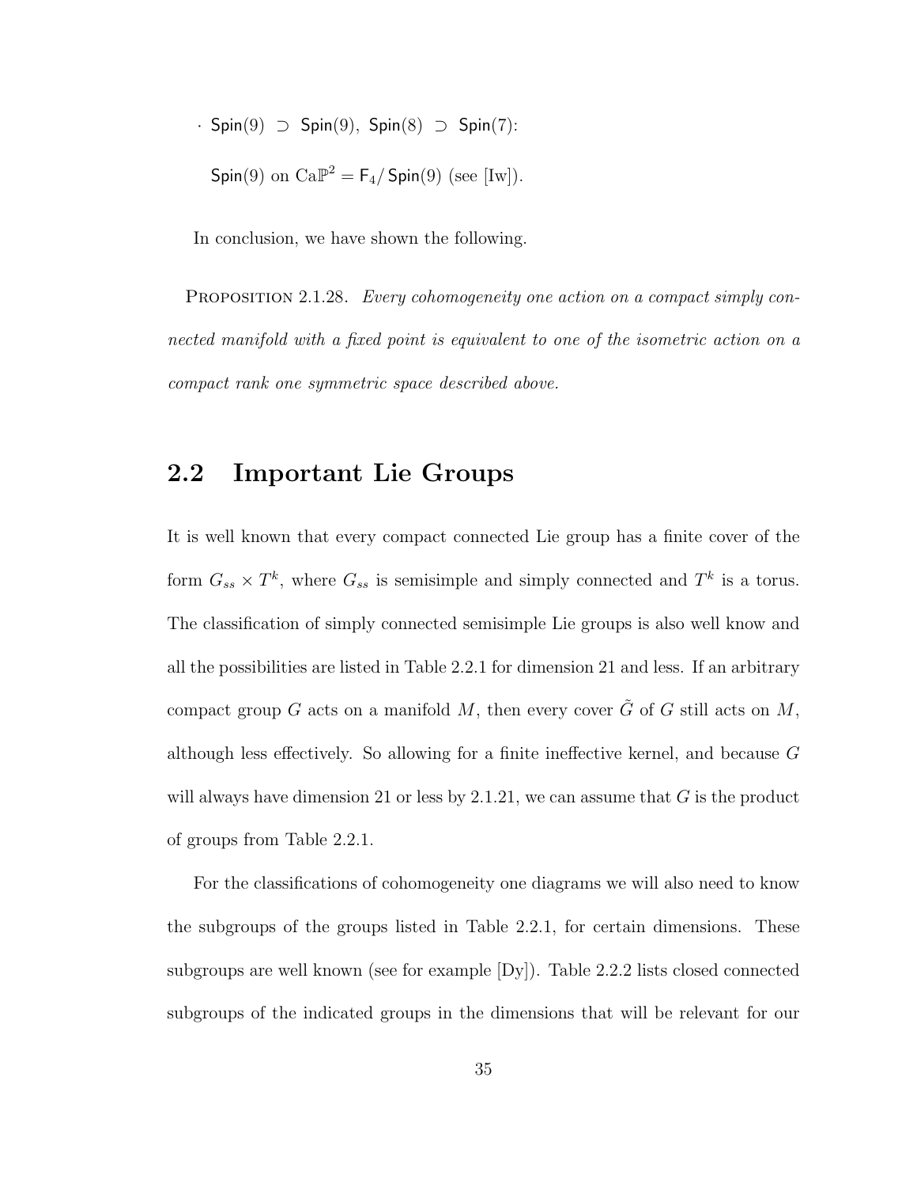- $\mathsf{Spin}(9) \supset \mathsf{Spin}(9)$, $\mathsf{Spin}(8) \supset \mathsf{Spin}(7)$:

  $\mathsf{Spin}(9)$ on $\mathrm{Ca}\mathbb{P}^2 = \mathsf{F}_4/\,\mathsf{Spin}(9)$ (see [Iw]).

In conclusion, we have shown the following.

Proposition 2.1.28. *Every cohomogeneity one action on a compact simply connected manifold with a fixed point is equivalent to one of the isometric action on a compact rank one symmetric space described above.*

## 2.2 Important Lie Groups

It is well known that every compact connected Lie group has a finite cover of the form $G_{ss} \times T^k$, where $G_{ss}$ is semisimple and simply connected and $T^k$ is a torus. The classification of simply connected semisimple Lie groups is also well know and all the possibilities are listed in Table 2.2.1 for dimension 21 and less. If an arbitrary compact group $G$ acts on a manifold $M$, then every cover $\tilde{G}$ of $G$ still acts on $M$, although less effectively. So allowing for a finite ineffective kernel, and because $G$ will always have dimension 21 or less by 2.1.21, we can assume that $G$ is the product of groups from Table 2.2.1.

For the classifications of cohomogeneity one diagrams we will also need to know the subgroups of the groups listed in Table 2.2.1, for certain dimensions. These subgroups are well known (see for example [Dy]). Table 2.2.2 lists closed connected subgroups of the indicated groups in the dimensions that will be relevant for our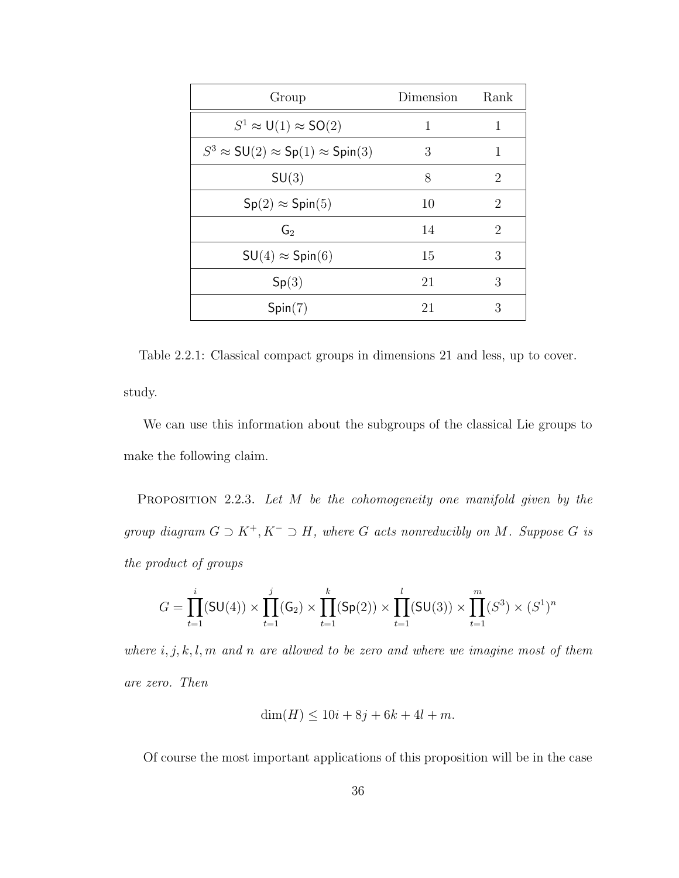| Group | Dimension | Rank |
| --- | --- | --- |
| $S^1 \approx \mathsf{U}(1) \approx \mathsf{SO}(2)$ | 1 | 1 |
| $S^3 \approx \mathsf{SU}(2) \approx \mathsf{Sp}(1) \approx \mathsf{Spin}(3)$ | 3 | 1 |
| $\mathsf{SU}(3)$ | 8 | 2 |
| $\mathsf{Sp}(2) \approx \mathsf{Spin}(5)$ | 10 | 2 |
| $\mathsf{G}_2$ | 14 | 2 |
| $\mathsf{SU}(4) \approx \mathsf{Spin}(6)$ | 15 | 3 |
| $\mathsf{Sp}(3)$ | 21 | 3 |
| $\mathsf{Spin}(7)$ | 21 | 3 |

Table 2.2.1: Classical compact groups in dimensions 21 and less, up to cover.

study.

We can use this information about the subgroups of the classical Lie groups to make the following claim.

Proposition 2.2.3. *Let $M$ be the cohomogeneity one manifold given by the group diagram $G \supset K^+, K^- \supset H$, where $G$ acts nonreducibly on $M$. Suppose $G$ is the product of groups*

$$G = \prod_{t=1}^{i}(\mathsf{SU}(4)) \times \prod_{t=1}^{j}(\mathsf{G}_2) \times \prod_{t=1}^{k}(\mathsf{Sp}(2)) \times \prod_{t=1}^{l}(\mathsf{SU}(3)) \times \prod_{t=1}^{m}(S^3) \times (S^1)^n$$

*where $i, j, k, l, m$ and $n$ are allowed to be zero and where we imagine most of them are zero. Then*

$$\dim(H) \leq 10i + 8j + 6k + 4l + m.$$

Of course the most important applications of this proposition will be in the case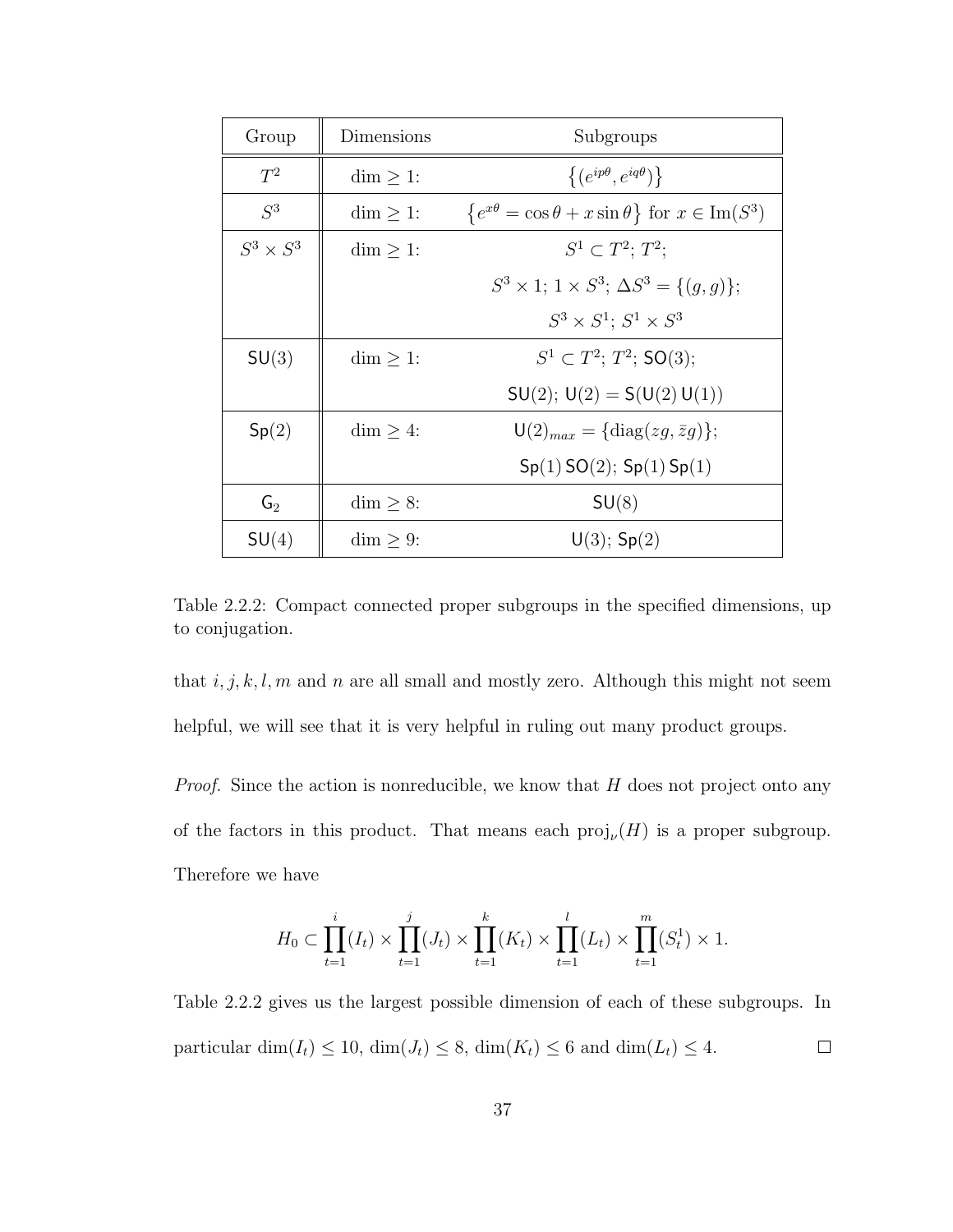| Group | Dimensions | Subgroups |
|---|---|---|
| $T^2$ | $\dim \geq 1$: | $\left\{(e^{ip\theta}, e^{iq\theta})\right\}$ |
| $S^3$ | $\dim \geq 1$: | $\left\{e^{x\theta} = \cos\theta + x\sin\theta\right\}$ for $x \in \mathrm{Im}(S^3)$ |
| $S^3 \times S^3$ | $\dim \geq 1$: | $S^1 \subset T^2$; $T^2$; |
| | | $S^3 \times 1$; $1 \times S^3$; $\Delta S^3 = \{(g, g)\}$; |
| | | $S^3 \times S^1$; $S^1 \times S^3$ |
| $\mathsf{SU}(3)$ | $\dim \geq 1$: | $S^1 \subset T^2$; $T^2$; $\mathsf{SO}(3)$; |
| | | $\mathsf{SU}(2)$; $\mathsf{U}(2) = \mathsf{S}(\mathsf{U}(2)\,\mathsf{U}(1))$ |
| $\mathsf{Sp}(2)$ | $\dim \geq 4$: | $\mathsf{U}(2)_{max} = \{\mathrm{diag}(zg, \bar{z}g)\}$; |
| | | $\mathsf{Sp}(1)\,\mathsf{SO}(2)$; $\mathsf{Sp}(1)\,\mathsf{Sp}(1)$ |
| $\mathsf{G}_2$ | $\dim \geq 8$: | $\mathsf{SU}(8)$ |
| $\mathsf{SU}(4)$ | $\dim \geq 9$: | $\mathsf{U}(3)$; $\mathsf{Sp}(2)$ |

Table 2.2.2: Compact connected proper subgroups in the specified dimensions, up to conjugation.

that $i, j, k, l, m$ and $n$ are all small and mostly zero. Although this might not seem helpful, we will see that it is very helpful in ruling out many product groups.

*Proof.* Since the action is nonreducible, we know that $H$ does not project onto any of the factors in this product. That means each $\mathrm{proj}_\nu(H)$ is a proper subgroup. Therefore we have

$$H_0 \subset \prod_{t=1}^{i}(I_t) \times \prod_{t=1}^{j}(J_t) \times \prod_{t=1}^{k}(K_t) \times \prod_{t=1}^{l}(L_t) \times \prod_{t=1}^{m}(S^1_t) \times 1.$$

Table 2.2.2 gives us the largest possible dimension of each of these subgroups. In particular $\dim(I_t) \leq 10$, $\dim(J_t) \leq 8$, $\dim(K_t) \leq 6$ and $\dim(L_t) \leq 4$. $\square$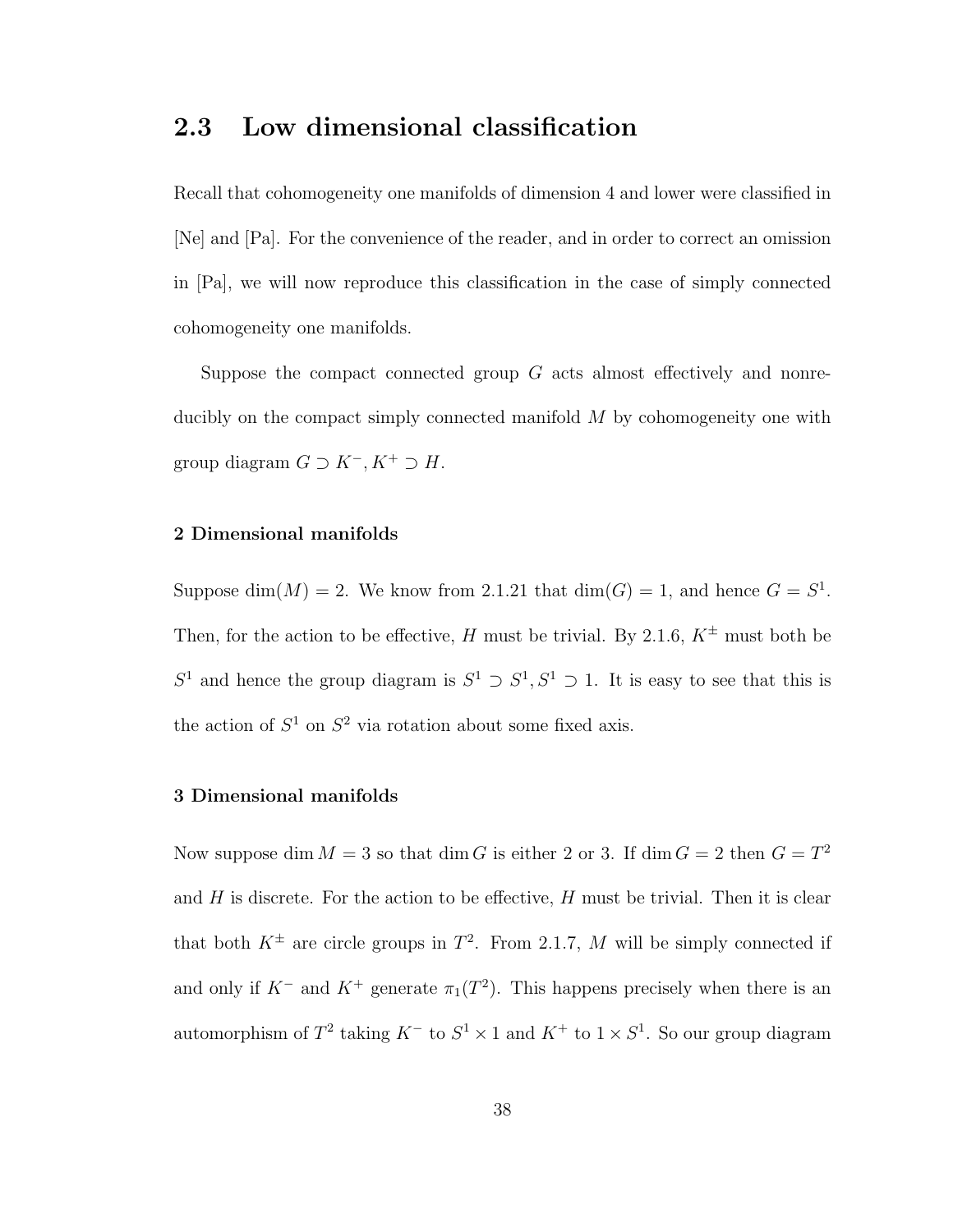## 2.3 Low dimensional classification

Recall that cohomogeneity one manifolds of dimension 4 and lower were classified in [Ne] and [Pa]. For the convenience of the reader, and in order to correct an omission in [Pa], we will now reproduce this classification in the case of simply connected cohomogeneity one manifolds.

Suppose the compact connected group $G$ acts almost effectively and nonreducibly on the compact simply connected manifold $M$ by cohomogeneity one with group diagram $G \supset K^-, K^+ \supset H$.

#### 2 Dimensional manifolds

Suppose $\dim(M) = 2$. We know from 2.1.21 that $\dim(G) = 1$, and hence $G = S^1$. Then, for the action to be effective, $H$ must be trivial. By 2.1.6, $K^\pm$ must both be $S^1$ and hence the group diagram is $S^1 \supset S^1, S^1 \supset 1$. It is easy to see that this is the action of $S^1$ on $S^2$ via rotation about some fixed axis.

#### 3 Dimensional manifolds

Now suppose $\dim M = 3$ so that $\dim G$ is either 2 or 3. If $\dim G = 2$ then $G = T^2$ and $H$ is discrete. For the action to be effective, $H$ must be trivial. Then it is clear that both $K^\pm$ are circle groups in $T^2$. From 2.1.7, $M$ will be simply connected if and only if $K^-$ and $K^+$ generate $\pi_1(T^2)$. This happens precisely when there is an automorphism of $T^2$ taking $K^-$ to $S^1 \times 1$ and $K^+$ to $1 \times S^1$. So our group diagram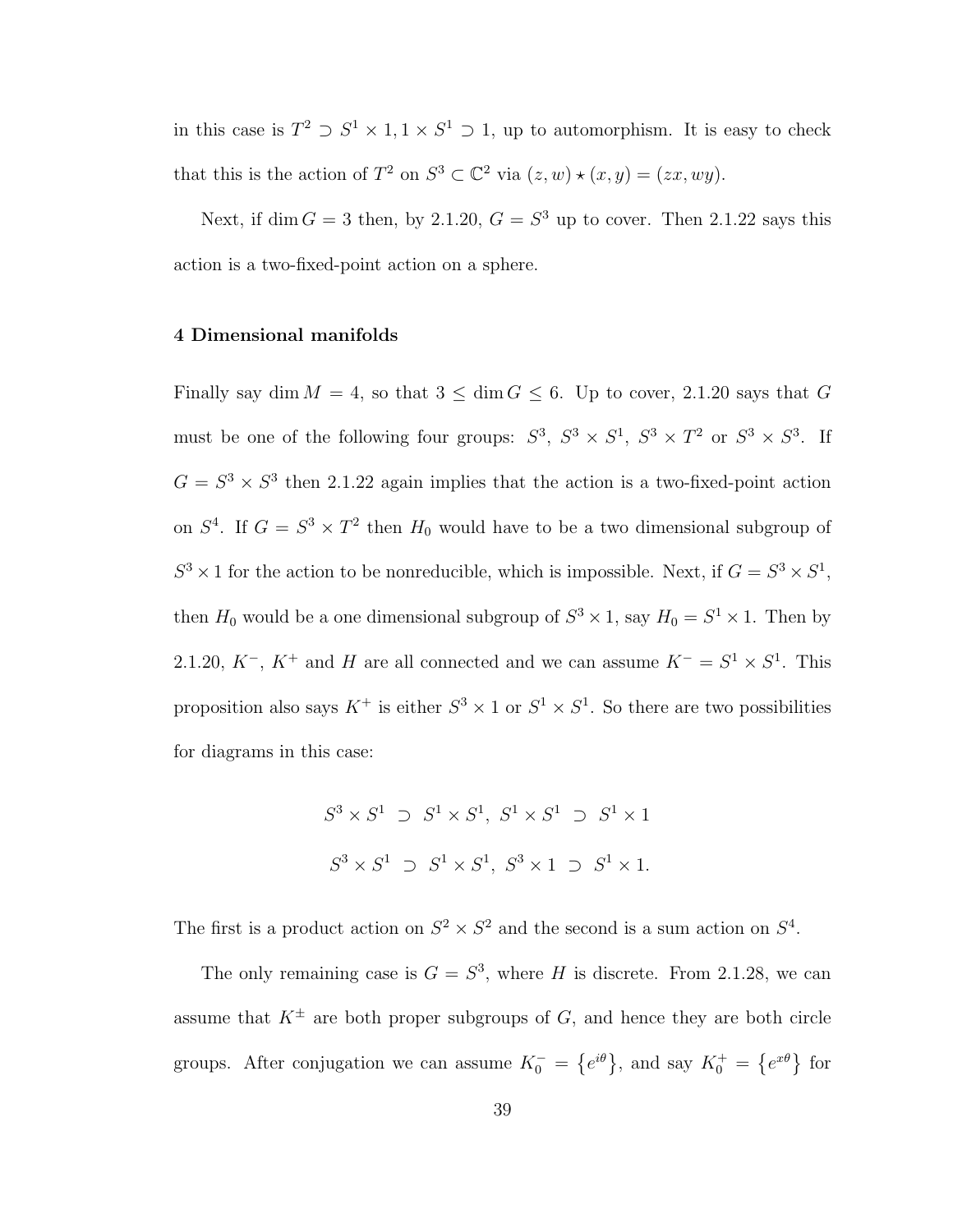in this case is $T^2 \supset S^1 \times 1, 1 \times S^1 \supset 1$, up to automorphism. It is easy to check that this is the action of $T^2$ on $S^3 \subset \mathbb{C}^2$ via $(z,w) \star (x,y) = (zx, wy)$.

Next, if $\dim G = 3$ then, by 2.1.20, $G = S^3$ up to cover. Then 2.1.22 says this action is a two-fixed-point action on a sphere.

#### 4 Dimensional manifolds

Finally say $\dim M = 4$, so that $3 \leq \dim G \leq 6$. Up to cover, 2.1.20 says that $G$ must be one of the following four groups: $S^3$, $S^3 \times S^1$, $S^3 \times T^2$ or $S^3 \times S^3$. If $G = S^3 \times S^3$ then 2.1.22 again implies that the action is a two-fixed-point action on $S^4$. If $G = S^3 \times T^2$ then $H_0$ would have to be a two dimensional subgroup of $S^3 \times 1$ for the action to be nonreducible, which is impossible. Next, if $G = S^3 \times S^1$, then $H_0$ would be a one dimensional subgroup of $S^3 \times 1$, say $H_0 = S^1 \times 1$. Then by 2.1.20, $K^-$, $K^+$ and $H$ are all connected and we can assume $K^- = S^1 \times S^1$. This proposition also says $K^+$ is either $S^3 \times 1$ or $S^1 \times S^1$. So there are two possibilities for diagrams in this case:

$$S^3 \times S^1 \;\supset\; S^1 \times S^1,\; S^1 \times S^1 \;\supset\; S^1 \times 1$$

$$S^3 \times S^1 \;\supset\; S^1 \times S^1,\; S^3 \times 1 \;\supset\; S^1 \times 1.$$

The first is a product action on $S^2 \times S^2$ and the second is a sum action on $S^4$.

The only remaining case is $G = S^3$, where $H$ is discrete. From 2.1.28, we can assume that $K^\pm$ are both proper subgroups of $G$, and hence they are both circle groups. After conjugation we can assume $K_0^- = \left\{e^{i\theta}\right\}$, and say $K_0^+ = \left\{e^{x\theta}\right\}$ for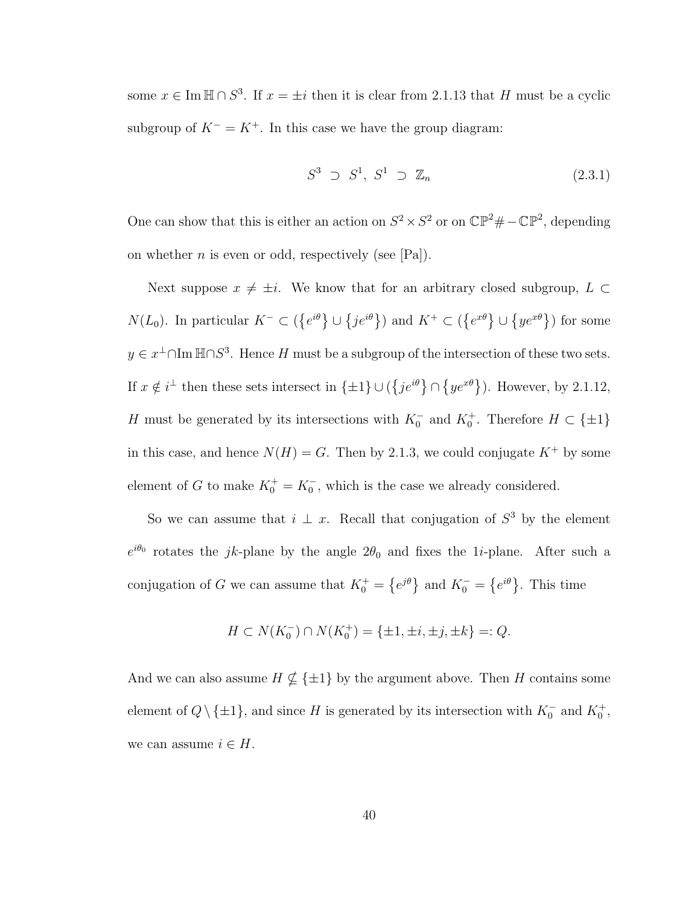some $x \in \operatorname{Im} \mathbb{H} \cap S^3$. If $x = \pm i$ then it is clear from 2.1.13 that $H$ must be a cyclic subgroup of $K^- = K^+$. In this case we have the group diagram:

$$S^3 \supset S^1, \; S^1 \supset \mathbb{Z}_n \tag{2.3.1}$$

One can show that this is either an action on $S^2 \times S^2$ or on $\mathbb{CP}^2 \# - \mathbb{CP}^2$, depending on whether $n$ is even or odd, respectively (see [Pa]).

Next suppose $x \neq \pm i$. We know that for an arbitrary closed subgroup, $L \subset N(L_0)$. In particular $K^- \subset (\{e^{i\theta}\} \cup \{je^{i\theta}\})$ and $K^+ \subset (\{e^{x\theta}\} \cup \{ye^{x\theta}\})$ for some $y \in x^\perp \cap \operatorname{Im} \mathbb{H} \cap S^3$. Hence $H$ must be a subgroup of the intersection of these two sets. If $x \notin i^\perp$ then these sets intersect in $\{\pm 1\} \cup (\{je^{i\theta}\} \cap \{ye^{x\theta}\})$. However, by 2.1.12, $H$ must be generated by its intersections with $K_0^-$ and $K_0^+$. Therefore $H \subset \{\pm 1\}$ in this case, and hence $N(H) = G$. Then by 2.1.3, we could conjugate $K^+$ by some element of $G$ to make $K_0^+ = K_0^-$, which is the case we already considered.

So we can assume that $i \perp x$. Recall that conjugation of $S^3$ by the element $e^{i\theta_0}$ rotates the $jk$-plane by the angle $2\theta_0$ and fixes the $1i$-plane. After such a conjugation of $G$ we can assume that $K_0^+ = \{e^{j\theta}\}$ and $K_0^- = \{e^{i\theta}\}$. This time

$$H \subset N(K_0^-) \cap N(K_0^+) = \{\pm 1, \pm i, \pm j, \pm k\} =: Q.$$

And we can also assume $H \not\subseteq \{\pm 1\}$ by the argument above. Then $H$ contains some element of $Q \setminus \{\pm 1\}$, and since $H$ is generated by its intersection with $K_0^-$ and $K_0^+$, we can assume $i \in H$.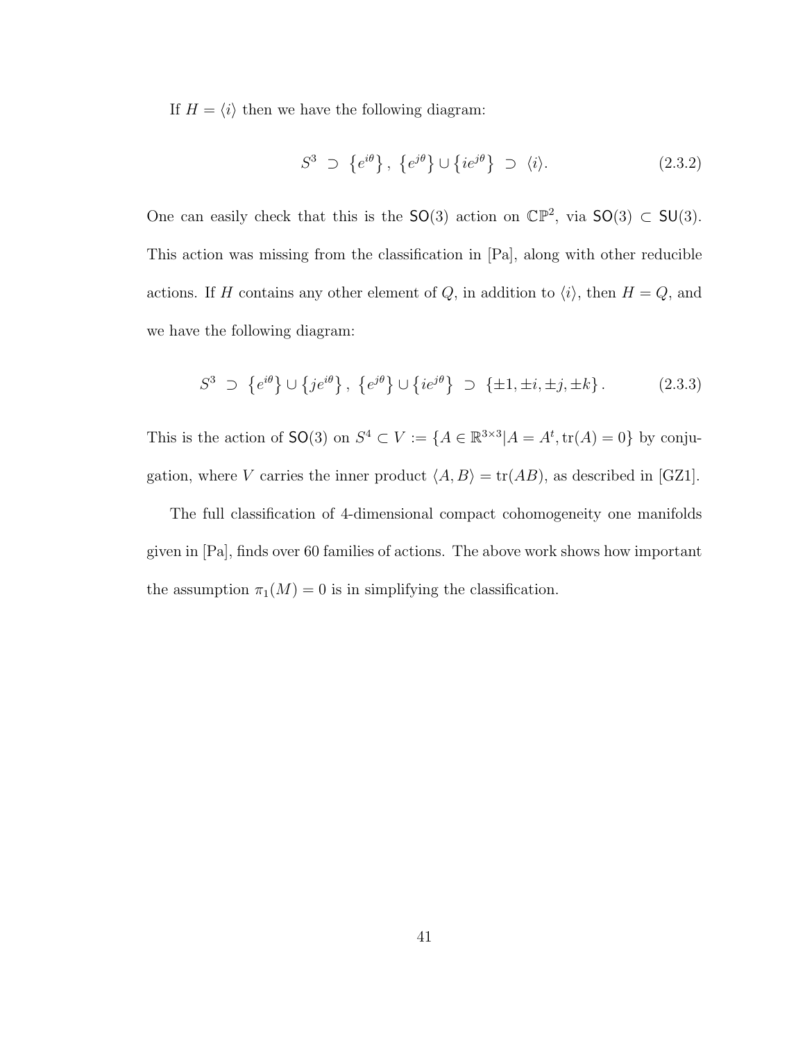If $H = \langle i \rangle$ then we have the following diagram:

$$S^3 \supset \left\{e^{i\theta}\right\}, \left\{e^{j\theta}\right\} \cup \left\{ie^{j\theta}\right\} \supset \langle i \rangle. \tag{2.3.2}$$

One can easily check that this is the $\mathsf{SO}(3)$ action on $\mathbb{CP}^2$, via $\mathsf{SO}(3) \subset \mathsf{SU}(3)$. This action was missing from the classification in [Pa], along with other reducible actions. If $H$ contains any other element of $Q$, in addition to $\langle i \rangle$, then $H = Q$, and we have the following diagram:

$$S^3 \supset \left\{e^{i\theta}\right\} \cup \left\{je^{i\theta}\right\}, \left\{e^{j\theta}\right\} \cup \left\{ie^{j\theta}\right\} \supset \left\{\pm 1, \pm i, \pm j, \pm k\right\}. \tag{2.3.3}$$

This is the action of $\mathsf{SO}(3)$ on $S^4 \subset V := \{A \in \mathbb{R}^{3\times 3} | A = A^t, \mathrm{tr}(A) = 0\}$ by conjugation, where $V$ carries the inner product $\langle A, B \rangle = \mathrm{tr}(AB)$, as described in [GZ1].

The full classification of 4-dimensional compact cohomogeneity one manifolds given in [Pa], finds over 60 families of actions. The above work shows how important the assumption $\pi_1(M) = 0$ is in simplifying the classification.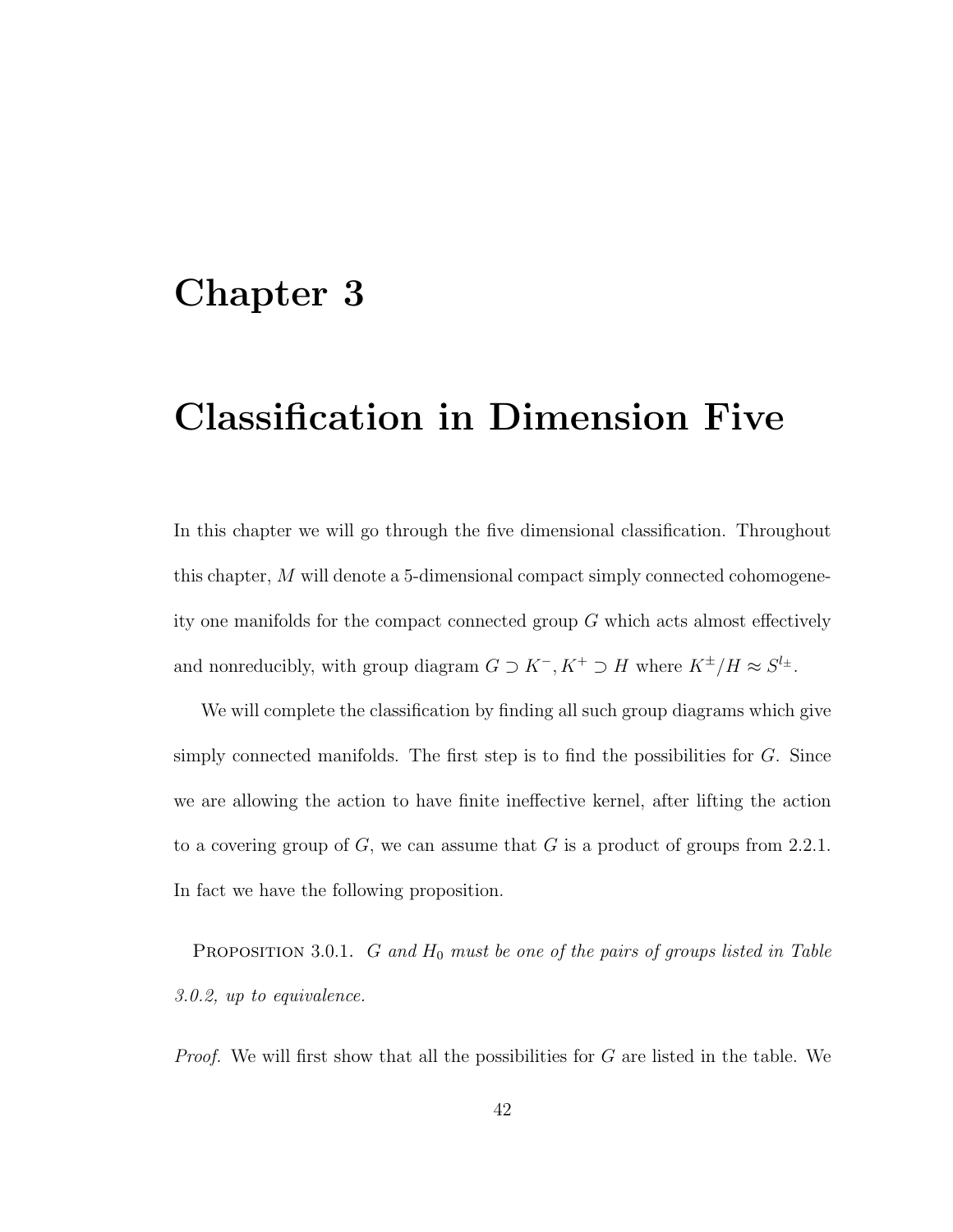# Chapter 3

# Classification in Dimension Five

In this chapter we will go through the five dimensional classification. Throughout this chapter, $M$ will denote a 5-dimensional compact simply connected cohomogeneity one manifolds for the compact connected group $G$ which acts almost effectively and nonreducibly, with group diagram $G \supset K^{-}, K^{+} \supset H$ where $K^{\pm}/H \approx S^{l_{\pm}}$.

We will complete the classification by finding all such group diagrams which give simply connected manifolds. The first step is to find the possibilities for $G$. Since we are allowing the action to have finite ineffective kernel, after lifting the action to a covering group of $G$, we can assume that $G$ is a product of groups from 2.2.1. In fact we have the following proposition.

Proposition 3.0.1. *$G$ and $H_0$ must be one of the pairs of groups listed in Table 3.0.2, up to equivalence.*

*Proof.* We will first show that all the possibilities for $G$ are listed in the table. We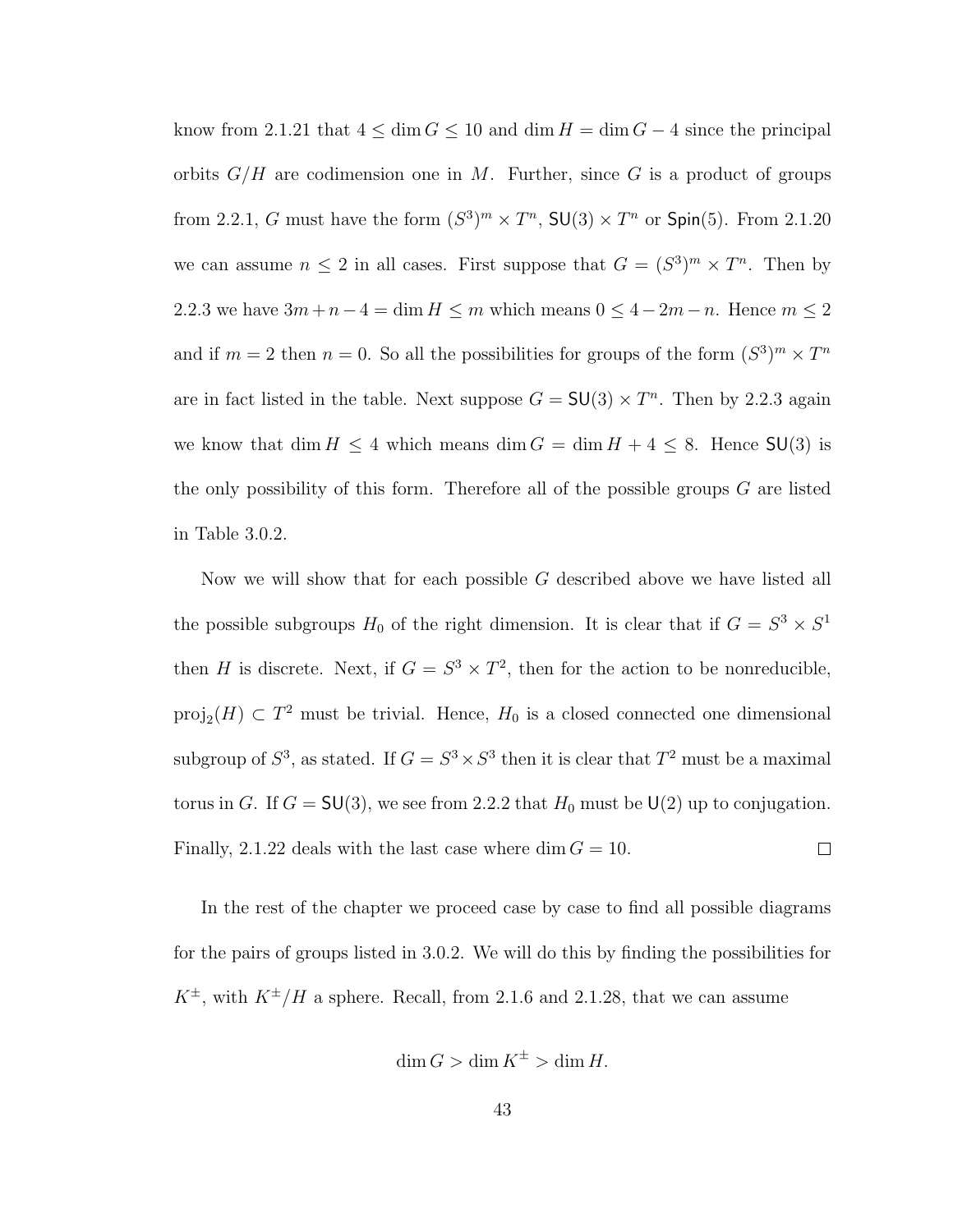know from 2.1.21 that $4 \leq \dim G \leq 10$ and $\dim H = \dim G - 4$ since the principal orbits $G/H$ are codimension one in $M$. Further, since $G$ is a product of groups from 2.2.1, $G$ must have the form $(S^3)^m \times T^n$, $\mathsf{SU}(3) \times T^n$ or $\mathsf{Spin}(5)$. From 2.1.20 we can assume $n \leq 2$ in all cases. First suppose that $G = (S^3)^m \times T^n$. Then by 2.2.3 we have $3m + n - 4 = \dim H \leq m$ which means $0 \leq 4 - 2m - n$. Hence $m \leq 2$ and if $m = 2$ then $n = 0$. So all the possibilities for groups of the form $(S^3)^m \times T^n$ are in fact listed in the table. Next suppose $G = \mathsf{SU}(3) \times T^n$. Then by 2.2.3 again we know that $\dim H \leq 4$ which means $\dim G = \dim H + 4 \leq 8$. Hence $\mathsf{SU}(3)$ is the only possibility of this form. Therefore all of the possible groups $G$ are listed in Table 3.0.2.

Now we will show that for each possible $G$ described above we have listed all the possible subgroups $H_0$ of the right dimension. It is clear that if $G = S^3 \times S^1$ then $H$ is discrete. Next, if $G = S^3 \times T^2$, then for the action to be nonreducible, $\mathrm{proj}_2(H) \subset T^2$ must be trivial. Hence, $H_0$ is a closed connected one dimensional subgroup of $S^3$, as stated. If $G = S^3 \times S^3$ then it is clear that $T^2$ must be a maximal torus in $G$. If $G = \mathsf{SU}(3)$, we see from 2.2.2 that $H_0$ must be $\mathsf{U}(2)$ up to conjugation. Finally, 2.1.22 deals with the last case where $\dim G = 10$. □

In the rest of the chapter we proceed case by case to find all possible diagrams for the pairs of groups listed in 3.0.2. We will do this by finding the possibilities for $K^{\pm}$, with $K^{\pm}/H$ a sphere. Recall, from 2.1.6 and 2.1.28, that we can assume

$$\dim G > \dim K^{\pm} > \dim H.$$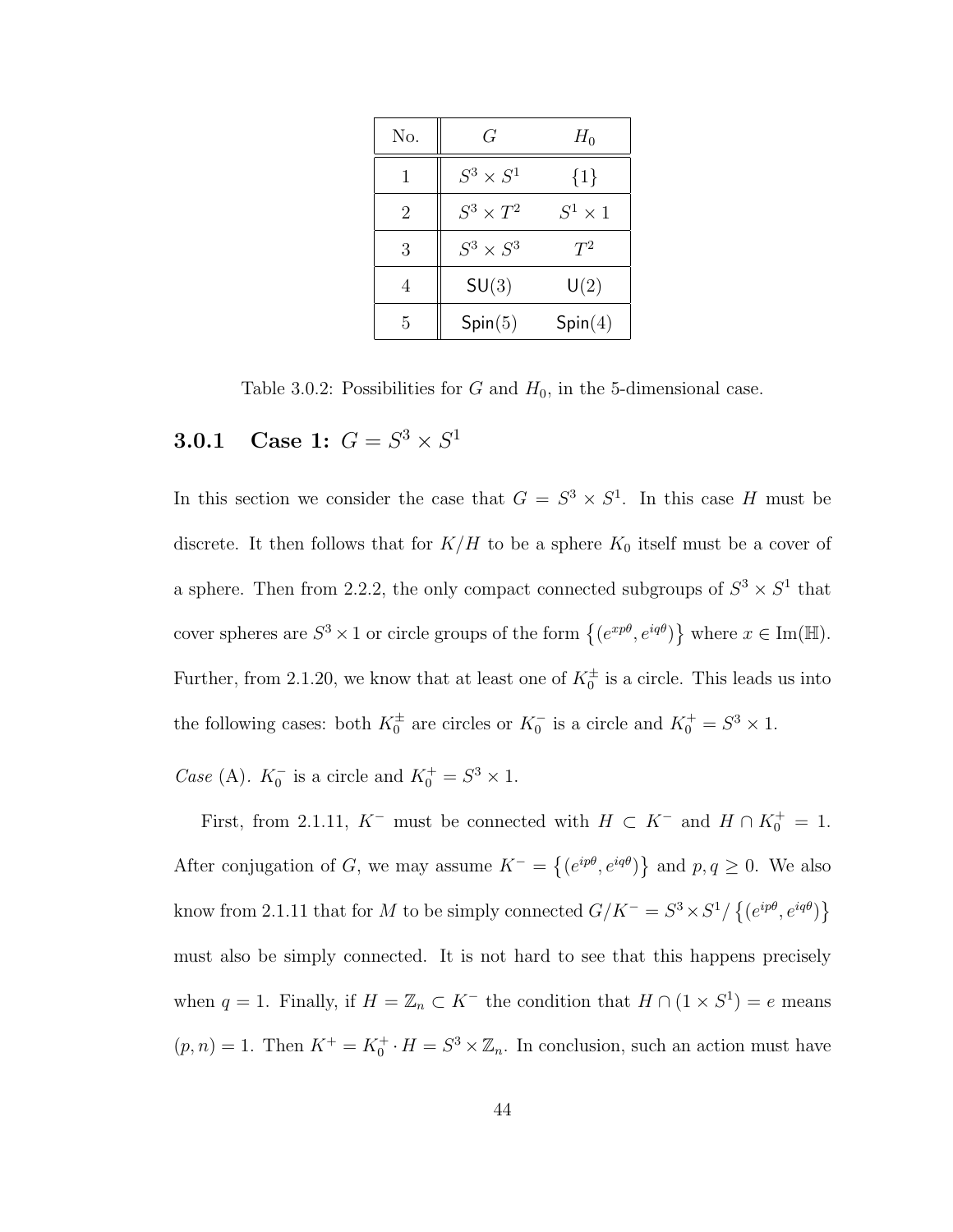| No. | $G$ | $H_0$ |
|---|---|---|
| 1 | $S^3 \times S^1$ | $\{1\}$ |
| 2 | $S^3 \times T^2$ | $S^1 \times 1$ |
| 3 | $S^3 \times S^3$ | $T^2$ |
| 4 | $\mathsf{SU}(3)$ | $\mathsf{U}(2)$ |
| 5 | $\mathsf{Spin}(5)$ | $\mathsf{Spin}(4)$ |

Table 3.0.2: Possibilities for $G$ and $H_0$, in the 5-dimensional case.

### 3.0.1 Case 1: $G = S^3 \times S^1$

In this section we consider the case that $G = S^3 \times S^1$. In this case $H$ must be discrete. It then follows that for $K/H$ to be a sphere $K_0$ itself must be a cover of a sphere. Then from 2.2.2, the only compact connected subgroups of $S^3 \times S^1$ that cover spheres are $S^3 \times 1$ or circle groups of the form $\{(e^{xp\theta}, e^{iq\theta})\}$ where $x \in \mathrm{Im}(\mathbb{H})$. Further, from 2.1.20, we know that at least one of $K_0^{\pm}$ is a circle. This leads us into the following cases: both $K_0^{\pm}$ are circles or $K_0^-$ is a circle and $K_0^+ = S^3 \times 1$.

*Case* (A). $K_0^-$ is a circle and $K_0^+ = S^3 \times 1$.

First, from 2.1.11, $K^-$ must be connected with $H \subset K^-$ and $H \cap K_0^+ = 1$. After conjugation of $G$, we may assume $K^- = \{(e^{ip\theta}, e^{iq\theta})\}$ and $p, q \geq 0$. We also know from 2.1.11 that for $M$ to be simply connected $G/K^- = S^3 \times S^1 / \{(e^{ip\theta}, e^{iq\theta})\}$ must also be simply connected. It is not hard to see that this happens precisely when $q = 1$. Finally, if $H = \mathbb{Z}_n \subset K^-$ the condition that $H \cap (1 \times S^1) = e$ means $(p, n) = 1$. Then $K^+ = K_0^+ \cdot H = S^3 \times \mathbb{Z}_n$. In conclusion, such an action must have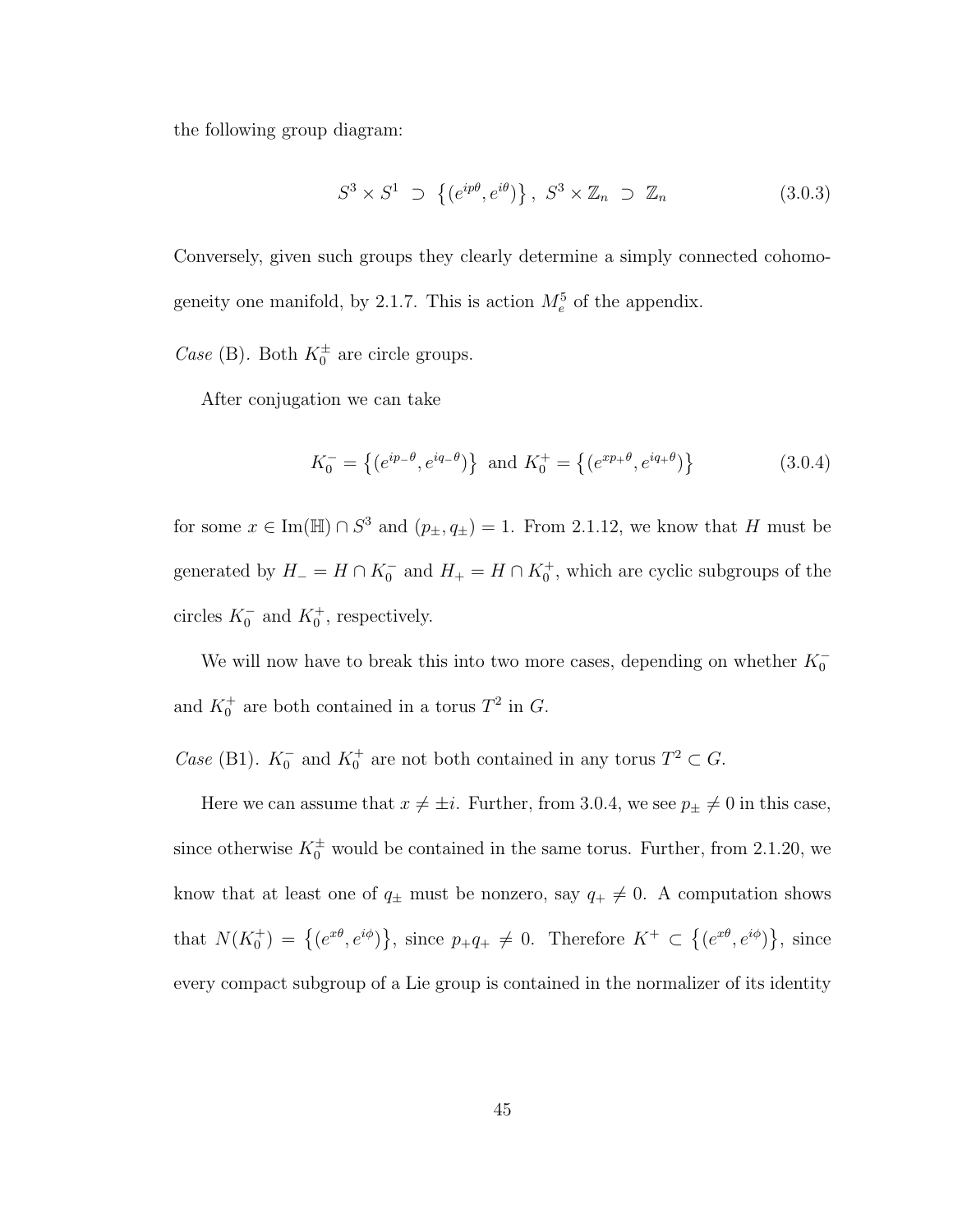the following group diagram:

$$S^3 \times S^1 \;\supset\; \left\{(e^{ip\theta}, e^{i\theta})\right\},\; S^3 \times \mathbb{Z}_n \;\supset\; \mathbb{Z}_n \tag{3.0.3}$$

Conversely, given such groups they clearly determine a simply connected cohomogeneity one manifold, by 2.1.7. This is action $M_e^5$ of the appendix.

*Case* (B). Both $K_0^{\pm}$ are circle groups.

After conjugation we can take

$$K_0^- = \left\{(e^{ip_-\theta}, e^{iq_-\theta})\right\} \text{ and } K_0^+ = \left\{(e^{xp_+\theta}, e^{iq_+\theta})\right\} \tag{3.0.4}$$

for some $x \in \mathrm{Im}(\mathbb{H}) \cap S^3$ and $(p_{\pm}, q_{\pm}) = 1$. From 2.1.12, we know that $H$ must be generated by $H_- = H \cap K_0^-$ and $H_+ = H \cap K_0^+$, which are cyclic subgroups of the circles $K_0^-$ and $K_0^+$, respectively.

We will now have to break this into two more cases, depending on whether $K_0^-$ and $K_0^+$ are both contained in a torus $T^2$ in $G$.

*Case* (B1). $K_0^-$ and $K_0^+$ are not both contained in any torus $T^2 \subset G$.

Here we can assume that $x \neq \pm i$. Further, from 3.0.4, we see $p_{\pm} \neq 0$ in this case, since otherwise $K_0^{\pm}$ would be contained in the same torus. Further, from 2.1.20, we know that at least one of $q_{\pm}$ must be nonzero, say $q_+ \neq 0$. A computation shows that $N(K_0^+) = \left\{(e^{x\theta}, e^{i\phi})\right\}$, since $p_+q_+ \neq 0$. Therefore $K^+ \subset \left\{(e^{x\theta}, e^{i\phi})\right\}$, since every compact subgroup of a Lie group is contained in the normalizer of its identity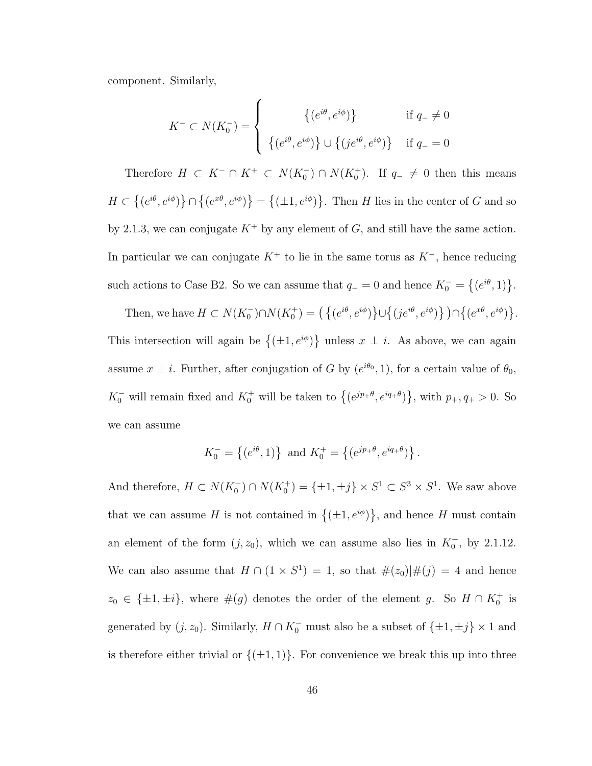component. Similarly,

$$K^- \subset N(K_0^-) = \begin{cases} \{(e^{i\theta}, e^{i\phi})\} & \text{if } q_- \neq 0 \\ \{(e^{i\theta}, e^{i\phi})\} \cup \{(je^{i\theta}, e^{i\phi})\} & \text{if } q_- = 0 \end{cases}$$

Therefore $H \subset K^- \cap K^+ \subset N(K_0^-) \cap N(K_0^+)$. If $q_- \neq 0$ then this means $H \subset \{(e^{i\theta}, e^{i\phi})\} \cap \{(e^{x\theta}, e^{i\phi})\} = \{(\pm 1, e^{i\phi})\}$. Then $H$ lies in the center of $G$ and so by 2.1.3, we can conjugate $K^+$ by any element of $G$, and still have the same action. In particular we can conjugate $K^+$ to lie in the same torus as $K^-$, hence reducing such actions to Case B2. So we can assume that $q_- = 0$ and hence $K_0^- = \{(e^{i\theta}, 1)\}$.

Then, we have $H \subset N(K_0^-) \cap N(K_0^+) = \big(\{(e^{i\theta}, e^{i\phi})\} \cup \{(je^{i\theta}, e^{i\phi})\}\big) \cap \{(e^{x\theta}, e^{i\phi})\}$. This intersection will again be $\{(\pm 1, e^{i\phi})\}$ unless $x \perp i$. As above, we can again assume $x \perp i$. Further, after conjugation of $G$ by $(e^{i\theta_0}, 1)$, for a certain value of $\theta_0$, $K_0^-$ will remain fixed and $K_0^+$ will be taken to $\{(e^{jp_+\theta}, e^{iq_+\theta})\}$, with $p_+, q_+ > 0$. So we can assume

$$K_0^- = \{(e^{i\theta}, 1)\} \text{ and } K_0^+ = \{(e^{jp_+\theta}, e^{iq_+\theta})\}.$$

And therefore, $H \subset N(K_0^-) \cap N(K_0^+) = \{\pm 1, \pm j\} \times S^1 \subset S^3 \times S^1$. We saw above that we can assume $H$ is not contained in $\{(\pm 1, e^{i\phi})\}$, and hence $H$ must contain an element of the form $(j, z_0)$, which we can assume also lies in $K_0^+$, by 2.1.12. We can also assume that $H \cap (1 \times S^1) = 1$, so that $\#(z_0) | \#(j) = 4$ and hence $z_0 \in \{\pm 1, \pm i\}$, where $\#(g)$ denotes the order of the element $g$. So $H \cap K_0^+$ is generated by $(j, z_0)$. Similarly, $H \cap K_0^-$ must also be a subset of $\{\pm 1, \pm j\} \times 1$ and is therefore either trivial or $\{(\pm 1, 1)\}$. For convenience we break this up into three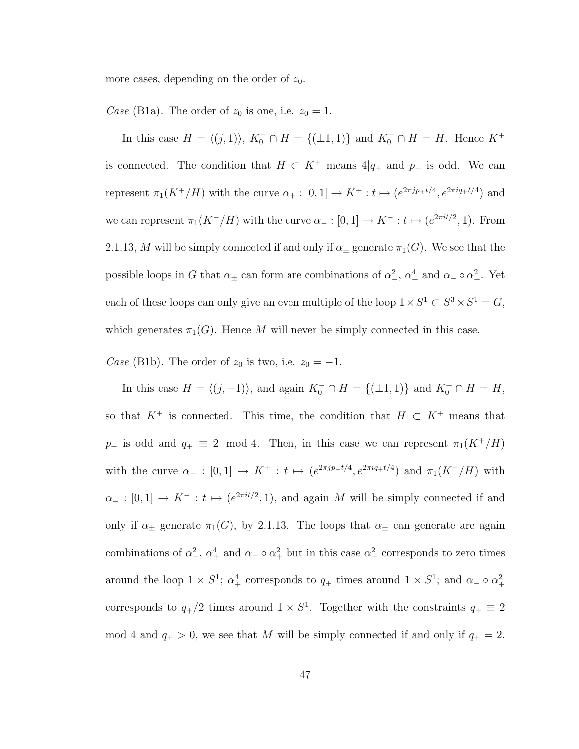more cases, depending on the order of $z_0$.

*Case* (B1a). The order of $z_0$ is one, i.e. $z_0 = 1$.

In this case $H = \langle (j, 1) \rangle$, $K_0^- \cap H = \{(\pm 1, 1)\}$ and $K_0^+ \cap H = H$. Hence $K^+$ is connected. The condition that $H \subset K^+$ means $4|q_+$ and $p_+$ is odd. We can represent $\pi_1(K^+/H)$ with the curve $\alpha_+ : [0, 1] \to K^+ : t \mapsto (e^{2\pi j p_+ t/4}, e^{2\pi i q_+ t/4})$ and we can represent $\pi_1(K^-/H)$ with the curve $\alpha_- : [0, 1] \to K^- : t \mapsto (e^{2\pi i t/2}, 1)$. From 2.1.13, $M$ will be simply connected if and only if $\alpha_\pm$ generate $\pi_1(G)$. We see that the possible loops in $G$ that $\alpha_\pm$ can form are combinations of $\alpha_-^2$, $\alpha_+^4$ and $\alpha_- \circ \alpha_+^2$. Yet each of these loops can only give an even multiple of the loop $1 \times S^1 \subset S^3 \times S^1 = G$, which generates $\pi_1(G)$. Hence $M$ will never be simply connected in this case.

*Case* (B1b). The order of $z_0$ is two, i.e. $z_0 = -1$.

In this case $H = \langle (j, -1) \rangle$, and again $K_0^- \cap H = \{(\pm 1, 1)\}$ and $K_0^+ \cap H = H$, so that $K^+$ is connected. This time, the condition that $H \subset K^+$ means that $p_+$ is odd and $q_+ \equiv 2 \mod 4$. Then, in this case we can represent $\pi_1(K^+/H)$ with the curve $\alpha_+ : [0, 1] \to K^+ : t \mapsto (e^{2\pi j p_+ t/4}, e^{2\pi i q_+ t/4})$ and $\pi_1(K^-/H)$ with $\alpha_- : [0, 1] \to K^- : t \mapsto (e^{2\pi i t/2}, 1)$, and again $M$ will be simply connected if and only if $\alpha_\pm$ generate $\pi_1(G)$, by 2.1.13. The loops that $\alpha_\pm$ can generate are again combinations of $\alpha_-^2$, $\alpha_+^4$ and $\alpha_- \circ \alpha_+^2$ but in this case $\alpha_-^2$ corresponds to zero times around the loop $1 \times S^1$; $\alpha_+^4$ corresponds to $q_+$ times around $1 \times S^1$; and $\alpha_- \circ \alpha_+^2$ corresponds to $q_+/2$ times around $1 \times S^1$. Together with the constraints $q_+ \equiv 2 \mod 4$ and $q_+ > 0$, we see that $M$ will be simply connected if and only if $q_+ = 2$.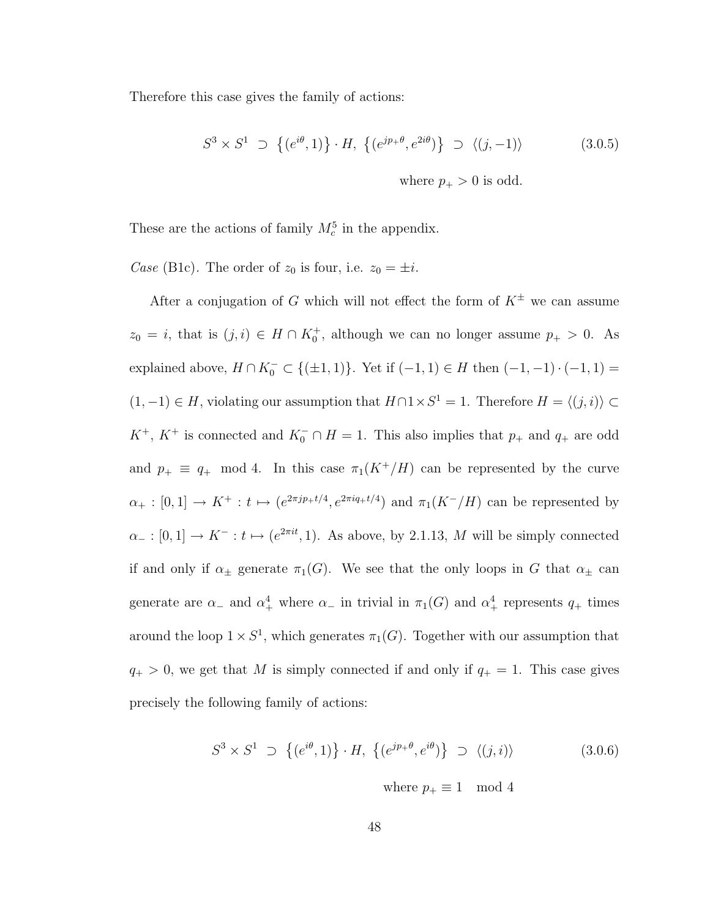Therefore this case gives the family of actions:

$$S^3 \times S^1 \;\supset\; \left\{(e^{i\theta}, 1)\right\} \cdot H,\; \left\{(e^{jp_+\theta}, e^{2i\theta})\right\} \;\supset\; \langle (j, -1) \rangle \tag{3.0.5}$$

where $p_+ > 0$ is odd.

These are the actions of family $M^5_c$ in the appendix.

*Case* (B1c). The order of $z_0$ is four, i.e. $z_0 = \pm i$.

After a conjugation of $G$ which will not effect the form of $K^\pm$ we can assume $z_0 = i$, that is $(j, i) \in H \cap K^+_0$, although we can no longer assume $p_+ > 0$. As explained above, $H \cap K^-_0 \subset \{(\pm 1, 1)\}$. Yet if $(-1, 1) \in H$ then $(-1, -1) \cdot (-1, 1) = (1, -1) \in H$, violating our assumption that $H \cap 1 \times S^1 = 1$. Therefore $H = \langle (j, i) \rangle \subset K^+$, $K^+$ is connected and $K^-_0 \cap H = 1$. This also implies that $p_+$ and $q_+$ are odd and $p_+ \equiv q_+ \mod 4$. In this case $\pi_1(K^+/H)$ can be represented by the curve $\alpha_+ : [0, 1] \to K^+ : t \mapsto (e^{2\pi j p_+ t/4}, e^{2\pi i q_+ t/4})$ and $\pi_1(K^-/H)$ can be represented by $\alpha_- : [0, 1] \to K^- : t \mapsto (e^{2\pi i t}, 1)$. As above, by 2.1.13, $M$ will be simply connected if and only if $\alpha_\pm$ generate $\pi_1(G)$. We see that the only loops in $G$ that $\alpha_\pm$ can generate are $\alpha_-$ and $\alpha_+^4$ where $\alpha_-$ in trivial in $\pi_1(G)$ and $\alpha_+^4$ represents $q_+$ times around the loop $1 \times S^1$, which generates $\pi_1(G)$. Together with our assumption that $q_+ > 0$, we get that $M$ is simply connected if and only if $q_+ = 1$. This case gives precisely the following family of actions:

$$S^3 \times S^1 \;\supset\; \left\{(e^{i\theta}, 1)\right\} \cdot H,\; \left\{(e^{jp_+\theta}, e^{i\theta})\right\} \;\supset\; \langle (j, i) \rangle \tag{3.0.6}$$

where $p_+ \equiv 1 \mod 4$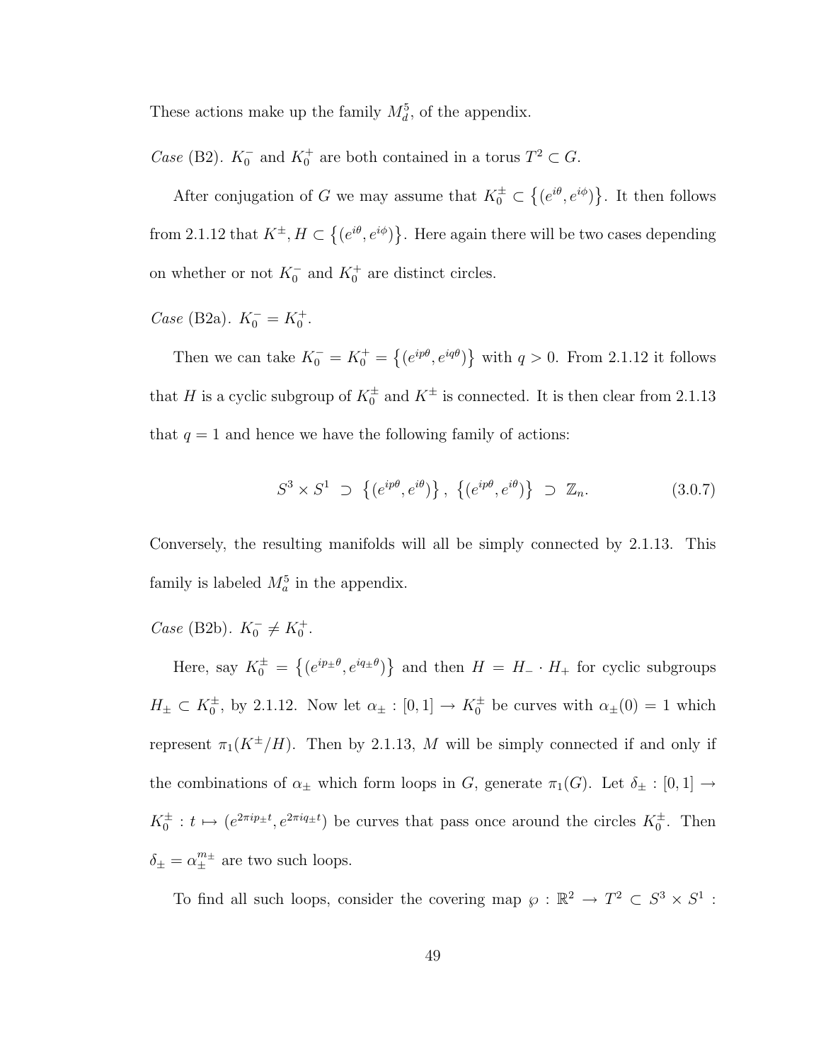These actions make up the family $M^5_d$, of the appendix.

*Case* (B2). $K_0^-$ and $K_0^+$ are both contained in a torus $T^2 \subset G$.

After conjugation of $G$ we may assume that $K_0^\pm \subset \{(e^{i\theta}, e^{i\phi})\}$. It then follows from 2.1.12 that $K^\pm, H \subset \{(e^{i\theta}, e^{i\phi})\}$. Here again there will be two cases depending on whether or not $K_0^-$ and $K_0^+$ are distinct circles.

*Case* (B2a). $K_0^- = K_0^+$.

Then we can take $K_0^- = K_0^+ = \{(e^{ip\theta}, e^{iq\theta})\}$ with $q > 0$. From 2.1.12 it follows that $H$ is a cyclic subgroup of $K_0^\pm$ and $K^\pm$ is connected. It is then clear from 2.1.13 that $q = 1$ and hence we have the following family of actions:

$$S^3 \times S^1 \supset \{(e^{ip\theta}, e^{i\theta})\}, \ \{(e^{ip\theta}, e^{i\theta})\} \supset \mathbb{Z}_n. \tag{3.0.7}$$

Conversely, the resulting manifolds will all be simply connected by 2.1.13. This family is labeled $M^5_a$ in the appendix.

*Case* (B2b). $K_0^- \neq K_0^+$.

Here, say $K_0^\pm = \{(e^{ip_\pm\theta}, e^{iq_\pm\theta})\}$ and then $H = H_- \cdot H_+$ for cyclic subgroups $H_\pm \subset K_0^\pm$, by 2.1.12. Now let $\alpha_\pm : [0,1] \to K_0^\pm$ be curves with $\alpha_\pm(0) = 1$ which represent $\pi_1(K^\pm/H)$. Then by 2.1.13, $M$ will be simply connected if and only if the combinations of $\alpha_\pm$ which form loops in $G$, generate $\pi_1(G)$. Let $\delta_\pm : [0,1] \to K_0^\pm : t \mapsto (e^{2\pi i p_\pm t}, e^{2\pi i q_\pm t})$ be curves that pass once around the circles $K_0^\pm$. Then $\delta_\pm = \alpha_\pm^{m_\pm}$ are two such loops.

To find all such loops, consider the covering map $\wp : \mathbb{R}^2 \to T^2 \subset S^3 \times S^1$ :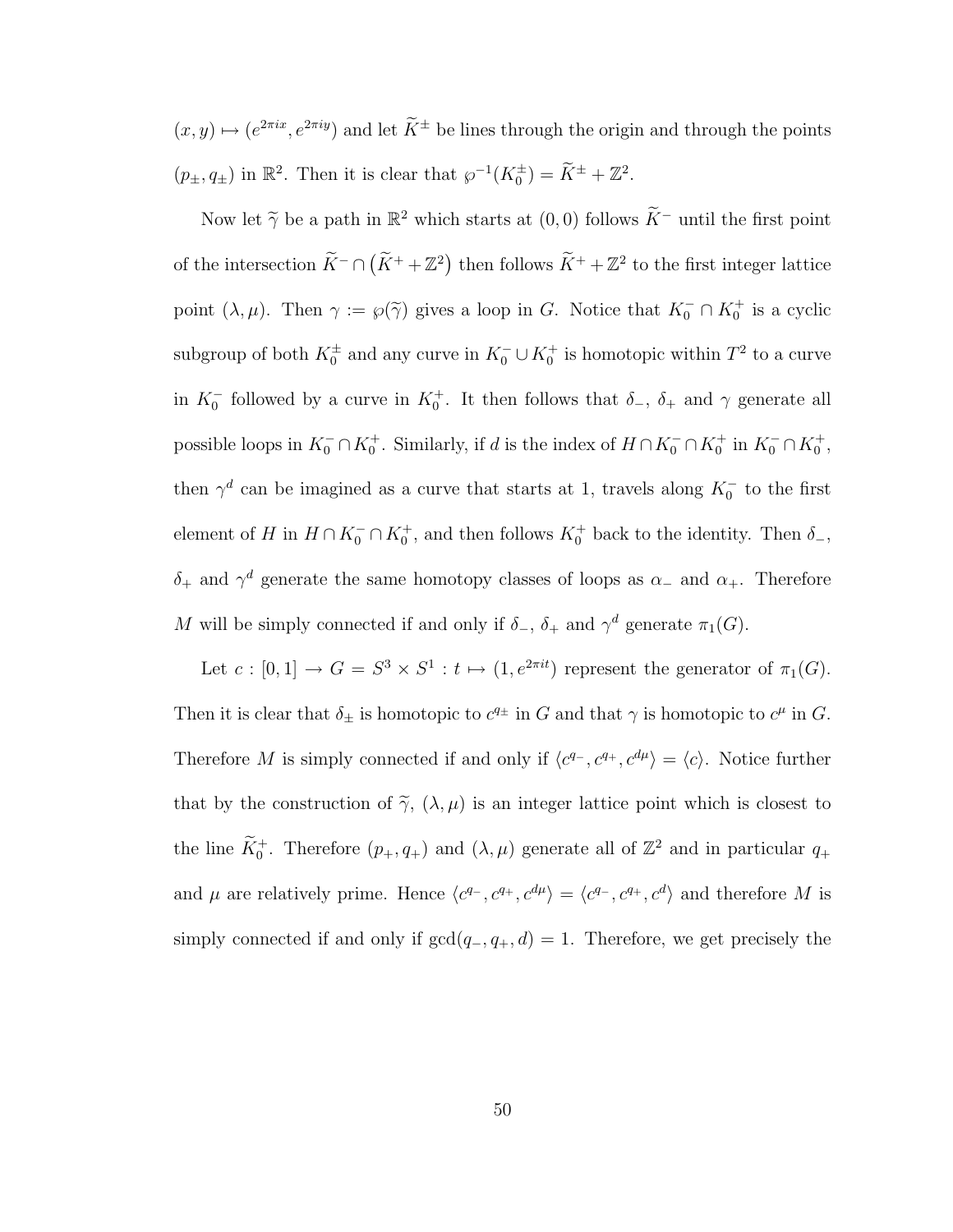$(x, y) \mapsto (e^{2\pi i x}, e^{2\pi i y})$ and let $\widetilde{K}^{\pm}$ be lines through the origin and through the points $(p_{\pm}, q_{\pm})$ in $\mathbb{R}^2$. Then it is clear that $\wp^{-1}(K_0^{\pm}) = \widetilde{K}^{\pm} + \mathbb{Z}^2$.

Now let $\widetilde{\gamma}$ be a path in $\mathbb{R}^2$ which starts at $(0,0)$ follows $\widetilde{K}^{-}$ until the first point of the intersection $\widetilde{K}^{-} \cap (\widetilde{K}^{+} + \mathbb{Z}^2)$ then follows $\widetilde{K}^{+} + \mathbb{Z}^2$ to the first integer lattice point $(\lambda, \mu)$. Then $\gamma := \wp(\widetilde{\gamma})$ gives a loop in $G$. Notice that $K_0^{-} \cap K_0^{+}$ is a cyclic subgroup of both $K_0^{\pm}$ and any curve in $K_0^{-} \cup K_0^{+}$ is homotopic within $T^2$ to a curve in $K_0^{-}$ followed by a curve in $K_0^{+}$. It then follows that $\delta_{-}$, $\delta_{+}$ and $\gamma$ generate all possible loops in $K_0^{-} \cap K_0^{+}$. Similarly, if $d$ is the index of $H \cap K_0^{-} \cap K_0^{+}$ in $K_0^{-} \cap K_0^{+}$, then $\gamma^d$ can be imagined as a curve that starts at 1, travels along $K_0^{-}$ to the first element of $H$ in $H \cap K_0^{-} \cap K_0^{+}$, and then follows $K_0^{+}$ back to the identity. Then $\delta_{-}$, $\delta_{+}$ and $\gamma^d$ generate the same homotopy classes of loops as $\alpha_{-}$ and $\alpha_{+}$. Therefore $M$ will be simply connected if and only if $\delta_{-}$, $\delta_{+}$ and $\gamma^d$ generate $\pi_1(G)$.

Let $c : [0,1] \to G = S^3 \times S^1 : t \mapsto (1, e^{2\pi i t})$ represent the generator of $\pi_1(G)$. Then it is clear that $\delta_{\pm}$ is homotopic to $c^{q_{\pm}}$ in $G$ and that $\gamma$ is homotopic to $c^{\mu}$ in $G$. Therefore $M$ is simply connected if and only if $\langle c^{q_-}, c^{q_+}, c^{d\mu} \rangle = \langle c \rangle$. Notice further that by the construction of $\widetilde{\gamma}$, $(\lambda, \mu)$ is an integer lattice point which is closest to the line $\widetilde{K}_0^{+}$. Therefore $(p_+, q_+)$ and $(\lambda, \mu)$ generate all of $\mathbb{Z}^2$ and in particular $q_+$ and $\mu$ are relatively prime. Hence $\langle c^{q_-}, c^{q_+}, c^{d\mu} \rangle = \langle c^{q_-}, c^{q_+}, c^{d} \rangle$ and therefore $M$ is simply connected if and only if $\gcd(q_-, q_+, d) = 1$. Therefore, we get precisely the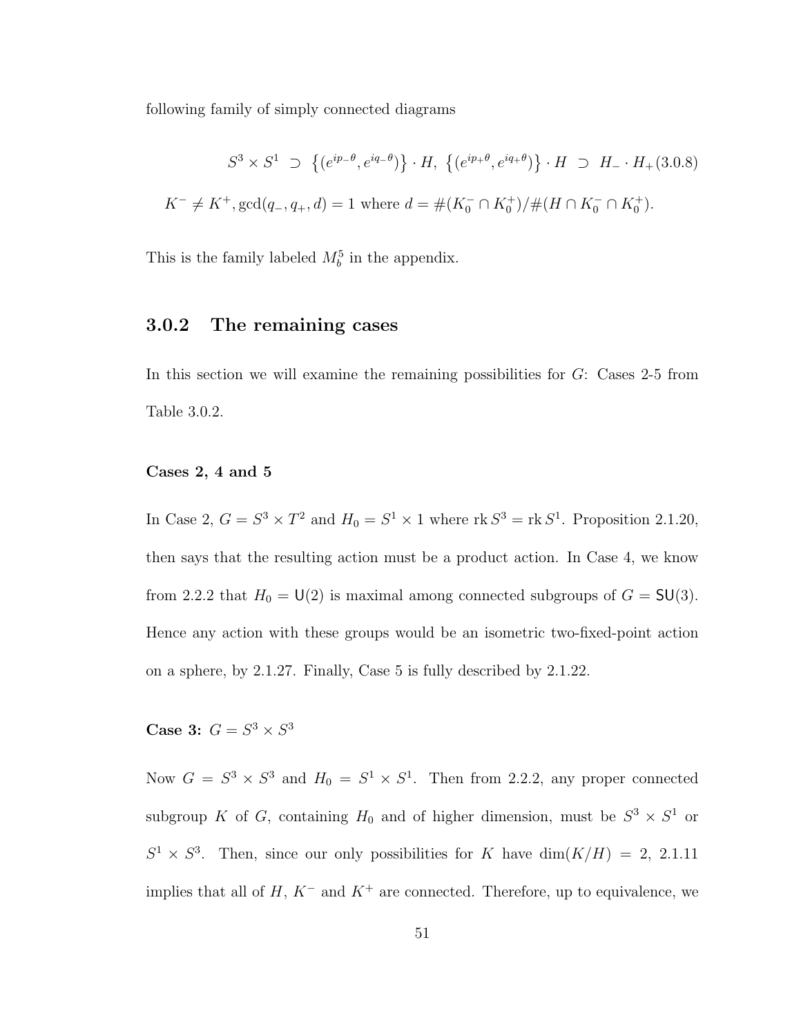following family of simply connected diagrams

$$S^3 \times S^1 \supset \left\{(e^{ip_-\theta}, e^{iq_-\theta})\right\} \cdot H,\ \left\{(e^{ip_+\theta}, e^{iq_+\theta})\right\} \cdot H \supset H_- \cdot H_+ \quad (3.0.8)$$

$$K^- \neq K^+, \gcd(q_-, q_+, d) = 1 \text{ where } d = \#(K_0^- \cap K_0^+)/\#(H \cap K_0^- \cap K_0^+).$$

This is the family labeled $M_b^5$ in the appendix.

### 3.0.2 The remaining cases

In this section we will examine the remaining possibilities for $G$: Cases 2-5 from Table 3.0.2.

#### Cases 2, 4 and 5

In Case 2, $G = S^3 \times T^2$ and $H_0 = S^1 \times 1$ where $\operatorname{rk} S^3 = \operatorname{rk} S^1$. Proposition 2.1.20, then says that the resulting action must be a product action. In Case 4, we know from 2.2.2 that $H_0 = \mathsf{U}(2)$ is maximal among connected subgroups of $G = \mathsf{SU}(3)$. Hence any action with these groups would be an isometric two-fixed-point action on a sphere, by 2.1.27. Finally, Case 5 is fully described by 2.1.22.

#### Case 3: $G = S^3 \times S^3$

Now $G = S^3 \times S^3$ and $H_0 = S^1 \times S^1$. Then from 2.2.2, any proper connected subgroup $K$ of $G$, containing $H_0$ and of higher dimension, must be $S^3 \times S^1$ or $S^1 \times S^3$. Then, since our only possibilities for $K$ have $\dim(K/H) = 2$, 2.1.11 implies that all of $H$, $K^-$ and $K^+$ are connected. Therefore, up to equivalence, we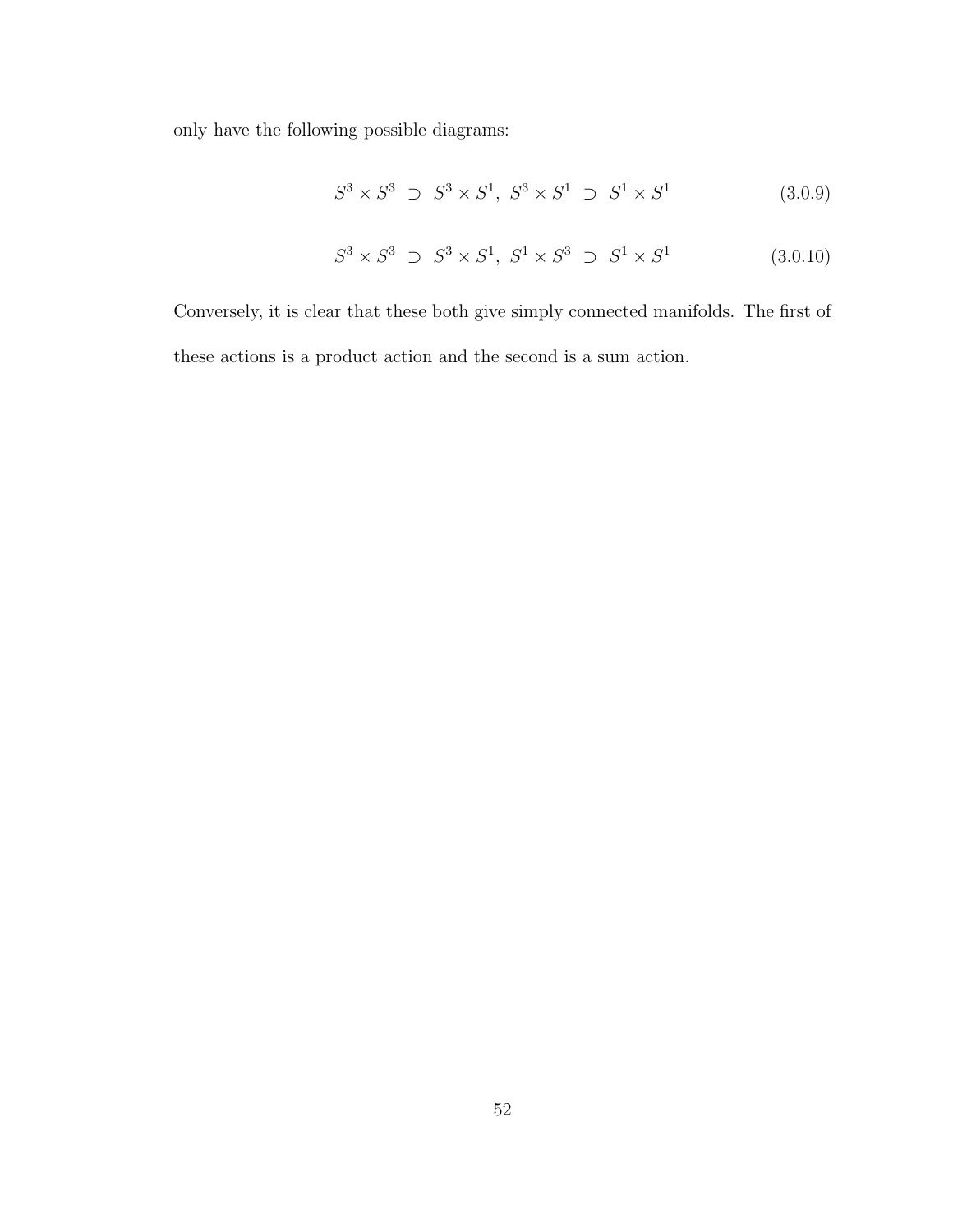only have the following possible diagrams:

$$S^3 \times S^3 \ \supset \ S^3 \times S^1, \ S^3 \times S^1 \ \supset \ S^1 \times S^1 \tag{3.0.9}$$

$$S^3 \times S^3 \ \supset \ S^3 \times S^1, \ S^1 \times S^3 \ \supset \ S^1 \times S^1 \tag{3.0.10}$$

Conversely, it is clear that these both give simply connected manifolds. The first of these actions is a product action and the second is a sum action.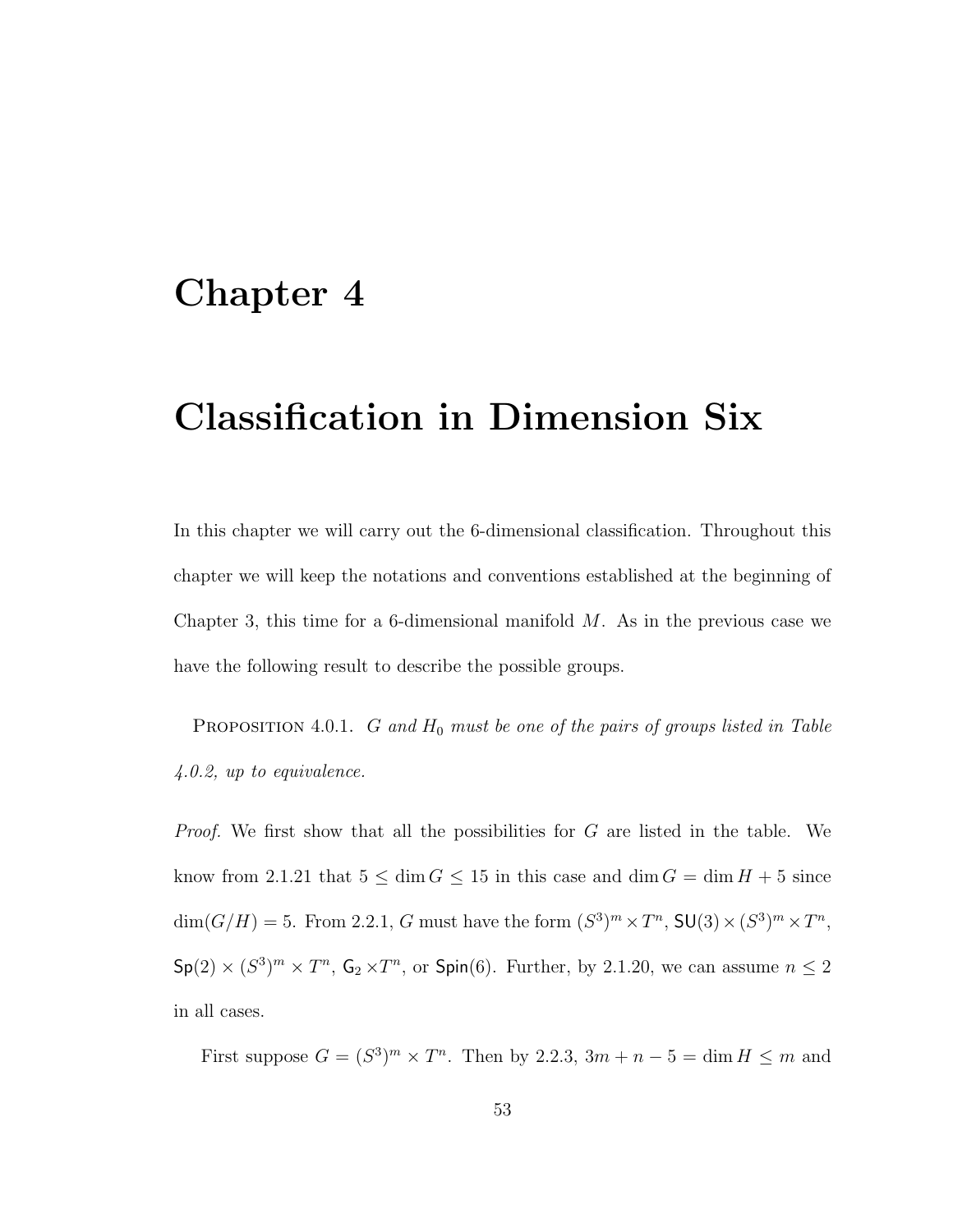# Chapter 4

# Classification in Dimension Six

In this chapter we will carry out the 6-dimensional classification. Throughout this chapter we will keep the notations and conventions established at the beginning of Chapter 3, this time for a 6-dimensional manifold $M$. As in the previous case we have the following result to describe the possible groups.

PROPOSITION 4.0.1. *$G$ and $H_0$ must be one of the pairs of groups listed in Table 4.0.2, up to equivalence.*

*Proof.* We first show that all the possibilities for $G$ are listed in the table. We know from 2.1.21 that $5 \leq \dim G \leq 15$ in this case and $\dim G = \dim H + 5$ since $\dim(G/H) = 5$. From 2.2.1, $G$ must have the form $(S^3)^m \times T^n$, $\mathsf{SU}(3) \times (S^3)^m \times T^n$, $\mathsf{Sp}(2) \times (S^3)^m \times T^n$, $\mathsf{G}_2 \times T^n$, or $\mathsf{Spin}(6)$. Further, by 2.1.20, we can assume $n \leq 2$ in all cases.

First suppose $G = (S^3)^m \times T^n$. Then by 2.2.3, $3m + n - 5 = \dim H \leq m$ and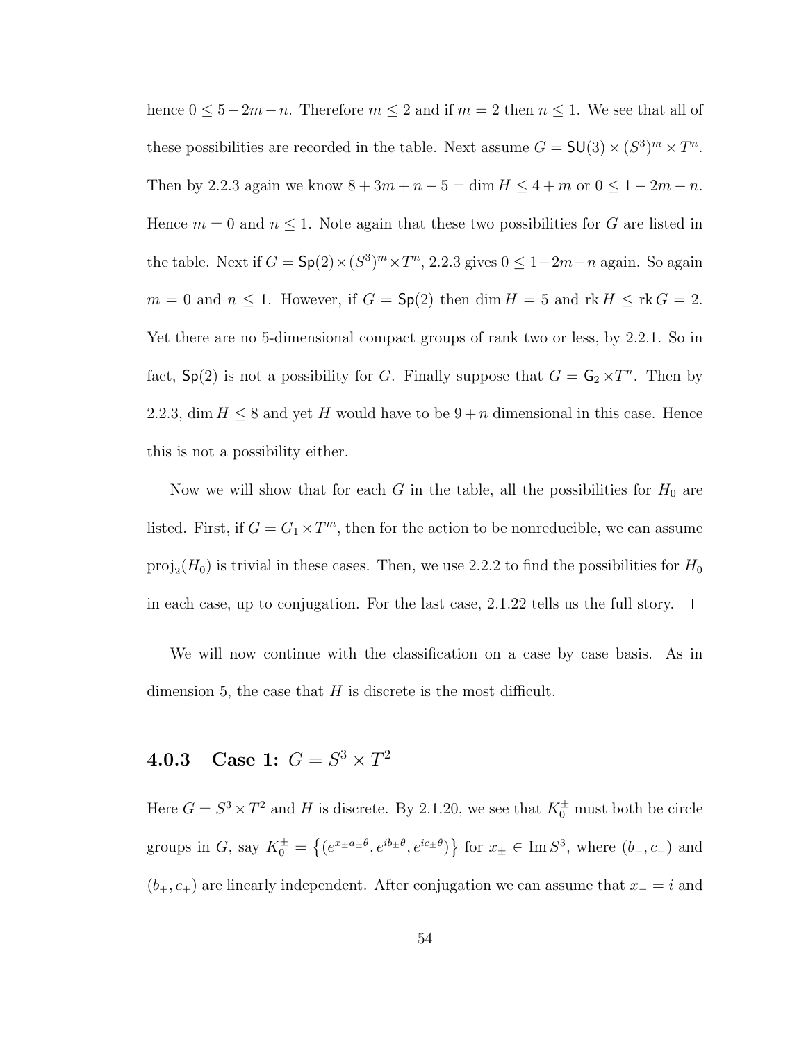hence $0 \leq 5 - 2m - n$. Therefore $m \leq 2$ and if $m = 2$ then $n \leq 1$. We see that all of these possibilities are recorded in the table. Next assume $G = \mathsf{SU}(3) \times (S^3)^m \times T^n$. Then by 2.2.3 again we know $8 + 3m + n - 5 = \dim H \leq 4 + m$ or $0 \leq 1 - 2m - n$. Hence $m = 0$ and $n \leq 1$. Note again that these two possibilities for $G$ are listed in the table. Next if $G = \mathsf{Sp}(2) \times (S^3)^m \times T^n$, 2.2.3 gives $0 \leq 1 - 2m - n$ again. So again $m = 0$ and $n \leq 1$. However, if $G = \mathsf{Sp}(2)$ then $\dim H = 5$ and $\operatorname{rk} H \leq \operatorname{rk} G = 2$. Yet there are no 5-dimensional compact groups of rank two or less, by 2.2.1. So in fact, $\mathsf{Sp}(2)$ is not a possibility for $G$. Finally suppose that $G = \mathsf{G}_2 \times T^n$. Then by 2.2.3, $\dim H \leq 8$ and yet $H$ would have to be $9 + n$ dimensional in this case. Hence this is not a possibility either.

Now we will show that for each $G$ in the table, all the possibilities for $H_0$ are listed. First, if $G = G_1 \times T^m$, then for the action to be nonreducible, we can assume $\operatorname{proj}_2(H_0)$ is trivial in these cases. Then, we use 2.2.2 to find the possibilities for $H_0$ in each case, up to conjugation. For the last case, 2.1.22 tells us the full story. $\square$

We will now continue with the classification on a case by case basis. As in dimension 5, the case that $H$ is discrete is the most difficult.

### 4.0.3 Case 1: $G = S^3 \times T^2$

Here $G = S^3 \times T^2$ and $H$ is discrete. By 2.1.20, we see that $K_0^{\pm}$ must both be circle groups in $G$, say $K_0^{\pm} = \left\{(e^{x_{\pm} a_{\pm} \theta}, e^{i b_{\pm} \theta}, e^{i c_{\pm} \theta})\right\}$ for $x_{\pm} \in \operatorname{Im} S^3$, where $(b_-, c_-)$ and $(b_+, c_+)$ are linearly independent. After conjugation we can assume that $x_- = i$ and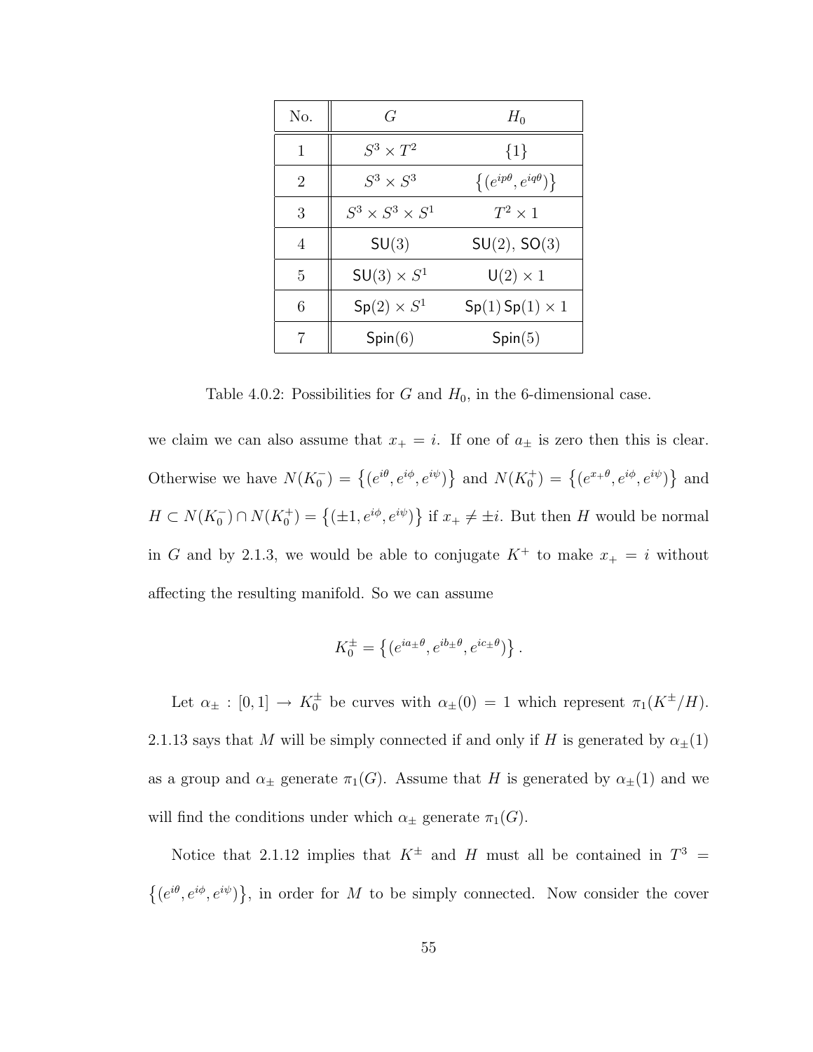| No. | $G$ | $H_0$ |
|---|---|---|
| 1 | $S^3 \times T^2$ | $\{1\}$ |
| 2 | $S^3 \times S^3$ | $\left\{(e^{ip\theta}, e^{iq\theta})\right\}$ |
| 3 | $S^3 \times S^3 \times S^1$ | $T^2 \times 1$ |
| 4 | $\mathsf{SU}(3)$ | $\mathsf{SU}(2)$, $\mathsf{SO}(3)$ |
| 5 | $\mathsf{SU}(3) \times S^1$ | $\mathsf{U}(2) \times 1$ |
| 6 | $\mathsf{Sp}(2) \times S^1$ | $\mathsf{Sp}(1)\,\mathsf{Sp}(1) \times 1$ |
| 7 | $\mathsf{Spin}(6)$ | $\mathsf{Spin}(5)$ |

Table 4.0.2: Possibilities for $G$ and $H_0$, in the 6-dimensional case.

we claim we can also assume that $x_+ = i$. If one of $a_\pm$ is zero then this is clear. Otherwise we have $N(K_0^-) = \left\{(e^{i\theta}, e^{i\phi}, e^{i\psi})\right\}$ and $N(K_0^+) = \left\{(e^{x_+\theta}, e^{i\phi}, e^{i\psi})\right\}$ and $H \subset N(K_0^-) \cap N(K_0^+) = \left\{(\pm 1, e^{i\phi}, e^{i\psi})\right\}$ if $x_+ \neq \pm i$. But then $H$ would be normal in $G$ and by 2.1.3, we would be able to conjugate $K^+$ to make $x_+ = i$ without affecting the resulting manifold. So we can assume

$$K_0^\pm = \left\{(e^{ia_\pm\theta}, e^{ib_\pm\theta}, e^{ic_\pm\theta})\right\}.$$

Let $\alpha_\pm : [0,1] \to K_0^\pm$ be curves with $\alpha_\pm(0) = 1$ which represent $\pi_1(K^\pm/H)$. 2.1.13 says that $M$ will be simply connected if and only if $H$ is generated by $\alpha_\pm(1)$ as a group and $\alpha_\pm$ generate $\pi_1(G)$. Assume that $H$ is generated by $\alpha_\pm(1)$ and we will find the conditions under which $\alpha_\pm$ generate $\pi_1(G)$.

Notice that 2.1.12 implies that $K^\pm$ and $H$ must all be contained in $T^3 = \left\{(e^{i\theta}, e^{i\phi}, e^{i\psi})\right\}$, in order for $M$ to be simply connected. Now consider the cover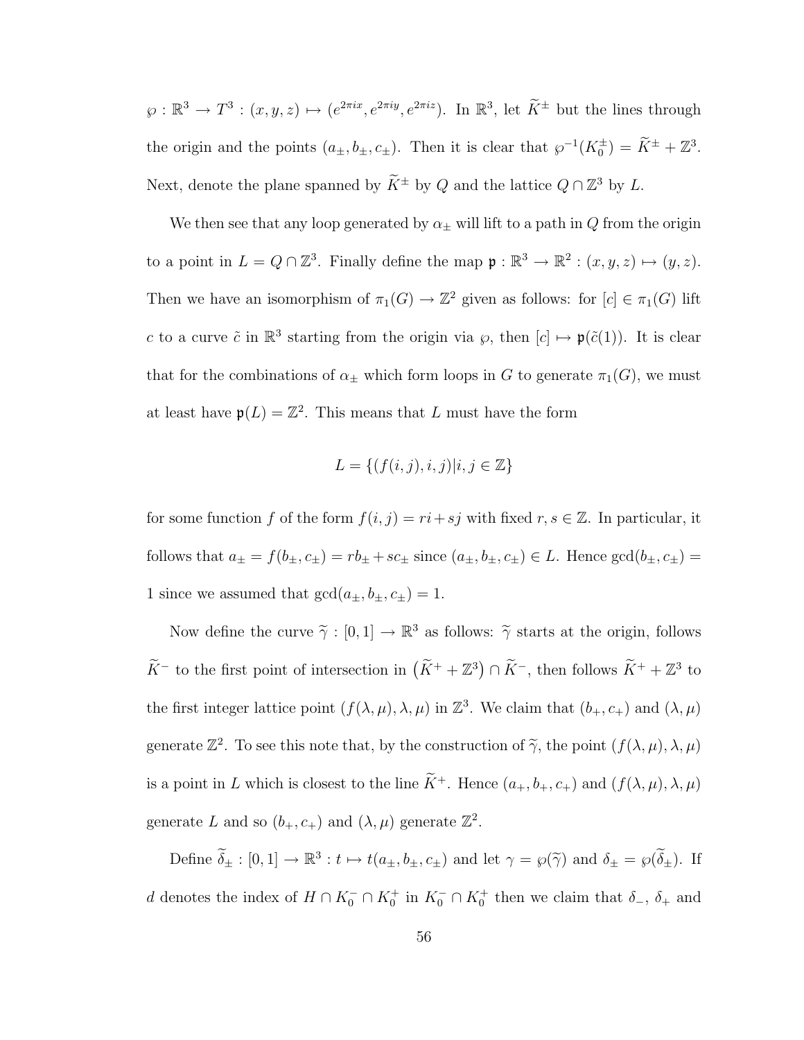$\wp : \mathbb{R}^3 \to T^3 : (x, y, z) \mapsto (e^{2\pi ix}, e^{2\pi iy}, e^{2\pi iz})$. In $\mathbb{R}^3$, let $\widetilde{K}^{\pm}$ but the lines through the origin and the points $(a_{\pm}, b_{\pm}, c_{\pm})$. Then it is clear that $\wp^{-1}(K_0^{\pm}) = \widetilde{K}^{\pm} + \mathbb{Z}^3$. Next, denote the plane spanned by $\widetilde{K}^{\pm}$ by $Q$ and the lattice $Q \cap \mathbb{Z}^3$ by $L$.

We then see that any loop generated by $\alpha_{\pm}$ will lift to a path in $Q$ from the origin to a point in $L = Q \cap \mathbb{Z}^3$. Finally define the map $\mathfrak{p} : \mathbb{R}^3 \to \mathbb{R}^2 : (x, y, z) \mapsto (y, z)$. Then we have an isomorphism of $\pi_1(G) \to \mathbb{Z}^2$ given as follows: for $[c] \in \pi_1(G)$ lift $c$ to a curve $\tilde{c}$ in $\mathbb{R}^3$ starting from the origin via $\wp$, then $[c] \mapsto \mathfrak{p}(\tilde{c}(1))$. It is clear that for the combinations of $\alpha_{\pm}$ which form loops in $G$ to generate $\pi_1(G)$, we must at least have $\mathfrak{p}(L) = \mathbb{Z}^2$. This means that $L$ must have the form

$$L = \{(f(i,j), i, j) | i, j \in \mathbb{Z}\}$$

for some function $f$ of the form $f(i,j) = ri + sj$ with fixed $r, s \in \mathbb{Z}$. In particular, it follows that $a_{\pm} = f(b_{\pm}, c_{\pm}) = rb_{\pm} + sc_{\pm}$ since $(a_{\pm}, b_{\pm}, c_{\pm}) \in L$. Hence $\gcd(b_{\pm}, c_{\pm}) = 1$ since we assumed that $\gcd(a_{\pm}, b_{\pm}, c_{\pm}) = 1$.

Now define the curve $\widetilde{\gamma} : [0,1] \to \mathbb{R}^3$ as follows: $\widetilde{\gamma}$ starts at the origin, follows $\widetilde{K}^-$ to the first point of intersection in $\left(\widetilde{K}^+ + \mathbb{Z}^3\right) \cap \widetilde{K}^-$, then follows $\widetilde{K}^+ + \mathbb{Z}^3$ to the first integer lattice point $(f(\lambda, \mu), \lambda, \mu)$ in $\mathbb{Z}^3$. We claim that $(b_+, c_+)$ and $(\lambda, \mu)$ generate $\mathbb{Z}^2$. To see this note that, by the construction of $\widetilde{\gamma}$, the point $(f(\lambda, \mu), \lambda, \mu)$ is a point in $L$ which is closest to the line $\widetilde{K}^+$. Hence $(a_+, b_+, c_+)$ and $(f(\lambda, \mu), \lambda, \mu)$ generate $L$ and so $(b_+, c_+)$ and $(\lambda, \mu)$ generate $\mathbb{Z}^2$.

Define $\widetilde{\delta}_{\pm} : [0,1] \to \mathbb{R}^3 : t \mapsto t(a_{\pm}, b_{\pm}, c_{\pm})$ and let $\gamma = \wp(\widetilde{\gamma})$ and $\delta_{\pm} = \wp(\widetilde{\delta}_{\pm})$. If $d$ denotes the index of $H \cap K_0^- \cap K_0^+$ in $K_0^- \cap K_0^+$ then we claim that $\delta_-$, $\delta_+$ and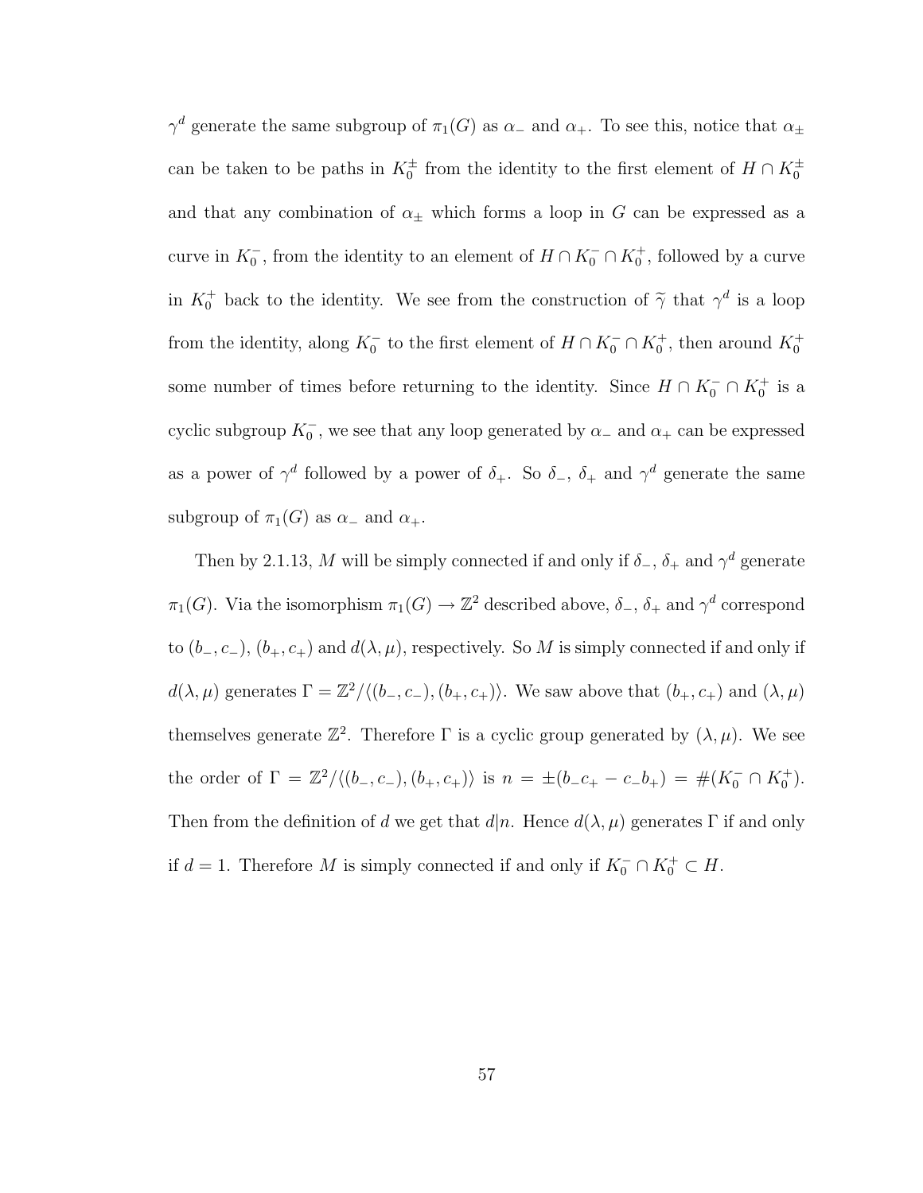$\gamma^d$ generate the same subgroup of $\pi_1(G)$ as $\alpha_-$ and $\alpha_+$. To see this, notice that $\alpha_\pm$ can be taken to be paths in $K_0^\pm$ from the identity to the first element of $H \cap K_0^\pm$ and that any combination of $\alpha_\pm$ which forms a loop in $G$ can be expressed as a curve in $K_0^-$, from the identity to an element of $H \cap K_0^- \cap K_0^+$, followed by a curve in $K_0^+$ back to the identity. We see from the construction of $\widetilde{\gamma}$ that $\gamma^d$ is a loop from the identity, along $K_0^-$ to the first element of $H \cap K_0^- \cap K_0^+$, then around $K_0^+$ some number of times before returning to the identity. Since $H \cap K_0^- \cap K_0^+$ is a cyclic subgroup $K_0^-$, we see that any loop generated by $\alpha_-$ and $\alpha_+$ can be expressed as a power of $\gamma^d$ followed by a power of $\delta_+$. So $\delta_-$, $\delta_+$ and $\gamma^d$ generate the same subgroup of $\pi_1(G)$ as $\alpha_-$ and $\alpha_+$.

Then by 2.1.13, $M$ will be simply connected if and only if $\delta_-$, $\delta_+$ and $\gamma^d$ generate $\pi_1(G)$. Via the isomorphism $\pi_1(G) \to \mathbb{Z}^2$ described above, $\delta_-$, $\delta_+$ and $\gamma^d$ correspond to $(b_-, c_-)$, $(b_+, c_+)$ and $d(\lambda, \mu)$, respectively. So $M$ is simply connected if and only if $d(\lambda, \mu)$ generates $\Gamma = \mathbb{Z}^2/\langle (b_-, c_-), (b_+, c_+)\rangle$. We saw above that $(b_+, c_+)$ and $(\lambda, \mu)$ themselves generate $\mathbb{Z}^2$. Therefore $\Gamma$ is a cyclic group generated by $(\lambda, \mu)$. We see the order of $\Gamma = \mathbb{Z}^2/\langle (b_-, c_-), (b_+, c_+)\rangle$ is $n = \pm(b_-c_+ - c_-b_+) = \#(K_0^- \cap K_0^+)$. Then from the definition of $d$ we get that $d|n$. Hence $d(\lambda, \mu)$ generates $\Gamma$ if and only if $d = 1$. Therefore $M$ is simply connected if and only if $K_0^- \cap K_0^+ \subset H$.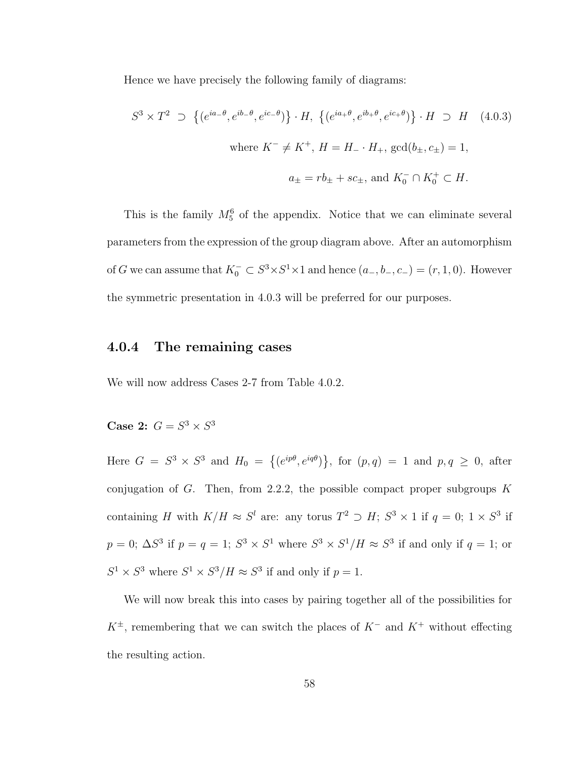Hence we have precisely the following family of diagrams:

$$S^3 \times T^2 \supset \left\{(e^{ia_-\theta}, e^{ib_-\theta}, e^{ic_-\theta})\right\} \cdot H,\ \left\{(e^{ia_+\theta}, e^{ib_+\theta}, e^{ic_+\theta})\right\} \cdot H \supset H \quad (4.0.3)$$

$$\text{where } K^- \neq K^+,\ H = H_- \cdot H_+,\ \gcd(b_\pm, c_\pm) = 1,$$

$$a_\pm = rb_\pm + sc_\pm, \text{ and } K_0^- \cap K_0^+ \subset H.$$

This is the family $M_5^6$ of the appendix. Notice that we can eliminate several parameters from the expression of the group diagram above. After an automorphism of $G$ we can assume that $K_0^- \subset S^3 \times S^1 \times 1$ and hence $(a_-, b_-, c_-) = (r, 1, 0)$. However the symmetric presentation in 4.0.3 will be preferred for our purposes.

### 4.0.4 The remaining cases

We will now address Cases 2-7 from Table 4.0.2.

**Case 2:** $G = S^3 \times S^3$

Here $G = S^3 \times S^3$ and $H_0 = \left\{(e^{ip\theta}, e^{iq\theta})\right\}$, for $(p, q) = 1$ and $p, q \geq 0$, after conjugation of $G$. Then, from 2.2.2, the possible compact proper subgroups $K$ containing $H$ with $K/H \approx S^l$ are: any torus $T^2 \supset H$; $S^3 \times 1$ if $q = 0$; $1 \times S^3$ if $p = 0$; $\Delta S^3$ if $p = q = 1$; $S^3 \times S^1$ where $S^3 \times S^1/H \approx S^3$ if and only if $q = 1$; or $S^1 \times S^3$ where $S^1 \times S^3/H \approx S^3$ if and only if $p = 1$.

We will now break this into cases by pairing together all of the possibilities for $K^\pm$, remembering that we can switch the places of $K^-$ and $K^+$ without effecting the resulting action.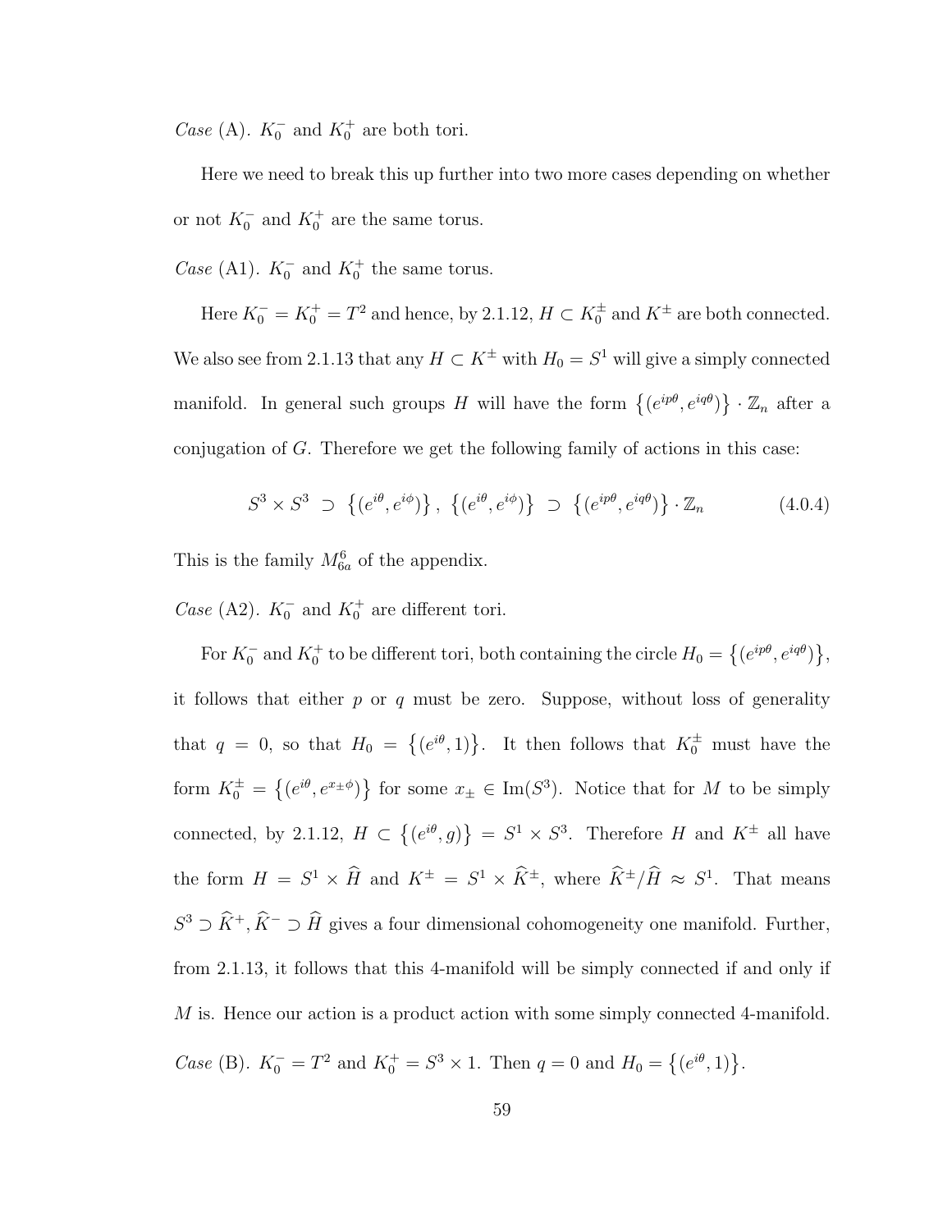*Case* (A). $K_0^-$ and $K_0^+$ are both tori.

Here we need to break this up further into two more cases depending on whether or not $K_0^-$ and $K_0^+$ are the same torus.

*Case* (A1). $K_0^-$ and $K_0^+$ the same torus.

Here $K_0^- = K_0^+ = T^2$ and hence, by 2.1.12, $H \subset K_0^\pm$ and $K^\pm$ are both connected. We also see from 2.1.13 that any $H \subset K^\pm$ with $H_0 = S^1$ will give a simply connected manifold. In general such groups $H$ will have the form $\{(e^{ip\theta}, e^{iq\theta})\} \cdot \mathbb{Z}_n$ after a conjugation of $G$. Therefore we get the following family of actions in this case:

$$S^3 \times S^3 \supset \{(e^{i\theta}, e^{i\phi})\}, \ \{(e^{i\theta}, e^{i\phi})\} \supset \{(e^{ip\theta}, e^{iq\theta})\} \cdot \mathbb{Z}_n \tag{4.0.4}$$

This is the family $M^6_{6a}$ of the appendix.

*Case* (A2). $K_0^-$ and $K_0^+$ are different tori.

For $K_0^-$ and $K_0^+$ to be different tori, both containing the circle $H_0 = \{(e^{ip\theta}, e^{iq\theta})\}$, it follows that either $p$ or $q$ must be zero. Suppose, without loss of generality that $q = 0$, so that $H_0 = \{(e^{i\theta}, 1)\}$. It then follows that $K_0^\pm$ must have the form $K_0^\pm = \{(e^{i\theta}, e^{x_\pm \phi})\}$ for some $x_\pm \in \mathrm{Im}(S^3)$. Notice that for $M$ to be simply connected, by 2.1.12, $H \subset \{(e^{i\theta}, g)\} = S^1 \times S^3$. Therefore $H$ and $K^\pm$ all have the form $H = S^1 \times \widehat{H}$ and $K^\pm = S^1 \times \widehat{K}^\pm$, where $\widehat{K}^\pm / \widehat{H} \approx S^1$. That means $S^3 \supset \widehat{K}^+, \widehat{K}^- \supset \widehat{H}$ gives a four dimensional cohomogeneity one manifold. Further, from 2.1.13, it follows that this 4-manifold will be simply connected if and only if $M$ is. Hence our action is a product action with some simply connected 4-manifold.

*Case* (B). $K_0^- = T^2$ and $K_0^+ = S^3 \times 1$. Then $q = 0$ and $H_0 = \{(e^{i\theta}, 1)\}$.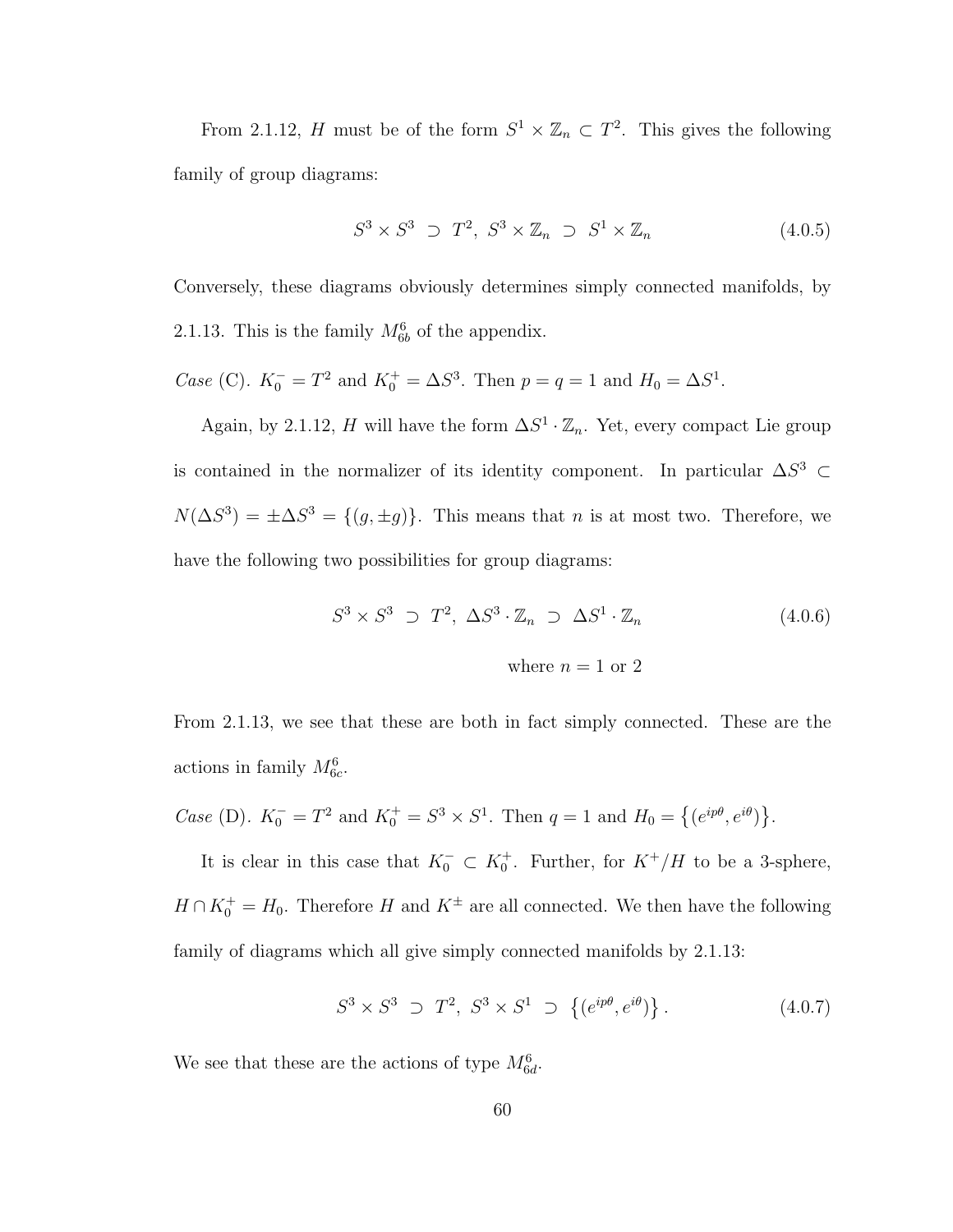From 2.1.12, $H$ must be of the form $S^1 \times \mathbb{Z}_n \subset T^2$. This gives the following family of group diagrams:

$$S^3 \times S^3 \supset T^2, \ S^3 \times \mathbb{Z}_n \supset S^1 \times \mathbb{Z}_n \tag{4.0.5}$$

Conversely, these diagrams obviously determines simply connected manifolds, by 2.1.13. This is the family $M^6_{6b}$ of the appendix.

*Case* (C). $K_0^- = T^2$ and $K_0^+ = \Delta S^3$. Then $p = q = 1$ and $H_0 = \Delta S^1$.

Again, by 2.1.12, $H$ will have the form $\Delta S^1 \cdot \mathbb{Z}_n$. Yet, every compact Lie group is contained in the normalizer of its identity component. In particular $\Delta S^3 \subset N(\Delta S^3) = \pm \Delta S^3 = \{(g, \pm g)\}$. This means that $n$ is at most two. Therefore, we have the following two possibilities for group diagrams:

$$S^3 \times S^3 \supset T^2, \ \Delta S^3 \cdot \mathbb{Z}_n \supset \Delta S^1 \cdot \mathbb{Z}_n \tag{4.0.6}$$

$$\text{where } n = 1 \text{ or } 2$$

From 2.1.13, we see that these are both in fact simply connected. These are the actions in family $M^6_{6c}$.

*Case* (D). $K_0^- = T^2$ and $K_0^+ = S^3 \times S^1$. Then $q = 1$ and $H_0 = \{(e^{ip\theta}, e^{i\theta})\}$.

It is clear in this case that $K_0^- \subset K_0^+$. Further, for $K^+/H$ to be a 3-sphere, $H \cap K_0^+ = H_0$. Therefore $H$ and $K^\pm$ are all connected. We then have the following family of diagrams which all give simply connected manifolds by 2.1.13:

$$S^3 \times S^3 \supset T^2, \ S^3 \times S^1 \supset \{(e^{ip\theta}, e^{i\theta})\}. \tag{4.0.7}$$

We see that these are the actions of type $M^6_{6d}$.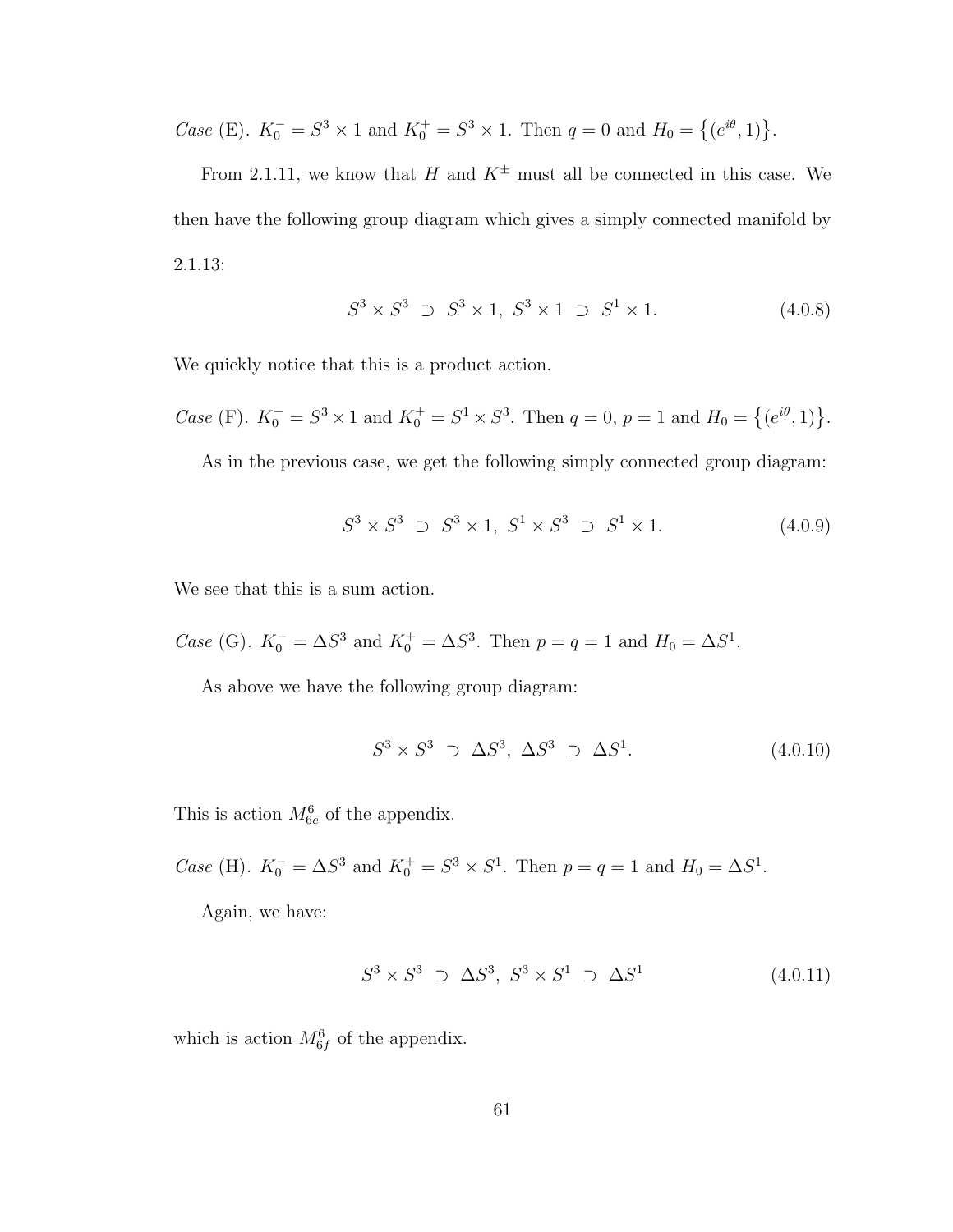*Case* (E). $K_0^- = S^3 \times 1$ and $K_0^+ = S^3 \times 1$. Then $q = 0$ and $H_0 = \{(e^{i\theta}, 1)\}$.

From 2.1.11, we know that $H$ and $K^\pm$ must all be connected in this case. We then have the following group diagram which gives a simply connected manifold by 2.1.13:

$$S^3 \times S^3 \ \supset \ S^3 \times 1, \ S^3 \times 1 \ \supset \ S^1 \times 1. \tag{4.0.8}$$

We quickly notice that this is a product action.

*Case* (F). $K_0^- = S^3 \times 1$ and $K_0^+ = S^1 \times S^3$. Then $q = 0$, $p = 1$ and $H_0 = \{(e^{i\theta}, 1)\}$.

As in the previous case, we get the following simply connected group diagram:

$$S^3 \times S^3 \ \supset \ S^3 \times 1, \ S^1 \times S^3 \ \supset \ S^1 \times 1. \tag{4.0.9}$$

We see that this is a sum action.

*Case* (G). $K_0^- = \Delta S^3$ and $K_0^+ = \Delta S^3$. Then $p = q = 1$ and $H_0 = \Delta S^1$.

As above we have the following group diagram:

$$S^3 \times S^3 \ \supset \ \Delta S^3, \ \Delta S^3 \ \supset \ \Delta S^1. \tag{4.0.10}$$

This is action $M_{6e}^6$ of the appendix.

*Case* (H). $K_0^- = \Delta S^3$ and $K_0^+ = S^3 \times S^1$. Then $p = q = 1$ and $H_0 = \Delta S^1$.

Again, we have:

$$S^3 \times S^3 \ \supset \ \Delta S^3, \ S^3 \times S^1 \ \supset \ \Delta S^1 \tag{4.0.11}$$

which is action $M_{6f}^6$ of the appendix.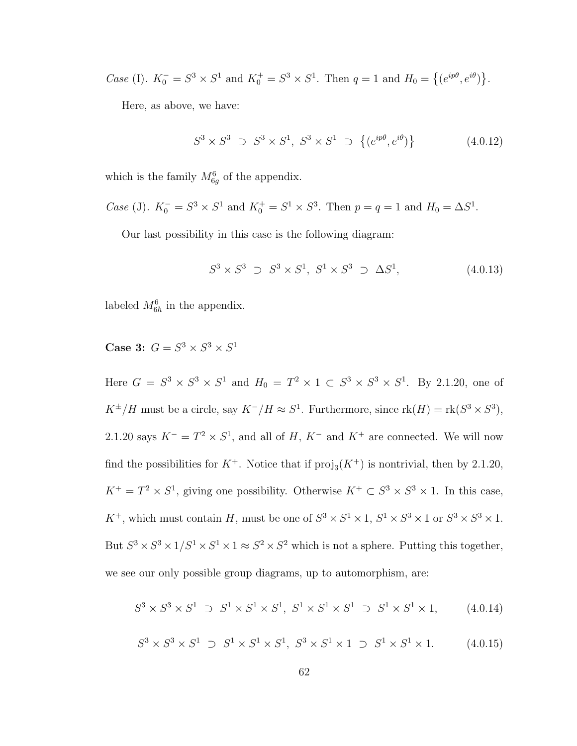*Case* (I). $K_0^- = S^3 \times S^1$ and $K_0^+ = S^3 \times S^1$. Then $q = 1$ and $H_0 = \{(e^{ip\theta}, e^{i\theta})\}$.

Here, as above, we have:

$$S^3 \times S^3 \supset S^3 \times S^1,\ S^3 \times S^1 \supset \{(e^{ip\theta}, e^{i\theta})\} \tag{4.0.12}$$

which is the family $M^6_{6g}$ of the appendix.

*Case* (J). $K_0^- = S^3 \times S^1$ and $K_0^+ = S^1 \times S^3$. Then $p = q = 1$ and $H_0 = \Delta S^1$.

Our last possibility in this case is the following diagram:

$$S^3 \times S^3 \supset S^3 \times S^1,\ S^1 \times S^3 \supset \Delta S^1, \tag{4.0.13}$$

labeled $M^6_{6h}$ in the appendix.

**Case 3:** $G = S^3 \times S^3 \times S^1$

Here $G = S^3 \times S^3 \times S^1$ and $H_0 = T^2 \times 1 \subset S^3 \times S^3 \times S^1$. By 2.1.20, one of $K^\pm/H$ must be a circle, say $K^-/H \approx S^1$. Furthermore, since $\mathrm{rk}(H) = \mathrm{rk}(S^3 \times S^3)$, 2.1.20 says $K^- = T^2 \times S^1$, and all of $H$, $K^-$ and $K^+$ are connected. We will now find the possibilities for $K^+$. Notice that if $\mathrm{proj}_3(K^+)$ is nontrivial, then by 2.1.20, $K^+ = T^2 \times S^1$, giving one possibility. Otherwise $K^+ \subset S^3 \times S^3 \times 1$. In this case, $K^+$, which must contain $H$, must be one of $S^3 \times S^1 \times 1$, $S^1 \times S^3 \times 1$ or $S^3 \times S^3 \times 1$. But $S^3 \times S^3 \times 1/S^1 \times S^1 \times 1 \approx S^2 \times S^2$ which is not a sphere. Putting this together, we see our only possible group diagrams, up to automorphism, are:

$$S^3 \times S^3 \times S^1 \supset S^1 \times S^1 \times S^1,\ S^1 \times S^1 \times S^1 \supset S^1 \times S^1 \times 1, \tag{4.0.14}$$

$$S^3 \times S^3 \times S^1 \supset S^1 \times S^1 \times S^1,\ S^3 \times S^1 \times 1 \supset S^1 \times S^1 \times 1. \tag{4.0.15}$$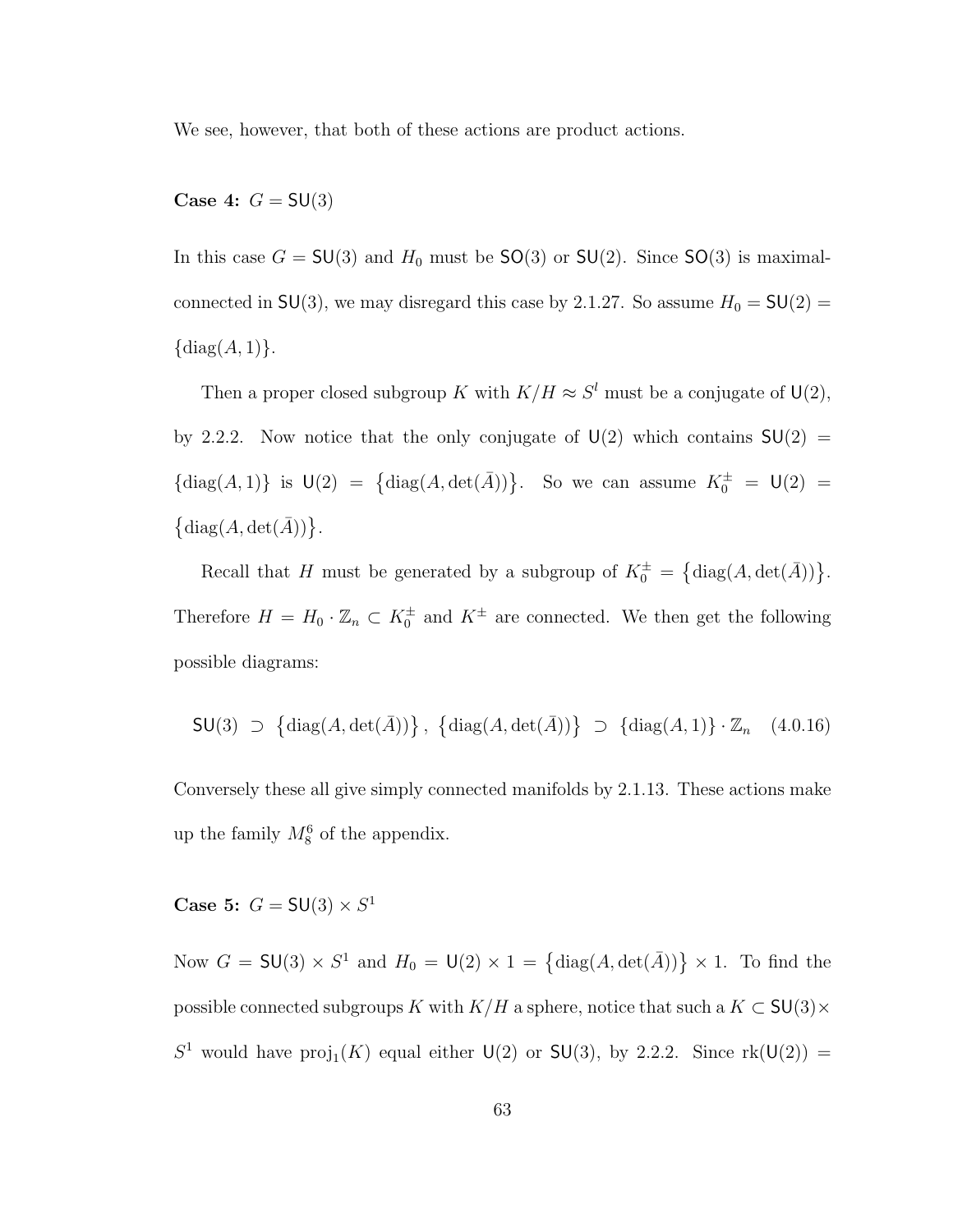We see, however, that both of these actions are product actions.

**Case 4:** $G = \mathsf{SU}(3)$

In this case $G = \mathsf{SU}(3)$ and $H_0$ must be $\mathsf{SO}(3)$ or $\mathsf{SU}(2)$. Since $\mathsf{SO}(3)$ is maximal-connected in $\mathsf{SU}(3)$, we may disregard this case by 2.1.27. So assume $H_0 = \mathsf{SU}(2) = \{\mathrm{diag}(A, 1)\}$.

Then a proper closed subgroup $K$ with $K/H \approx S^l$ must be a conjugate of $\mathsf{U}(2)$, by 2.2.2. Now notice that the only conjugate of $\mathsf{U}(2)$ which contains $\mathsf{SU}(2) = \{\mathrm{diag}(A, 1)\}$ is $\mathsf{U}(2) = \{\mathrm{diag}(A, \det(\bar{A}))\}$. So we can assume $K_0^{\pm} = \mathsf{U}(2) = \{\mathrm{diag}(A, \det(\bar{A}))\}$.

Recall that $H$ must be generated by a subgroup of $K_0^{\pm} = \{\mathrm{diag}(A, \det(\bar{A}))\}$. Therefore $H = H_0 \cdot \mathbb{Z}_n \subset K_0^{\pm}$ and $K^{\pm}$ are connected. We then get the following possible diagrams:

$$\mathsf{SU}(3) \supset \{\mathrm{diag}(A, \det(\bar{A}))\}, \{\mathrm{diag}(A, \det(\bar{A}))\} \supset \{\mathrm{diag}(A, 1)\} \cdot \mathbb{Z}_n \quad (4.0.16)$$

Conversely these all give simply connected manifolds by 2.1.13. These actions make up the family $M_8^6$ of the appendix.

**Case 5:** $G = \mathsf{SU}(3) \times S^1$

Now $G = \mathsf{SU}(3) \times S^1$ and $H_0 = \mathsf{U}(2) \times 1 = \{\mathrm{diag}(A, \det(\bar{A}))\} \times 1$. To find the possible connected subgroups $K$ with $K/H$ a sphere, notice that such a $K \subset \mathsf{SU}(3) \times S^1$ would have $\mathrm{proj}_1(K)$ equal either $\mathsf{U}(2)$ or $\mathsf{SU}(3)$, by 2.2.2. Since $\mathrm{rk}(\mathsf{U}(2)) =$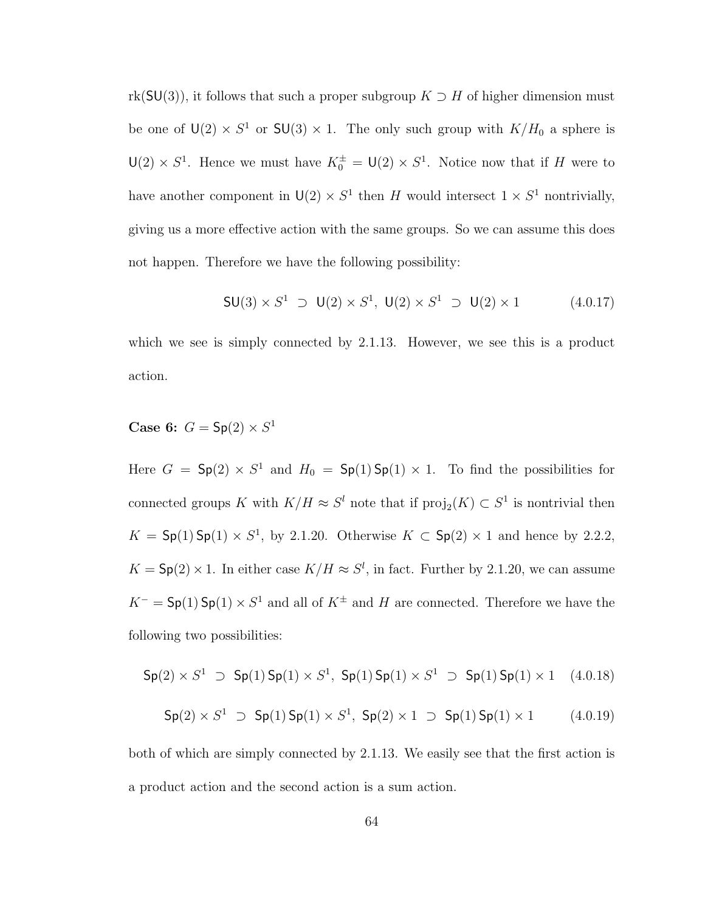$\mathrm{rk}(\mathsf{SU}(3))$, it follows that such a proper subgroup $K \supset H$ of higher dimension must be one of $\mathsf{U}(2) \times S^1$ or $\mathsf{SU}(3) \times 1$. The only such group with $K/H_0$ a sphere is $\mathsf{U}(2) \times S^1$. Hence we must have $K_0^{\pm} = \mathsf{U}(2) \times S^1$. Notice now that if $H$ were to have another component in $\mathsf{U}(2) \times S^1$ then $H$ would intersect $1 \times S^1$ nontrivially, giving us a more effective action with the same groups. So we can assume this does not happen. Therefore we have the following possibility:

$$\mathsf{SU}(3) \times S^1 \supset \mathsf{U}(2) \times S^1,\ \mathsf{U}(2) \times S^1 \supset \mathsf{U}(2) \times 1 \tag{4.0.17}$$

which we see is simply connected by 2.1.13. However, we see this is a product action.

**Case 6:** $G = \mathsf{Sp}(2) \times S^1$

Here $G = \mathsf{Sp}(2) \times S^1$ and $H_0 = \mathsf{Sp}(1)\,\mathsf{Sp}(1) \times 1$. To find the possibilities for connected groups $K$ with $K/H \approx S^l$ note that if $\mathrm{proj}_2(K) \subset S^1$ is nontrivial then $K = \mathsf{Sp}(1)\,\mathsf{Sp}(1) \times S^1$, by 2.1.20. Otherwise $K \subset \mathsf{Sp}(2) \times 1$ and hence by 2.2.2, $K = \mathsf{Sp}(2) \times 1$. In either case $K/H \approx S^l$, in fact. Further by 2.1.20, we can assume $K^- = \mathsf{Sp}(1)\,\mathsf{Sp}(1) \times S^1$ and all of $K^{\pm}$ and $H$ are connected. Therefore we have the following two possibilities:

$$\mathsf{Sp}(2) \times S^1 \supset \mathsf{Sp}(1)\,\mathsf{Sp}(1) \times S^1,\ \mathsf{Sp}(1)\,\mathsf{Sp}(1) \times S^1 \supset \mathsf{Sp}(1)\,\mathsf{Sp}(1) \times 1 \tag{4.0.18}$$

$$\mathsf{Sp}(2) \times S^1 \supset \mathsf{Sp}(1)\,\mathsf{Sp}(1) \times S^1,\ \mathsf{Sp}(2) \times 1 \supset \mathsf{Sp}(1)\,\mathsf{Sp}(1) \times 1 \tag{4.0.19}$$

both of which are simply connected by 2.1.13. We easily see that the first action is a product action and the second action is a sum action.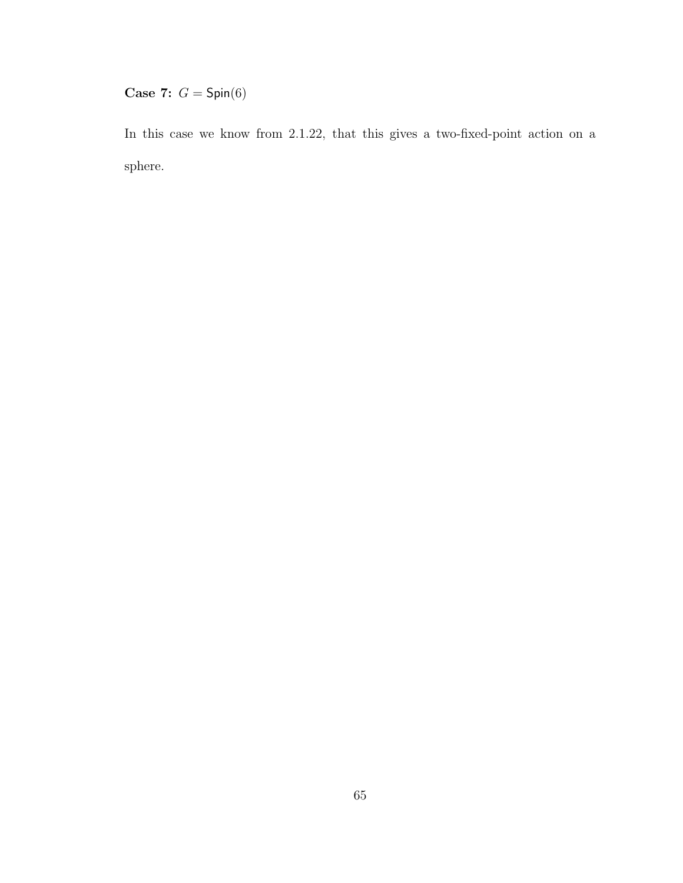**Case 7:** $G = \mathsf{Spin}(6)$

In this case we know from 2.1.22, that this gives a two-fixed-point action on a sphere.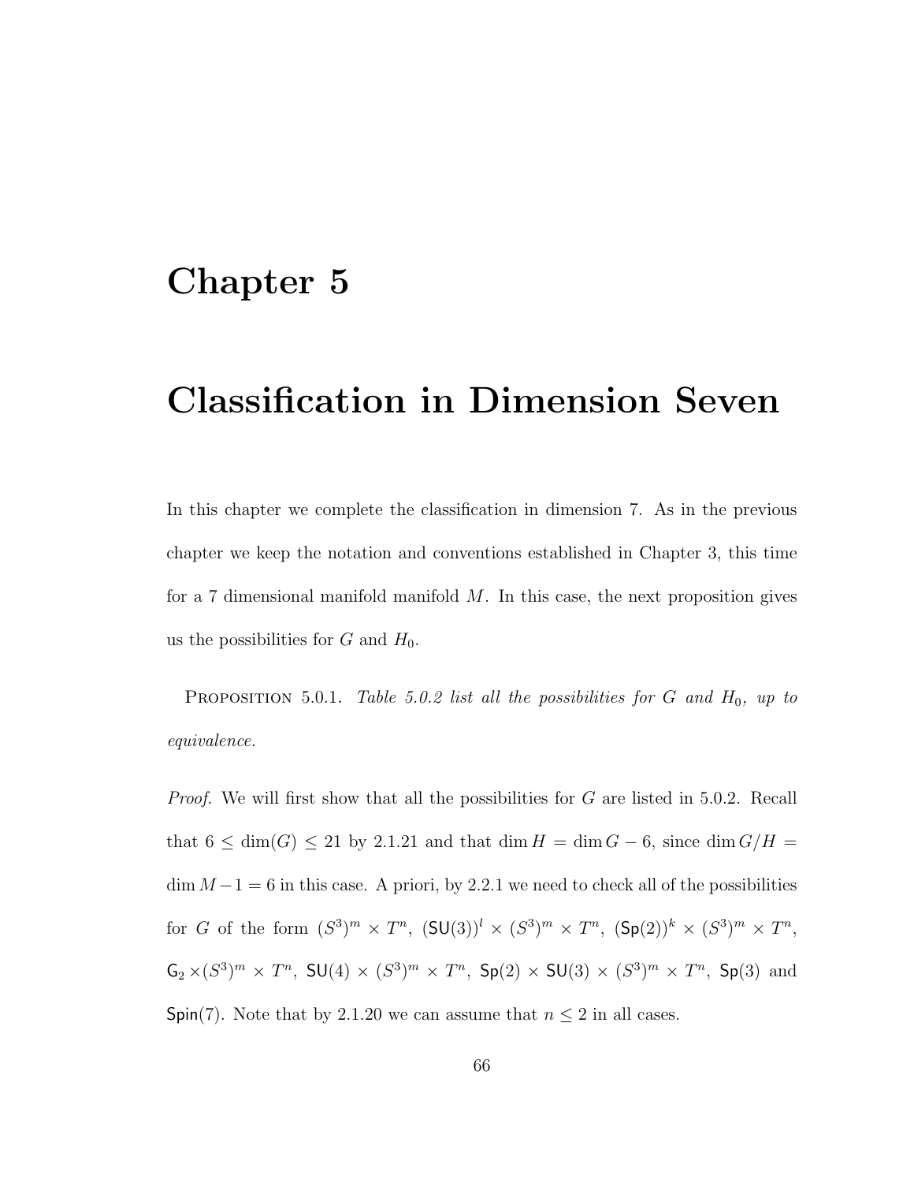# Chapter 5

# Classification in Dimension Seven

In this chapter we complete the classification in dimension 7. As in the previous chapter we keep the notation and conventions established in Chapter 3, this time for a 7 dimensional manifold manifold $M$. In this case, the next proposition gives us the possibilities for $G$ and $H_0$.

Proposition 5.0.1. *Table 5.0.2 list all the possibilities for $G$ and $H_0$, up to equivalence.*

*Proof.* We will first show that all the possibilities for $G$ are listed in 5.0.2. Recall that $6 \leq \dim(G) \leq 21$ by 2.1.21 and that $\dim H = \dim G - 6$, since $\dim G/H = \dim M - 1 = 6$ in this case. A priori, by 2.2.1 we need to check all of the possibilities for $G$ of the form $(S^3)^m \times T^n$, $(\mathsf{SU}(3))^l \times (S^3)^m \times T^n$, $(\mathsf{Sp}(2))^k \times (S^3)^m \times T^n$, $\mathsf{G}_2 \times (S^3)^m \times T^n$, $\mathsf{SU}(4) \times (S^3)^m \times T^n$, $\mathsf{Sp}(2) \times \mathsf{SU}(3) \times (S^3)^m \times T^n$, $\mathsf{Sp}(3)$ and $\mathsf{Spin}(7)$. Note that by 2.1.20 we can assume that $n \leq 2$ in all cases.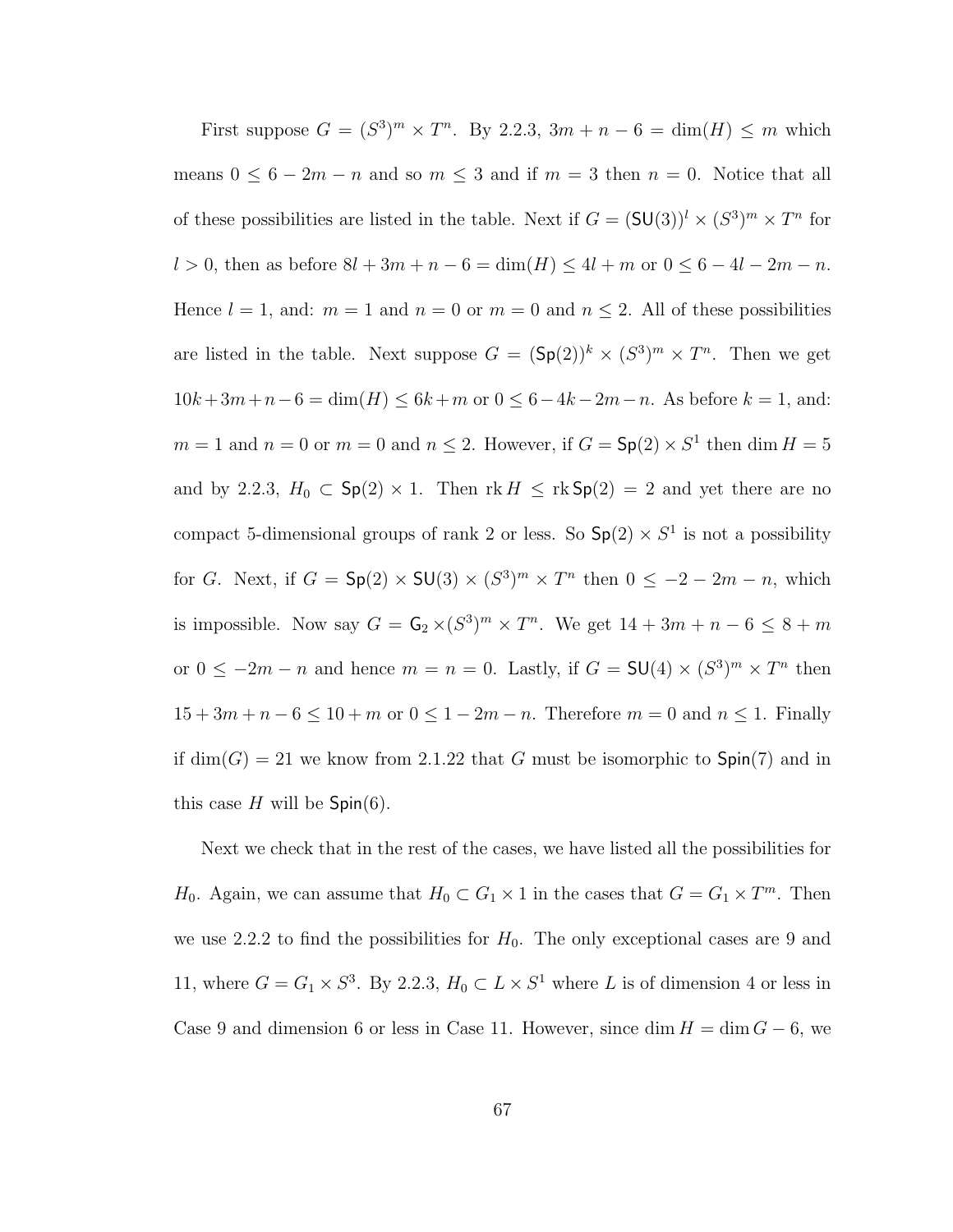First suppose $G = (S^3)^m \times T^n$. By 2.2.3, $3m + n - 6 = \dim(H) \le m$ which means $0 \le 6 - 2m - n$ and so $m \le 3$ and if $m = 3$ then $n = 0$. Notice that all of these possibilities are listed in the table. Next if $G = (\mathsf{SU}(3))^l \times (S^3)^m \times T^n$ for $l > 0$, then as before $8l + 3m + n - 6 = \dim(H) \le 4l + m$ or $0 \le 6 - 4l - 2m - n$. Hence $l = 1$, and: $m = 1$ and $n = 0$ or $m = 0$ and $n \le 2$. All of these possibilities are listed in the table. Next suppose $G = (\mathsf{Sp}(2))^k \times (S^3)^m \times T^n$. Then we get $10k + 3m + n - 6 = \dim(H) \le 6k + m$ or $0 \le 6 - 4k - 2m - n$. As before $k = 1$, and: $m = 1$ and $n = 0$ or $m = 0$ and $n \le 2$. However, if $G = \mathsf{Sp}(2) \times S^1$ then $\dim H = 5$ and by 2.2.3, $H_0 \subset \mathsf{Sp}(2) \times 1$. Then $\operatorname{rk} H \le \operatorname{rk} \mathsf{Sp}(2) = 2$ and yet there are no compact 5-dimensional groups of rank 2 or less. So $\mathsf{Sp}(2) \times S^1$ is not a possibility for $G$. Next, if $G = \mathsf{Sp}(2) \times \mathsf{SU}(3) \times (S^3)^m \times T^n$ then $0 \le -2 - 2m - n$, which is impossible. Now say $G = \mathsf{G}_2 \times (S^3)^m \times T^n$. We get $14 + 3m + n - 6 \le 8 + m$ or $0 \le -2m - n$ and hence $m = n = 0$. Lastly, if $G = \mathsf{SU}(4) \times (S^3)^m \times T^n$ then $15 + 3m + n - 6 \le 10 + m$ or $0 \le 1 - 2m - n$. Therefore $m = 0$ and $n \le 1$. Finally if $\dim(G) = 21$ we know from 2.1.22 that $G$ must be isomorphic to $\mathsf{Spin}(7)$ and in this case $H$ will be $\mathsf{Spin}(6)$.

Next we check that in the rest of the cases, we have listed all the possibilities for $H_0$. Again, we can assume that $H_0 \subset G_1 \times 1$ in the cases that $G = G_1 \times T^m$. Then we use 2.2.2 to find the possibilities for $H_0$. The only exceptional cases are 9 and 11, where $G = G_1 \times S^3$. By 2.2.3, $H_0 \subset L \times S^1$ where $L$ is of dimension 4 or less in Case 9 and dimension 6 or less in Case 11. However, since $\dim H = \dim G - 6$, we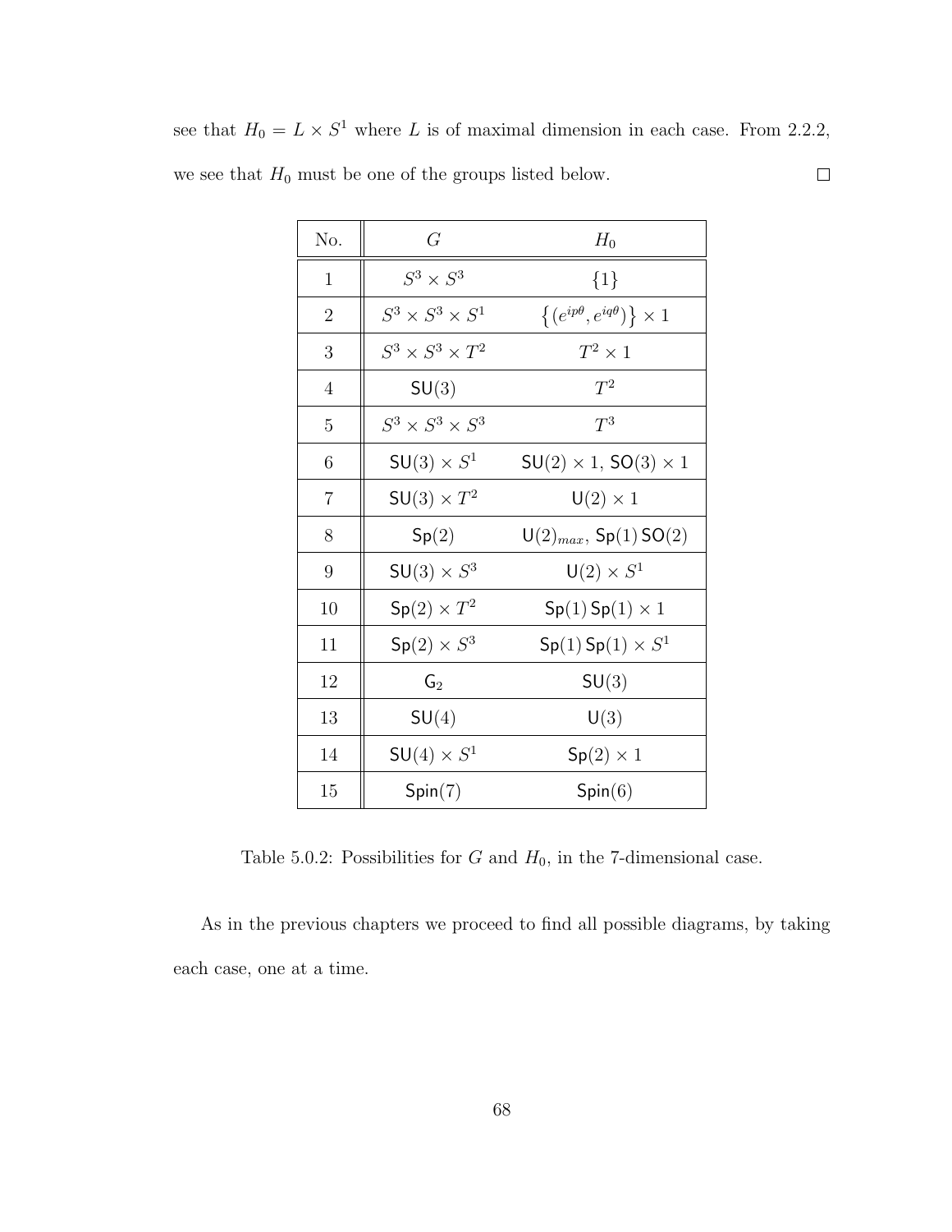see that $H_0 = L \times S^1$ where $L$ is of maximal dimension in each case. From 2.2.2, we see that $H_0$ must be one of the groups listed below. $\square$

| No. | $G$ | $H_0$ |
|---|---|---|
| 1 | $S^3 \times S^3$ | $\{1\}$ |
| 2 | $S^3 \times S^3 \times S^1$ | $\{(e^{ip\theta}, e^{iq\theta})\} \times 1$ |
| 3 | $S^3 \times S^3 \times T^2$ | $T^2 \times 1$ |
| 4 | $\mathsf{SU}(3)$ | $T^2$ |
| 5 | $S^3 \times S^3 \times S^3$ | $T^3$ |
| 6 | $\mathsf{SU}(3) \times S^1$ | $\mathsf{SU}(2) \times 1$, $\mathsf{SO}(3) \times 1$ |
| 7 | $\mathsf{SU}(3) \times T^2$ | $\mathsf{U}(2) \times 1$ |
| 8 | $\mathsf{Sp}(2)$ | $\mathsf{U}(2)_{max}$, $\mathsf{Sp}(1)\,\mathsf{SO}(2)$ |
| 9 | $\mathsf{SU}(3) \times S^3$ | $\mathsf{U}(2) \times S^1$ |
| 10 | $\mathsf{Sp}(2) \times T^2$ | $\mathsf{Sp}(1)\,\mathsf{Sp}(1) \times 1$ |
| 11 | $\mathsf{Sp}(2) \times S^3$ | $\mathsf{Sp}(1)\,\mathsf{Sp}(1) \times S^1$ |
| 12 | $\mathsf{G}_2$ | $\mathsf{SU}(3)$ |
| 13 | $\mathsf{SU}(4)$ | $\mathsf{U}(3)$ |
| 14 | $\mathsf{SU}(4) \times S^1$ | $\mathsf{Sp}(2) \times 1$ |
| 15 | $\mathsf{Spin}(7)$ | $\mathsf{Spin}(6)$ |

Table 5.0.2: Possibilities for $G$ and $H_0$, in the 7-dimensional case.

As in the previous chapters we proceed to find all possible diagrams, by taking each case, one at a time.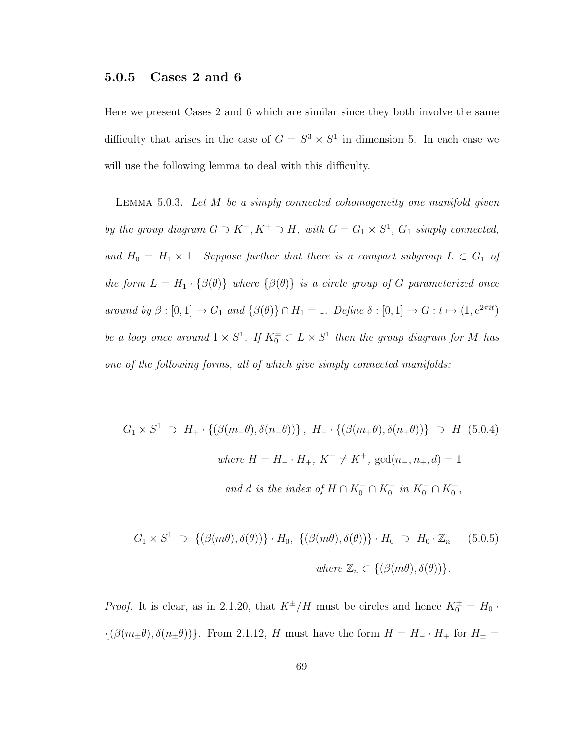### 5.0.5 Cases 2 and 6

Here we present Cases 2 and 6 which are similar since they both involve the same difficulty that arises in the case of $G = S^3 \times S^1$ in dimension 5. In each case we will use the following lemma to deal with this difficulty.

Lemma 5.0.3. *Let $M$ be a simply connected cohomogeneity one manifold given by the group diagram $G \supset K^-, K^+ \supset H$, with $G = G_1 \times S^1$, $G_1$ simply connected, and $H_0 = H_1 \times 1$. Suppose further that there is a compact subgroup $L \subset G_1$ of the form $L = H_1 \cdot \{\beta(\theta)\}$ where $\{\beta(\theta)\}$ is a circle group of $G$ parameterized once around by $\beta : [0,1] \to G_1$ and $\{\beta(\theta)\} \cap H_1 = 1$. Define $\delta : [0,1] \to G : t \mapsto (1, e^{2\pi i t})$ be a loop once around $1 \times S^1$. If $K_0^\pm \subset L \times S^1$ then the group diagram for $M$ has one of the following forms, all of which give simply connected manifolds:*

$$G_1 \times S^1 \ \supset\ H_+ \cdot \{(\beta(m_-\theta), \delta(n_-\theta))\},\ H_- \cdot \{(\beta(m_+\theta), \delta(n_+\theta))\} \ \supset\ H \quad (5.0.4)$$
$$\text{where } H = H_- \cdot H_+,\ K^- \neq K^+,\ \gcd(n_-, n_+, d) = 1$$
$$\text{and } d \text{ is the index of } H \cap K_0^- \cap K_0^+ \text{ in } K_0^- \cap K_0^+,$$

$$G_1 \times S^1 \ \supset\ \{(\beta(m\theta), \delta(\theta))\} \cdot H_0,\ \{(\beta(m\theta), \delta(\theta))\} \cdot H_0 \ \supset\ H_0 \cdot \mathbb{Z}_n \quad (5.0.5)$$
$$\text{where } \mathbb{Z}_n \subset \{(\beta(m\theta), \delta(\theta))\}.$$

*Proof.* It is clear, as in 2.1.20, that $K^\pm/H$ must be circles and hence $K_0^\pm = H_0 \cdot \{(\beta(m_\pm\theta), \delta(n_\pm\theta))\}$. From 2.1.12, $H$ must have the form $H = H_- \cdot H_+$ for $H_\pm =$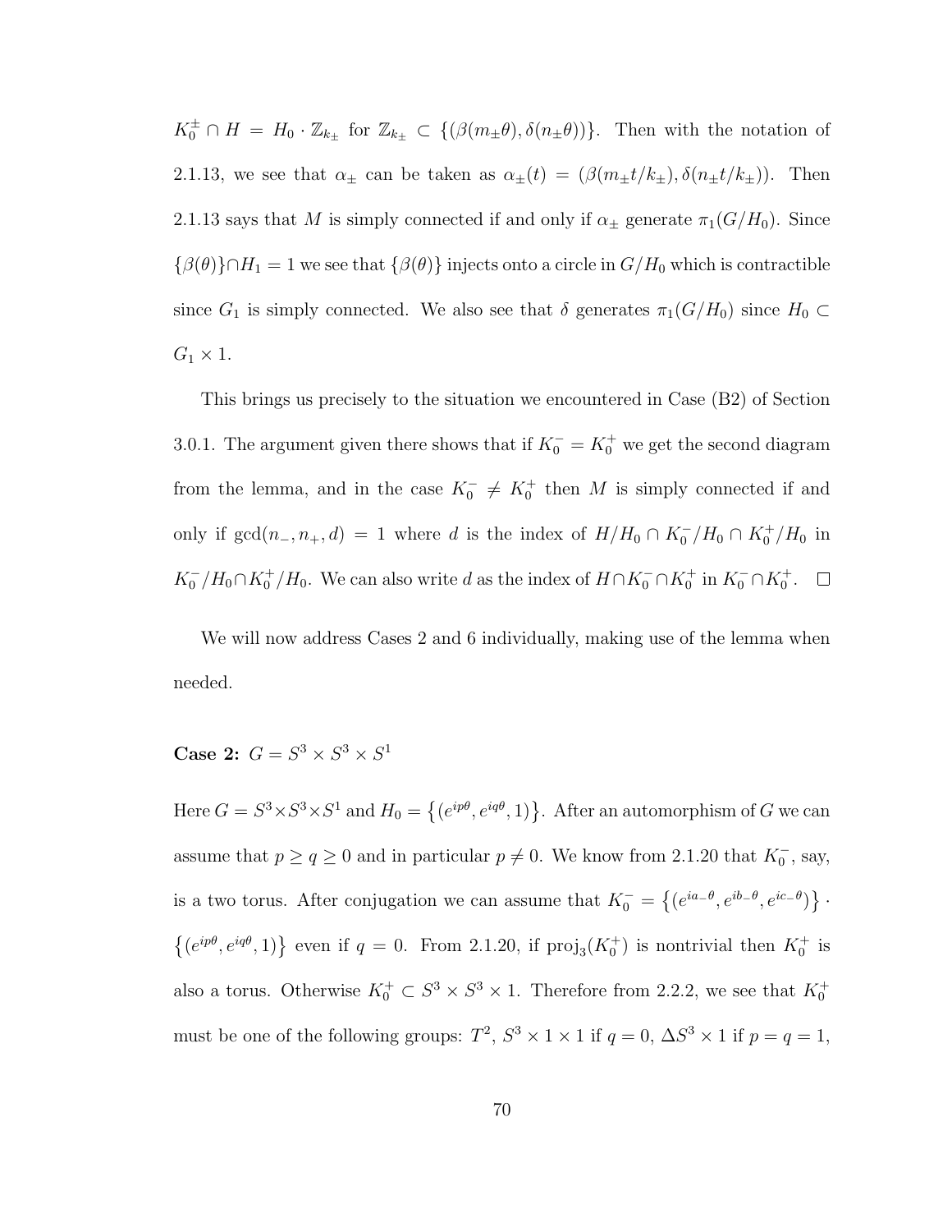$K_0^{\pm} \cap H = H_0 \cdot \mathbb{Z}_{k_{\pm}}$ for $\mathbb{Z}_{k_{\pm}} \subset \{(\beta(m_{\pm}\theta), \delta(n_{\pm}\theta))\}$. Then with the notation of 2.1.13, we see that $\alpha_{\pm}$ can be taken as $\alpha_{\pm}(t) = (\beta(m_{\pm}t/k_{\pm}), \delta(n_{\pm}t/k_{\pm}))$. Then 2.1.13 says that $M$ is simply connected if and only if $\alpha_{\pm}$ generate $\pi_1(G/H_0)$. Since $\{\beta(\theta)\} \cap H_1 = 1$ we see that $\{\beta(\theta)\}$ injects onto a circle in $G/H_0$ which is contractible since $G_1$ is simply connected. We also see that $\delta$ generates $\pi_1(G/H_0)$ since $H_0 \subset G_1 \times 1$.

This brings us precisely to the situation we encountered in Case (B2) of Section 3.0.1. The argument given there shows that if $K_0^- = K_0^+$ we get the second diagram from the lemma, and in the case $K_0^- \neq K_0^+$ then $M$ is simply connected if and only if $\gcd(n_-, n_+, d) = 1$ where $d$ is the index of $H/H_0 \cap K_0^-/H_0 \cap K_0^+/H_0$ in $K_0^-/H_0 \cap K_0^+/H_0$. We can also write $d$ as the index of $H \cap K_0^- \cap K_0^+$ in $K_0^- \cap K_0^+$. $\square$

We will now address Cases 2 and 6 individually, making use of the lemma when needed.

**Case 2:** $G = S^3 \times S^3 \times S^1$

Here $G = S^3 \times S^3 \times S^1$ and $H_0 = \{(e^{ip\theta}, e^{iq\theta}, 1)\}$. After an automorphism of $G$ we can assume that $p \geq q \geq 0$ and in particular $p \neq 0$. We know from 2.1.20 that $K_0^-$, say, is a two torus. After conjugation we can assume that $K_0^- = \{(e^{ia_-\theta}, e^{ib_-\theta}, e^{ic_-\theta})\} \cdot \{(e^{ip\theta}, e^{iq\theta}, 1)\}$ even if $q = 0$. From 2.1.20, if $\mathrm{proj}_3(K_0^+)$ is nontrivial then $K_0^+$ is also a torus. Otherwise $K_0^+ \subset S^3 \times S^3 \times 1$. Therefore from 2.2.2, we see that $K_0^+$ must be one of the following groups: $T^2$, $S^3 \times 1 \times 1$ if $q = 0$, $\Delta S^3 \times 1$ if $p = q = 1$,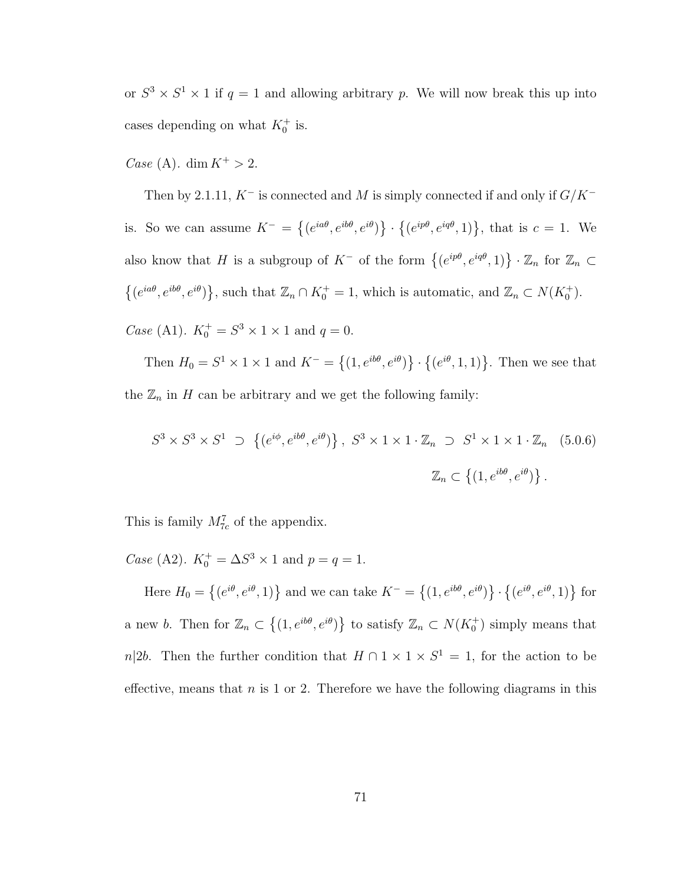or $S^3 \times S^1 \times 1$ if $q = 1$ and allowing arbitrary $p$. We will now break this up into cases depending on what $K_0^+$ is.

*Case* (A). $\dim K^+ > 2$.

Then by 2.1.11, $K^-$ is connected and $M$ is simply connected if and only if $G/K^-$ is. So we can assume $K^- = \{(e^{ia\theta}, e^{ib\theta}, e^{i\theta})\} \cdot \{(e^{ip\theta}, e^{iq\theta}, 1)\}$, that is $c = 1$. We also know that $H$ is a subgroup of $K^-$ of the form $\{(e^{ip\theta}, e^{iq\theta}, 1)\} \cdot \mathbb{Z}_n$ for $\mathbb{Z}_n \subset \{(e^{ia\theta}, e^{ib\theta}, e^{i\theta})\}$, such that $\mathbb{Z}_n \cap K_0^+ = 1$, which is automatic, and $\mathbb{Z}_n \subset N(K_0^+)$.

*Case* (A1). $K_0^+ = S^3 \times 1 \times 1$ and $q = 0$.

Then $H_0 = S^1 \times 1 \times 1$ and $K^- = \{(1, e^{ib\theta}, e^{i\theta})\} \cdot \{(e^{i\theta}, 1, 1)\}$. Then we see that the $\mathbb{Z}_n$ in $H$ can be arbitrary and we get the following family:

$$S^3 \times S^3 \times S^1 \;\supset\; \{(e^{i\phi}, e^{ib\theta}, e^{i\theta})\}\,,\; S^3 \times 1 \times 1 \cdot \mathbb{Z}_n \;\supset\; S^1 \times 1 \times 1 \cdot \mathbb{Z}_n \quad (5.0.6)$$
$$\mathbb{Z}_n \subset \{(1, e^{ib\theta}, e^{i\theta})\}\,.$$

This is family $M^7_{7c}$ of the appendix.

*Case* (A2). $K_0^+ = \Delta S^3 \times 1$ and $p = q = 1$.

Here $H_0 = \{(e^{i\theta}, e^{i\theta}, 1)\}$ and we can take $K^- = \{(1, e^{ib\theta}, e^{i\theta})\} \cdot \{(e^{i\theta}, e^{i\theta}, 1)\}$ for a new $b$. Then for $\mathbb{Z}_n \subset \{(1, e^{ib\theta}, e^{i\theta})\}$ to satisfy $\mathbb{Z}_n \subset N(K_0^+)$ simply means that $n|2b$. Then the further condition that $H \cap 1 \times 1 \times S^1 = 1$, for the action to be effective, means that $n$ is 1 or 2. Therefore we have the following diagrams in this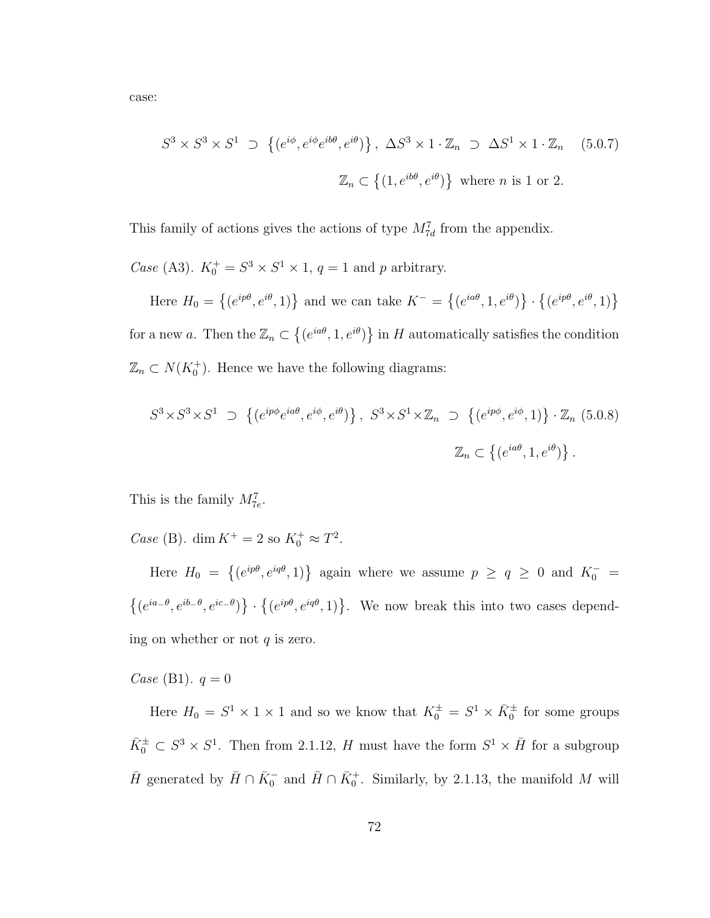case:

$$S^3 \times S^3 \times S^1 \supset \left\{(e^{i\phi}, e^{i\phi}e^{ib\theta}, e^{i\theta})\right\},\ \Delta S^3 \times 1 \cdot \mathbb{Z}_n \supset \Delta S^1 \times 1 \cdot \mathbb{Z}_n \quad (5.0.7)$$

$$\mathbb{Z}_n \subset \left\{(1, e^{ib\theta}, e^{i\theta})\right\} \text{ where } n \text{ is 1 or 2.}$$

This family of actions gives the actions of type $M^7_{7d}$ from the appendix.

*Case* (A3). $K_0^+ = S^3 \times S^1 \times 1$, $q = 1$ and $p$ arbitrary.

Here $H_0 = \left\{(e^{ip\theta}, e^{i\theta}, 1)\right\}$ and we can take $K^- = \left\{(e^{ia\theta}, 1, e^{i\theta})\right\} \cdot \left\{(e^{ip\theta}, e^{i\theta}, 1)\right\}$ for a new $a$. Then the $\mathbb{Z}_n \subset \left\{(e^{ia\theta}, 1, e^{i\theta})\right\}$ in $H$ automatically satisfies the condition $\mathbb{Z}_n \subset N(K_0^+)$. Hence we have the following diagrams:

$$S^3 \times S^3 \times S^1 \supset \left\{(e^{ip\phi}e^{ia\theta}, e^{i\phi}, e^{i\theta})\right\},\ S^3 \times S^1 \times \mathbb{Z}_n \supset \left\{(e^{ip\phi}, e^{i\phi}, 1)\right\} \cdot \mathbb{Z}_n \quad (5.0.8)$$

$$\mathbb{Z}_n \subset \left\{(e^{ia\theta}, 1, e^{i\theta})\right\}.$$

This is the family $M^7_{7e}$.

*Case* (B). $\dim K^+ = 2$ so $K_0^+ \approx T^2$.

Here $H_0 = \left\{(e^{ip\theta}, e^{iq\theta}, 1)\right\}$ again where we assume $p \geq q \geq 0$ and $K_0^- = \left\{(e^{ia_-\theta}, e^{ib_-\theta}, e^{ic_-\theta})\right\} \cdot \left\{(e^{ip\theta}, e^{iq\theta}, 1)\right\}$. We now break this into two cases depending on whether or not $q$ is zero.

*Case* (B1). $q = 0$

Here $H_0 = S^1 \times 1 \times 1$ and so we know that $K_0^\pm = S^1 \times \bar{K}_0^\pm$ for some groups $\bar{K}_0^\pm \subset S^3 \times S^1$. Then from 2.1.12, $H$ must have the form $S^1 \times \bar{H}$ for a subgroup $\bar{H}$ generated by $\bar{H} \cap \bar{K}_0^-$ and $\bar{H} \cap \bar{K}_0^+$. Similarly, by 2.1.13, the manifold $M$ will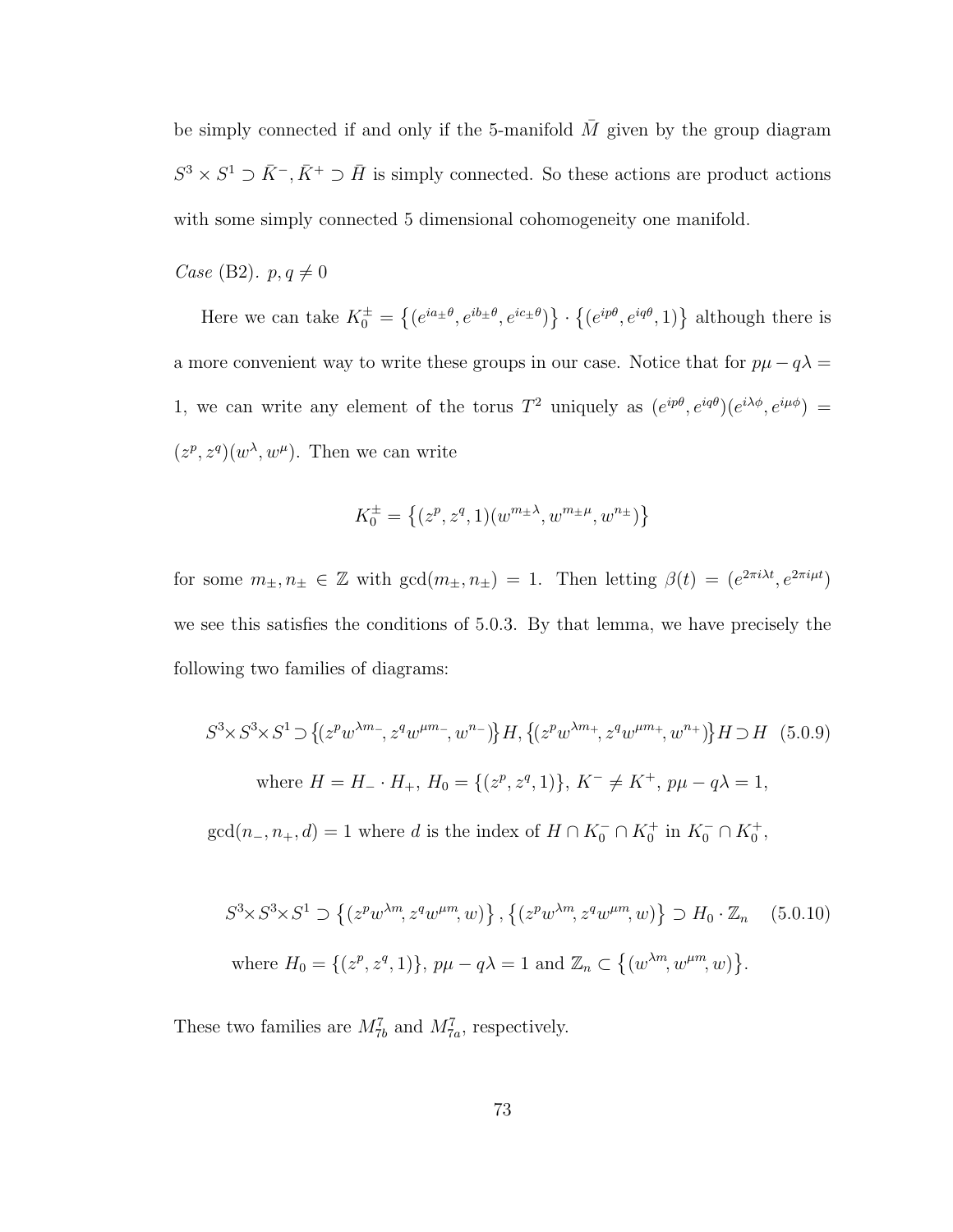be simply connected if and only if the 5-manifold $\bar{M}$ given by the group diagram $S^3 \times S^1 \supset \bar{K}^-, \bar{K}^+ \supset \bar{H}$ is simply connected. So these actions are product actions with some simply connected 5 dimensional cohomogeneity one manifold.

*Case* (B2). $p, q \neq 0$

Here we can take $K_0^{\pm} = \{(e^{ia_\pm\theta}, e^{ib_\pm\theta}, e^{ic_\pm\theta})\} \cdot \{(e^{ip\theta}, e^{iq\theta}, 1)\}$ although there is a more convenient way to write these groups in our case. Notice that for $p\mu - q\lambda = 1$, we can write any element of the torus $T^2$ uniquely as $(e^{ip\theta}, e^{iq\theta})(e^{i\lambda\phi}, e^{i\mu\phi}) = (z^p, z^q)(w^\lambda, w^\mu)$. Then we can write

$$K_0^{\pm} = \{(z^p, z^q, 1)(w^{m_\pm\lambda}, w^{m_\pm\mu}, w^{n_\pm})\}$$

for some $m_\pm, n_\pm \in \mathbb{Z}$ with $\gcd(m_\pm, n_\pm) = 1$. Then letting $\beta(t) = (e^{2\pi i\lambda t}, e^{2\pi i\mu t})$ we see this satisfies the conditions of 5.0.3. By that lemma, we have precisely the following two families of diagrams:

$$S^3 \times S^3 \times S^1 \supset \{(z^p w^{\lambda m_-}, z^q w^{\mu m_-}, w^{n_-})\}H, \{(z^p w^{\lambda m_+}, z^q w^{\mu m_+}, w^{n_+})\}H \supset H \quad (5.0.9)$$

$$\text{where } H = H_- \cdot H_+,\ H_0 = \{(z^p, z^q, 1)\},\ K^- \neq K^+,\ p\mu - q\lambda = 1,$$

$$\gcd(n_-, n_+, d) = 1 \text{ where } d \text{ is the index of } H \cap K_0^- \cap K_0^+ \text{ in } K_0^- \cap K_0^+,$$

$$S^3 \times S^3 \times S^1 \supset \{(z^p w^{\lambda m}, z^q w^{\mu m}, w)\}, \{(z^p w^{\lambda m}, z^q w^{\mu m}, w)\} \supset H_0 \cdot \mathbb{Z}_n \quad (5.0.10)$$

$$\text{where } H_0 = \{(z^p, z^q, 1)\},\ p\mu - q\lambda = 1 \text{ and } \mathbb{Z}_n \subset \{(w^{\lambda m}, w^{\mu m}, w)\}.$$

These two families are $M^7_{7b}$ and $M^7_{7a}$, respectively.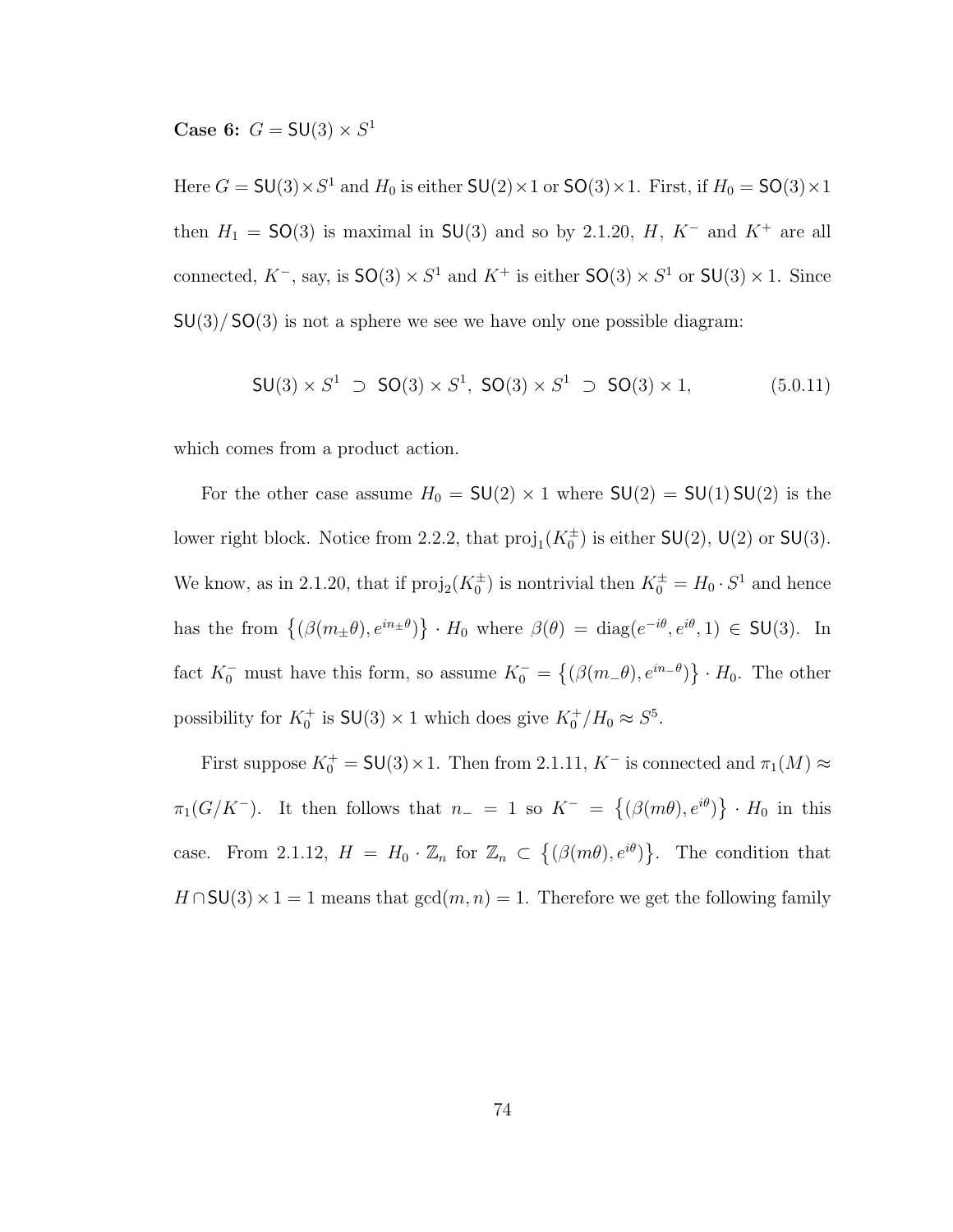**Case 6:** $G = \mathsf{SU}(3) \times S^1$

Here $G = \mathsf{SU}(3) \times S^1$ and $H_0$ is either $\mathsf{SU}(2) \times 1$ or $\mathsf{SO}(3) \times 1$. First, if $H_0 = \mathsf{SO}(3) \times 1$ then $H_1 = \mathsf{SO}(3)$ is maximal in $\mathsf{SU}(3)$ and so by 2.1.20, $H$, $K^-$ and $K^+$ are all connected, $K^-$, say, is $\mathsf{SO}(3) \times S^1$ and $K^+$ is either $\mathsf{SO}(3) \times S^1$ or $\mathsf{SU}(3) \times 1$. Since $\mathsf{SU}(3)/\mathsf{SO}(3)$ is not a sphere we see we have only one possible diagram:

$$\mathsf{SU}(3) \times S^1 \supset \mathsf{SO}(3) \times S^1,\ \mathsf{SO}(3) \times S^1 \supset \mathsf{SO}(3) \times 1, \tag{5.0.11}$$

which comes from a product action.

For the other case assume $H_0 = \mathsf{SU}(2) \times 1$ where $\mathsf{SU}(2) = \mathsf{SU}(1)\,\mathsf{SU}(2)$ is the lower right block. Notice from 2.2.2, that $\mathrm{proj}_1(K_0^{\pm})$ is either $\mathsf{SU}(2)$, $\mathsf{U}(2)$ or $\mathsf{SU}(3)$. We know, as in 2.1.20, that if $\mathrm{proj}_2(K_0^{\pm})$ is nontrivial then $K_0^{\pm} = H_0 \cdot S^1$ and hence has the from $\left\{(\beta(m_{\pm}\theta), e^{in_{\pm}\theta})\right\} \cdot H_0$ where $\beta(\theta) = \mathrm{diag}(e^{-i\theta}, e^{i\theta}, 1) \in \mathsf{SU}(3)$. In fact $K_0^-$ must have this form, so assume $K_0^- = \left\{(\beta(m_-\theta), e^{in_-\theta})\right\} \cdot H_0$. The other possibility for $K_0^+$ is $\mathsf{SU}(3) \times 1$ which does give $K_0^+/H_0 \approx S^5$.

First suppose $K_0^+ = \mathsf{SU}(3) \times 1$. Then from 2.1.11, $K^-$ is connected and $\pi_1(M) \approx \pi_1(G/K^-)$. It then follows that $n_- = 1$ so $K^- = \left\{(\beta(m\theta), e^{i\theta})\right\} \cdot H_0$ in this case. From 2.1.12, $H = H_0 \cdot \mathbb{Z}_n$ for $\mathbb{Z}_n \subset \left\{(\beta(m\theta), e^{i\theta})\right\}$. The condition that $H \cap \mathsf{SU}(3) \times 1 = 1$ means that $\gcd(m, n) = 1$. Therefore we get the following family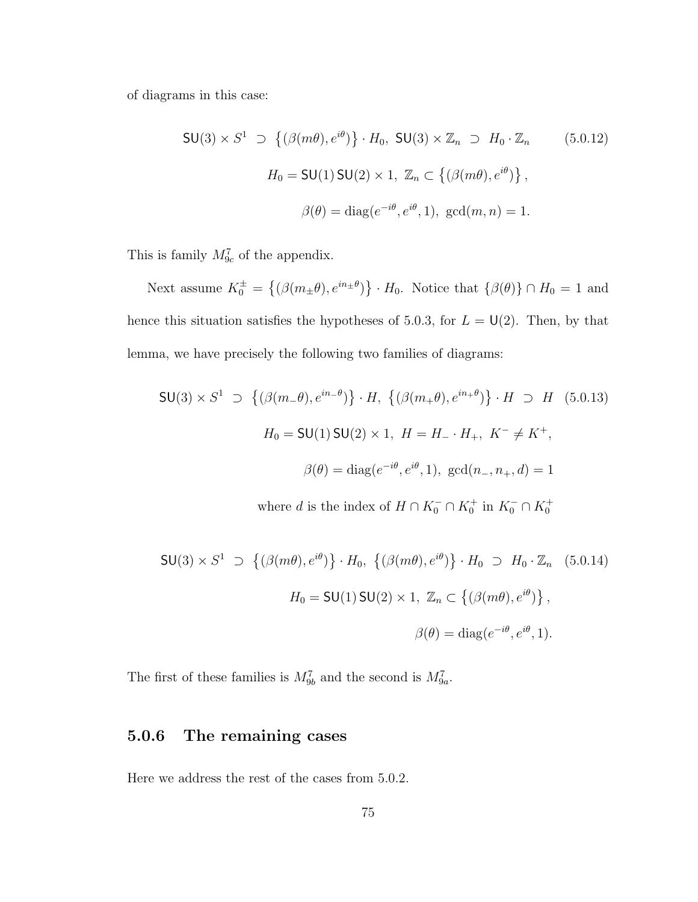of diagrams in this case:

$$\mathsf{SU}(3) \times S^1 \supset \left\{(\beta(m\theta), e^{i\theta})\right\} \cdot H_0,\ \mathsf{SU}(3) \times \mathbb{Z}_n \supset H_0 \cdot \mathbb{Z}_n \tag{5.0.12}$$

$$H_0 = \mathsf{SU}(1)\,\mathsf{SU}(2) \times 1,\ \mathbb{Z}_n \subset \left\{(\beta(m\theta), e^{i\theta})\right\},$$

$$\beta(\theta) = \mathrm{diag}(e^{-i\theta}, e^{i\theta}, 1),\ \gcd(m, n) = 1.$$

This is family $M^7_{9c}$ of the appendix.

Next assume $K_0^{\pm} = \left\{(\beta(m_{\pm}\theta), e^{in_{\pm}\theta})\right\} \cdot H_0$. Notice that $\{\beta(\theta)\} \cap H_0 = 1$ and hence this situation satisfies the hypotheses of 5.0.3, for $L = \mathsf{U}(2)$. Then, by that lemma, we have precisely the following two families of diagrams:

$$\mathsf{SU}(3) \times S^1 \supset \left\{(\beta(m_-\theta), e^{in_-\theta})\right\} \cdot H,\ \left\{(\beta(m_+\theta), e^{in_+\theta})\right\} \cdot H \supset H \tag{5.0.13}$$

$$H_0 = \mathsf{SU}(1)\,\mathsf{SU}(2) \times 1,\ H = H_- \cdot H_+,\ K^- \neq K^+,$$

$$\beta(\theta) = \mathrm{diag}(e^{-i\theta}, e^{i\theta}, 1),\ \gcd(n_-, n_+, d) = 1$$

where $d$ is the index of $H \cap K_0^- \cap K_0^+$ in $K_0^- \cap K_0^+$

$$\mathsf{SU}(3) \times S^1 \supset \left\{(\beta(m\theta), e^{i\theta})\right\} \cdot H_0,\ \left\{(\beta(m\theta), e^{i\theta})\right\} \cdot H_0 \supset H_0 \cdot \mathbb{Z}_n \tag{5.0.14}$$

$$H_0 = \mathsf{SU}(1)\,\mathsf{SU}(2) \times 1,\ \mathbb{Z}_n \subset \left\{(\beta(m\theta), e^{i\theta})\right\},$$

$$\beta(\theta) = \mathrm{diag}(e^{-i\theta}, e^{i\theta}, 1).$$

The first of these families is $M^7_{9b}$ and the second is $M^7_{9a}$.

### 5.0.6 The remaining cases

Here we address the rest of the cases from 5.0.2.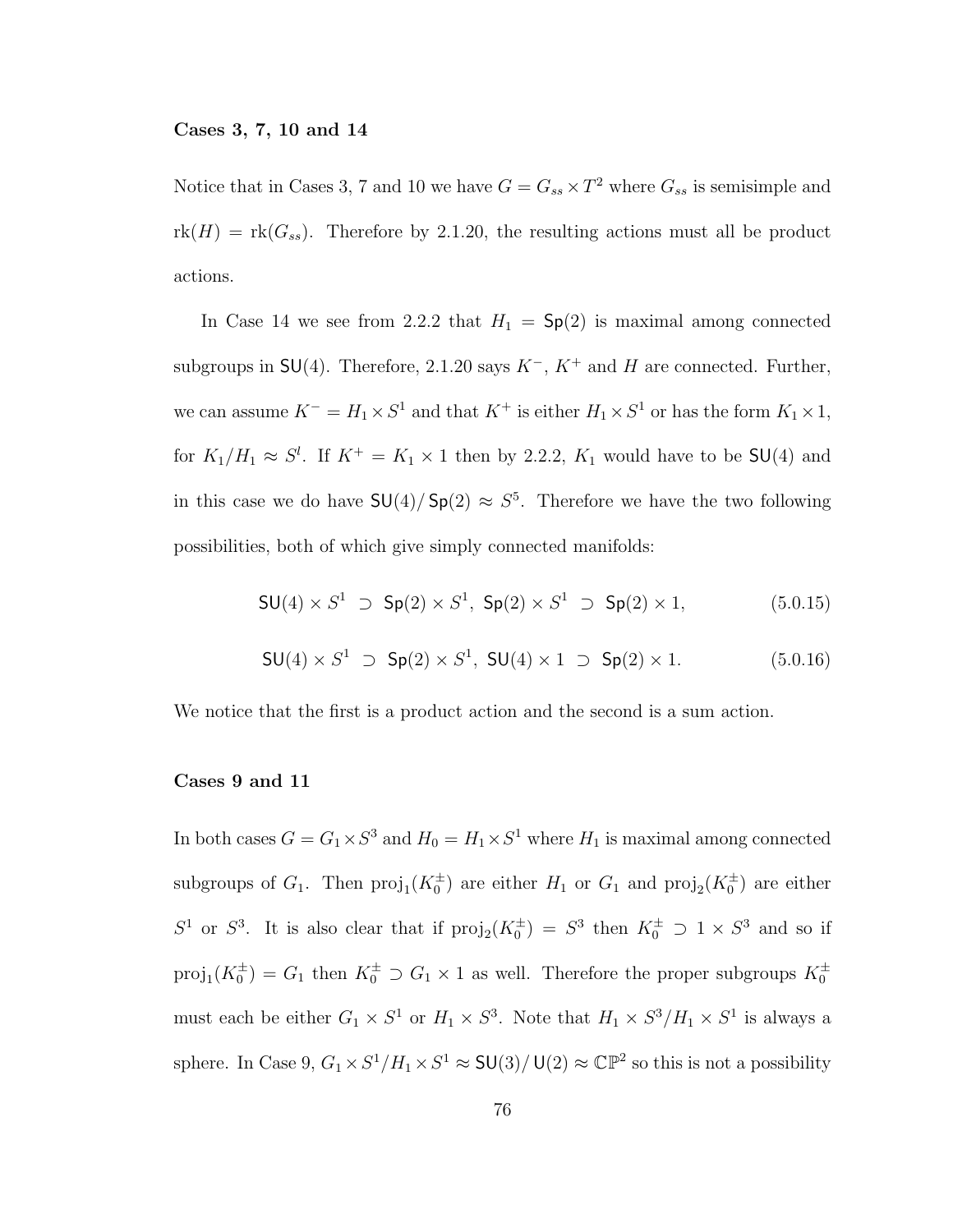### Cases 3, 7, 10 and 14

Notice that in Cases 3, 7 and 10 we have $G = G_{ss} \times T^2$ where $G_{ss}$ is semisimple and $\mathrm{rk}(H) = \mathrm{rk}(G_{ss})$. Therefore by 2.1.20, the resulting actions must all be product actions.

In Case 14 we see from 2.2.2 that $H_1 = \mathsf{Sp}(2)$ is maximal among connected subgroups in $\mathsf{SU}(4)$. Therefore, 2.1.20 says $K^-$, $K^+$ and $H$ are connected. Further, we can assume $K^- = H_1 \times S^1$ and that $K^+$ is either $H_1 \times S^1$ or has the form $K_1 \times 1$, for $K_1/H_1 \approx S^l$. If $K^+ = K_1 \times 1$ then by 2.2.2, $K_1$ would have to be $\mathsf{SU}(4)$ and in this case we do have $\mathsf{SU}(4)/\mathsf{Sp}(2) \approx S^5$. Therefore we have the two following possibilities, both of which give simply connected manifolds:

$$\mathsf{SU}(4) \times S^1 \;\supset\; \mathsf{Sp}(2) \times S^1,\; \mathsf{Sp}(2) \times S^1 \;\supset\; \mathsf{Sp}(2) \times 1, \tag{5.0.15}$$

$$\mathsf{SU}(4) \times S^1 \;\supset\; \mathsf{Sp}(2) \times S^1,\; \mathsf{SU}(4) \times 1 \;\supset\; \mathsf{Sp}(2) \times 1. \tag{5.0.16}$$

We notice that the first is a product action and the second is a sum action.

### Cases 9 and 11

In both cases $G = G_1 \times S^3$ and $H_0 = H_1 \times S^1$ where $H_1$ is maximal among connected subgroups of $G_1$. Then $\mathrm{proj}_1(K_0^{\pm})$ are either $H_1$ or $G_1$ and $\mathrm{proj}_2(K_0^{\pm})$ are either $S^1$ or $S^3$. It is also clear that if $\mathrm{proj}_2(K_0^{\pm}) = S^3$ then $K_0^{\pm} \supset 1 \times S^3$ and so if $\mathrm{proj}_1(K_0^{\pm}) = G_1$ then $K_0^{\pm} \supset G_1 \times 1$ as well. Therefore the proper subgroups $K_0^{\pm}$ must each be either $G_1 \times S^1$ or $H_1 \times S^3$. Note that $H_1 \times S^3 / H_1 \times S^1$ is always a sphere. In Case 9, $G_1 \times S^1 / H_1 \times S^1 \approx \mathsf{SU}(3)/\mathsf{U}(2) \approx \mathbb{CP}^2$ so this is not a possibility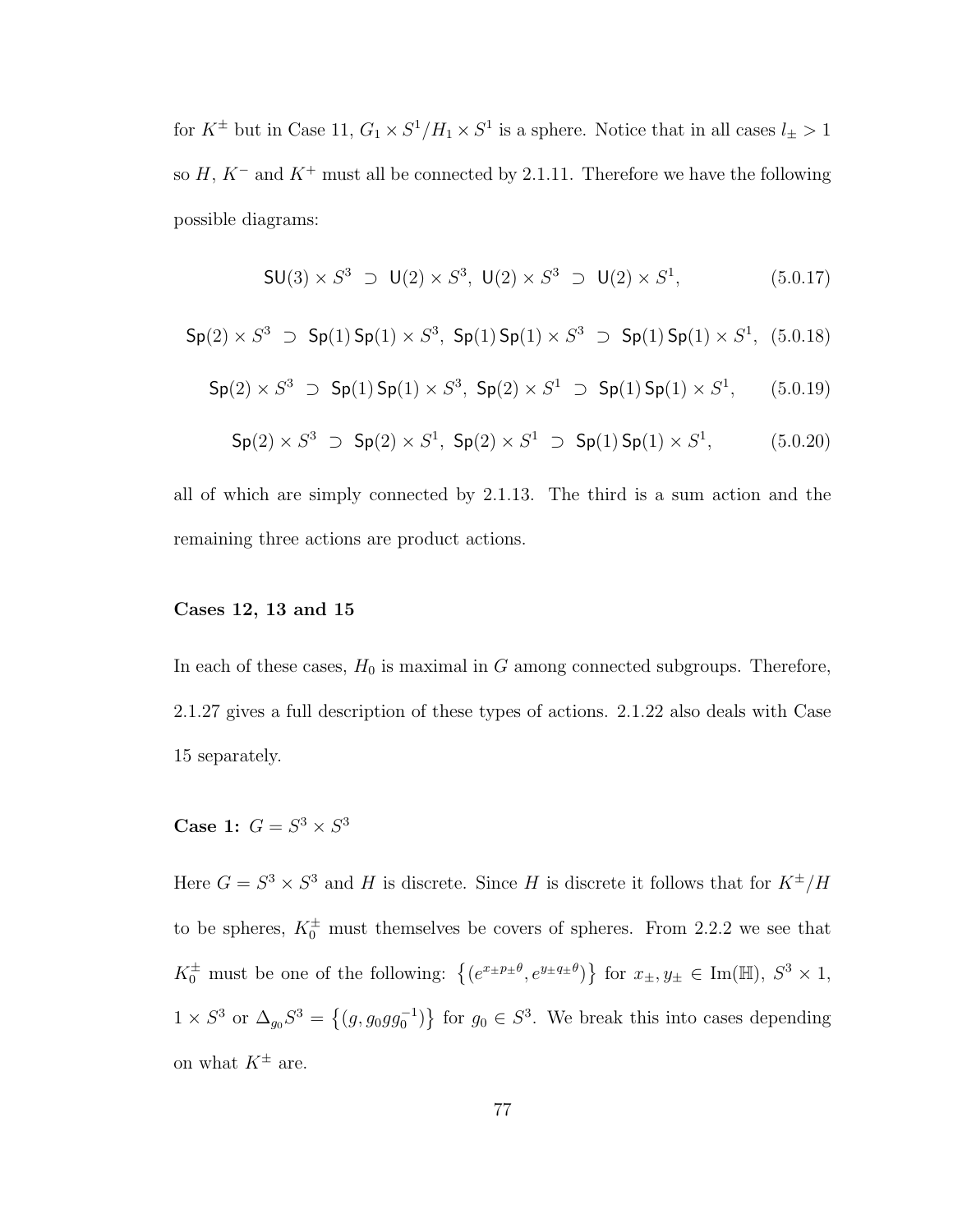for $K^{\pm}$ but in Case 11, $G_1 \times S^1/H_1 \times S^1$ is a sphere. Notice that in all cases $l_{\pm} > 1$ so $H$, $K^-$ and $K^+$ must all be connected by 2.1.11. Therefore we have the following possible diagrams:

$$\mathsf{SU}(3) \times S^3 \ \supset \ \mathsf{U}(2) \times S^3, \ \mathsf{U}(2) \times S^3 \ \supset \ \mathsf{U}(2) \times S^1, \tag{5.0.17}$$

$$\mathsf{Sp}(2) \times S^3 \ \supset \ \mathsf{Sp}(1)\,\mathsf{Sp}(1) \times S^3, \ \mathsf{Sp}(1)\,\mathsf{Sp}(1) \times S^3 \ \supset \ \mathsf{Sp}(1)\,\mathsf{Sp}(1) \times S^1, \tag{5.0.18}$$

$$\mathsf{Sp}(2) \times S^3 \ \supset \ \mathsf{Sp}(1)\,\mathsf{Sp}(1) \times S^3, \ \mathsf{Sp}(2) \times S^1 \ \supset \ \mathsf{Sp}(1)\,\mathsf{Sp}(1) \times S^1, \tag{5.0.19}$$

$$\mathsf{Sp}(2) \times S^3 \ \supset \ \mathsf{Sp}(2) \times S^1, \ \mathsf{Sp}(2) \times S^1 \ \supset \ \mathsf{Sp}(1)\,\mathsf{Sp}(1) \times S^1, \tag{5.0.20}$$

all of which are simply connected by 2.1.13. The third is a sum action and the remaining three actions are product actions.

### Cases 12, 13 and 15

In each of these cases, $H_0$ is maximal in $G$ among connected subgroups. Therefore, 2.1.27 gives a full description of these types of actions. 2.1.22 also deals with Case 15 separately.

### Case 1: $G = S^3 \times S^3$

Here $G = S^3 \times S^3$ and $H$ is discrete. Since $H$ is discrete it follows that for $K^{\pm}/H$ to be spheres, $K_0^{\pm}$ must themselves be covers of spheres. From 2.2.2 we see that $K_0^{\pm}$ must be one of the following: $\left\{(e^{x_{\pm}p_{\pm}\theta}, e^{y_{\pm}q_{\pm}\theta})\right\}$ for $x_{\pm}, y_{\pm} \in \mathrm{Im}(\mathbb{H})$, $S^3 \times 1$, $1 \times S^3$ or $\Delta_{g_0}S^3 = \left\{(g, g_0 g g_0^{-1})\right\}$ for $g_0 \in S^3$. We break this into cases depending on what $K^{\pm}$ are.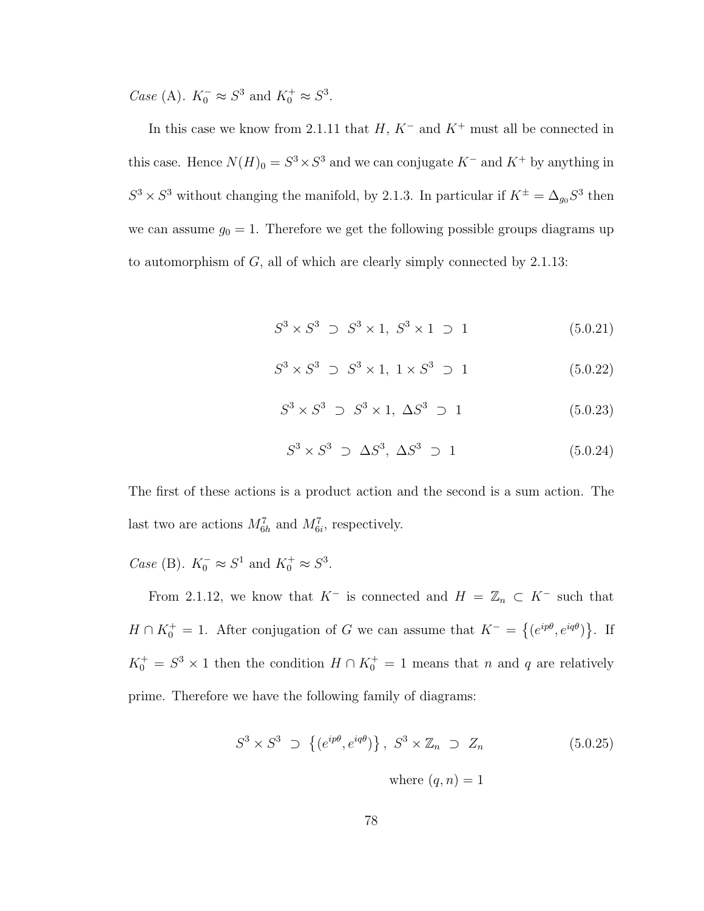*Case* (A). $K_0^- \approx S^3$ and $K_0^+ \approx S^3$.

In this case we know from 2.1.11 that $H$, $K^-$ and $K^+$ must all be connected in this case. Hence $N(H)_0 = S^3 \times S^3$ and we can conjugate $K^-$ and $K^+$ by anything in $S^3 \times S^3$ without changing the manifold, by 2.1.3. In particular if $K^\pm = \Delta_{g_0} S^3$ then we can assume $g_0 = 1$. Therefore we get the following possible groups diagrams up to automorphism of $G$, all of which are clearly simply connected by 2.1.13:

$$S^3 \times S^3 \supset S^3 \times 1,\ S^3 \times 1 \supset 1 \tag{5.0.21}$$

$$S^3 \times S^3 \supset S^3 \times 1,\ 1 \times S^3 \supset 1 \tag{5.0.22}$$

$$S^3 \times S^3 \supset S^3 \times 1,\ \Delta S^3 \supset 1 \tag{5.0.23}$$

$$S^3 \times S^3 \supset \Delta S^3,\ \Delta S^3 \supset 1 \tag{5.0.24}$$

The first of these actions is a product action and the second is a sum action. The last two are actions $M^7_{6h}$ and $M^7_{6i}$, respectively.

*Case* (B). $K_0^- \approx S^1$ and $K_0^+ \approx S^3$.

From 2.1.12, we know that $K^-$ is connected and $H = \mathbb{Z}_n \subset K^-$ such that $H \cap K_0^+ = 1$. After conjugation of $G$ we can assume that $K^- = \{(e^{ip\theta}, e^{iq\theta})\}$. If $K_0^+ = S^3 \times 1$ then the condition $H \cap K_0^+ = 1$ means that $n$ and $q$ are relatively prime. Therefore we have the following family of diagrams:

$$S^3 \times S^3 \supset \left\{(e^{ip\theta}, e^{iq\theta})\right\},\ S^3 \times \mathbb{Z}_n \supset Z_n \tag{5.0.25}$$

$$\text{where } (q, n) = 1$$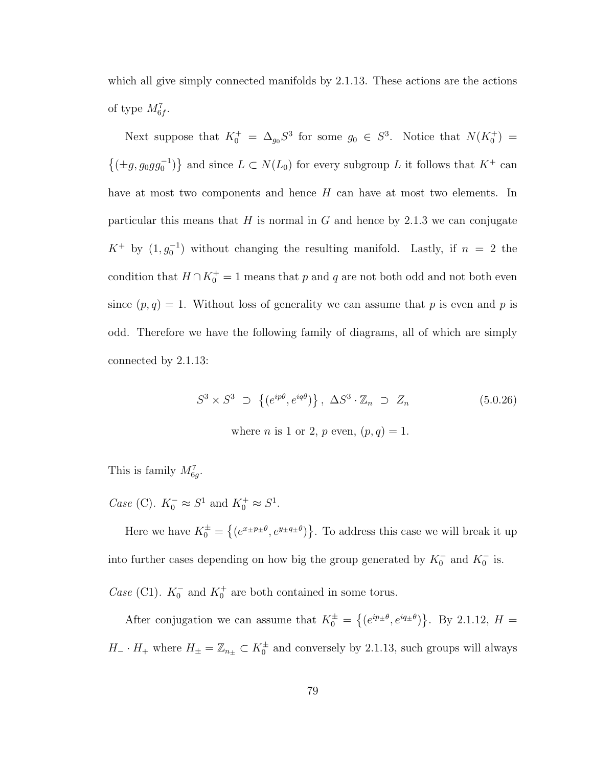which all give simply connected manifolds by 2.1.13. These actions are the actions of type $M^7_{6f}$.

Next suppose that $K_0^+ = \Delta_{g_0}S^3$ for some $g_0 \in S^3$. Notice that $N(K_0^+) = \left\{(\pm g, g_0 g g_0^{-1})\right\}$ and since $L \subset N(L_0)$ for every subgroup $L$ it follows that $K^+$ can have at most two components and hence $H$ can have at most two elements. In particular this means that $H$ is normal in $G$ and hence by 2.1.3 we can conjugate $K^+$ by $(1, g_0^{-1})$ without changing the resulting manifold. Lastly, if $n = 2$ the condition that $H \cap K_0^+ = 1$ means that $p$ and $q$ are not both odd and not both even since $(p,q) = 1$. Without loss of generality we can assume that $p$ is even and $p$ is odd. Therefore we have the following family of diagrams, all of which are simply connected by 2.1.13:

$$S^3 \times S^3 \ \supset \ \left\{(e^{ip\theta}, e^{iq\theta})\right\}, \ \Delta S^3 \cdot \mathbb{Z}_n \ \supset \ Z_n \tag{5.0.26}$$

where $n$ is 1 or 2, $p$ even, $(p,q) = 1$.

This is family $M^7_{6g}$.

*Case* (C). $K_0^- \approx S^1$ and $K_0^+ \approx S^1$.

Here we have $K_0^\pm = \left\{(e^{x_\pm p_\pm \theta}, e^{y_\pm q_\pm \theta})\right\}$. To address this case we will break it up into further cases depending on how big the group generated by $K_0^-$ and $K_0^-$ is.

*Case* (C1). $K_0^-$ and $K_0^+$ are both contained in some torus.

After conjugation we can assume that $K_0^\pm = \left\{(e^{ip_\pm \theta}, e^{iq_\pm \theta})\right\}$. By 2.1.12, $H = H_- \cdot H_+$ where $H_\pm = \mathbb{Z}_{n_\pm} \subset K_0^\pm$ and conversely by 2.1.13, such groups will always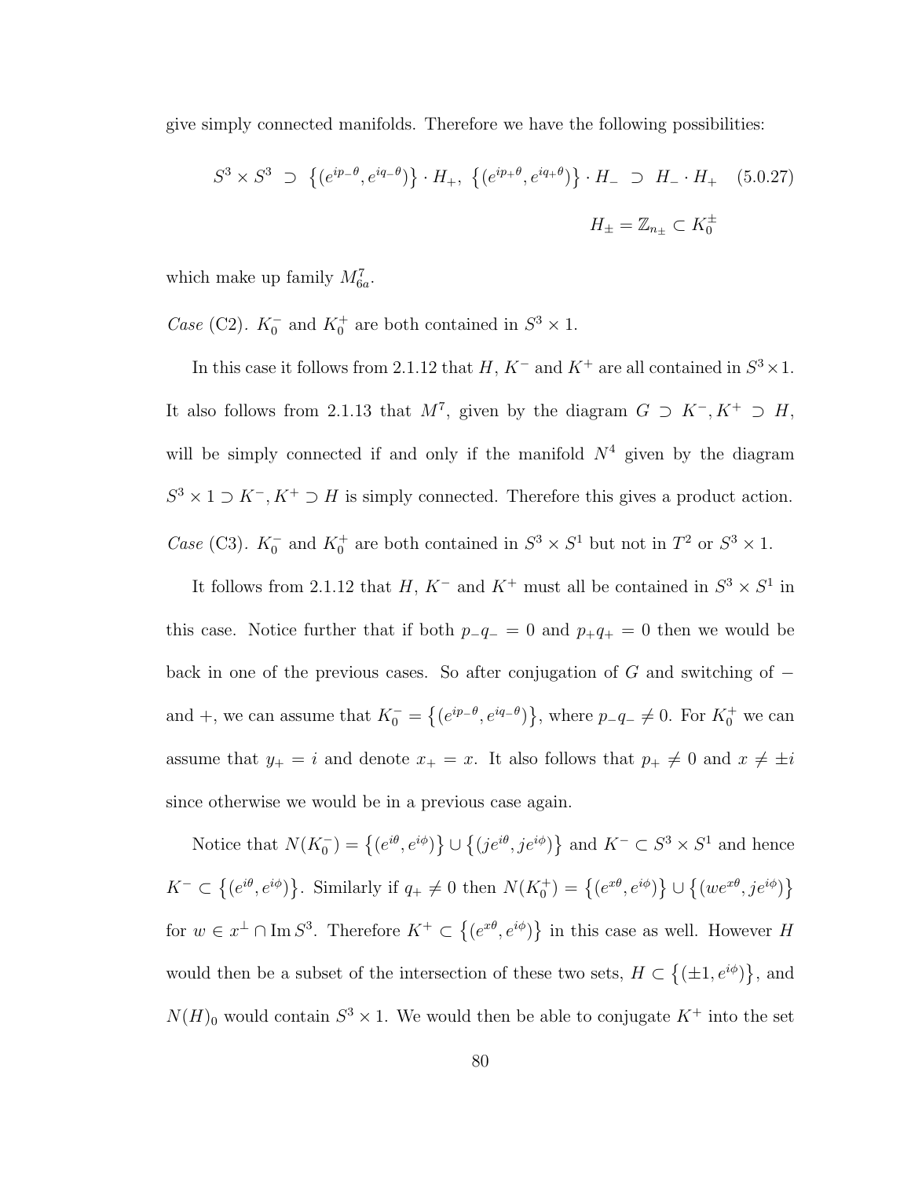give simply connected manifolds. Therefore we have the following possibilities:

$$S^3 \times S^3 \supset \left\{(e^{ip_-\theta}, e^{iq_-\theta})\right\} \cdot H_+,\ \left\{(e^{ip_+\theta}, e^{iq_+\theta})\right\} \cdot H_- \supset H_- \cdot H_+ \quad (5.0.27)$$

$$H_\pm = \mathbb{Z}_{n_\pm} \subset K_0^\pm$$

which make up family $M^7_{6a}$.

*Case* (C2). $K_0^-$ and $K_0^+$ are both contained in $S^3 \times 1$.

In this case it follows from 2.1.12 that $H$, $K^-$ and $K^+$ are all contained in $S^3 \times 1$. It also follows from 2.1.13 that $M^7$, given by the diagram $G \supset K^-, K^+ \supset H$, will be simply connected if and only if the manifold $N^4$ given by the diagram $S^3 \times 1 \supset K^-, K^+ \supset H$ is simply connected. Therefore this gives a product action.

*Case* (C3). $K_0^-$ and $K_0^+$ are both contained in $S^3 \times S^1$ but not in $T^2$ or $S^3 \times 1$.

It follows from 2.1.12 that $H$, $K^-$ and $K^+$ must all be contained in $S^3 \times S^1$ in this case. Notice further that if both $p_-q_- = 0$ and $p_+q_+ = 0$ then we would be back in one of the previous cases. So after conjugation of $G$ and switching of $-$ and $+$, we can assume that $K_0^- = \left\{(e^{ip_-\theta}, e^{iq_-\theta})\right\}$, where $p_-q_- \neq 0$. For $K_0^+$ we can assume that $y_+ = i$ and denote $x_+ = x$. It also follows that $p_+ \neq 0$ and $x \neq \pm i$ since otherwise we would be in a previous case again.

Notice that $N(K_0^-) = \left\{(e^{i\theta}, e^{i\phi})\right\} \cup \left\{(je^{i\theta}, je^{i\phi})\right\}$ and $K^- \subset S^3 \times S^1$ and hence $K^- \subset \left\{(e^{i\theta}, e^{i\phi})\right\}$. Similarly if $q_+ \neq 0$ then $N(K_0^+) = \left\{(e^{x\theta}, e^{i\phi})\right\} \cup \left\{(we^{x\theta}, je^{i\phi})\right\}$ for $w \in x^\perp \cap \operatorname{Im} S^3$. Therefore $K^+ \subset \left\{(e^{x\theta}, e^{i\phi})\right\}$ in this case as well. However $H$ would then be a subset of the intersection of these two sets, $H \subset \left\{(\pm 1, e^{i\phi})\right\}$, and $N(H)_0$ would contain $S^3 \times 1$. We would then be able to conjugate $K^+$ into the set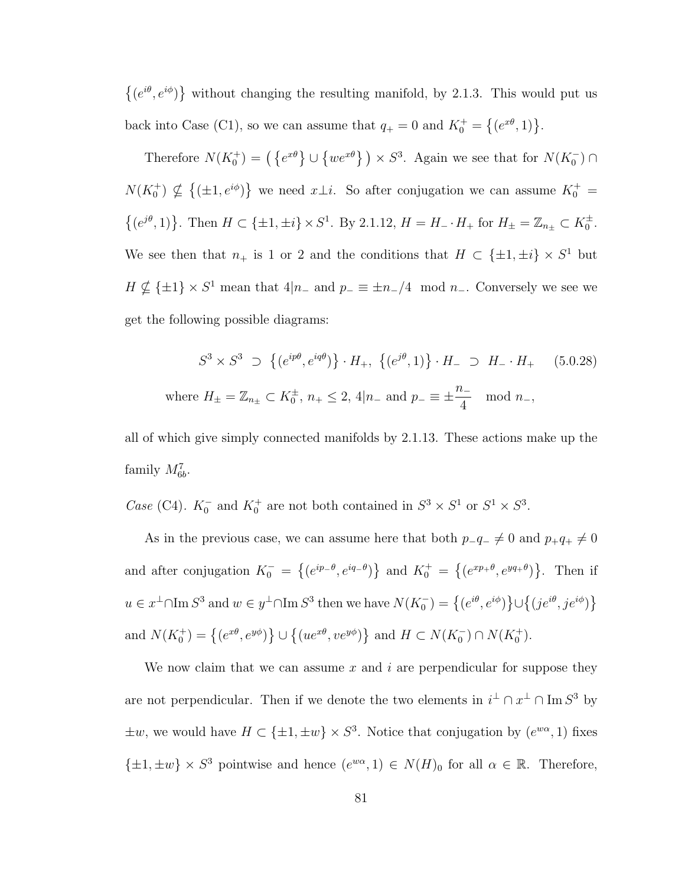$\{(e^{i\theta}, e^{i\phi})\}$ without changing the resulting manifold, by 2.1.3. This would put us back into Case (C1), so we can assume that $q_+ = 0$ and $K_0^+ = \{(e^{x\theta}, 1)\}$.

Therefore $N(K_0^+) = (\{e^{x\theta}\} \cup \{we^{x\theta}\}) \times S^3$. Again we see that for $N(K_0^-) \cap N(K_0^+) \nsubseteq \{(\pm 1, e^{i\phi})\}$ we need $x \perp i$. So after conjugation we can assume $K_0^+ = \{(e^{j\theta}, 1)\}$. Then $H \subset \{\pm 1, \pm i\} \times S^1$. By 2.1.12, $H = H_- \cdot H_+$ for $H_\pm = \mathbb{Z}_{n_\pm} \subset K_0^\pm$. We see then that $n_+$ is 1 or 2 and the conditions that $H \subset \{\pm 1, \pm i\} \times S^1$ but $H \nsubseteq \{\pm 1\} \times S^1$ mean that $4 | n_-$ and $p_- \equiv \pm n_-/4 \mod n_-$. Conversely we see we get the following possible diagrams:

$$S^3 \times S^3 \;\supset\; \{(e^{ip\theta}, e^{iq\theta})\} \cdot H_+,\; \{(e^{j\theta}, 1)\} \cdot H_- \;\supset\; H_- \cdot H_+ \tag{5.0.28}$$
$$\text{where } H_\pm = \mathbb{Z}_{n_\pm} \subset K_0^\pm,\; n_+ \leq 2,\; 4|n_- \text{ and } p_- \equiv \pm \frac{n_-}{4} \mod n_-,$$

all of which give simply connected manifolds by 2.1.13. These actions make up the family $M^7_{6b}$.

*Case* (C4). $K_0^-$ and $K_0^+$ are not both contained in $S^3 \times S^1$ or $S^1 \times S^3$.

As in the previous case, we can assume here that both $p_- q_- \neq 0$ and $p_+ q_+ \neq 0$ and after conjugation $K_0^- = \{(e^{ip_-\theta}, e^{iq_-\theta})\}$ and $K_0^+ = \{(e^{xp_+\theta}, e^{yq_+\theta})\}$. Then if $u \in x^\perp \cap \mathrm{Im}\, S^3$ and $w \in y^\perp \cap \mathrm{Im}\, S^3$ then we have $N(K_0^-) = \{(e^{i\theta}, e^{i\phi})\} \cup \{(je^{i\theta}, je^{i\phi})\}$ and $N(K_0^+) = \{(e^{x\theta}, e^{y\phi})\} \cup \{(ue^{x\theta}, ve^{y\phi})\}$ and $H \subset N(K_0^-) \cap N(K_0^+)$.

We now claim that we can assume $x$ and $i$ are perpendicular for suppose they are not perpendicular. Then if we denote the two elements in $i^\perp \cap x^\perp \cap \mathrm{Im}\, S^3$ by $\pm w$, we would have $H \subset \{\pm 1, \pm w\} \times S^3$. Notice that conjugation by $(e^{w\alpha}, 1)$ fixes $\{\pm 1, \pm w\} \times S^3$ pointwise and hence $(e^{w\alpha}, 1) \in N(H)_0$ for all $\alpha \in \mathbb{R}$. Therefore,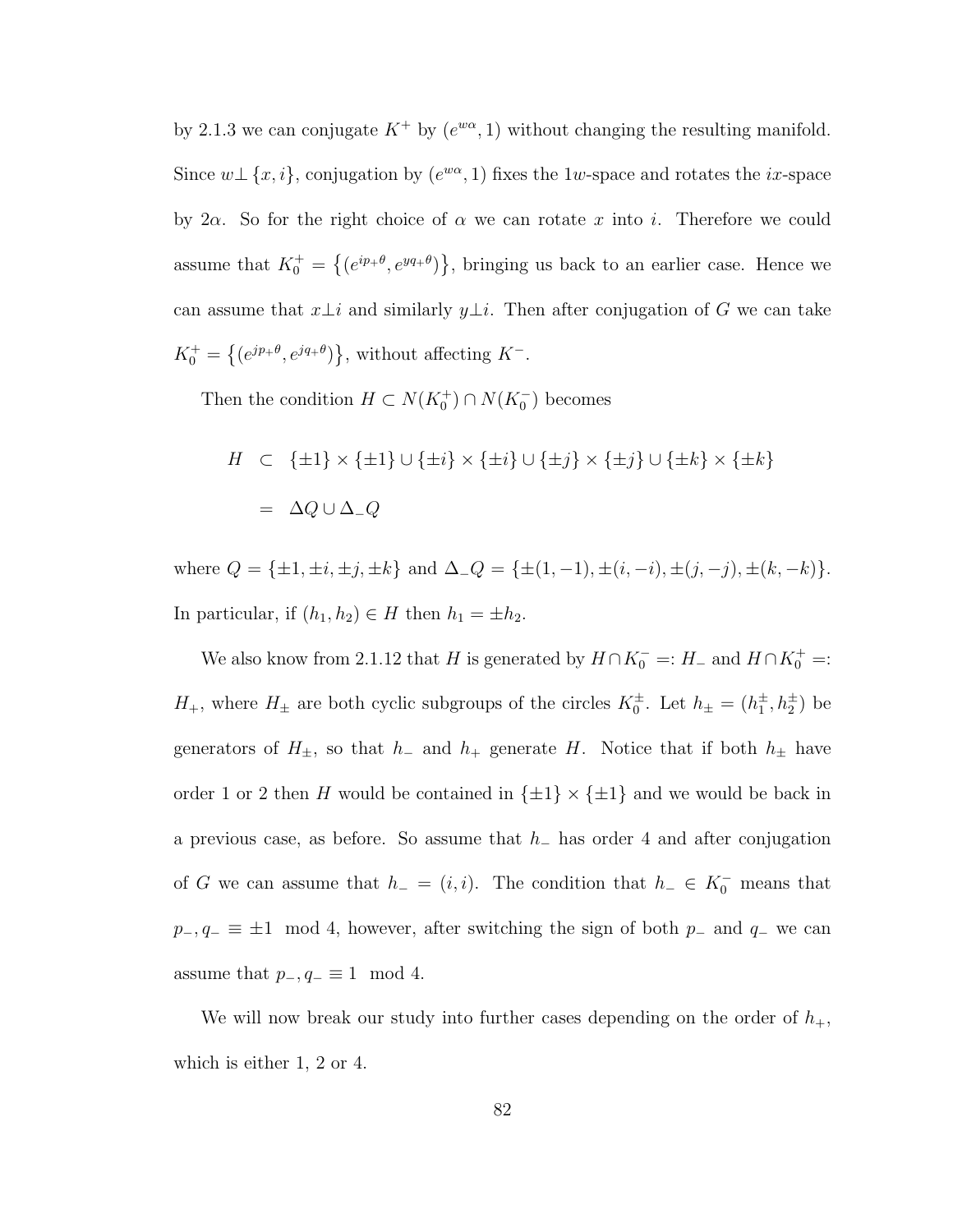by 2.1.3 we can conjugate $K^+$ by $(e^{w\alpha}, 1)$ without changing the resulting manifold. Since $w \perp \{x, i\}$, conjugation by $(e^{w\alpha}, 1)$ fixes the $1w$-space and rotates the $ix$-space by $2\alpha$. So for the right choice of $\alpha$ we can rotate $x$ into $i$. Therefore we could assume that $K_0^+ = \{(e^{ip_+\theta}, e^{yq_+\theta})\}$, bringing us back to an earlier case. Hence we can assume that $x \perp i$ and similarly $y \perp i$. Then after conjugation of $G$ we can take $K_0^+ = \{(e^{jp_+\theta}, e^{jq_+\theta})\}$, without affecting $K^-$.

Then the condition $H \subset N(K_0^+) \cap N(K_0^-)$ becomes

$$
\begin{aligned}
H &\subset \{\pm 1\} \times \{\pm 1\} \cup \{\pm i\} \times \{\pm i\} \cup \{\pm j\} \times \{\pm j\} \cup \{\pm k\} \times \{\pm k\} \\
&= \Delta Q \cup \Delta_- Q
\end{aligned}
$$

where $Q = \{\pm 1, \pm i, \pm j, \pm k\}$ and $\Delta_- Q = \{\pm(1, -1), \pm(i, -i), \pm(j, -j), \pm(k, -k)\}$. In particular, if $(h_1, h_2) \in H$ then $h_1 = \pm h_2$.

We also know from 2.1.12 that $H$ is generated by $H \cap K_0^- =: H_-$ and $H \cap K_0^+ =: H_+$, where $H_\pm$ are both cyclic subgroups of the circles $K_0^\pm$. Let $h_\pm = (h_1^\pm, h_2^\pm)$ be generators of $H_\pm$, so that $h_-$ and $h_+$ generate $H$. Notice that if both $h_\pm$ have order 1 or 2 then $H$ would be contained in $\{\pm 1\} \times \{\pm 1\}$ and we would be back in a previous case, as before. So assume that $h_-$ has order 4 and after conjugation of $G$ we can assume that $h_- = (i, i)$. The condition that $h_- \in K_0^-$ means that $p_-, q_- \equiv \pm 1 \mod 4$, however, after switching the sign of both $p_-$ and $q_-$ we can assume that $p_-, q_- \equiv 1 \mod 4$.

We will now break our study into further cases depending on the order of $h_+$, which is either 1, 2 or 4.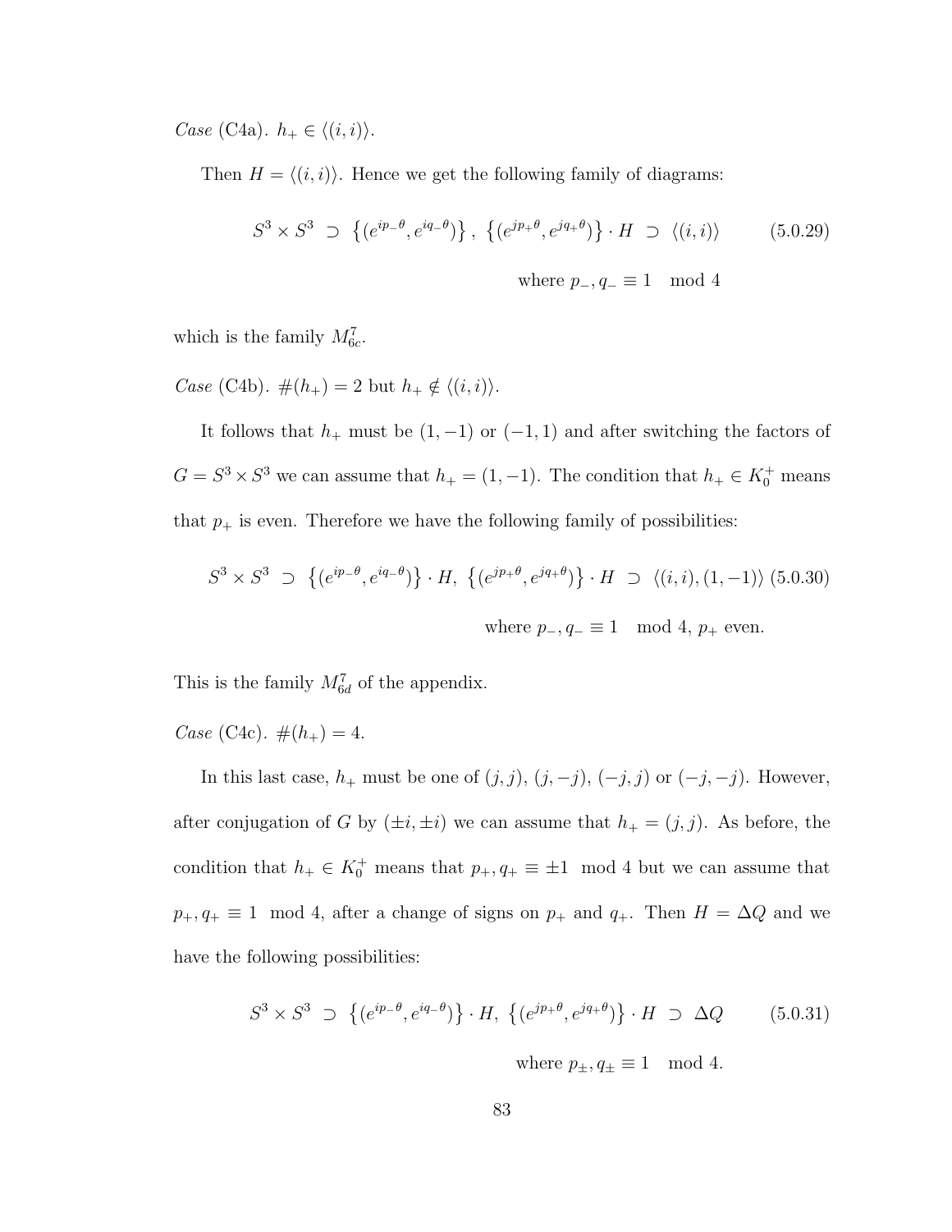*Case* (C4a). $h_+ \in \langle (i,i) \rangle$.

Then $H = \langle (i,i) \rangle$. Hence we get the following family of diagrams:

$$S^3 \times S^3 \;\supset\; \left\{(e^{ip_-\theta}, e^{iq_-\theta})\right\},\; \left\{(e^{jp_+\theta}, e^{jq_+\theta})\right\} \cdot H \;\supset\; \langle (i,i) \rangle \tag{5.0.29}$$

$$\text{where } p_-, q_- \equiv 1 \mod 4$$

which is the family $M^7_{6c}$.

*Case* (C4b). $\#(h_+) = 2$ but $h_+ \notin \langle (i,i) \rangle$.

It follows that $h_+$ must be $(1,-1)$ or $(-1,1)$ and after switching the factors of $G = S^3 \times S^3$ we can assume that $h_+ = (1,-1)$. The condition that $h_+ \in K_0^+$ means that $p_+$ is even. Therefore we have the following family of possibilities:

$$S^3 \times S^3 \;\supset\; \left\{(e^{ip_-\theta}, e^{iq_-\theta})\right\} \cdot H,\; \left\{(e^{jp_+\theta}, e^{jq_+\theta})\right\} \cdot H \;\supset\; \langle (i,i), (1,-1) \rangle \tag{5.0.30}$$

$$\text{where } p_-, q_- \equiv 1 \mod 4,\; p_+ \text{ even.}$$

This is the family $M^7_{6d}$ of the appendix.

*Case* (C4c). $\#(h_+) = 4$.

In this last case, $h_+$ must be one of $(j,j)$, $(j,-j)$, $(-j,j)$ or $(-j,-j)$. However, after conjugation of $G$ by $(\pm i, \pm i)$ we can assume that $h_+ = (j,j)$. As before, the condition that $h_+ \in K_0^+$ means that $p_+, q_+ \equiv \pm 1 \mod 4$ but we can assume that $p_+, q_+ \equiv 1 \mod 4$, after a change of signs on $p_+$ and $q_+$. Then $H = \Delta Q$ and we have the following possibilities:

$$S^3 \times S^3 \;\supset\; \left\{(e^{ip_-\theta}, e^{iq_-\theta})\right\} \cdot H,\; \left\{(e^{jp_+\theta}, e^{jq_+\theta})\right\} \cdot H \;\supset\; \Delta Q \tag{5.0.31}$$

$$\text{where } p_\pm, q_\pm \equiv 1 \mod 4.$$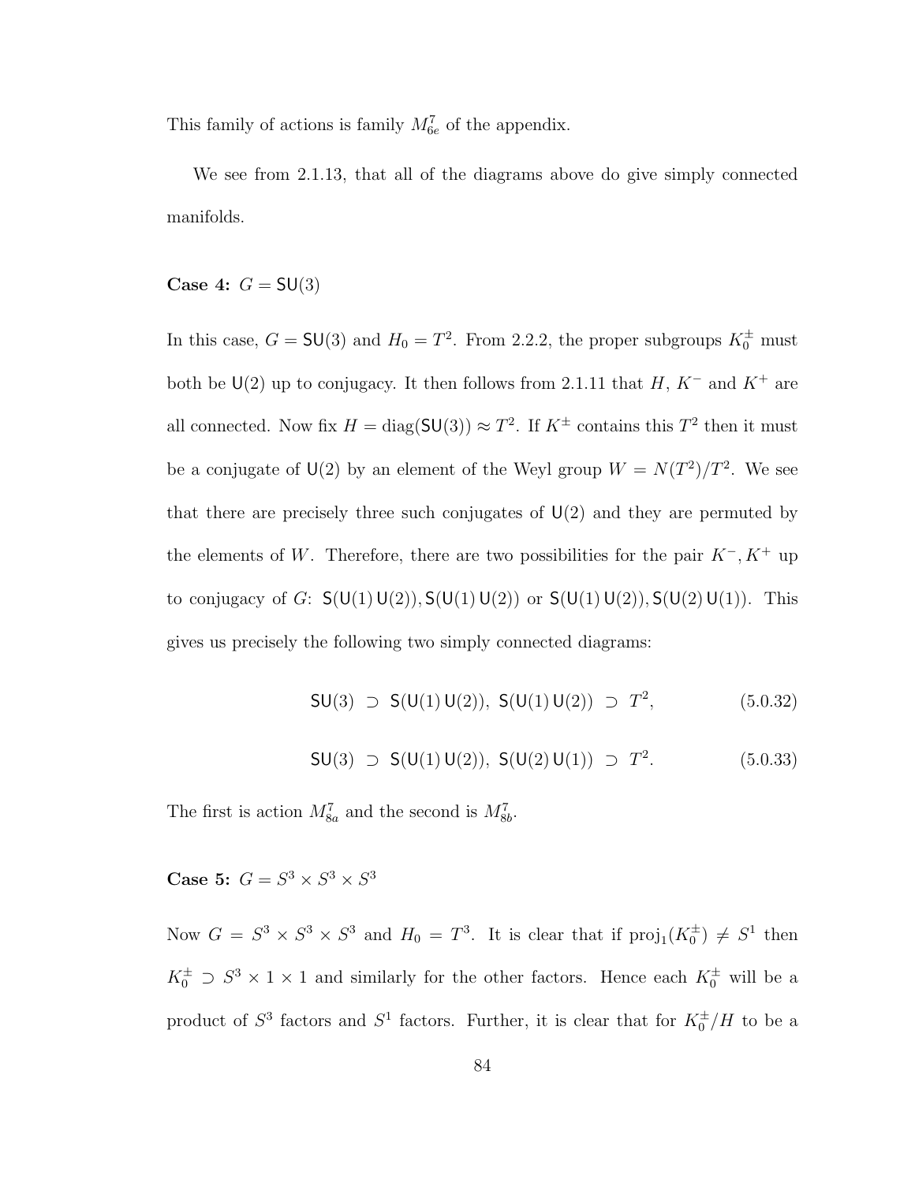This family of actions is family $M^7_{6e}$ of the appendix.

We see from 2.1.13, that all of the diagrams above do give simply connected manifolds.

**Case 4:** $G = \mathsf{SU}(3)$

In this case, $G = \mathsf{SU}(3)$ and $H_0 = T^2$. From 2.2.2, the proper subgroups $K_0^{\pm}$ must both be $\mathsf{U}(2)$ up to conjugacy. It then follows from 2.1.11 that $H$, $K^-$ and $K^+$ are all connected. Now fix $H = \mathrm{diag}(\mathsf{SU}(3)) \approx T^2$. If $K^{\pm}$ contains this $T^2$ then it must be a conjugate of $\mathsf{U}(2)$ by an element of the Weyl group $W = N(T^2)/T^2$. We see that there are precisely three such conjugates of $\mathsf{U}(2)$ and they are permuted by the elements of $W$. Therefore, there are two possibilities for the pair $K^-, K^+$ up to conjugacy of $G$: $\mathsf{S}(\mathsf{U}(1)\,\mathsf{U}(2)), \mathsf{S}(\mathsf{U}(1)\,\mathsf{U}(2))$ or $\mathsf{S}(\mathsf{U}(1)\,\mathsf{U}(2)), \mathsf{S}(\mathsf{U}(2)\,\mathsf{U}(1))$. This gives us precisely the following two simply connected diagrams:

$$\mathsf{SU}(3) \supset \mathsf{S}(\mathsf{U}(1)\,\mathsf{U}(2)),\ \mathsf{S}(\mathsf{U}(1)\,\mathsf{U}(2)) \supset T^2, \tag{5.0.32}$$

$$\mathsf{SU}(3) \supset \mathsf{S}(\mathsf{U}(1)\,\mathsf{U}(2)),\ \mathsf{S}(\mathsf{U}(2)\,\mathsf{U}(1)) \supset T^2. \tag{5.0.33}$$

The first is action $M^7_{8a}$ and the second is $M^7_{8b}$.

**Case 5:** $G = S^3 \times S^3 \times S^3$

Now $G = S^3 \times S^3 \times S^3$ and $H_0 = T^3$. It is clear that if $\mathrm{proj}_1(K_0^{\pm}) \neq S^1$ then $K_0^{\pm} \supset S^3 \times 1 \times 1$ and similarly for the other factors. Hence each $K_0^{\pm}$ will be a product of $S^3$ factors and $S^1$ factors. Further, it is clear that for $K_0^{\pm}/H$ to be a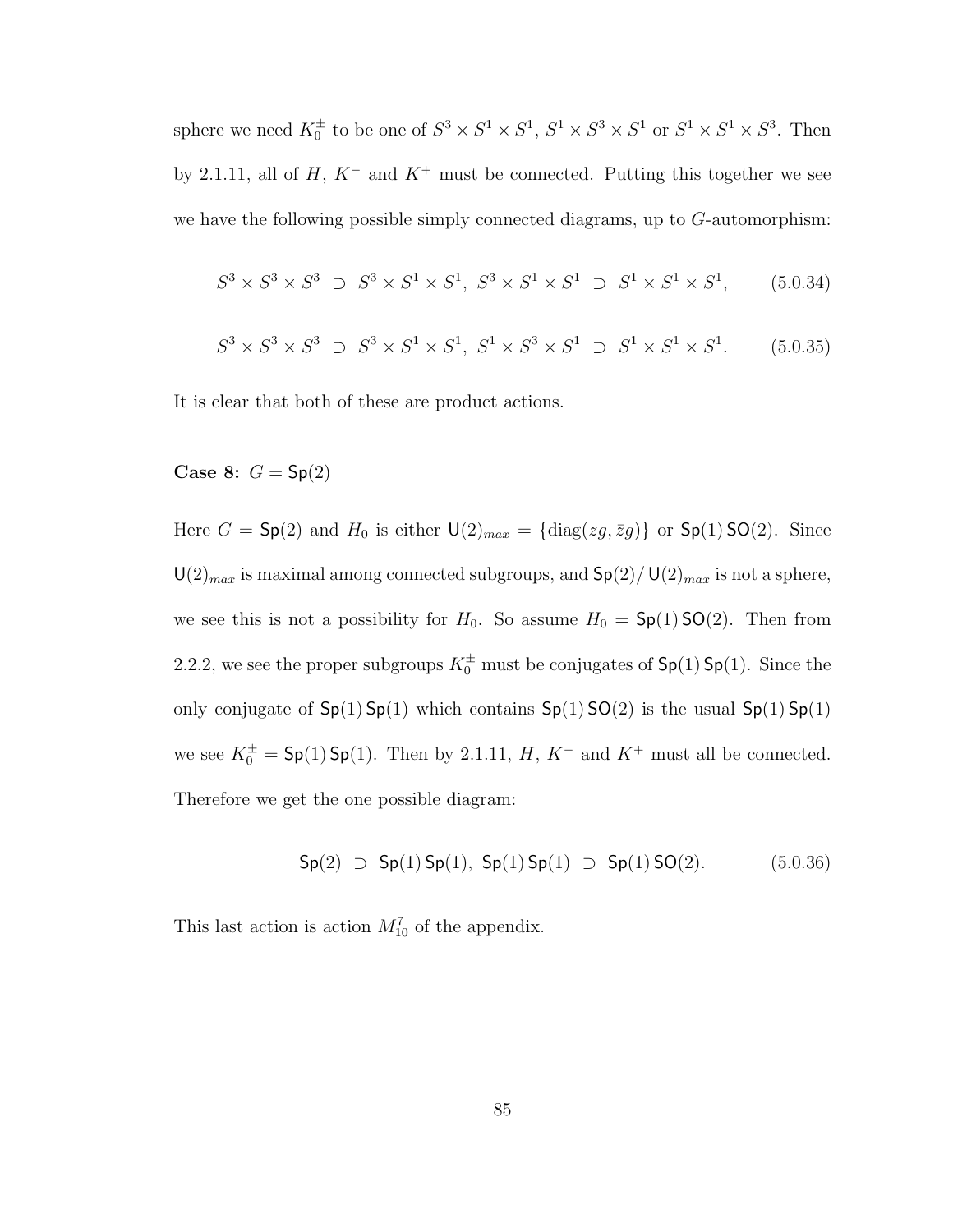sphere we need $K_0^{\pm}$ to be one of $S^3 \times S^1 \times S^1$, $S^1 \times S^3 \times S^1$ or $S^1 \times S^1 \times S^3$. Then by 2.1.11, all of $H$, $K^-$ and $K^+$ must be connected. Putting this together we see we have the following possible simply connected diagrams, up to $G$-automorphism:

$$S^3 \times S^3 \times S^3 \;\supset\; S^3 \times S^1 \times S^1,\; S^3 \times S^1 \times S^1 \;\supset\; S^1 \times S^1 \times S^1, \tag{5.0.34}$$

$$S^3 \times S^3 \times S^3 \;\supset\; S^3 \times S^1 \times S^1,\; S^1 \times S^3 \times S^1 \;\supset\; S^1 \times S^1 \times S^1. \tag{5.0.35}$$

It is clear that both of these are product actions.

**Case 8:** $G = \mathsf{Sp}(2)$

Here $G = \mathsf{Sp}(2)$ and $H_0$ is either $\mathsf{U}(2)_{max} = \{\mathrm{diag}(zg, \bar{z}g)\}$ or $\mathsf{Sp}(1)\,\mathsf{SO}(2)$. Since $\mathsf{U}(2)_{max}$ is maximal among connected subgroups, and $\mathsf{Sp}(2)/\,\mathsf{U}(2)_{max}$ is not a sphere, we see this is not a possibility for $H_0$. So assume $H_0 = \mathsf{Sp}(1)\,\mathsf{SO}(2)$. Then from 2.2.2, we see the proper subgroups $K_0^{\pm}$ must be conjugates of $\mathsf{Sp}(1)\,\mathsf{Sp}(1)$. Since the only conjugate of $\mathsf{Sp}(1)\,\mathsf{Sp}(1)$ which contains $\mathsf{Sp}(1)\,\mathsf{SO}(2)$ is the usual $\mathsf{Sp}(1)\,\mathsf{Sp}(1)$ we see $K_0^{\pm} = \mathsf{Sp}(1)\,\mathsf{Sp}(1)$. Then by 2.1.11, $H$, $K^-$ and $K^+$ must all be connected. Therefore we get the one possible diagram:

$$\mathsf{Sp}(2) \;\supset\; \mathsf{Sp}(1)\,\mathsf{Sp}(1),\; \mathsf{Sp}(1)\,\mathsf{Sp}(1) \;\supset\; \mathsf{Sp}(1)\,\mathsf{SO}(2). \tag{5.0.36}$$

This last action is action $M^7_{10}$ of the appendix.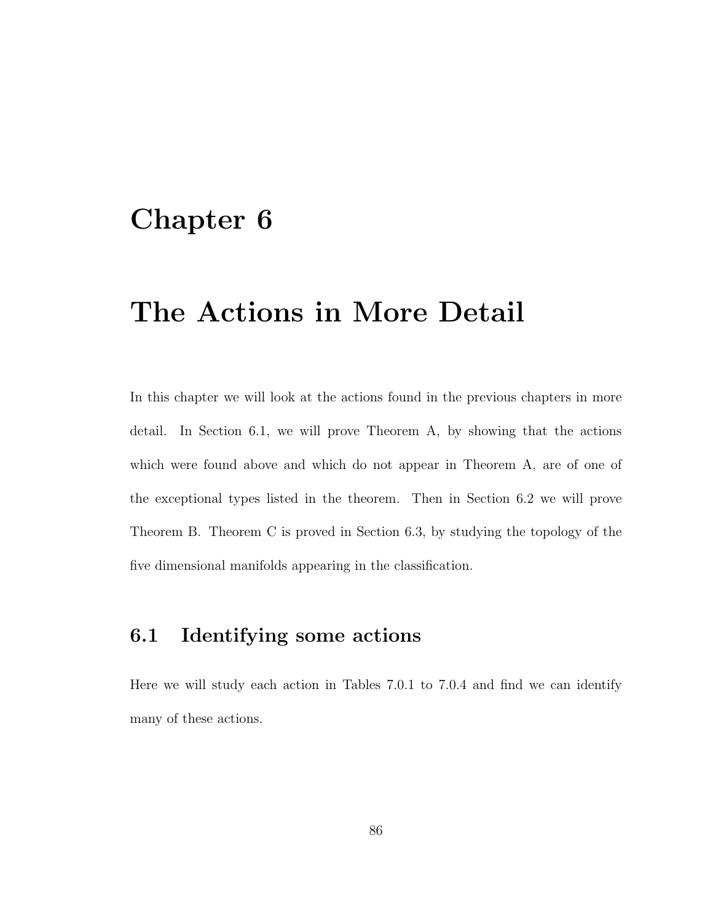# Chapter 6

# The Actions in More Detail

In this chapter we will look at the actions found in the previous chapters in more detail. In Section 6.1, we will prove Theorem A, by showing that the actions which were found above and which do not appear in Theorem A, are of one of the exceptional types listed in the theorem. Then in Section 6.2 we will prove Theorem B. Theorem C is proved in Section 6.3, by studying the topology of the five dimensional manifolds appearing in the classification.

## 6.1 Identifying some actions

Here we will study each action in Tables 7.0.1 to 7.0.4 and find we can identify many of these actions.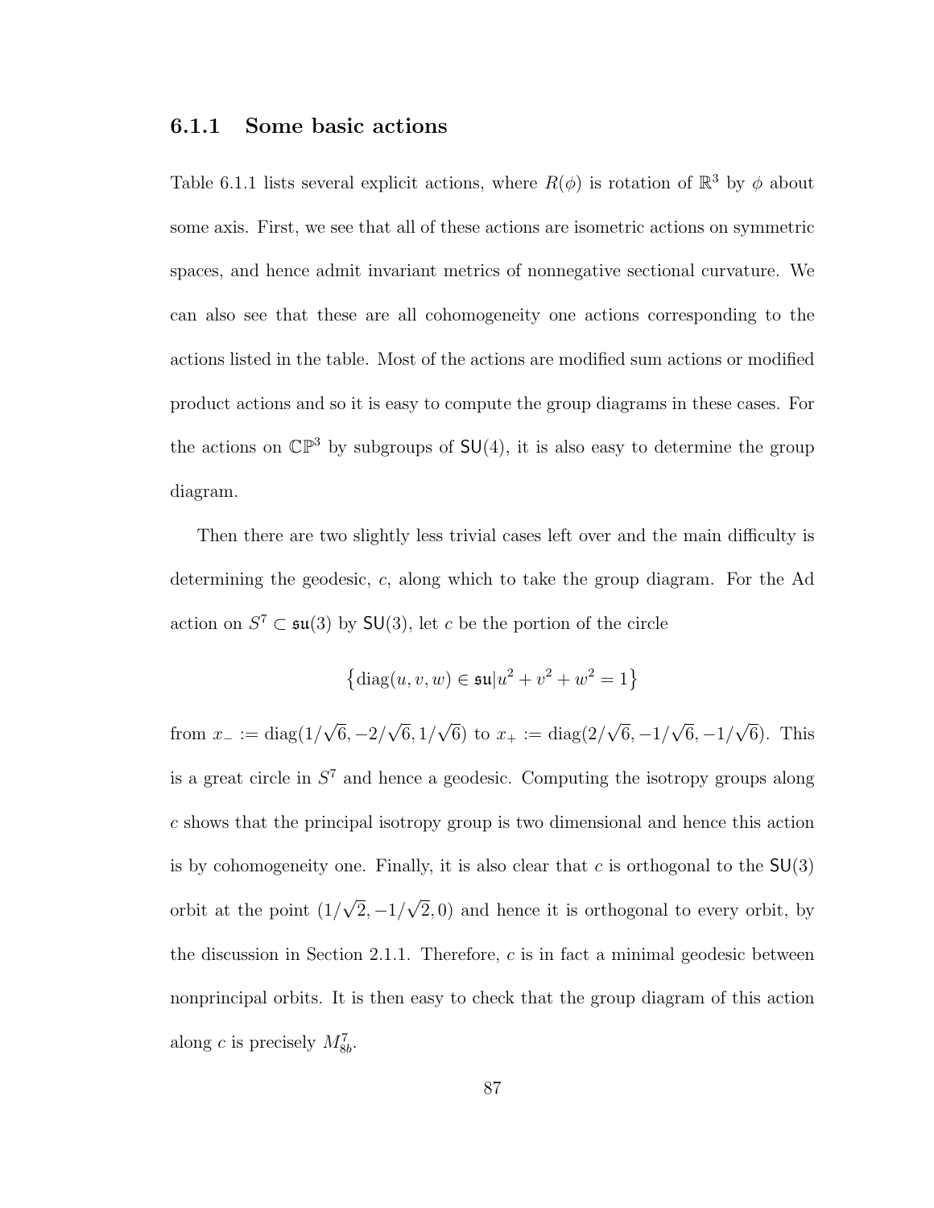### 6.1.1 Some basic actions

Table 6.1.1 lists several explicit actions, where $R(\phi)$ is rotation of $\mathbb{R}^3$ by $\phi$ about some axis. First, we see that all of these actions are isometric actions on symmetric spaces, and hence admit invariant metrics of nonnegative sectional curvature. We can also see that these are all cohomogeneity one actions corresponding to the actions listed in the table. Most of the actions are modified sum actions or modified product actions and so it is easy to compute the group diagrams in these cases. For the actions on $\mathbb{CP}^3$ by subgroups of $\mathsf{SU}(4)$, it is also easy to determine the group diagram.

Then there are two slightly less trivial cases left over and the main difficulty is determining the geodesic, $c$, along which to take the group diagram. For the Ad action on $S^7 \subset \mathfrak{su}(3)$ by $\mathsf{SU}(3)$, let $c$ be the portion of the circle

$$\left\{\text{diag}(u, v, w) \in \mathfrak{su} | u^2 + v^2 + w^2 = 1\right\}$$

from $x_- := \text{diag}(1/\sqrt{6}, -2/\sqrt{6}, 1/\sqrt{6})$ to $x_+ := \text{diag}(2/\sqrt{6}, -1/\sqrt{6}, -1/\sqrt{6})$. This is a great circle in $S^7$ and hence a geodesic. Computing the isotropy groups along $c$ shows that the principal isotropy group is two dimensional and hence this action is by cohomogeneity one. Finally, it is also clear that $c$ is orthogonal to the $\mathsf{SU}(3)$ orbit at the point $(1/\sqrt{2}, -1/\sqrt{2}, 0)$ and hence it is orthogonal to every orbit, by the discussion in Section 2.1.1. Therefore, $c$ is in fact a minimal geodesic between nonprincipal orbits. It is then easy to check that the group diagram of this action along $c$ is precisely $M^7_{8b}$.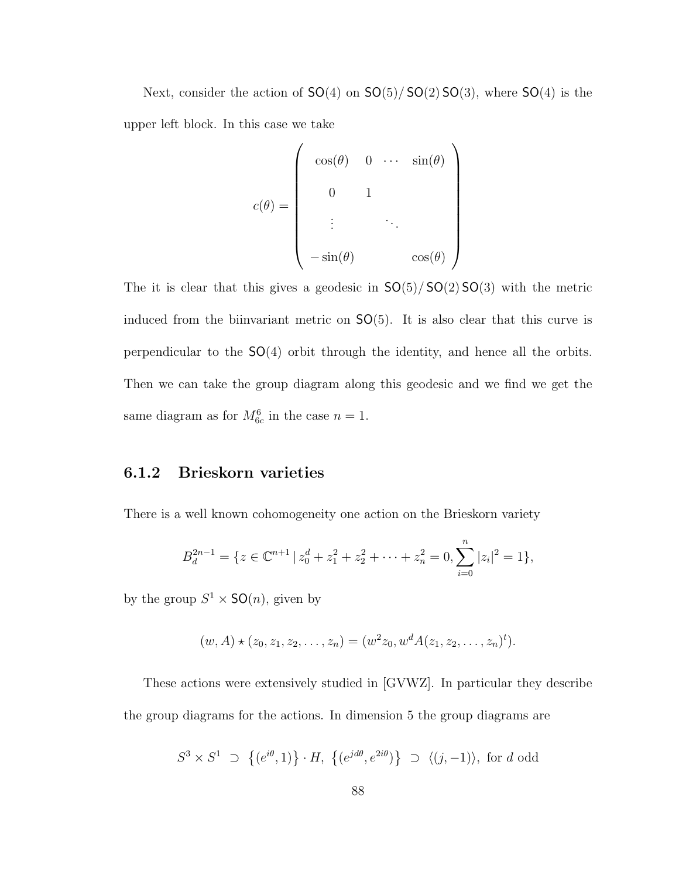Next, consider the action of $\mathsf{SO}(4)$ on $\mathsf{SO}(5)/\,\mathsf{SO}(2)\,\mathsf{SO}(3)$, where $\mathsf{SO}(4)$ is the upper left block. In this case we take

$$
c(\theta) = \begin{pmatrix} \cos(\theta) & 0 & \cdots & \sin(\theta) \\ 0 & 1 & & \\ \vdots & & \ddots & \\ -\sin(\theta) & & & \cos(\theta) \end{pmatrix}
$$

The it is clear that this gives a geodesic in $\mathsf{SO}(5)/\,\mathsf{SO}(2)\,\mathsf{SO}(3)$ with the metric induced from the biinvariant metric on $\mathsf{SO}(5)$. It is also clear that this curve is perpendicular to the $\mathsf{SO}(4)$ orbit through the identity, and hence all the orbits. Then we can take the group diagram along this geodesic and we find we get the same diagram as for $M^6_{6c}$ in the case $n = 1$.

### 6.1.2 Brieskorn varieties

There is a well known cohomogeneity one action on the Brieskorn variety

$$
B^{2n-1}_d = \{z \in \mathbb{C}^{n+1} \,|\, z_0^d + z_1^2 + z_2^2 + \cdots + z_n^2 = 0, \sum_{i=0}^{n} |z_i|^2 = 1\},
$$

by the group $S^1 \times \mathsf{SO}(n)$, given by

$$
(w, A) \star (z_0, z_1, z_2, \ldots, z_n) = (w^2 z_0, w^d A(z_1, z_2, \ldots, z_n)^t).
$$

These actions were extensively studied in [GVWZ]. In particular they describe the group diagrams for the actions. In dimension 5 the group diagrams are

$$
S^3 \times S^1 \;\supset\; \big\{(e^{i\theta}, 1)\big\} \cdot H,\; \big\{(e^{jd\theta}, e^{2i\theta})\big\} \;\supset\; \langle (j, -1) \rangle, \text{ for } d \text{ odd}
$$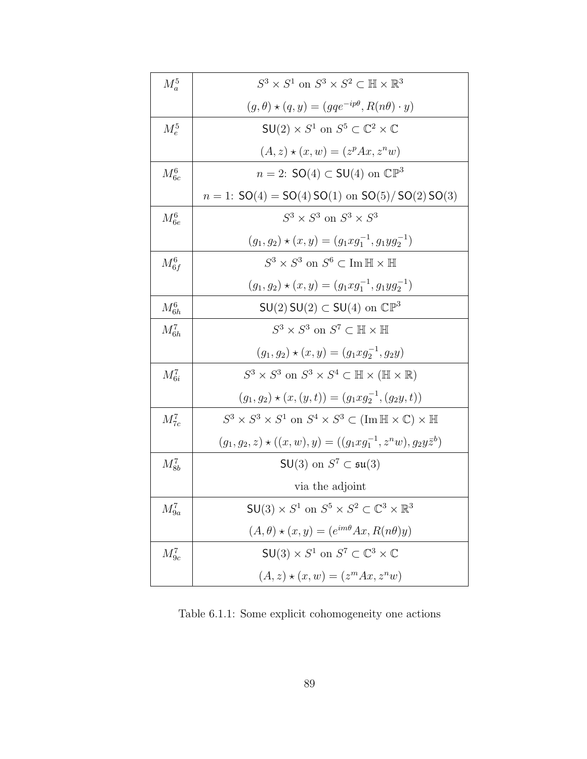| | |
|---|---|
| $M^5_a$ | $S^3 \times S^1$ on $S^3 \times S^2 \subset \mathbb{H} \times \mathbb{R}^3$ |
| | $(g, \theta) \star (q, y) = (gqe^{-ip\theta}, R(n\theta) \cdot y)$ |
| $M^5_e$ | $\mathsf{SU}(2) \times S^1$ on $S^5 \subset \mathbb{C}^2 \times \mathbb{C}$ |
| | $(A, z) \star (x, w) = (z^p Ax, z^n w)$ |
| $M^6_{6c}$ | $n = 2$: $\mathsf{SO}(4) \subset \mathsf{SU}(4)$ on $\mathbb{CP}^3$ |
| | $n = 1$: $\mathsf{SO}(4) = \mathsf{SO}(4)\,\mathsf{SO}(1)$ on $\mathsf{SO}(5)/\,\mathsf{SO}(2)\,\mathsf{SO}(3)$ |
| $M^6_{6e}$ | $S^3 \times S^3$ on $S^3 \times S^3$ |
| | $(g_1, g_2) \star (x, y) = (g_1 x g_1^{-1}, g_1 y g_2^{-1})$ |
| $M^6_{6f}$ | $S^3 \times S^3$ on $S^6 \subset \operatorname{Im}\mathbb{H} \times \mathbb{H}$ |
| | $(g_1, g_2) \star (x, y) = (g_1 x g_1^{-1}, g_1 y g_2^{-1})$ |
| $M^6_{6h}$ | $\mathsf{SU}(2)\,\mathsf{SU}(2) \subset \mathsf{SU}(4)$ on $\mathbb{CP}^3$ |
| $M^7_{6h}$ | $S^3 \times S^3$ on $S^7 \subset \mathbb{H} \times \mathbb{H}$ |
| | $(g_1, g_2) \star (x, y) = (g_1 x g_2^{-1}, g_2 y)$ |
| $M^7_{6i}$ | $S^3 \times S^3$ on $S^3 \times S^4 \subset \mathbb{H} \times (\mathbb{H} \times \mathbb{R})$ |
| | $(g_1, g_2) \star (x, (y, t)) = (g_1 x g_2^{-1}, (g_2 y, t))$ |
| $M^7_{7c}$ | $S^3 \times S^3 \times S^1$ on $S^4 \times S^3 \subset (\operatorname{Im}\mathbb{H} \times \mathbb{C}) \times \mathbb{H}$ |
| | $(g_1, g_2, z) \star ((x, w), y) = ((g_1 x g_1^{-1}, z^n w), g_2 y \bar{z}^b)$ |
| $M^7_{8b}$ | $\mathsf{SU}(3)$ on $S^7 \subset \mathfrak{su}(3)$ |
| | via the adjoint |
| $M^7_{9a}$ | $\mathsf{SU}(3) \times S^1$ on $S^5 \times S^2 \subset \mathbb{C}^3 \times \mathbb{R}^3$ |
| | $(A, \theta) \star (x, y) = (e^{im\theta} Ax, R(n\theta) y)$ |
| $M^7_{9c}$ | $\mathsf{SU}(3) \times S^1$ on $S^7 \subset \mathbb{C}^3 \times \mathbb{C}$ |
| | $(A, z) \star (x, w) = (z^m Ax, z^n w)$ |

Table 6.1.1: Some explicit cohomogeneity one actions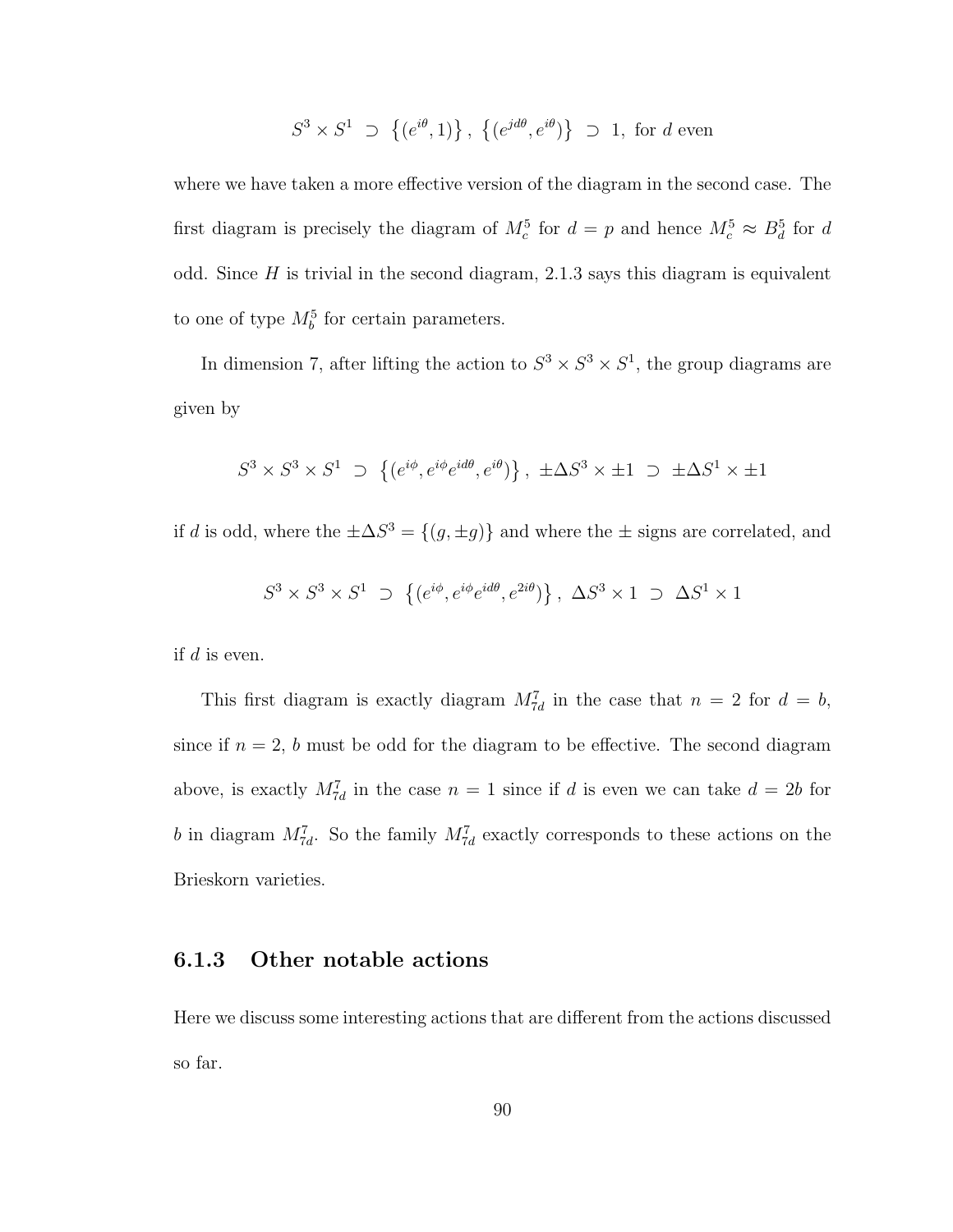$$S^3 \times S^1 \supset \left\{(e^{i\theta}, 1)\right\}, \left\{(e^{jd\theta}, e^{i\theta})\right\} \supset 1, \text{ for } d \text{ even}$$

where we have taken a more effective version of the diagram in the second case. The first diagram is precisely the diagram of $M_c^5$ for $d = p$ and hence $M_c^5 \approx B_d^5$ for $d$ odd. Since $H$ is trivial in the second diagram, 2.1.3 says this diagram is equivalent to one of type $M_b^5$ for certain parameters.

In dimension 7, after lifting the action to $S^3 \times S^3 \times S^1$, the group diagrams are given by

$$S^3 \times S^3 \times S^1 \supset \left\{(e^{i\phi}, e^{i\phi}e^{id\theta}, e^{i\theta})\right\}, \pm\Delta S^3 \times \pm 1 \supset \pm\Delta S^1 \times \pm 1$$

if $d$ is odd, where the $\pm\Delta S^3 = \{(g, \pm g)\}$ and where the $\pm$ signs are correlated, and

$$S^3 \times S^3 \times S^1 \supset \left\{(e^{i\phi}, e^{i\phi}e^{id\theta}, e^{2i\theta})\right\}, \Delta S^3 \times 1 \supset \Delta S^1 \times 1$$

if $d$ is even.

This first diagram is exactly diagram $M_{7d}^7$ in the case that $n = 2$ for $d = b$, since if $n = 2$, $b$ must be odd for the diagram to be effective. The second diagram above, is exactly $M_{7d}^7$ in the case $n = 1$ since if $d$ is even we can take $d = 2b$ for $b$ in diagram $M_{7d}^7$. So the family $M_{7d}^7$ exactly corresponds to these actions on the Brieskorn varieties.

### 6.1.3 Other notable actions

Here we discuss some interesting actions that are different from the actions discussed so far.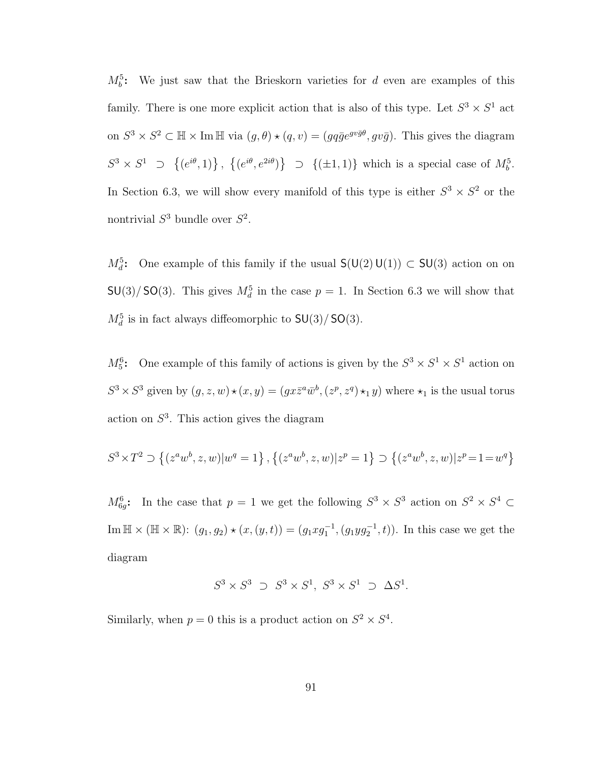**$M_b^5$:** We just saw that the Brieskorn varieties for $d$ even are examples of this family. There is one more explicit action that is also of this type. Let $S^3 \times S^1$ act on $S^3 \times S^2 \subset \mathbb{H} \times \operatorname{Im} \mathbb{H}$ via $(g, \theta) \star (q, v) = (gq\bar{g}e^{gv\bar{g}\theta}, gv\bar{g})$. This gives the diagram $S^3 \times S^1 \supset \{(e^{i\theta}, 1)\}, \{(e^{i\theta}, e^{2i\theta})\} \supset \{(\pm 1, 1)\}$ which is a special case of $M_b^5$. In Section 6.3, we will show every manifold of this type is either $S^3 \times S^2$ or the nontrivial $S^3$ bundle over $S^2$.

**$M_d^5$:** One example of this family if the usual $\mathsf{S}(\mathsf{U}(2)\,\mathsf{U}(1)) \subset \mathsf{SU}(3)$ action on on $\mathsf{SU}(3)/\,\mathsf{SO}(3)$. This gives $M_d^5$ in the case $p = 1$. In Section 6.3 we will show that $M_d^5$ is in fact always diffeomorphic to $\mathsf{SU}(3)/\,\mathsf{SO}(3)$.

**$M_5^6$:** One example of this family of actions is given by the $S^3 \times S^1 \times S^1$ action on $S^3 \times S^3$ given by $(g, z, w) \star (x, y) = (gx\bar{z}^a\bar{w}^b, (z^p, z^q) \star_1 y)$ where $\star_1$ is the usual torus action on $S^3$. This action gives the diagram

$$S^3 \times T^2 \supset \left\{(z^a w^b, z, w) | w^q = 1\right\}, \left\{(z^a w^b, z, w) | z^p = 1\right\} \supset \left\{(z^a w^b, z, w) | z^p = 1 = w^q\right\}$$

**$M_{6g}^6$:** In the case that $p = 1$ we get the following $S^3 \times S^3$ action on $S^2 \times S^4 \subset \operatorname{Im} \mathbb{H} \times (\mathbb{H} \times \mathbb{R})$: $(g_1, g_2) \star (x, (y, t)) = (g_1 x g_1^{-1}, (g_1 y g_2^{-1}, t))$. In this case we get the diagram

$$S^3 \times S^3 \supset S^3 \times S^1, \; S^3 \times S^1 \supset \Delta S^1.$$

Similarly, when $p = 0$ this is a product action on $S^2 \times S^4$.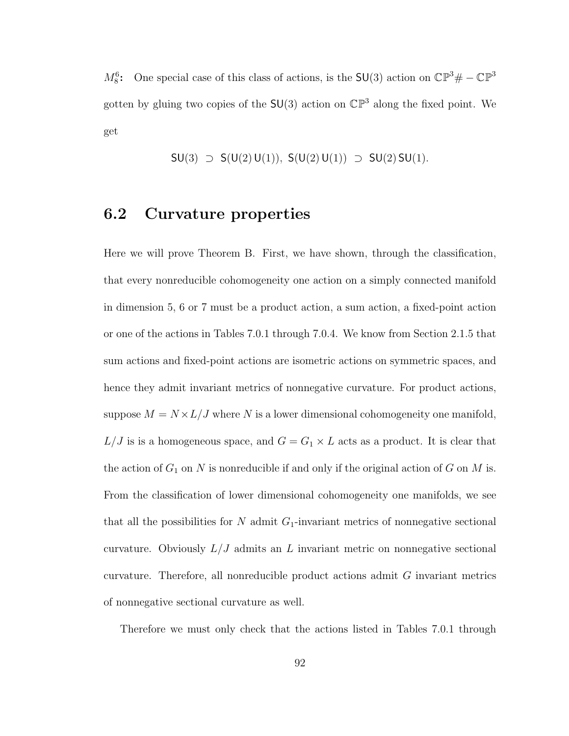$M_8^6$**:** One special case of this class of actions, is the $\mathsf{SU}(3)$ action on $\mathbb{CP}^3\# -\mathbb{CP}^3$ gotten by gluing two copies of the $\mathsf{SU}(3)$ action on $\mathbb{CP}^3$ along the fixed point. We get

$$\mathsf{SU}(3) \;\supset\; \mathsf{S}(\mathsf{U}(2)\,\mathsf{U}(1)),\; \mathsf{S}(\mathsf{U}(2)\,\mathsf{U}(1)) \;\supset\; \mathsf{SU}(2)\,\mathsf{SU}(1).$$

## 6.2 Curvature properties

Here we will prove Theorem B. First, we have shown, through the classification, that every nonreducible cohomogeneity one action on a simply connected manifold in dimension 5, 6 or 7 must be a product action, a sum action, a fixed-point action or one of the actions in Tables 7.0.1 through 7.0.4. We know from Section 2.1.5 that sum actions and fixed-point actions are isometric actions on symmetric spaces, and hence they admit invariant metrics of nonnegative curvature. For product actions, suppose $M = N \times L/J$ where $N$ is a lower dimensional cohomogeneity one manifold, $L/J$ is is a homogeneous space, and $G = G_1 \times L$ acts as a product. It is clear that the action of $G_1$ on $N$ is nonreducible if and only if the original action of $G$ on $M$ is. From the classification of lower dimensional cohomogeneity one manifolds, we see that all the possibilities for $N$ admit $G_1$-invariant metrics of nonnegative sectional curvature. Obviously $L/J$ admits an $L$ invariant metric on nonnegative sectional curvature. Therefore, all nonreducible product actions admit $G$ invariant metrics of nonnegative sectional curvature as well.

Therefore we must only check that the actions listed in Tables 7.0.1 through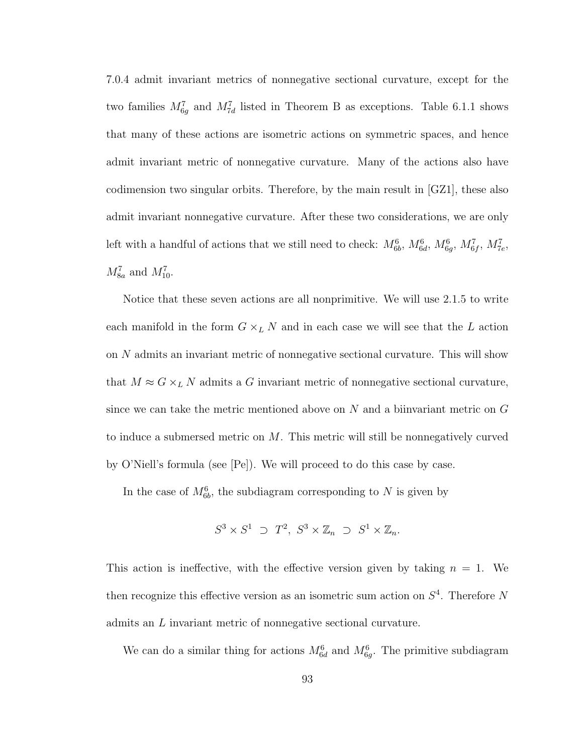7.0.4 admit invariant metrics of nonnegative sectional curvature, except for the two families $M^7_{6g}$ and $M^7_{7d}$ listed in Theorem B as exceptions. Table 6.1.1 shows that many of these actions are isometric actions on symmetric spaces, and hence admit invariant metric of nonnegative curvature. Many of the actions also have codimension two singular orbits. Therefore, by the main result in [GZ1], these also admit invariant nonnegative curvature. After these two considerations, we are only left with a handful of actions that we still need to check: $M^6_{6b}$, $M^6_{6d}$, $M^6_{6g}$, $M^7_{6f}$, $M^7_{7e}$, $M^7_{8a}$ and $M^7_{10}$.

Notice that these seven actions are all nonprimitive. We will use 2.1.5 to write each manifold in the form $G \times_L N$ and in each case we will see that the $L$ action on $N$ admits an invariant metric of nonnegative sectional curvature. This will show that $M \approx G \times_L N$ admits a $G$ invariant metric of nonnegative sectional curvature, since we can take the metric mentioned above on $N$ and a biinvariant metric on $G$ to induce a submersed metric on $M$. This metric will still be nonnegatively curved by O'Niell's formula (see [Pe]). We will proceed to do this case by case.

In the case of $M^6_{6b}$, the subdiagram corresponding to $N$ is given by

$$S^3 \times S^1 \ \supset \ T^2, \ S^3 \times \mathbb{Z}_n \ \supset \ S^1 \times \mathbb{Z}_n.$$

This action is ineffective, with the effective version given by taking $n = 1$. We then recognize this effective version as an isometric sum action on $S^4$. Therefore $N$ admits an $L$ invariant metric of nonnegative sectional curvature.

We can do a similar thing for actions $M^6_{6d}$ and $M^6_{6g}$. The primitive subdiagram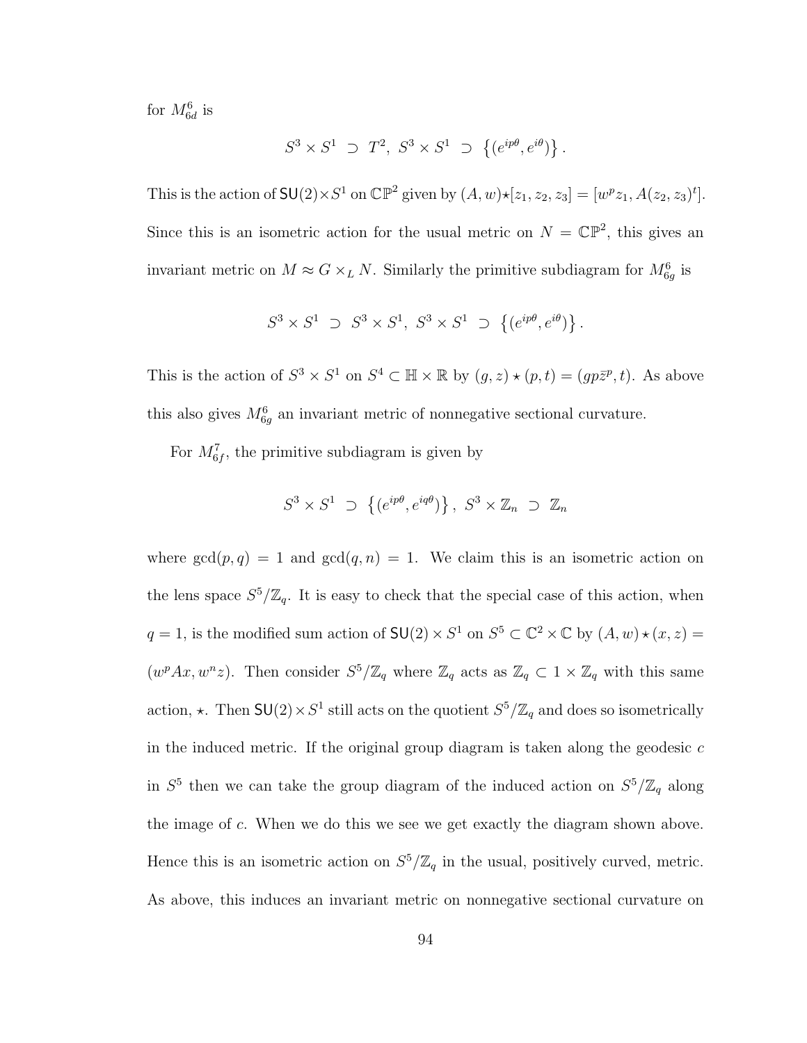for $M^6_{6d}$ is

$$S^3 \times S^1 \supset T^2,\ S^3 \times S^1 \supset \left\{(e^{ip\theta}, e^{i\theta})\right\}.$$

This is the action of $\mathsf{SU}(2)\times S^1$ on $\mathbb{CP}^2$ given by $(A, w)\star[z_1, z_2, z_3] = [w^p z_1, A(z_2, z_3)^t]$. Since this is an isometric action for the usual metric on $N = \mathbb{CP}^2$, this gives an invariant metric on $M \approx G \times_L N$. Similarly the primitive subdiagram for $M^6_{6g}$ is

$$S^3 \times S^1 \supset S^3 \times S^1,\ S^3 \times S^1 \supset \left\{(e^{ip\theta}, e^{i\theta})\right\}.$$

This is the action of $S^3 \times S^1$ on $S^4 \subset \mathbb{H} \times \mathbb{R}$ by $(g, z) \star (p, t) = (gp\bar{z}^p, t)$. As above this also gives $M^6_{6g}$ an invariant metric of nonnegative sectional curvature.

For $M^7_{6f}$, the primitive subdiagram is given by

$$S^3 \times S^1 \supset \left\{(e^{ip\theta}, e^{iq\theta})\right\},\ S^3 \times \mathbb{Z}_n \supset \mathbb{Z}_n$$

where $\gcd(p, q) = 1$ and $\gcd(q, n) = 1$. We claim this is an isometric action on the lens space $S^5/\mathbb{Z}_q$. It is easy to check that the special case of this action, when $q = 1$, is the modified sum action of $\mathsf{SU}(2) \times S^1$ on $S^5 \subset \mathbb{C}^2 \times \mathbb{C}$ by $(A, w) \star (x, z) = (w^p Ax, w^n z)$. Then consider $S^5/\mathbb{Z}_q$ where $\mathbb{Z}_q$ acts as $\mathbb{Z}_q \subset 1 \times \mathbb{Z}_q$ with this same action, $\star$. Then $\mathsf{SU}(2) \times S^1$ still acts on the quotient $S^5/\mathbb{Z}_q$ and does so isometrically in the induced metric. If the original group diagram is taken along the geodesic $c$ in $S^5$ then we can take the group diagram of the induced action on $S^5/\mathbb{Z}_q$ along the image of $c$. When we do this we see we get exactly the diagram shown above. Hence this is an isometric action on $S^5/\mathbb{Z}_q$ in the usual, positively curved, metric. As above, this induces an invariant metric on nonnegative sectional curvature on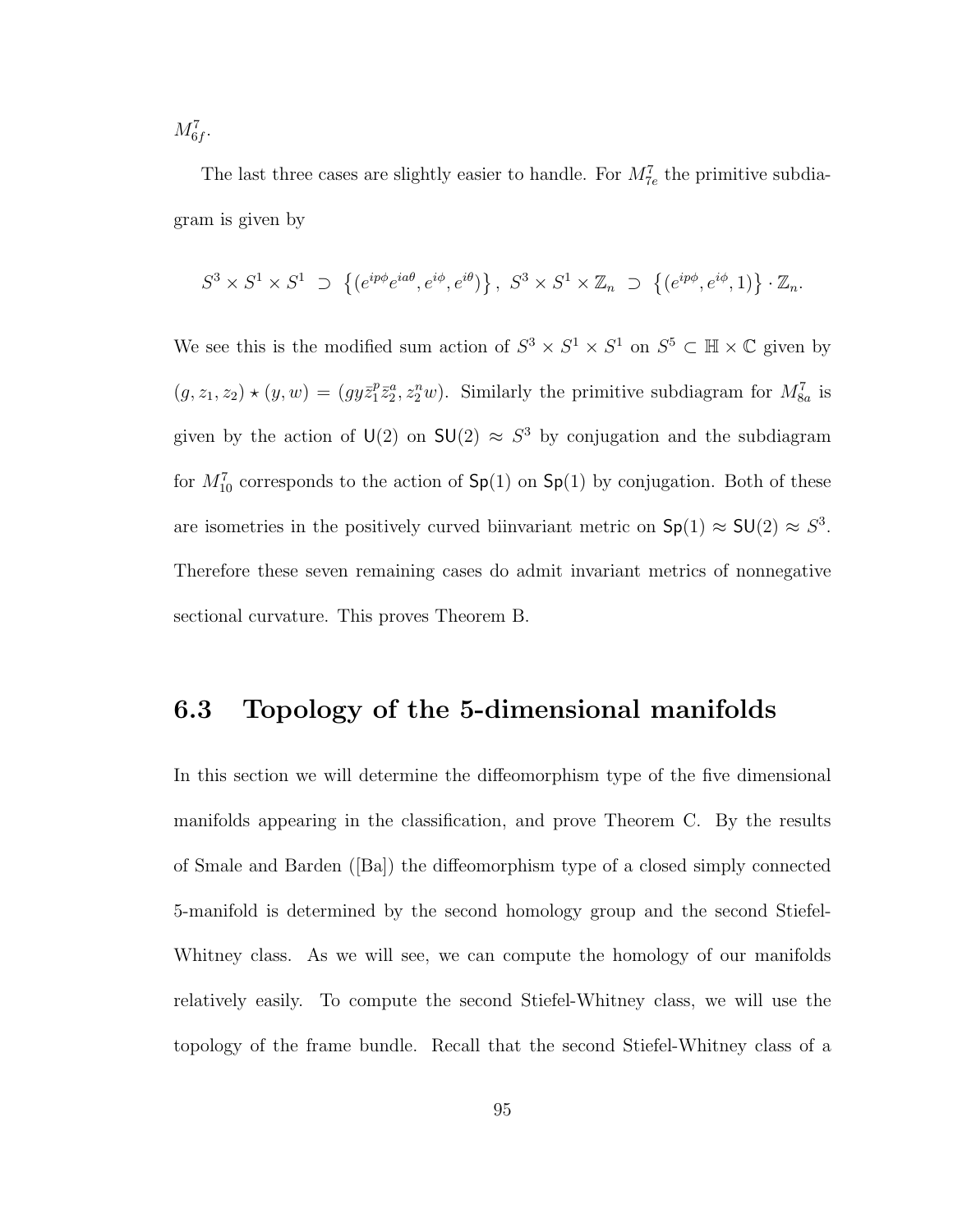$M^7_{6f}$.

The last three cases are slightly easier to handle. For $M^7_{7e}$ the primitive subdiagram is given by

$$S^3 \times S^1 \times S^1 \supset \left\{(e^{ip\phi}e^{ia\theta}, e^{i\phi}, e^{i\theta})\right\}, \; S^3 \times S^1 \times \mathbb{Z}_n \supset \left\{(e^{ip\phi}, e^{i\phi}, 1)\right\} \cdot \mathbb{Z}_n.$$

We see this is the modified sum action of $S^3 \times S^1 \times S^1$ on $S^5 \subset \mathbb{H} \times \mathbb{C}$ given by $(g, z_1, z_2) \star (y, w) = (gy\bar{z}_1^p\bar{z}_2^a, z_2^n w)$. Similarly the primitive subdiagram for $M^7_{8a}$ is given by the action of $\mathsf{U}(2)$ on $\mathsf{SU}(2) \approx S^3$ by conjugation and the subdiagram for $M^7_{10}$ corresponds to the action of $\mathsf{Sp}(1)$ on $\mathsf{Sp}(1)$ by conjugation. Both of these are isometries in the positively curved biinvariant metric on $\mathsf{Sp}(1) \approx \mathsf{SU}(2) \approx S^3$. Therefore these seven remaining cases do admit invariant metrics of nonnegative sectional curvature. This proves Theorem B.

## 6.3 Topology of the 5-dimensional manifolds

In this section we will determine the diffeomorphism type of the five dimensional manifolds appearing in the classification, and prove Theorem C. By the results of Smale and Barden ([Ba]) the diffeomorphism type of a closed simply connected 5-manifold is determined by the second homology group and the second Stiefel-Whitney class. As we will see, we can compute the homology of our manifolds relatively easily. To compute the second Stiefel-Whitney class, we will use the topology of the frame bundle. Recall that the second Stiefel-Whitney class of a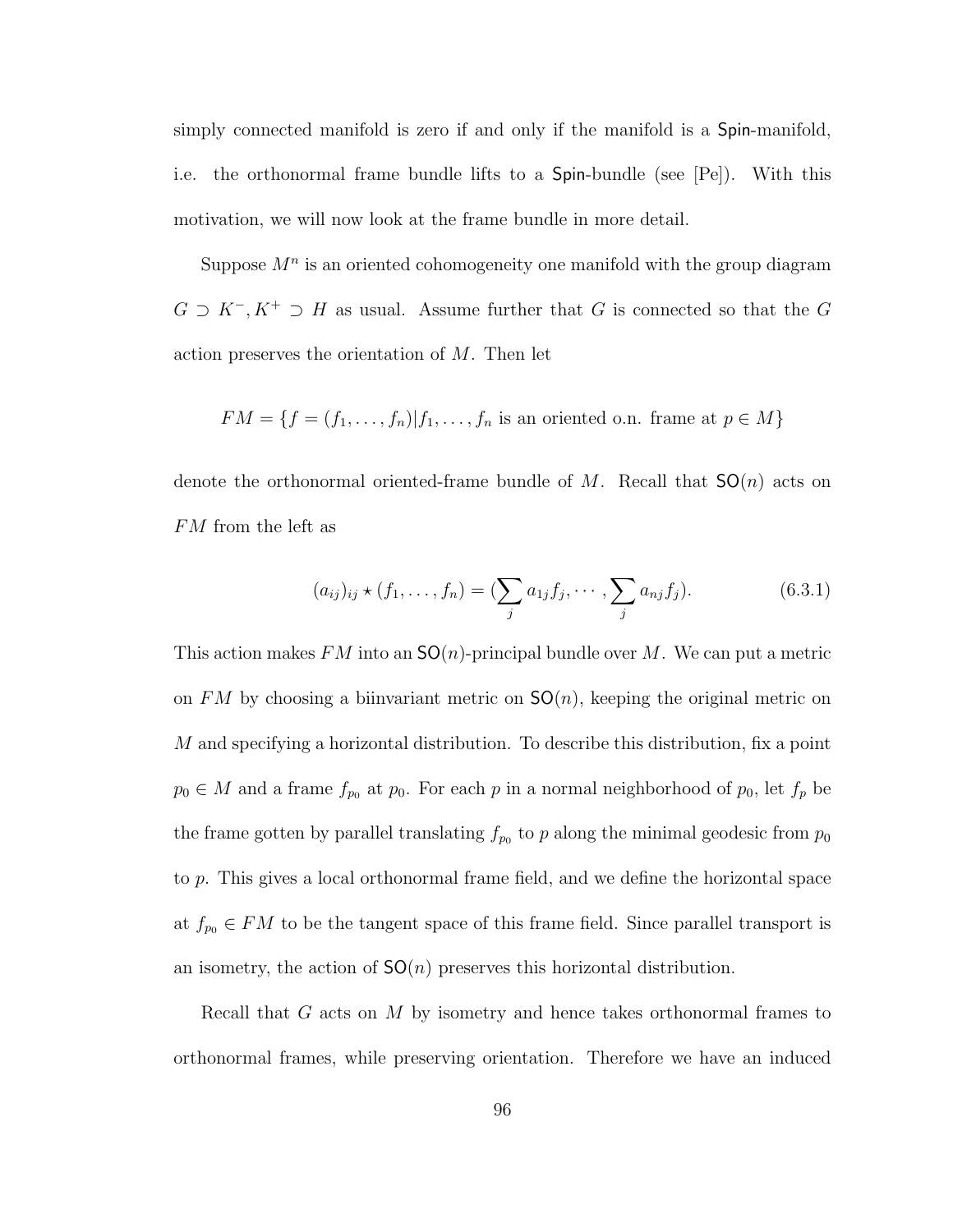simply connected manifold is zero if and only if the manifold is a $\mathsf{Spin}$-manifold, i.e. the orthonormal frame bundle lifts to a $\mathsf{Spin}$-bundle (see [Pe]). With this motivation, we will now look at the frame bundle in more detail.

Suppose $M^n$ is an oriented cohomogeneity one manifold with the group diagram $G \supset K^-, K^+ \supset H$ as usual. Assume further that $G$ is connected so that the $G$ action preserves the orientation of $M$. Then let

$$FM = \{f = (f_1, \ldots, f_n) | f_1, \ldots, f_n \text{ is an oriented o.n. frame at } p \in M\}$$

denote the orthonormal oriented-frame bundle of $M$. Recall that $\mathsf{SO}(n)$ acts on $FM$ from the left as

$$(a_{ij})_{ij} \star (f_1, \ldots, f_n) = (\sum_j a_{1j} f_j, \cdots, \sum_j a_{nj} f_j). \tag{6.3.1}$$

This action makes $FM$ into an $\mathsf{SO}(n)$-principal bundle over $M$. We can put a metric on $FM$ by choosing a biinvariant metric on $\mathsf{SO}(n)$, keeping the original metric on $M$ and specifying a horizontal distribution. To describe this distribution, fix a point $p_0 \in M$ and a frame $f_{p_0}$ at $p_0$. For each $p$ in a normal neighborhood of $p_0$, let $f_p$ be the frame gotten by parallel translating $f_{p_0}$ to $p$ along the minimal geodesic from $p_0$ to $p$. This gives a local orthonormal frame field, and we define the horizontal space at $f_{p_0} \in FM$ to be the tangent space of this frame field. Since parallel transport is an isometry, the action of $\mathsf{SO}(n)$ preserves this horizontal distribution.

Recall that $G$ acts on $M$ by isometry and hence takes orthonormal frames to orthonormal frames, while preserving orientation. Therefore we have an induced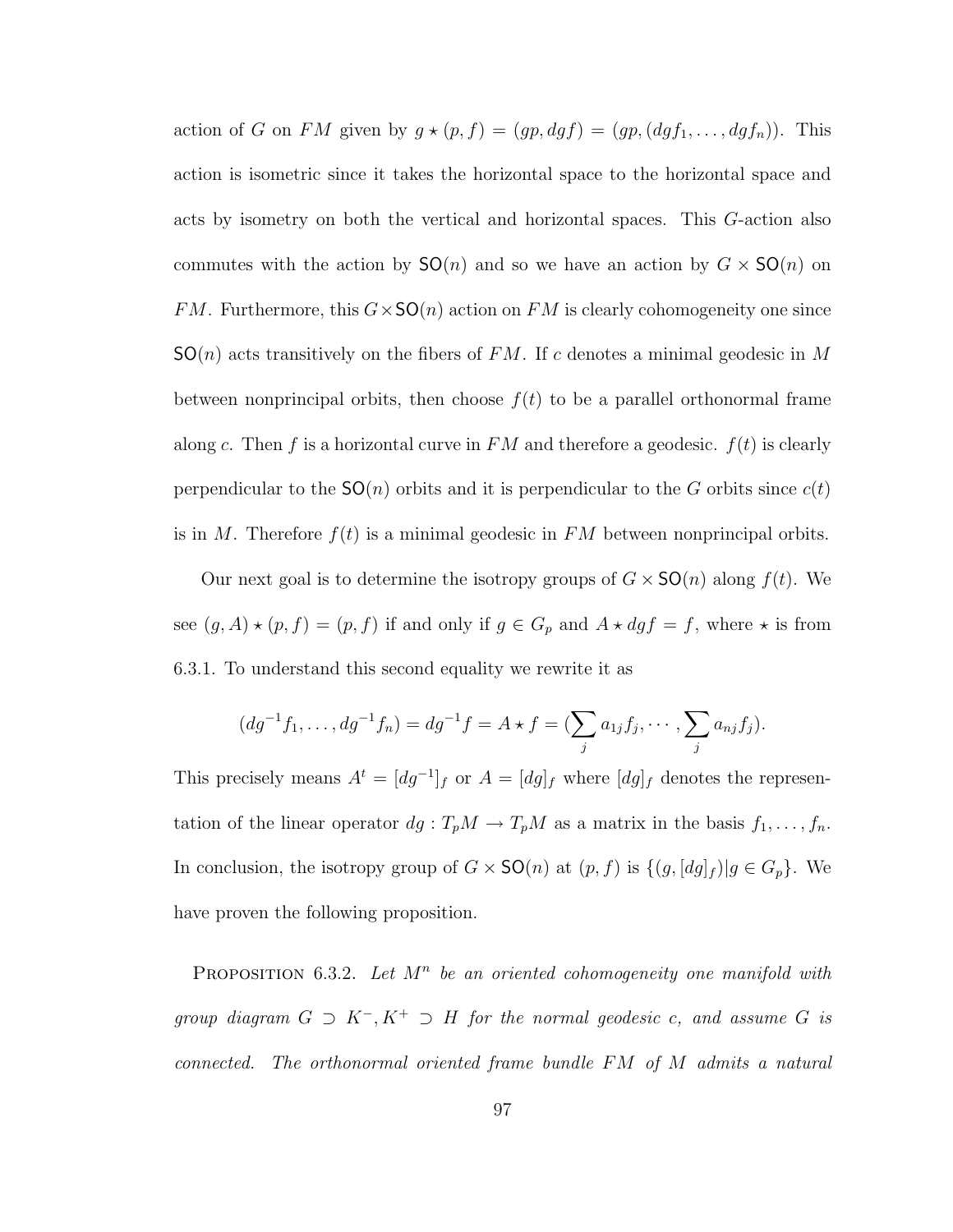action of $G$ on $FM$ given by $g \star (p, f) = (gp, dgf) = (gp, (dgf_1, \ldots, dgf_n))$. This action is isometric since it takes the horizontal space to the horizontal space and acts by isometry on both the vertical and horizontal spaces. This $G$-action also commutes with the action by $\mathsf{SO}(n)$ and so we have an action by $G \times \mathsf{SO}(n)$ on $FM$. Furthermore, this $G \times \mathsf{SO}(n)$ action on $FM$ is clearly cohomogeneity one since $\mathsf{SO}(n)$ acts transitively on the fibers of $FM$. If $c$ denotes a minimal geodesic in $M$ between nonprincipal orbits, then choose $f(t)$ to be a parallel orthonormal frame along $c$. Then $f$ is a horizontal curve in $FM$ and therefore a geodesic. $f(t)$ is clearly perpendicular to the $\mathsf{SO}(n)$ orbits and it is perpendicular to the $G$ orbits since $c(t)$ is in $M$. Therefore $f(t)$ is a minimal geodesic in $FM$ between nonprincipal orbits.

Our next goal is to determine the isotropy groups of $G \times \mathsf{SO}(n)$ along $f(t)$. We see $(g, A) \star (p, f) = (p, f)$ if and only if $g \in G_p$ and $A \star dgf = f$, where $\star$ is from 6.3.1. To understand this second equality we rewrite it as

$$(dg^{-1}f_1, \ldots, dg^{-1}f_n) = dg^{-1}f = A \star f = (\sum_j a_{1j}f_j, \cdots, \sum_j a_{nj}f_j).$$

This precisely means $A^t = [dg^{-1}]_f$ or $A = [dg]_f$ where $[dg]_f$ denotes the representation of the linear operator $dg : T_pM \to T_pM$ as a matrix in the basis $f_1, \ldots, f_n$. In conclusion, the isotropy group of $G \times \mathsf{SO}(n)$ at $(p, f)$ is $\{(g, [dg]_f) | g \in G_p\}$. We have proven the following proposition.

Proposition 6.3.2. *Let $M^n$ be an oriented cohomogeneity one manifold with group diagram $G \supset K^-, K^+ \supset H$ for the normal geodesic $c$, and assume $G$ is connected. The orthonormal oriented frame bundle $FM$ of $M$ admits a natural*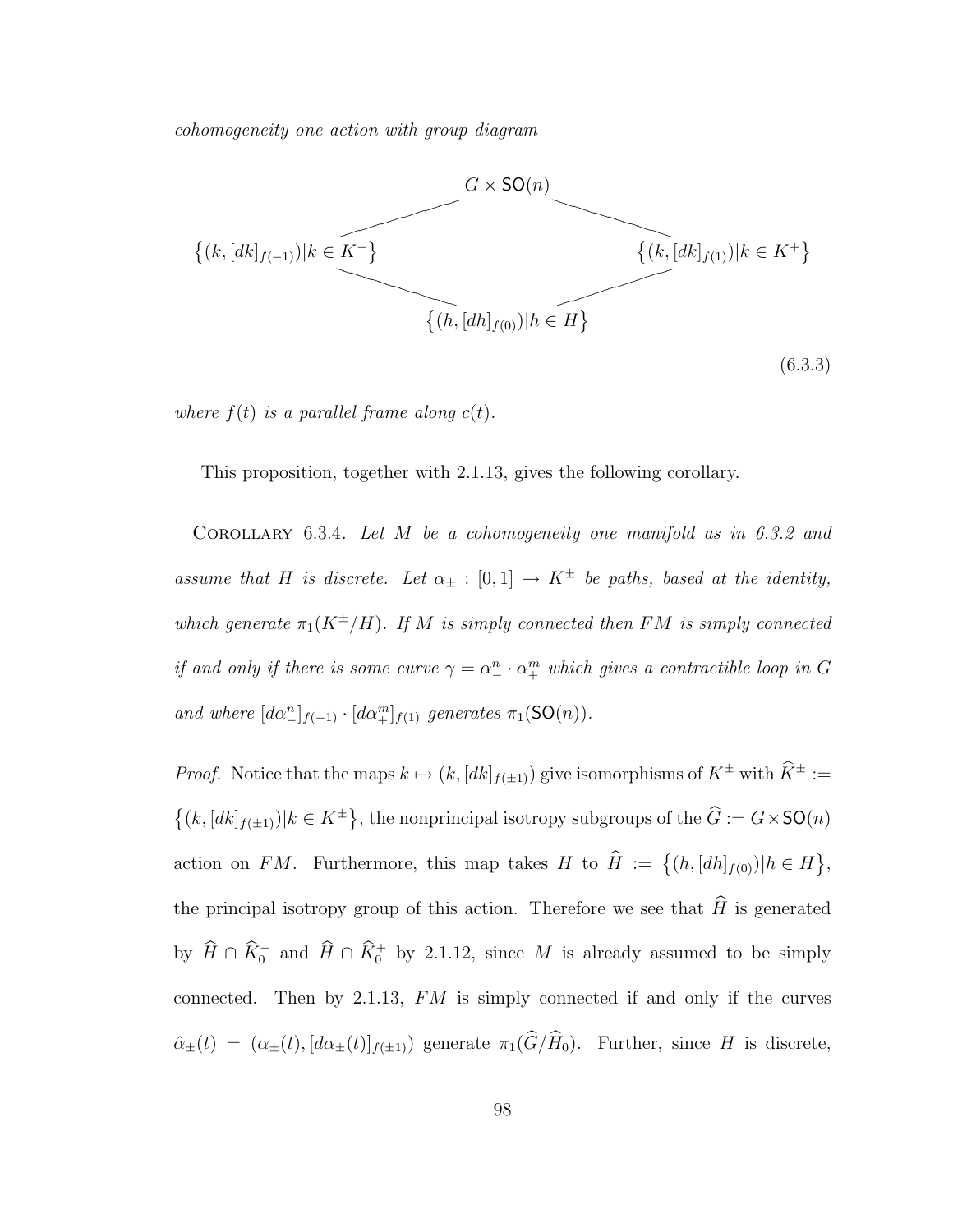*cohomogeneity one action with group diagram*

$$
\begin{array}{ccc}
 & G \times \mathsf{SO}(n) & \\
\left\{(k,[dk]_{f(-1)}) | k \in K^-\right\} & & \left\{(k,[dk]_{f(1)}) | k \in K^+\right\} \\
 & \left\{(h,[dh]_{f(0)}) | h \in H\right\} &
\end{array}
\tag{6.3.3}
$$

*where $f(t)$ is a parallel frame along $c(t)$.*

This proposition, together with 2.1.13, gives the following corollary.

Corollary 6.3.4. *Let $M$ be a cohomogeneity one manifold as in 6.3.2 and assume that $H$ is discrete. Let $\alpha_\pm : [0,1] \to K^\pm$ be paths, based at the identity, which generate $\pi_1(K^\pm/H)$. If $M$ is simply connected then $FM$ is simply connected if and only if there is some curve $\gamma = \alpha_-^n \cdot \alpha_+^m$ which gives a contractible loop in $G$ and where $[d\alpha_-^n]_{f(-1)} \cdot [d\alpha_+^m]_{f(1)}$ generates $\pi_1(\mathsf{SO}(n))$.*

*Proof.* Notice that the maps $k \mapsto (k, [dk]_{f(\pm 1)})$ give isomorphisms of $K^\pm$ with $\widehat{K}^\pm := \left\{(k,[dk]_{f(\pm1)}) | k \in K^\pm\right\}$, the nonprincipal isotropy subgroups of the $\widehat{G} := G \times \mathsf{SO}(n)$ action on $FM$. Furthermore, this map takes $H$ to $\widehat{H} := \left\{(h,[dh]_{f(0)}) | h \in H\right\}$, the principal isotropy group of this action. Therefore we see that $\widehat{H}$ is generated by $\widehat{H} \cap \widehat{K}_0^-$ and $\widehat{H} \cap \widehat{K}_0^+$ by 2.1.12, since $M$ is already assumed to be simply connected. Then by 2.1.13, $FM$ is simply connected if and only if the curves $\hat{\alpha}_\pm(t) = (\alpha_\pm(t), [d\alpha_\pm(t)]_{f(\pm1)})$ generate $\pi_1(\widehat{G}/\widehat{H}_0)$. Further, since $H$ is discrete,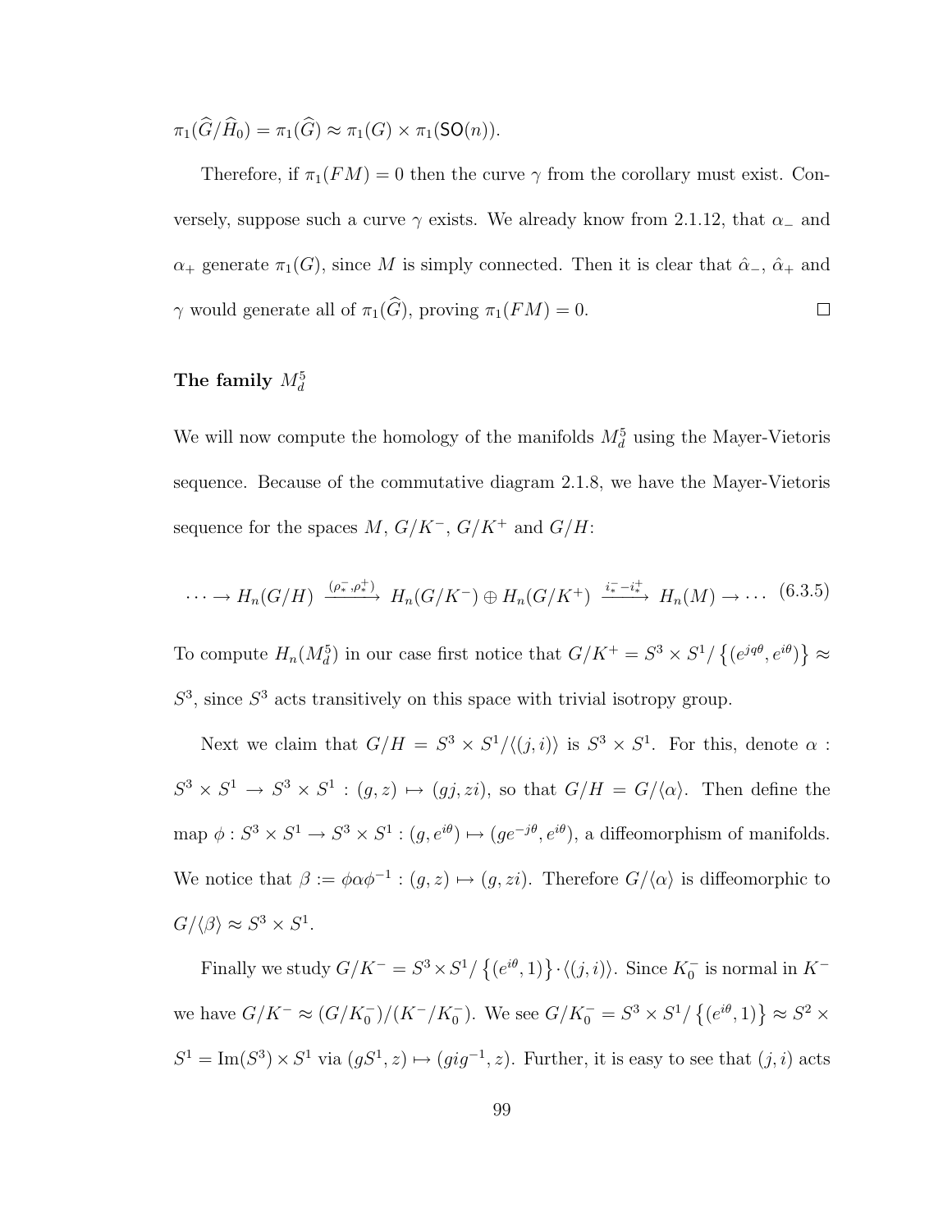$$\pi_1(\widehat{G}/\widehat{H}_0) = \pi_1(\widehat{G}) \approx \pi_1(G) \times \pi_1(\mathsf{SO}(n)).$$

Therefore, if $\pi_1(FM) = 0$ then the curve $\gamma$ from the corollary must exist. Conversely, suppose such a curve $\gamma$ exists. We already know from 2.1.12, that $\alpha_-$ and $\alpha_+$ generate $\pi_1(G)$, since $M$ is simply connected. Then it is clear that $\hat{\alpha}_-$, $\hat{\alpha}_+$ and $\gamma$ would generate all of $\pi_1(\widehat{G})$, proving $\pi_1(FM) = 0$. $\square$

### The family $M_d^5$

We will now compute the homology of the manifolds $M_d^5$ using the Mayer-Vietoris sequence. Because of the commutative diagram 2.1.8, we have the Mayer-Vietoris sequence for the spaces $M$, $G/K^-$, $G/K^+$ and $G/H$:

$$\cdots \to H_n(G/H) \xrightarrow{(\rho_*^-, \rho_*^+)} H_n(G/K^-) \oplus H_n(G/K^+) \xrightarrow{i_*^- - i_*^+} H_n(M) \to \cdots \quad (6.3.5)$$

To compute $H_n(M_d^5)$ in our case first notice that $G/K^+ = S^3 \times S^1/\left\{(e^{jq\theta}, e^{i\theta})\right\} \approx S^3$, since $S^3$ acts transitively on this space with trivial isotropy group.

Next we claim that $G/H = S^3 \times S^1/\langle(j, i)\rangle$ is $S^3 \times S^1$. For this, denote $\alpha : S^3 \times S^1 \to S^3 \times S^1 : (g, z) \mapsto (gj, zi)$, so that $G/H = G/\langle\alpha\rangle$. Then define the map $\phi : S^3 \times S^1 \to S^3 \times S^1 : (g, e^{i\theta}) \mapsto (ge^{-j\theta}, e^{i\theta})$, a diffeomorphism of manifolds. We notice that $\beta := \phi\alpha\phi^{-1} : (g, z) \mapsto (g, zi)$. Therefore $G/\langle\alpha\rangle$ is diffeomorphic to $G/\langle\beta\rangle \approx S^3 \times S^1$.

Finally we study $G/K^- = S^3 \times S^1/\left\{(e^{i\theta}, 1)\right\} \cdot \langle(j, i)\rangle$. Since $K_0^-$ is normal in $K^-$ we have $G/K^- \approx (G/K_0^-)/(K^-/K_0^-)$. We see $G/K_0^- = S^3 \times S^1/\left\{(e^{i\theta}, 1)\right\} \approx S^2 \times S^1 = \mathrm{Im}(S^3) \times S^1$ via $(gS^1, z) \mapsto (gig^{-1}, z)$. Further, it is easy to see that $(j, i)$ acts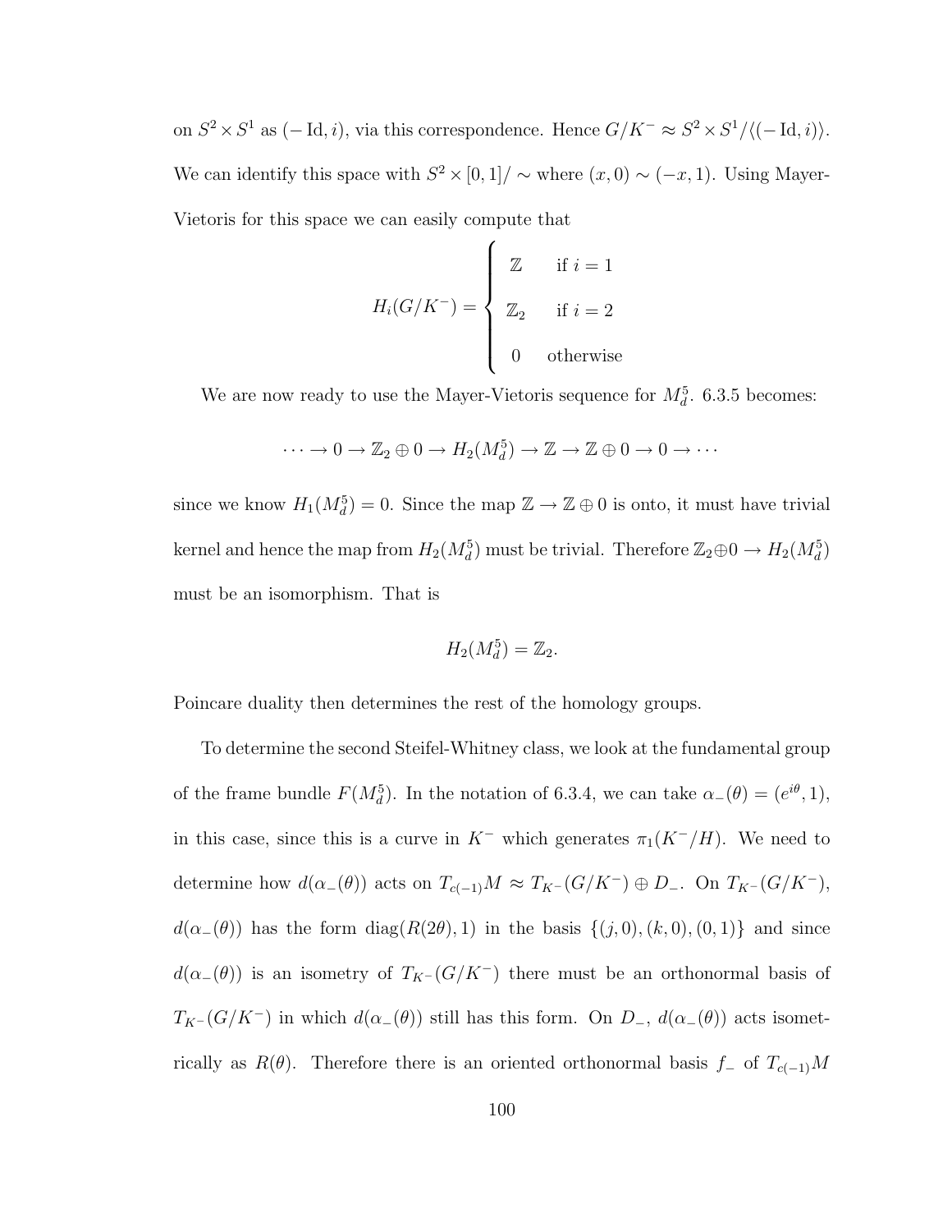on $S^2 \times S^1$ as $(-\operatorname{Id}, i)$, via this correspondence. Hence $G/K^- \approx S^2 \times S^1/\langle(-\operatorname{Id}, i)\rangle$. We can identify this space with $S^2 \times [0,1]/\sim$ where $(x,0) \sim (-x,1)$. Using Mayer-Vietoris for this space we can easily compute that

$$H_i(G/K^-) = \begin{cases} \mathbb{Z} & \text{if } i = 1 \\ \mathbb{Z}_2 & \text{if } i = 2 \\ 0 & \text{otherwise} \end{cases}$$

We are now ready to use the Mayer-Vietoris sequence for $M_d^5$. 6.3.5 becomes:

$$\cdots \to 0 \to \mathbb{Z}_2 \oplus 0 \to H_2(M_d^5) \to \mathbb{Z} \to \mathbb{Z} \oplus 0 \to 0 \to \cdots$$

since we know $H_1(M_d^5) = 0$. Since the map $\mathbb{Z} \to \mathbb{Z} \oplus 0$ is onto, it must have trivial kernel and hence the map from $H_2(M_d^5)$ must be trivial. Therefore $\mathbb{Z}_2 \oplus 0 \to H_2(M_d^5)$ must be an isomorphism. That is

$$H_2(M_d^5) = \mathbb{Z}_2.$$

Poincare duality then determines the rest of the homology groups.

To determine the second Steifel-Whitney class, we look at the fundamental group of the frame bundle $F(M_d^5)$. In the notation of 6.3.4, we can take $\alpha_-(\theta) = (e^{i\theta}, 1)$, in this case, since this is a curve in $K^-$ which generates $\pi_1(K^-/H)$. We need to determine how $d(\alpha_-(\theta))$ acts on $T_{c(-1)}M \approx T_{K^-}(G/K^-) \oplus D_-$. On $T_{K^-}(G/K^-)$, $d(\alpha_-(\theta))$ has the form $\operatorname{diag}(R(2\theta), 1)$ in the basis $\{(j,0), (k,0), (0,1)\}$ and since $d(\alpha_-(\theta))$ is an isometry of $T_{K^-}(G/K^-)$ there must be an orthonormal basis of $T_{K^-}(G/K^-)$ in which $d(\alpha_-(\theta))$ still has this form. On $D_-$, $d(\alpha_-(\theta))$ acts isometrically as $R(\theta)$. Therefore there is an oriented orthonormal basis $f_-$ of $T_{c(-1)}M$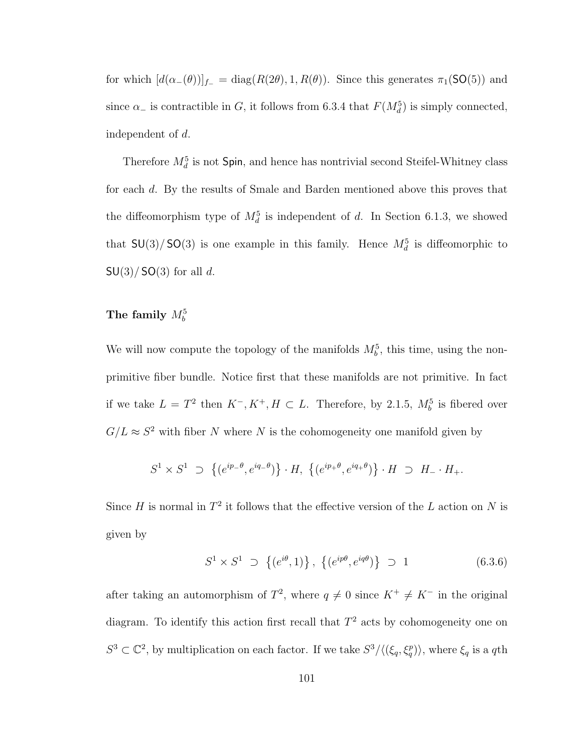for which $[d(\alpha_-(\theta))]_{f_-} = \text{diag}(R(2\theta), 1, R(\theta))$. Since this generates $\pi_1(\mathsf{SO}(5))$ and since $\alpha_-$ is contractible in $G$, it follows from 6.3.4 that $F(M^5_d)$ is simply connected, independent of $d$.

Therefore $M^5_d$ is not $\mathsf{Spin}$, and hence has nontrivial second Steifel-Whitney class for each $d$. By the results of Smale and Barden mentioned above this proves that the diffeomorphism type of $M^5_d$ is independent of $d$. In Section 6.1.3, we showed that $\mathsf{SU}(3)/\mathsf{SO}(3)$ is one example in this family. Hence $M^5_d$ is diffeomorphic to $\mathsf{SU}(3)/\mathsf{SO}(3)$ for all $d$.

### The family $M^5_b$

We will now compute the topology of the manifolds $M^5_b$, this time, using the non-primitive fiber bundle. Notice first that these manifolds are not primitive. In fact if we take $L = T^2$ then $K^-, K^+, H \subset L$. Therefore, by 2.1.5, $M^5_b$ is fibered over $G/L \approx S^2$ with fiber $N$ where $N$ is the cohomogeneity one manifold given by

$$S^1 \times S^1 \ \supset \ \left\{(e^{ip_-\theta}, e^{iq_-\theta})\right\} \cdot H, \ \left\{(e^{ip_+\theta}, e^{iq_+\theta})\right\} \cdot H \ \supset \ H_- \cdot H_+.$$

Since $H$ is normal in $T^2$ it follows that the effective version of the $L$ action on $N$ is given by

$$S^1 \times S^1 \ \supset \ \left\{(e^{i\theta}, 1)\right\}, \ \left\{(e^{ip\theta}, e^{iq\theta})\right\} \ \supset \ 1 \tag{6.3.6}$$

after taking an automorphism of $T^2$, where $q \neq 0$ since $K^+ \neq K^-$ in the original diagram. To identify this action first recall that $T^2$ acts by cohomogeneity one on $S^3 \subset \mathbb{C}^2$, by multiplication on each factor. If we take $S^3/\langle(\xi_q, \xi_q^p)\rangle$, where $\xi_q$ is a $q$th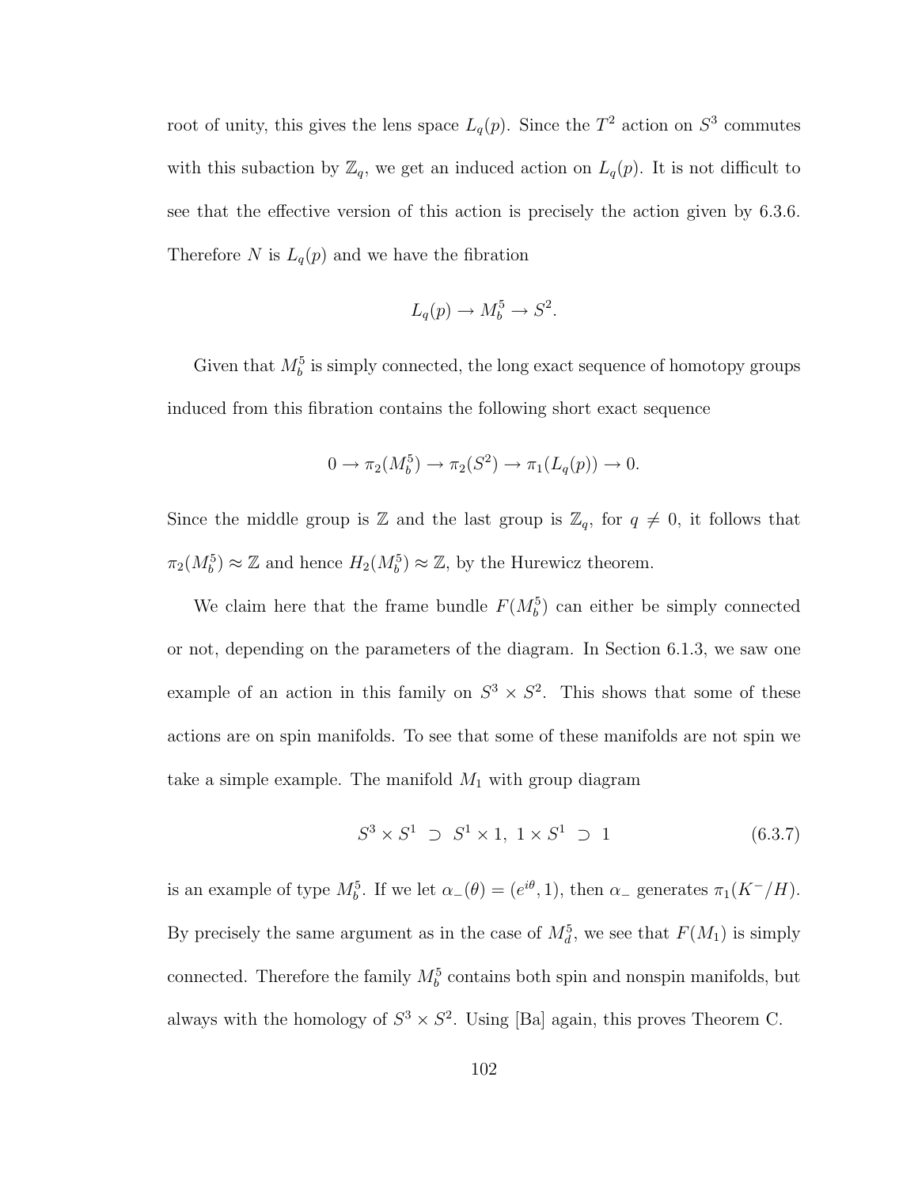root of unity, this gives the lens space $L_q(p)$. Since the $T^2$ action on $S^3$ commutes with this subaction by $\mathbb{Z}_q$, we get an induced action on $L_q(p)$. It is not difficult to see that the effective version of this action is precisely the action given by 6.3.6. Therefore $N$ is $L_q(p)$ and we have the fibration

$$L_q(p) \to M_b^5 \to S^2.$$

Given that $M_b^5$ is simply connected, the long exact sequence of homotopy groups induced from this fibration contains the following short exact sequence

$$0 \to \pi_2(M_b^5) \to \pi_2(S^2) \to \pi_1(L_q(p)) \to 0.$$

Since the middle group is $\mathbb{Z}$ and the last group is $\mathbb{Z}_q$, for $q \neq 0$, it follows that $\pi_2(M_b^5) \approx \mathbb{Z}$ and hence $H_2(M_b^5) \approx \mathbb{Z}$, by the Hurewicz theorem.

We claim here that the frame bundle $F(M_b^5)$ can either be simply connected or not, depending on the parameters of the diagram. In Section 6.1.3, we saw one example of an action in this family on $S^3 \times S^2$. This shows that some of these actions are on spin manifolds. To see that some of these manifolds are not spin we take a simple example. The manifold $M_1$ with group diagram

$$S^3 \times S^1 \supset S^1 \times 1,\ 1 \times S^1 \supset 1 \tag{6.3.7}$$

is an example of type $M_b^5$. If we let $\alpha_-(\theta) = (e^{i\theta}, 1)$, then $\alpha_-$ generates $\pi_1(K^-/H)$. By precisely the same argument as in the case of $M_d^5$, we see that $F(M_1)$ is simply connected. Therefore the family $M_b^5$ contains both spin and nonspin manifolds, but always with the homology of $S^3 \times S^2$. Using [Ba] again, this proves Theorem C.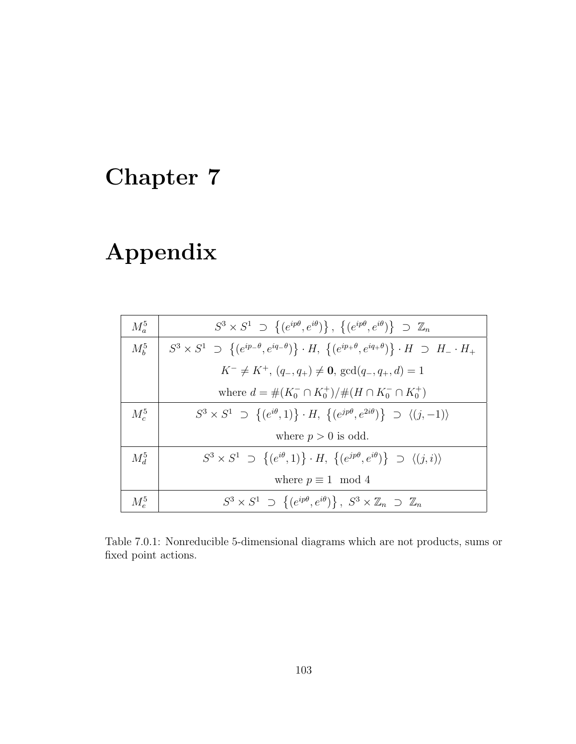# Chapter 7

# Appendix

| | |
|---|---|
| $M^5_a$ | $S^3 \times S^1 \supset \left\{(e^{ip\theta}, e^{i\theta})\right\},\ \left\{(e^{ip\theta}, e^{i\theta})\right\} \supset \mathbb{Z}_n$ |
| $M^5_b$ | $S^3 \times S^1 \supset \left\{(e^{ip_-\theta}, e^{iq_-\theta})\right\} \cdot H,\ \left\{(e^{ip_+\theta}, e^{iq_+\theta})\right\} \cdot H \supset H_- \cdot H_+$ |
| | $K^- \neq K^+,\ (q_-, q_+) \neq \mathbf{0},\ \gcd(q_-, q_+, d) = 1$ |
| | where $d = \#(K_0^- \cap K_0^+)/\#(H \cap K_0^- \cap K_0^+)$ |
| $M^5_c$ | $S^3 \times S^1 \supset \left\{(e^{i\theta}, 1)\right\} \cdot H,\ \left\{(e^{jp\theta}, e^{2i\theta})\right\} \supset \langle(j, -1)\rangle$ |
| | where $p > 0$ is odd. |
| $M^5_d$ | $S^3 \times S^1 \supset \left\{(e^{i\theta}, 1)\right\} \cdot H,\ \left\{(e^{jp\theta}, e^{i\theta})\right\} \supset \langle(j, i)\rangle$ |
| | where $p \equiv 1 \mod 4$ |
| $M^5_e$ | $S^3 \times S^1 \supset \left\{(e^{ip\theta}, e^{i\theta})\right\},\ S^3 \times \mathbb{Z}_n \supset \mathbb{Z}_n$ |

Table 7.0.1: Nonreducible 5-dimensional diagrams which are not products, sums or fixed point actions.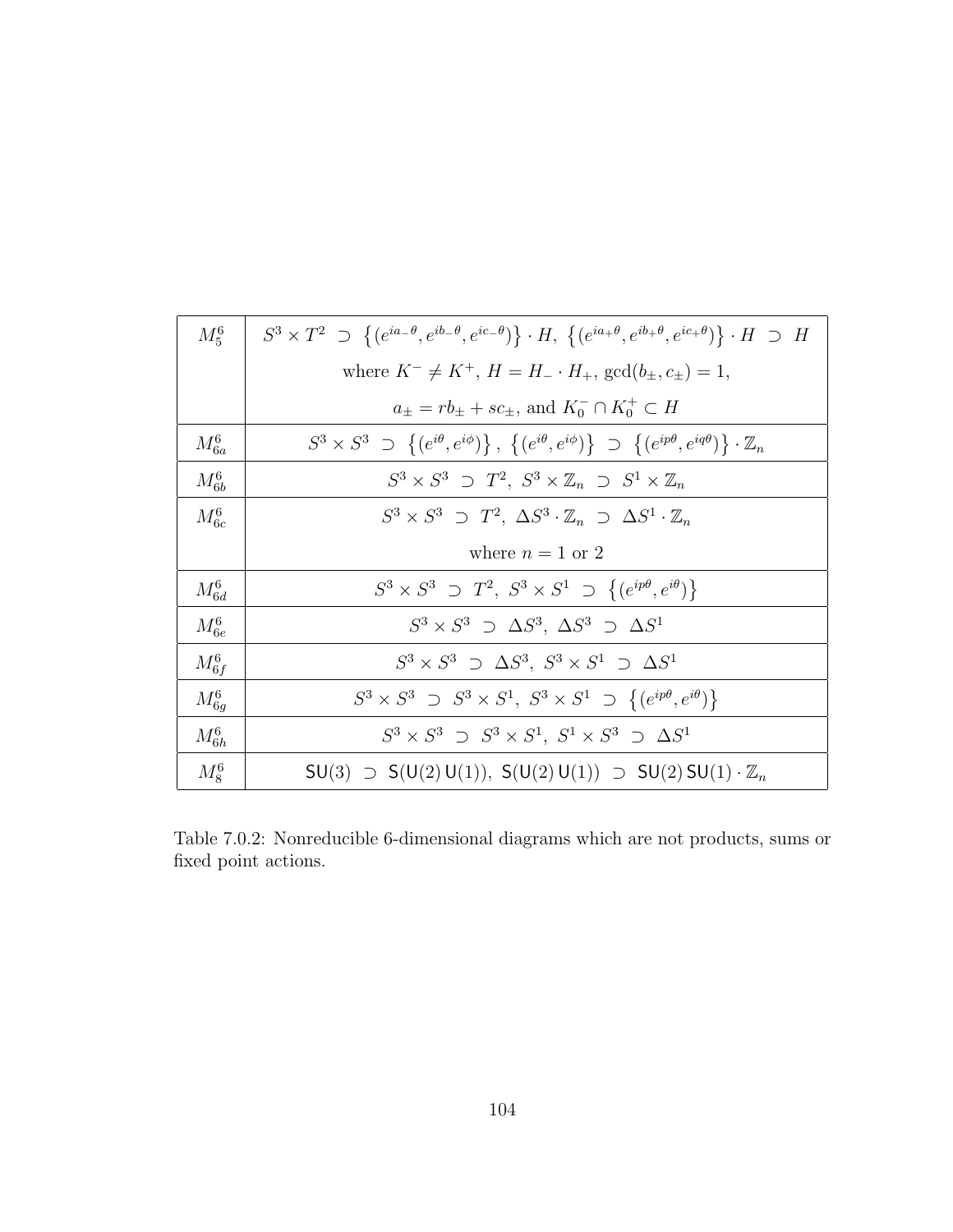| | |
|---|---|
| $M^6_5$ | $S^3 \times T^2 \supset \left\{(e^{ia_-\theta}, e^{ib_-\theta}, e^{ic_-\theta})\right\} \cdot H,\ \left\{(e^{ia_+\theta}, e^{ib_+\theta}, e^{ic_+\theta})\right\} \cdot H \supset H$ |
| | where $K^- \neq K^+$, $H = H_- \cdot H_+$, $\gcd(b_\pm, c_\pm) = 1$, |
| | $a_\pm = rb_\pm + sc_\pm$, and $K^-_0 \cap K^+_0 \subset H$ |
| $M^6_{6a}$ | $S^3 \times S^3 \supset \left\{(e^{i\theta}, e^{i\phi})\right\},\ \left\{(e^{i\theta}, e^{i\phi})\right\} \supset \left\{(e^{ip\theta}, e^{iq\theta})\right\} \cdot \mathbb{Z}_n$ |
| $M^6_{6b}$ | $S^3 \times S^3 \supset T^2,\ S^3 \times \mathbb{Z}_n \supset S^1 \times \mathbb{Z}_n$ |
| $M^6_{6c}$ | $S^3 \times S^3 \supset T^2,\ \Delta S^3 \cdot \mathbb{Z}_n \supset \Delta S^1 \cdot \mathbb{Z}_n$ |
| | where $n = 1$ or $2$ |
| $M^6_{6d}$ | $S^3 \times S^3 \supset T^2,\ S^3 \times S^1 \supset \left\{(e^{ip\theta}, e^{i\theta})\right\}$ |
| $M^6_{6e}$ | $S^3 \times S^3 \supset \Delta S^3,\ \Delta S^3 \supset \Delta S^1$ |
| $M^6_{6f}$ | $S^3 \times S^3 \supset \Delta S^3,\ S^3 \times S^1 \supset \Delta S^1$ |
| $M^6_{6g}$ | $S^3 \times S^3 \supset S^3 \times S^1,\ S^3 \times S^1 \supset \left\{(e^{ip\theta}, e^{i\theta})\right\}$ |
| $M^6_{6h}$ | $S^3 \times S^3 \supset S^3 \times S^1,\ S^1 \times S^3 \supset \Delta S^1$ |
| $M^6_8$ | $\mathsf{SU}(3) \supset \mathsf{S}(\mathsf{U}(2)\,\mathsf{U}(1)),\ \mathsf{S}(\mathsf{U}(2)\,\mathsf{U}(1)) \supset \mathsf{SU}(2)\,\mathsf{SU}(1) \cdot \mathbb{Z}_n$ |

Table 7.0.2: Nonreducible 6-dimensional diagrams which are not products, sums or fixed point actions.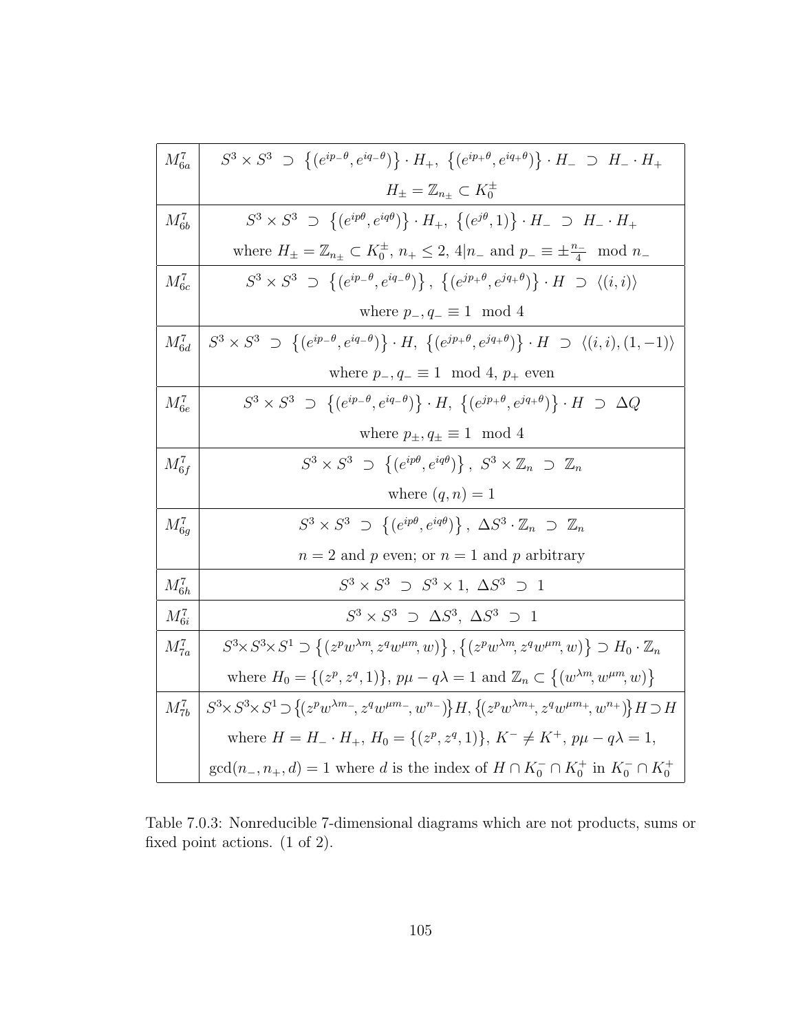| | |
|---|---|
| $M^7_{6a}$ | $S^3 \times S^3 \;\supset\; \{(e^{ip_-\theta}, e^{iq_-\theta})\} \cdot H_+,\; \{(e^{ip_+\theta}, e^{iq_+\theta})\} \cdot H_- \;\supset\; H_- \cdot H_+$ <br> $H_\pm = \mathbb{Z}_{n_\pm} \subset K_0^\pm$ |
| $M^7_{6b}$ | $S^3 \times S^3 \;\supset\; \{(e^{ip\theta}, e^{iq\theta})\} \cdot H_+,\; \{(e^{j\theta}, 1)\} \cdot H_- \;\supset\; H_- \cdot H_+$ <br> where $H_\pm = \mathbb{Z}_{n_\pm} \subset K_0^\pm$, $n_+ \leq 2$, $4 \vert n_-$ and $p_- \equiv \pm\frac{n_-}{4} \mod n_-$ |
| $M^7_{6c}$ | $S^3 \times S^3 \;\supset\; \{(e^{ip_-\theta}, e^{iq_-\theta})\},\; \{(e^{jp_+\theta}, e^{jq_+\theta})\} \cdot H \;\supset\; \langle (i,i) \rangle$ <br> where $p_-, q_- \equiv 1 \mod 4$ |
| $M^7_{6d}$ | $S^3 \times S^3 \;\supset\; \{(e^{ip_-\theta}, e^{iq_-\theta})\} \cdot H,\; \{(e^{jp_+\theta}, e^{jq_+\theta})\} \cdot H \;\supset\; \langle (i,i), (1,-1) \rangle$ <br> where $p_-, q_- \equiv 1 \mod 4$, $p_+$ even |
| $M^7_{6e}$ | $S^3 \times S^3 \;\supset\; \{(e^{ip_-\theta}, e^{iq_-\theta})\} \cdot H,\; \{(e^{jp_+\theta}, e^{jq_+\theta})\} \cdot H \;\supset\; \Delta Q$ <br> where $p_\pm, q_\pm \equiv 1 \mod 4$ |
| $M^7_{6f}$ | $S^3 \times S^3 \;\supset\; \{(e^{ip\theta}, e^{iq\theta})\},\; S^3 \times \mathbb{Z}_n \;\supset\; \mathbb{Z}_n$ <br> where $(q,n) = 1$ |
| $M^7_{6g}$ | $S^3 \times S^3 \;\supset\; \{(e^{ip\theta}, e^{iq\theta})\},\; \Delta S^3 \cdot \mathbb{Z}_n \;\supset\; \mathbb{Z}_n$ <br> $n = 2$ and $p$ even; or $n = 1$ and $p$ arbitrary |
| $M^7_{6h}$ | $S^3 \times S^3 \;\supset\; S^3 \times 1,\; \Delta S^3 \;\supset\; 1$ |
| $M^7_{6i}$ | $S^3 \times S^3 \;\supset\; \Delta S^3,\; \Delta S^3 \;\supset\; 1$ |
| $M^7_{7a}$ | $S^3 \times S^3 \times S^1 \supset \{(z^p w^{\lambda m}, z^q w^{\mu m}, w)\}, \{(z^p w^{\lambda m}, z^q w^{\mu m}, w)\} \supset H_0 \cdot \mathbb{Z}_n$ <br> where $H_0 = \{(z^p, z^q, 1)\}$, $p\mu - q\lambda = 1$ and $\mathbb{Z}_n \subset \{(w^{\lambda m}, w^{\mu m}, w)\}$ |
| $M^7_{7b}$ | $S^3 \times S^3 \times S^1 \supset \{(z^p w^{\lambda m_-}, z^q w^{\mu m_-}, w^{n_-})\} H, \{(z^p w^{\lambda m_+}, z^q w^{\mu m_+}, w^{n_+})\} H \supset H$ <br> where $H = H_- \cdot H_+$, $H_0 = \{(z^p, z^q, 1)\}$, $K^- \neq K^+$, $p\mu - q\lambda = 1$, <br> $\gcd(n_-, n_+, d) = 1$ where $d$ is the index of $H \cap K_0^- \cap K_0^+$ in $K_0^- \cap K_0^+$ |

Table 7.0.3: Nonreducible 7-dimensional diagrams which are not products, sums or fixed point actions. (1 of 2).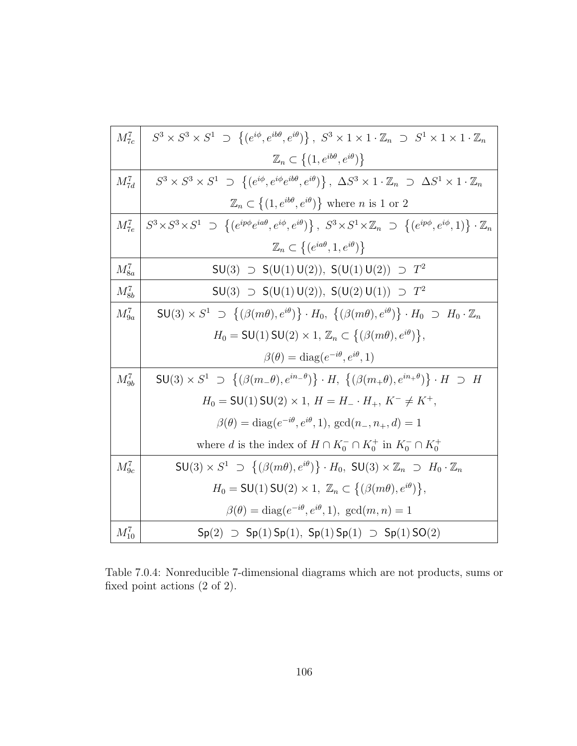| | |
|---|---|
| $M^7_{7c}$ | $S^3 \times S^3 \times S^1 \supset \{(e^{i\phi}, e^{ib\theta}, e^{i\theta})\},\ S^3 \times 1 \times 1 \cdot \mathbb{Z}_n \supset S^1 \times 1 \times 1 \cdot \mathbb{Z}_n$ <br> $\mathbb{Z}_n \subset \{(1, e^{ib\theta}, e^{i\theta})\}$ |
| $M^7_{7d}$ | $S^3 \times S^3 \times S^1 \supset \{(e^{i\phi}, e^{i\phi}e^{ib\theta}, e^{i\theta})\},\ \Delta S^3 \times 1 \cdot \mathbb{Z}_n \supset \Delta S^1 \times 1 \cdot \mathbb{Z}_n$ <br> $\mathbb{Z}_n \subset \{(1, e^{ib\theta}, e^{i\theta})\}$ where $n$ is 1 or 2 |
| $M^7_{7e}$ | $S^3 \times S^3 \times S^1 \supset \{(e^{ip\phi}e^{ia\theta}, e^{i\phi}, e^{i\theta})\},\ S^3 \times S^1 \times \mathbb{Z}_n \supset \{(e^{ip\phi}, e^{i\phi}, 1)\} \cdot \mathbb{Z}_n$ <br> $\mathbb{Z}_n \subset \{(e^{ia\theta}, 1, e^{i\theta})\}$ |
| $M^7_{8a}$ | $\mathsf{SU}(3) \supset \mathsf{S}(\mathsf{U}(1)\,\mathsf{U}(2)),\ \mathsf{S}(\mathsf{U}(1)\,\mathsf{U}(2)) \supset T^2$ |
| $M^7_{8b}$ | $\mathsf{SU}(3) \supset \mathsf{S}(\mathsf{U}(1)\,\mathsf{U}(2)),\ \mathsf{S}(\mathsf{U}(2)\,\mathsf{U}(1)) \supset T^2$ |
| $M^7_{9a}$ | $\mathsf{SU}(3) \times S^1 \supset \{(\beta(m\theta), e^{i\theta})\} \cdot H_0,\ \{(\beta(m\theta), e^{i\theta})\} \cdot H_0 \supset H_0 \cdot \mathbb{Z}_n$ <br> $H_0 = \mathsf{SU}(1)\,\mathsf{SU}(2) \times 1,\ \mathbb{Z}_n \subset \{(\beta(m\theta), e^{i\theta})\}$, <br> $\beta(\theta) = \mathrm{diag}(e^{-i\theta}, e^{i\theta}, 1)$ |
| $M^7_{9b}$ | $\mathsf{SU}(3) \times S^1 \supset \{(\beta(m_-\theta), e^{in_-\theta})\} \cdot H,\ \{(\beta(m_+\theta), e^{in_+\theta})\} \cdot H \supset H$ <br> $H_0 = \mathsf{SU}(1)\,\mathsf{SU}(2) \times 1,\ H = H_- \cdot H_+,\ K^- \neq K^+$, <br> $\beta(\theta) = \mathrm{diag}(e^{-i\theta}, e^{i\theta}, 1),\ \gcd(n_-, n_+, d) = 1$ <br> where $d$ is the index of $H \cap K_0^- \cap K_0^+$ in $K_0^- \cap K_0^+$ |
| $M^7_{9c}$ | $\mathsf{SU}(3) \times S^1 \supset \{(\beta(m\theta), e^{i\theta})\} \cdot H_0,\ \mathsf{SU}(3) \times \mathbb{Z}_n \supset H_0 \cdot \mathbb{Z}_n$ <br> $H_0 = \mathsf{SU}(1)\,\mathsf{SU}(2) \times 1,\ \mathbb{Z}_n \subset \{(\beta(m\theta), e^{i\theta})\}$, <br> $\beta(\theta) = \mathrm{diag}(e^{-i\theta}, e^{i\theta}, 1),\ \gcd(m, n) = 1$ |
| $M^7_{10}$ | $\mathsf{Sp}(2) \supset \mathsf{Sp}(1)\,\mathsf{Sp}(1),\ \mathsf{Sp}(1)\,\mathsf{Sp}(1) \supset \mathsf{Sp}(1)\,\mathsf{SO}(2)$ |

Table 7.0.4: Nonreducible 7-dimensional diagrams which are not products, sums or fixed point actions (2 of 2).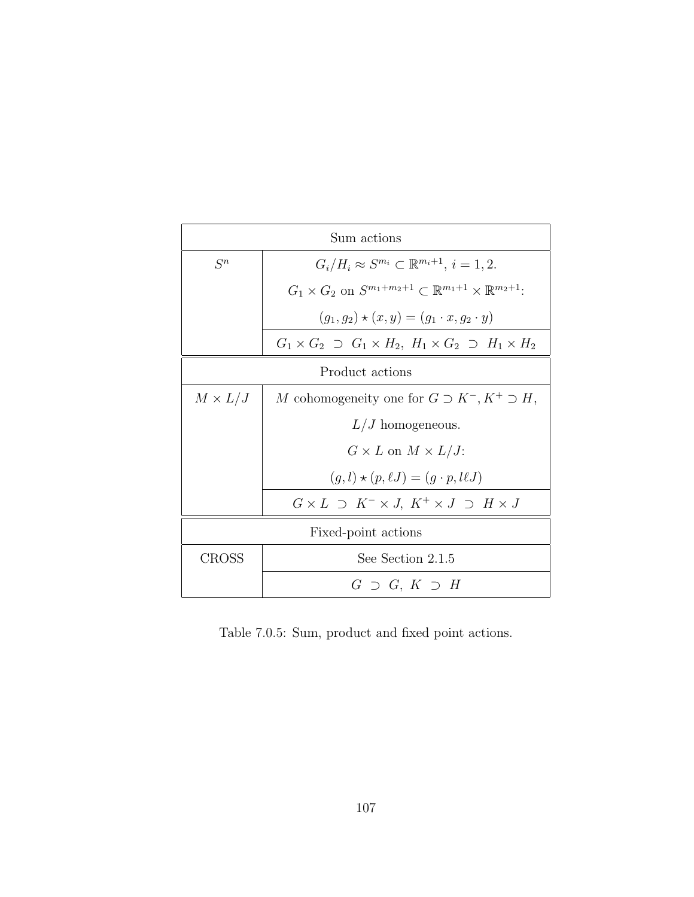| Sum actions | |
|---|---|
| $S^n$ | $G_i/H_i \approx S^{m_i} \subset \mathbb{R}^{m_i+1}$, $i = 1, 2$. <br> $G_1 \times G_2$ on $S^{m_1+m_2+1} \subset \mathbb{R}^{m_1+1} \times \mathbb{R}^{m_2+1}$: <br> $(g_1, g_2) \star (x, y) = (g_1 \cdot x, g_2 \cdot y)$ |
| | $G_1 \times G_2 \ \supset \ G_1 \times H_2,\ H_1 \times G_2 \ \supset \ H_1 \times H_2$ |
| **Product actions** | |
| $M \times L/J$ | $M$ cohomogeneity one for $G \supset K^-, K^+ \supset H$, <br> $L/J$ homogeneous. <br> $G \times L$ on $M \times L/J$: <br> $(g, l) \star (p, \ell J) = (g \cdot p, l\ell J)$ |
| | $G \times L \ \supset \ K^- \times J,\ K^+ \times J \ \supset \ H \times J$ |
| **Fixed-point actions** | |
| CROSS | See Section 2.1.5 |
| | $G \ \supset \ G,\ K \ \supset \ H$ |

Table 7.0.5: Sum, product and fixed point actions.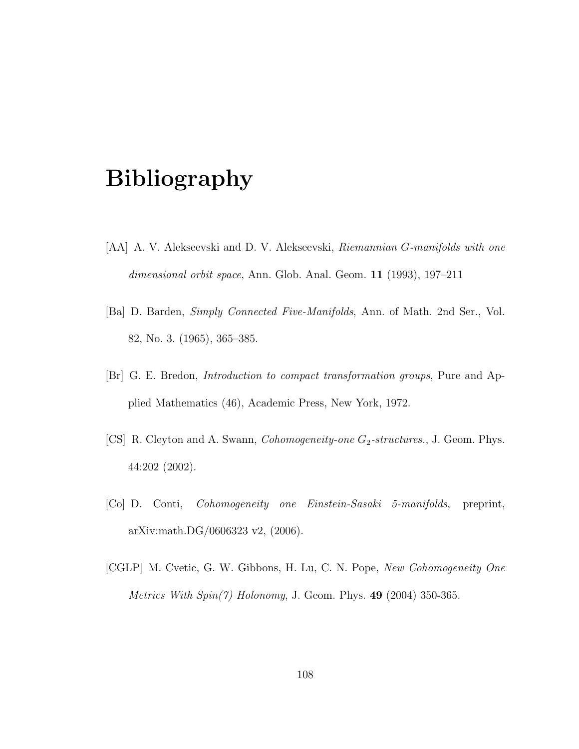# Bibliography

[AA] A. V. Alekseevski and D. V. Alekseevski, *Riemannian $G$-manifolds with one dimensional orbit space*, Ann. Glob. Anal. Geom. **11** (1993), 197–211

[Ba] D. Barden, *Simply Connected Five-Manifolds*, Ann. of Math. 2nd Ser., Vol. 82, No. 3. (1965), 365–385.

[Br] G. E. Bredon, *Introduction to compact transformation groups*, Pure and Applied Mathematics (46), Academic Press, New York, 1972.

[CS] R. Cleyton and A. Swann, *Cohomogeneity-one $G_2$-structures.*, J. Geom. Phys. 44:202 (2002).

[Co] D. Conti, *Cohomogeneity one Einstein-Sasaki 5-manifolds*, preprint, arXiv:math.DG/0606323 v2, (2006).

[CGLP] M. Cvetic, G. W. Gibbons, H. Lu, C. N. Pope, *New Cohomogeneity One Metrics With Spin(7) Holonomy*, J. Geom. Phys. **49** (2004) 350-365.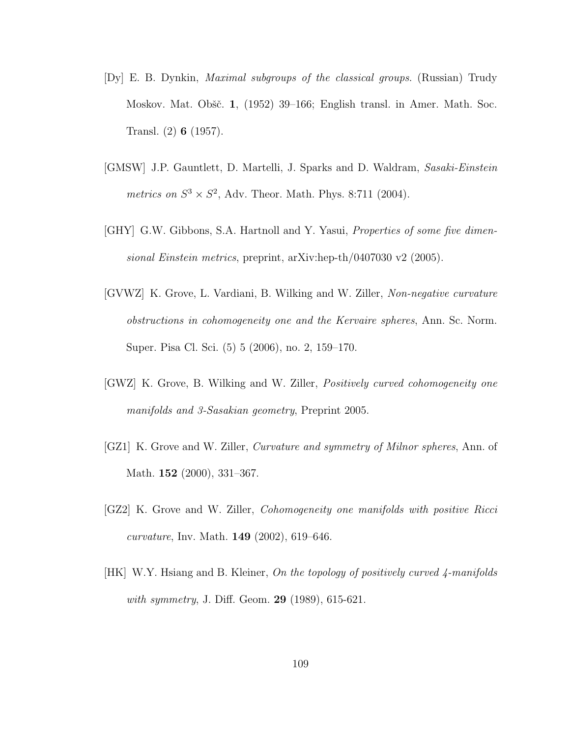[Dy] E. B. Dynkin, *Maximal subgroups of the classical groups.* (Russian) Trudy Moskov. Mat. Obšč. **1**, (1952) 39–166; English transl. in Amer. Math. Soc. Transl. (2) **6** (1957).

[GMSW] J.P. Gauntlett, D. Martelli, J. Sparks and D. Waldram, *Sasaki-Einstein metrics on $S^3 \times S^2$*, Adv. Theor. Math. Phys. 8:711 (2004).

[GHY] G.W. Gibbons, S.A. Hartnoll and Y. Yasui, *Properties of some five dimensional Einstein metrics*, preprint, arXiv:hep-th/0407030 v2 (2005).

[GVWZ] K. Grove, L. Vardiani, B. Wilking and W. Ziller, *Non-negative curvature obstructions in cohomogeneity one and the Kervaire spheres*, Ann. Sc. Norm. Super. Pisa Cl. Sci. (5) 5 (2006), no. 2, 159–170.

[GWZ] K. Grove, B. Wilking and W. Ziller, *Positively curved cohomogeneity one manifolds and 3-Sasakian geometry*, Preprint 2005.

[GZ1] K. Grove and W. Ziller, *Curvature and symmetry of Milnor spheres*, Ann. of Math. **152** (2000), 331–367.

[GZ2] K. Grove and W. Ziller, *Cohomogeneity one manifolds with positive Ricci curvature*, Inv. Math. **149** (2002), 619–646.

[HK] W.Y. Hsiang and B. Kleiner, *On the topology of positively curved 4-manifolds with symmetry*, J. Diff. Geom. **29** (1989), 615-621.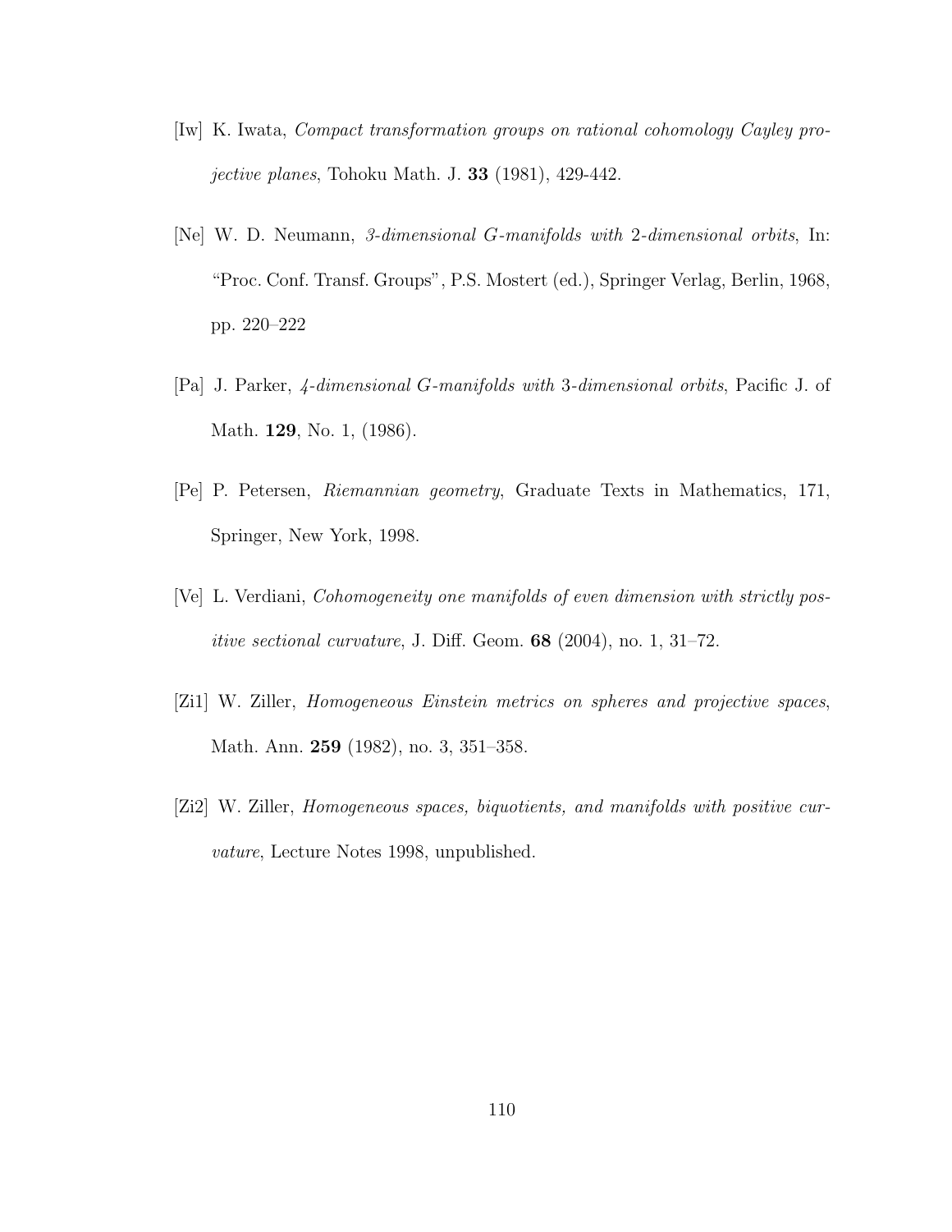[Iw] K. Iwata, *Compact transformation groups on rational cohomology Cayley projective planes*, Tohoku Math. J. **33** (1981), 429-442.

[Ne] W. D. Neumann, *3-dimensional G-manifolds with 2-dimensional orbits*, In: "Proc. Conf. Transf. Groups", P.S. Mostert (ed.), Springer Verlag, Berlin, 1968, pp. 220–222

[Pa] J. Parker, *4-dimensional G-manifolds with 3-dimensional orbits*, Pacific J. of Math. **129**, No. 1, (1986).

[Pe] P. Petersen, *Riemannian geometry*, Graduate Texts in Mathematics, 171, Springer, New York, 1998.

[Ve] L. Verdiani, *Cohomogeneity one manifolds of even dimension with strictly positive sectional curvature*, J. Diff. Geom. **68** (2004), no. 1, 31–72.

[Zi1] W. Ziller, *Homogeneous Einstein metrics on spheres and projective spaces*, Math. Ann. **259** (1982), no. 3, 351–358.

[Zi2] W. Ziller, *Homogeneous spaces, biquotients, and manifolds with positive curvature*, Lecture Notes 1998, unpublished.